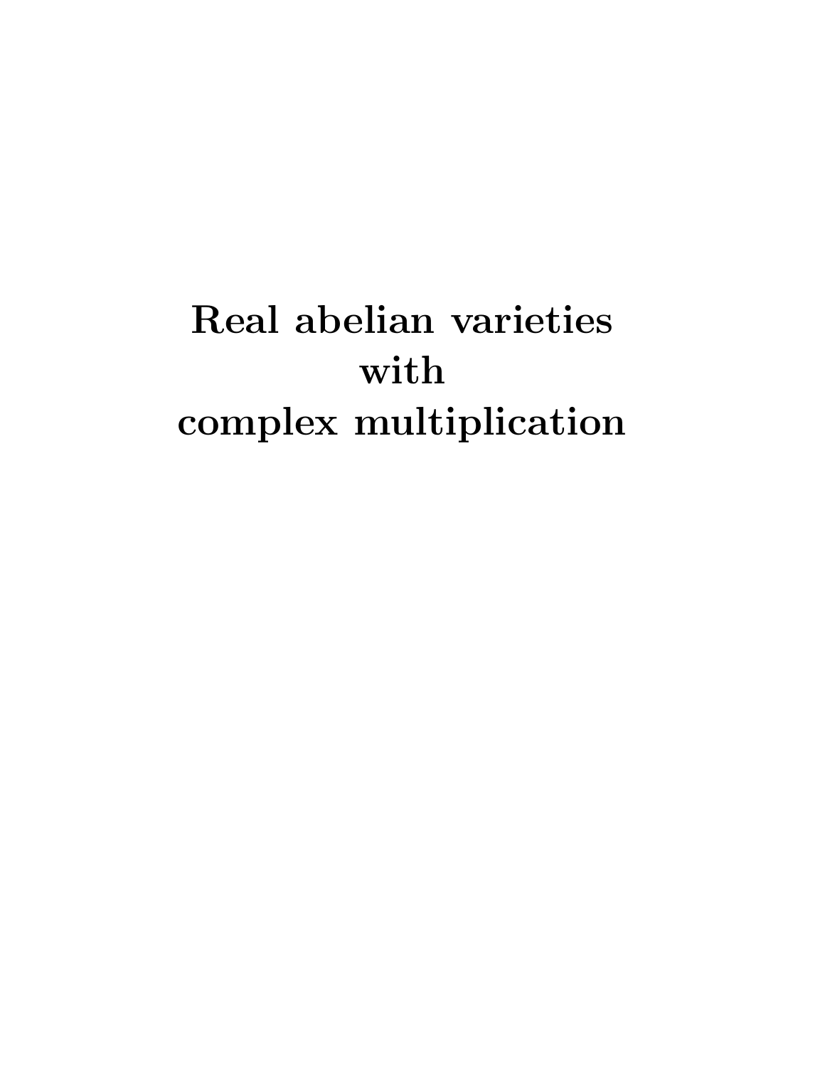# Real abelian varieties with complex multiplication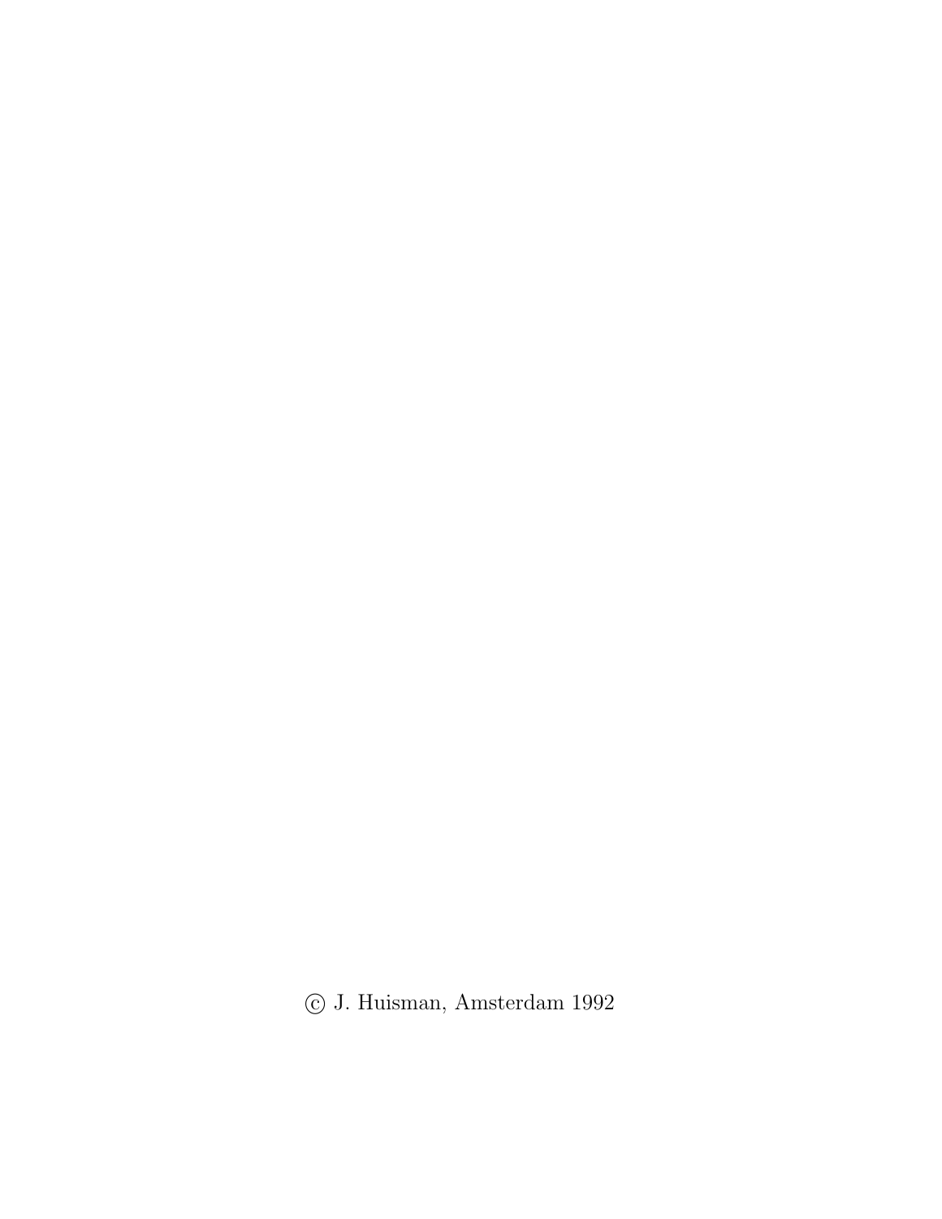© J. Huisman, Amsterdam 1992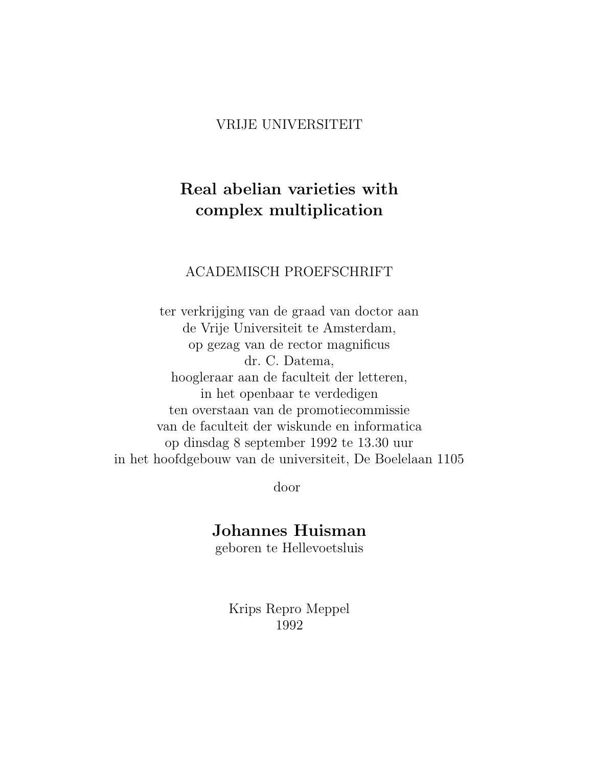VRIJE UNIVERSITEIT

# Real abelian varieties with complex multiplication

ACADEMISCH PROEFSCHRIFT

ter verkrijging van de graad van doctor aan
de Vrije Universiteit te Amsterdam,
op gezag van de rector magnificus
dr. C. Datema,
hoogleraar aan de faculteit der letteren,
in het openbaar te verdedigen
ten overstaan van de promotiecommissie
van de faculteit der wiskunde en informatica
op dinsdag 8 september 1992 te 13.30 uur
in het hoofdgebouw van de universiteit, De Boelelaan 1105

door

**Johannes Huisman**
geboren te Hellevoetsluis

Krips Repro Meppel
1992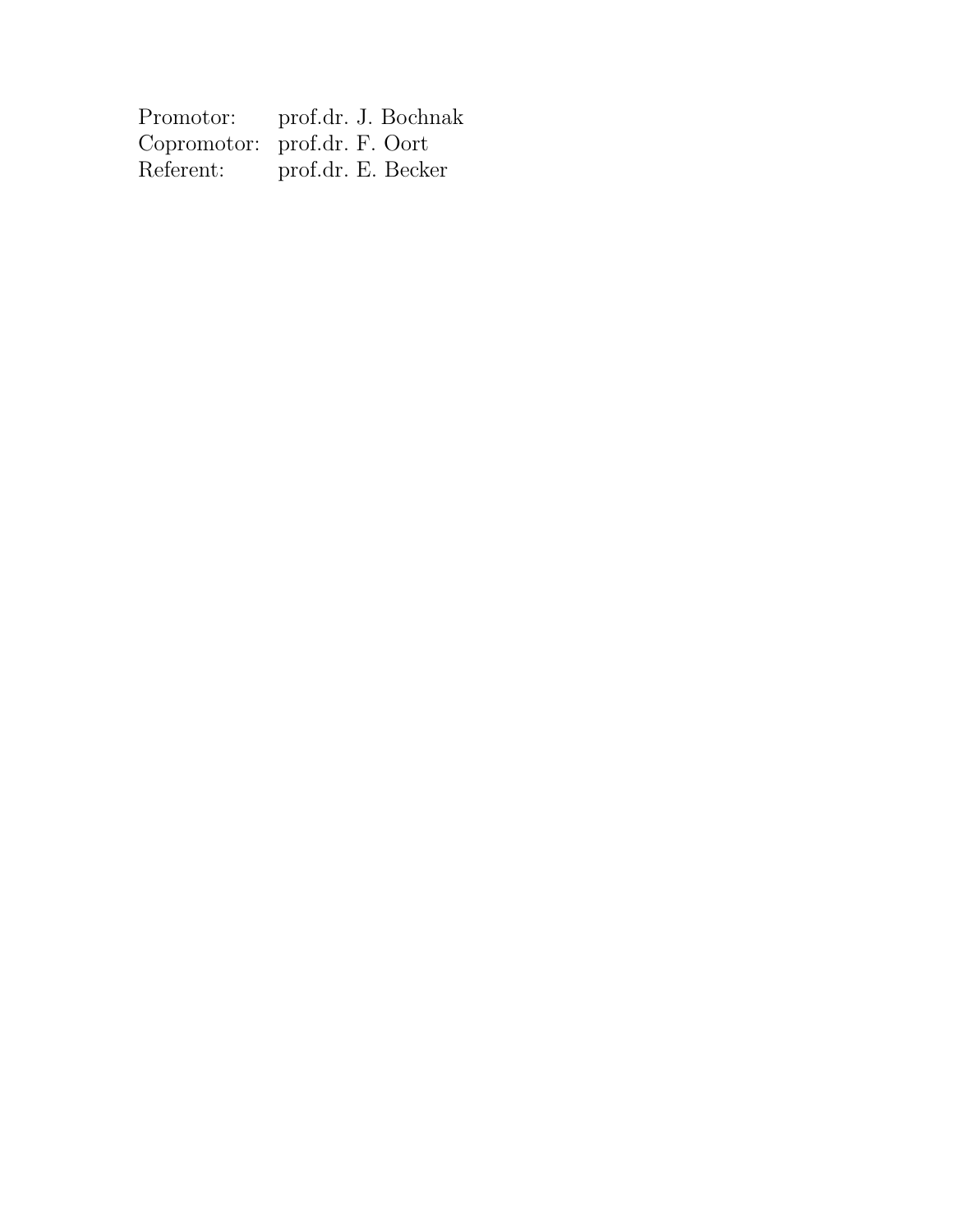| | |
|---|---|
| Promotor: | prof.dr. J. Bochnak |
| Copromotor: | prof.dr. F. Oort |
| Referent: | prof.dr. E. Becker |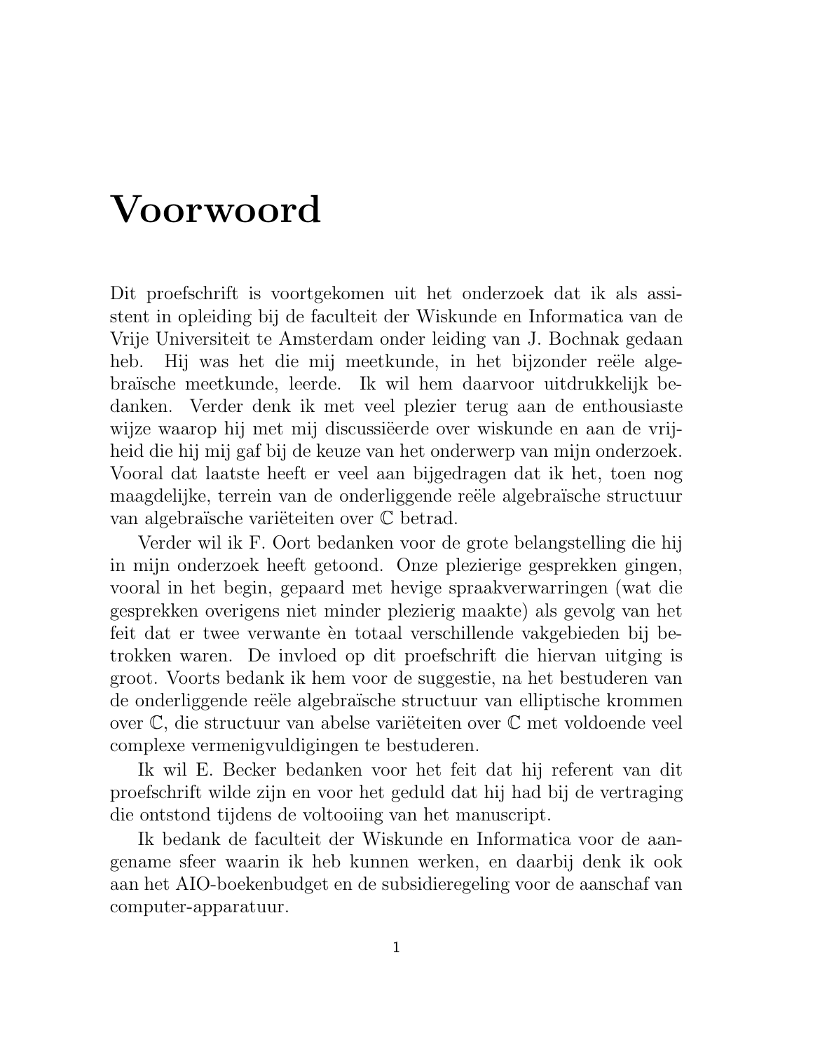# Voorwoord

Dit proefschrift is voortgekomen uit het onderzoek dat ik als assistent in opleiding bij de faculteit der Wiskunde en Informatica van de Vrije Universiteit te Amsterdam onder leiding van J. Bochnak gedaan heb. Hij was het die mij meetkunde, in het bijzonder reële algebraïsche meetkunde, leerde. Ik wil hem daarvoor uitdrukkelijk bedanken. Verder denk ik met veel plezier terug aan de enthousiaste wijze waarop hij met mij discussiëerde over wiskunde en aan de vrijheid die hij mij gaf bij de keuze van het onderwerp van mijn onderzoek. Vooral dat laatste heeft er veel aan bijgedragen dat ik het, toen nog maagdelijke, terrein van de onderliggende reële algebraïsche structuur van algebraïsche variëteiten over $\mathbb{C}$ betrad.

Verder wil ik F. Oort bedanken voor de grote belangstelling die hij in mijn onderzoek heeft getoond. Onze plezierige gesprekken gingen, vooral in het begin, gepaard met hevige spraakverwarringen (wat die gesprekken overigens niet minder plezierig maakte) als gevolg van het feit dat er twee verwante èn totaal verschillende vakgebieden bij betrokken waren. De invloed op dit proefschrift die hiervan uitging is groot. Voorts bedank ik hem voor de suggestie, na het bestuderen van de onderliggende reële algebraïsche structuur van elliptische krommen over $\mathbb{C}$, die structuur van abelse variëteiten over $\mathbb{C}$ met voldoende veel complexe vermenigvuldigingen te bestuderen.

Ik wil E. Becker bedanken voor het feit dat hij referent van dit proefschrift wilde zijn en voor het geduld dat hij had bij de vertraging die ontstond tijdens de voltooiing van het manuscript.

Ik bedank de faculteit der Wiskunde en Informatica voor de aangename sfeer waarin ik heb kunnen werken, en daarbij denk ik ook aan het AIO-boekenbudget en de subsidieregeling voor de aanschaf van computer-apparatuur.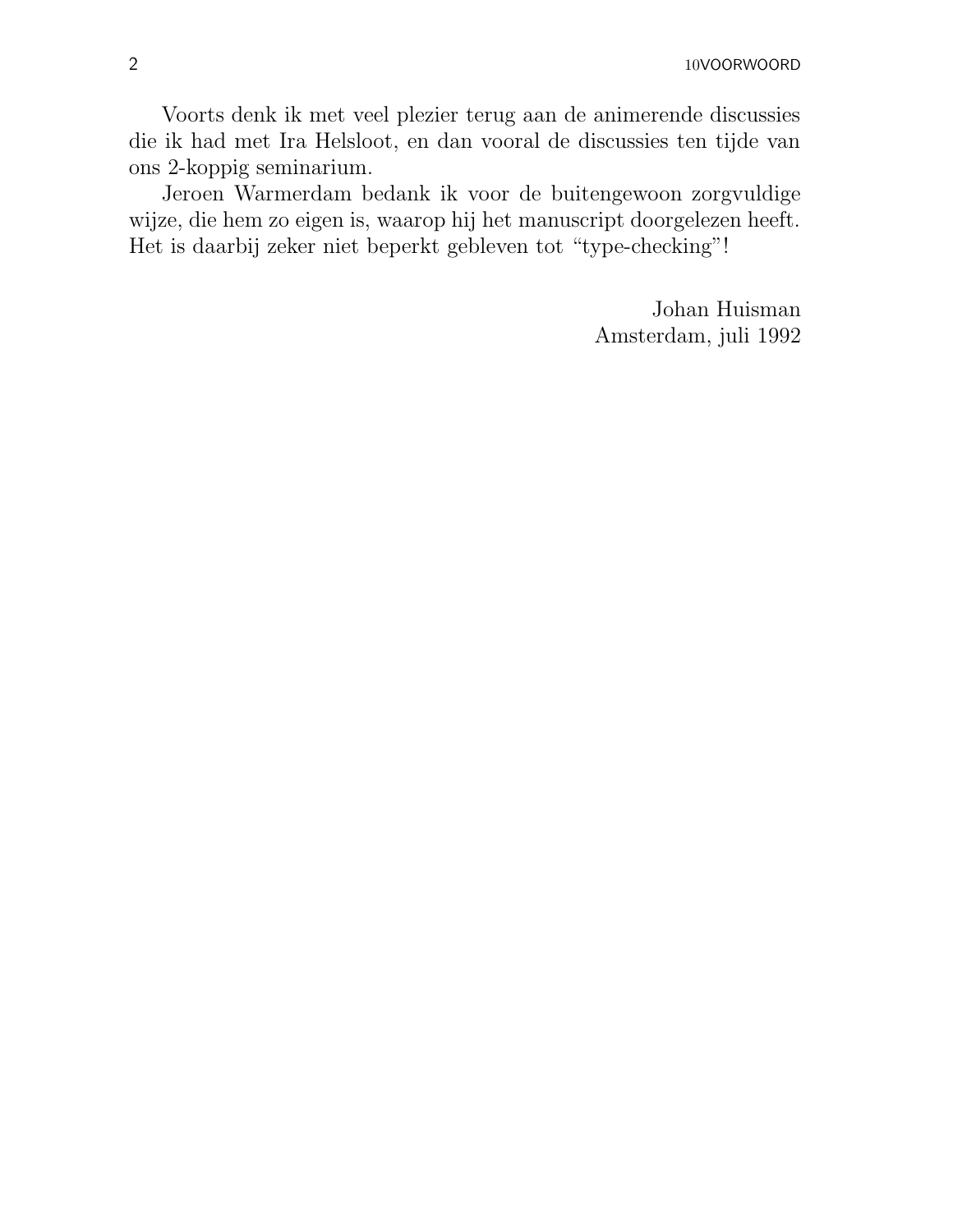Voorts denk ik met veel plezier terug aan de animerende discussies die ik had met Ira Helsloot, en dan vooral de discussies ten tijde van ons 2-koppig seminarium.

Jeroen Warmerdam bedank ik voor de buitengewoon zorgvuldige wijze, die hem zo eigen is, waarop hij het manuscript doorgelezen heeft. Het is daarbij zeker niet beperkt gebleven tot "type-checking"!

Johan Huisman
Amsterdam, juli 1992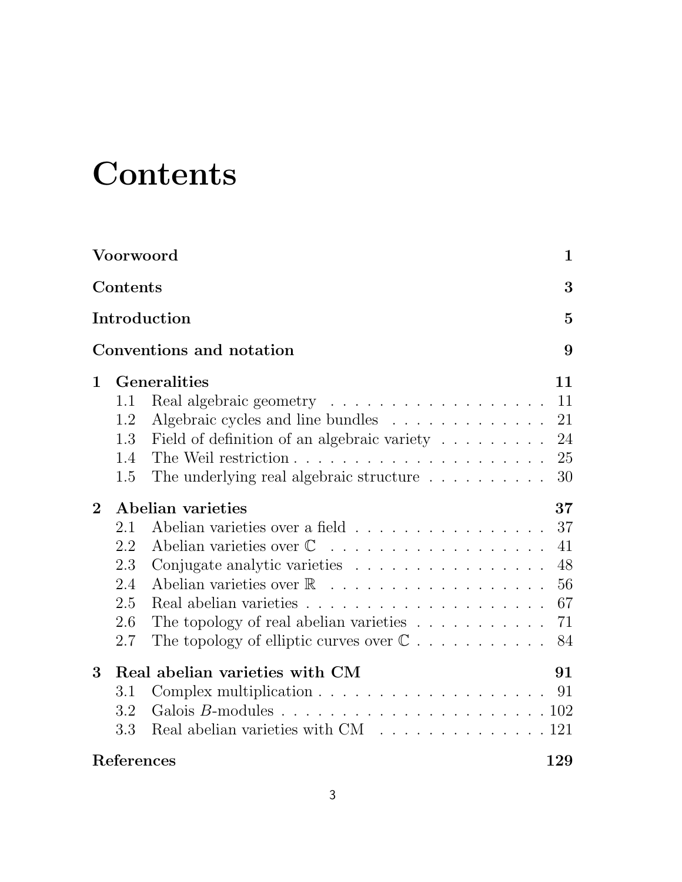# Contents

| | | |
|---|---|---|
| **Voorwoord** | | **1** |
| **Contents** | | **3** |
| **Introduction** | | **5** |
| **Conventions and notation** | | **9** |
| **1** | **Generalities** | **11** |
| 1.1 | Real algebraic geometry | 11 |
| 1.2 | Algebraic cycles and line bundles | 21 |
| 1.3 | Field of definition of an algebraic variety | 24 |
| 1.4 | The Weil restriction | 25 |
| 1.5 | The underlying real algebraic structure | 30 |
| **2** | **Abelian varieties** | **37** |
| 2.1 | Abelian varieties over a field | 37 |
| 2.2 | Abelian varieties over $\mathbb{C}$ | 41 |
| 2.3 | Conjugate analytic varieties | 48 |
| 2.4 | Abelian varieties over $\mathbb{R}$ | 56 |
| 2.5 | Real abelian varieties | 67 |
| 2.6 | The topology of real abelian varieties | 71 |
| 2.7 | The topology of elliptic curves over $\mathbb{C}$ | 84 |
| **3** | **Real abelian varieties with CM** | **91** |
| 3.1 | Complex multiplication | 91 |
| 3.2 | Galois $B$-modules | 102 |
| 3.3 | Real abelian varieties with CM | 121 |
| **References** | | **129** |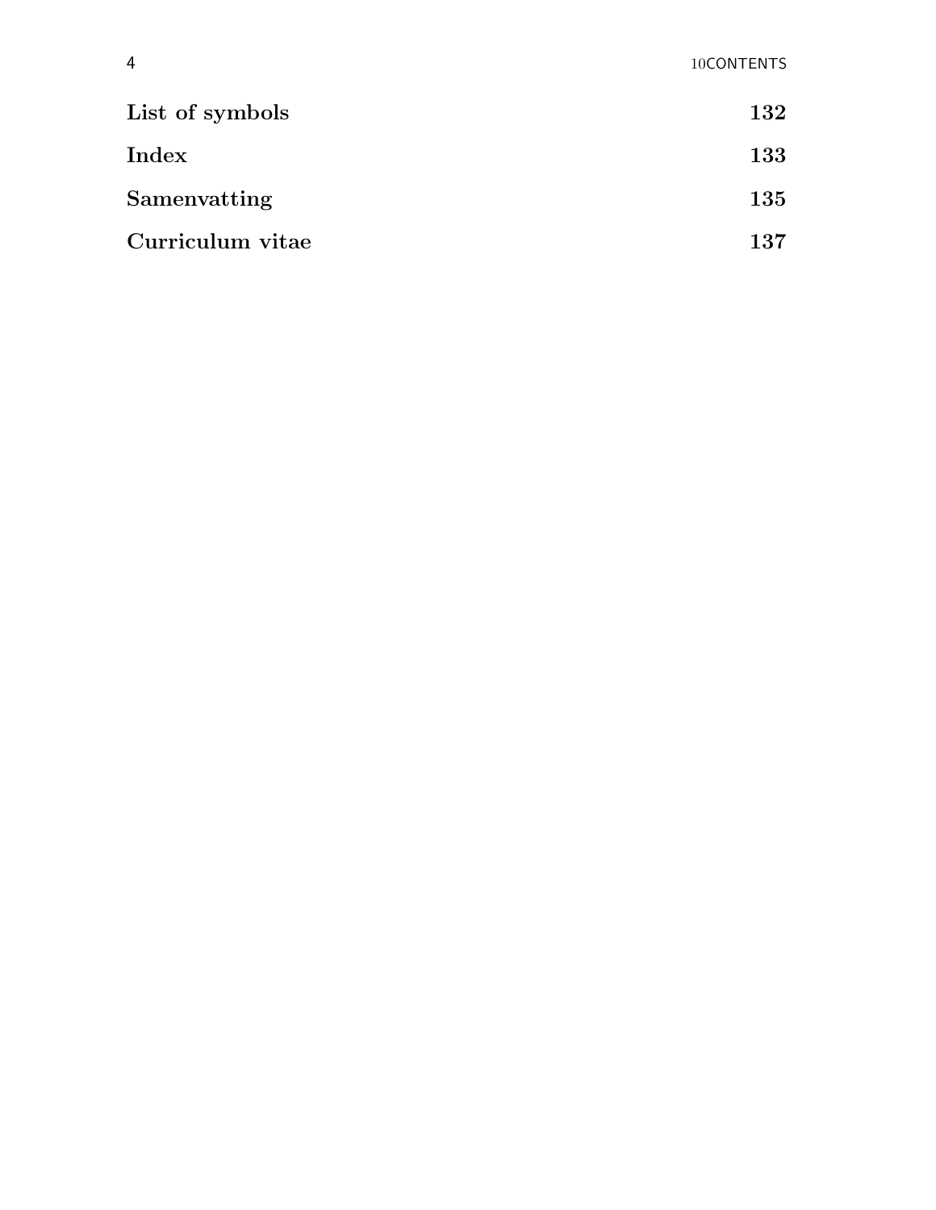**List of symbols** **132**

**Index** **133**

**Samenvatting** **135**

**Curriculum vitae** **137**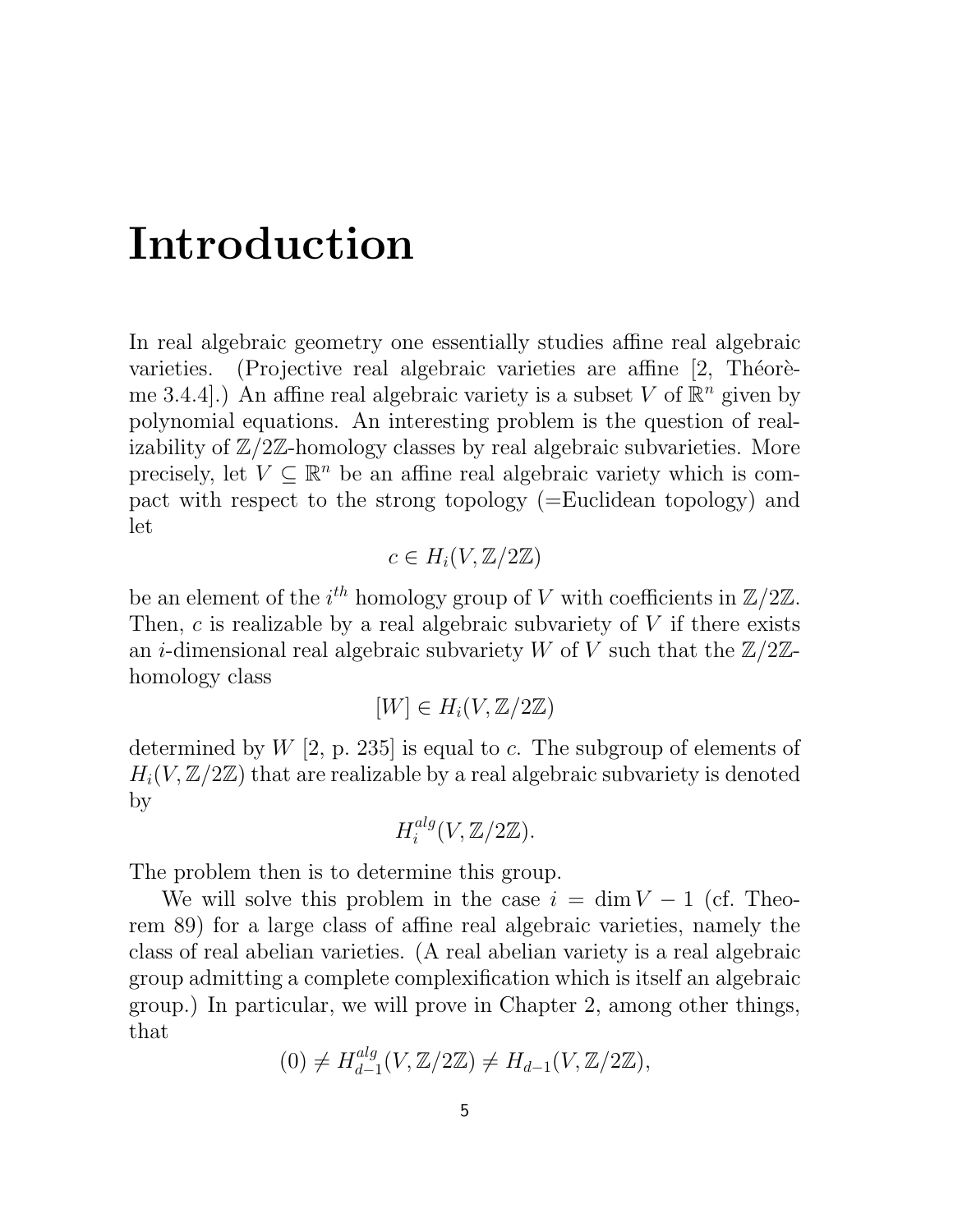# Introduction

In real algebraic geometry one essentially studies affine real algebraic varieties. (Projective real algebraic varieties are affine [2, Théorème 3.4.4].) An affine real algebraic variety is a subset $V$ of $\mathbb{R}^n$ given by polynomial equations. An interesting problem is the question of realizability of $\mathbb{Z}/2\mathbb{Z}$-homology classes by real algebraic subvarieties. More precisely, let $V \subseteq \mathbb{R}^n$ be an affine real algebraic variety which is compact with respect to the strong topology (=Euclidean topology) and let

$$c \in H_i(V, \mathbb{Z}/2\mathbb{Z})$$

be an element of the $i^{th}$ homology group of $V$ with coefficients in $\mathbb{Z}/2\mathbb{Z}$. Then, $c$ is realizable by a real algebraic subvariety of $V$ if there exists an $i$-dimensional real algebraic subvariety $W$ of $V$ such that the $\mathbb{Z}/2\mathbb{Z}$-homology class

$$[W] \in H_i(V, \mathbb{Z}/2\mathbb{Z})$$

determined by $W$ [2, p. 235] is equal to $c$. The subgroup of elements of $H_i(V, \mathbb{Z}/2\mathbb{Z})$ that are realizable by a real algebraic subvariety is denoted by

$$H_i^{alg}(V, \mathbb{Z}/2\mathbb{Z}).$$

The problem then is to determine this group.

We will solve this problem in the case $i = \dim V - 1$ (cf. Theorem 89) for a large class of affine real algebraic varieties, namely the class of real abelian varieties. (A real abelian variety is a real algebraic group admitting a complete complexification which is itself an algebraic group.) In particular, we will prove in Chapter 2, among other things, that

$$(0) \neq H_{d-1}^{alg}(V, \mathbb{Z}/2\mathbb{Z}) \neq H_{d-1}(V, \mathbb{Z}/2\mathbb{Z}),$$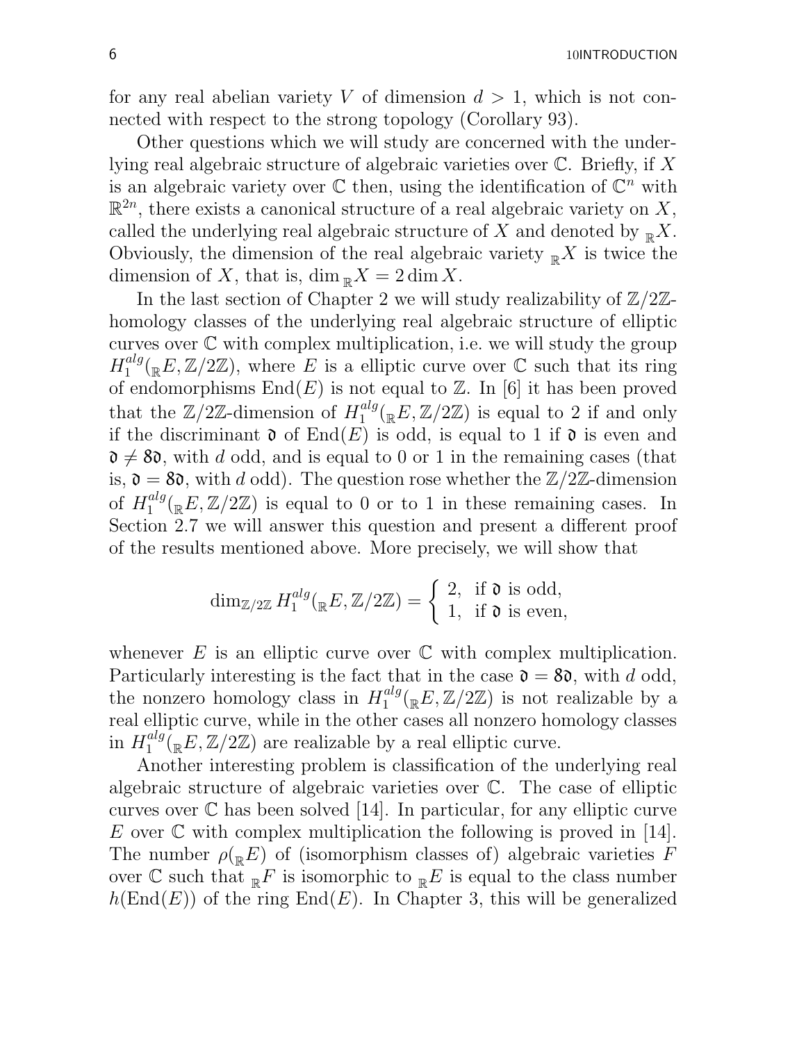for any real abelian variety $V$ of dimension $d > 1$, which is not connected with respect to the strong topology (Corollary 93).

Other questions which we will study are concerned with the underlying real algebraic structure of algebraic varieties over $\mathbb{C}$. Briefly, if $X$ is an algebraic variety over $\mathbb{C}$ then, using the identification of $\mathbb{C}^n$ with $\mathbb{R}^{2n}$, there exists a canonical structure of a real algebraic variety on $X$, called the underlying real algebraic structure of $X$ and denoted by ${}_{\mathbb{R}}X$. Obviously, the dimension of the real algebraic variety ${}_{\mathbb{R}}X$ is twice the dimension of $X$, that is, $\dim {}_{\mathbb{R}}X = 2 \dim X$.

In the last section of Chapter 2 we will study realizability of $\mathbb{Z}/2\mathbb{Z}$-homology classes of the underlying real algebraic structure of elliptic curves over $\mathbb{C}$ with complex multiplication, i.e. we will study the group $H_1^{alg}({}_{\mathbb{R}}E, \mathbb{Z}/2\mathbb{Z})$, where $E$ is a elliptic curve over $\mathbb{C}$ such that its ring of endomorphisms $\mathrm{End}(E)$ is not equal to $\mathbb{Z}$. In [6] it has been proved that the $\mathbb{Z}/2\mathbb{Z}$-dimension of $H_1^{alg}({}_{\mathbb{R}}E, \mathbb{Z}/2\mathbb{Z})$ is equal to 2 if and only if the discriminant $\mathfrak{d}$ of $\mathrm{End}(E)$ is odd, is equal to 1 if $\mathfrak{d}$ is even and $\mathfrak{d} \neq 8\mathfrak{d}$, with $d$ odd, and is equal to 0 or 1 in the remaining cases (that is, $\mathfrak{d} = 8\mathfrak{d}$, with $d$ odd). The question rose whether the $\mathbb{Z}/2\mathbb{Z}$-dimension of $H_1^{alg}({}_{\mathbb{R}}E, \mathbb{Z}/2\mathbb{Z})$ is equal to 0 or to 1 in these remaining cases. In Section 2.7 we will answer this question and present a different proof of the results mentioned above. More precisely, we will show that

$$\dim_{\mathbb{Z}/2\mathbb{Z}} H_1^{alg}({}_{\mathbb{R}}E, \mathbb{Z}/2\mathbb{Z}) = \begin{cases} 2, & \text{if } \mathfrak{d} \text{ is odd,} \\ 1, & \text{if } \mathfrak{d} \text{ is even,} \end{cases}$$

whenever $E$ is an elliptic curve over $\mathbb{C}$ with complex multiplication. Particularly interesting is the fact that in the case $\mathfrak{d} = 8\mathfrak{d}$, with $d$ odd, the nonzero homology class in $H_1^{alg}({}_{\mathbb{R}}E, \mathbb{Z}/2\mathbb{Z})$ is not realizable by a real elliptic curve, while in the other cases all nonzero homology classes in $H_1^{alg}({}_{\mathbb{R}}E, \mathbb{Z}/2\mathbb{Z})$ are realizable by a real elliptic curve.

Another interesting problem is classification of the underlying real algebraic structure of algebraic varieties over $\mathbb{C}$. The case of elliptic curves over $\mathbb{C}$ has been solved [14]. In particular, for any elliptic curve $E$ over $\mathbb{C}$ with complex multiplication the following is proved in [14]. The number $\rho({}_{\mathbb{R}}E)$ of (isomorphism classes of) algebraic varieties $F$ over $\mathbb{C}$ such that ${}_{\mathbb{R}}F$ is isomorphic to ${}_{\mathbb{R}}E$ is equal to the class number $h(\mathrm{End}(E))$ of the ring $\mathrm{End}(E)$. In Chapter 3, this will be generalized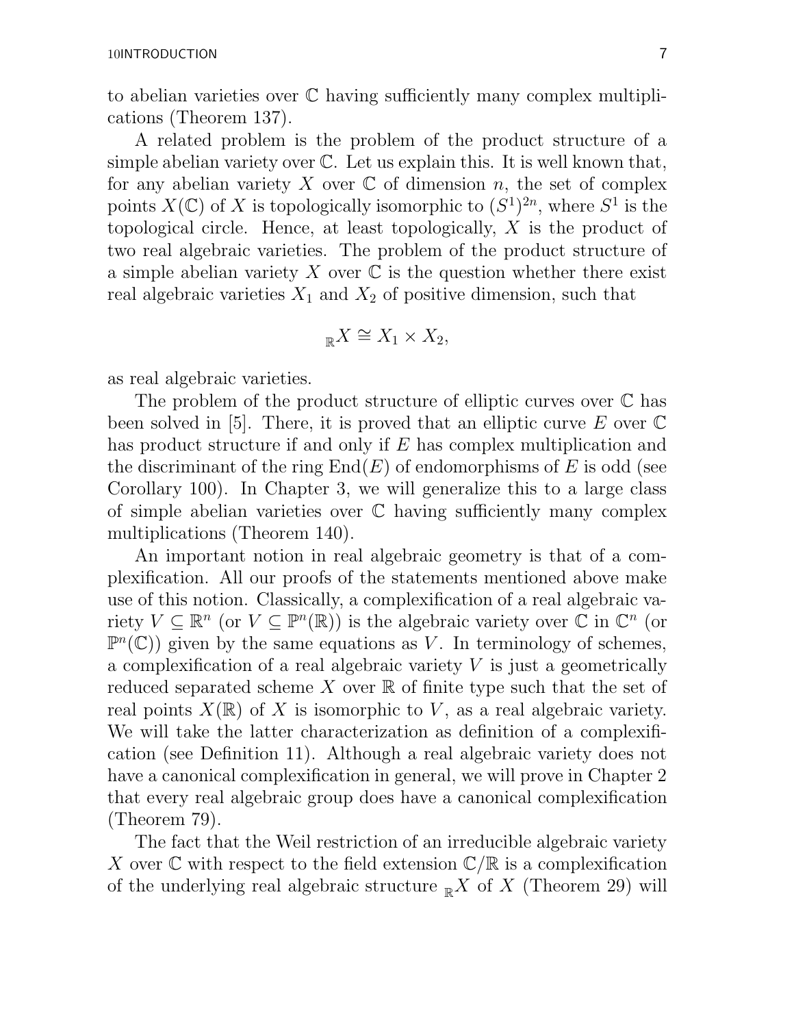to abelian varieties over $\mathbb{C}$ having sufficiently many complex multiplications (Theorem 137).

A related problem is the problem of the product structure of a simple abelian variety over $\mathbb{C}$. Let us explain this. It is well known that, for any abelian variety $X$ over $\mathbb{C}$ of dimension $n$, the set of complex points $X(\mathbb{C})$ of $X$ is topologically isomorphic to $(S^1)^{2n}$, where $S^1$ is the topological circle. Hence, at least topologically, $X$ is the product of two real algebraic varieties. The problem of the product structure of a simple abelian variety $X$ over $\mathbb{C}$ is the question whether there exist real algebraic varieties $X_1$ and $X_2$ of positive dimension, such that

$${}_{\mathbb{R}}X \cong X_1 \times X_2,$$

as real algebraic varieties.

The problem of the product structure of elliptic curves over $\mathbb{C}$ has been solved in [5]. There, it is proved that an elliptic curve $E$ over $\mathbb{C}$ has product structure if and only if $E$ has complex multiplication and the discriminant of the ring $\operatorname{End}(E)$ of endomorphisms of $E$ is odd (see Corollary 100). In Chapter 3, we will generalize this to a large class of simple abelian varieties over $\mathbb{C}$ having sufficiently many complex multiplications (Theorem 140).

An important notion in real algebraic geometry is that of a complexification. All our proofs of the statements mentioned above make use of this notion. Classically, a complexification of a real algebraic variety $V \subseteq \mathbb{R}^n$ (or $V \subseteq \mathbb{P}^n(\mathbb{R})$) is the algebraic variety over $\mathbb{C}$ in $\mathbb{C}^n$ (or $\mathbb{P}^n(\mathbb{C})$) given by the same equations as $V$. In terminology of schemes, a complexification of a real algebraic variety $V$ is just a geometrically reduced separated scheme $X$ over $\mathbb{R}$ of finite type such that the set of real points $X(\mathbb{R})$ of $X$ is isomorphic to $V$, as a real algebraic variety. We will take the latter characterization as definition of a complexification (see Definition 11). Although a real algebraic variety does not have a canonical complexification in general, we will prove in Chapter 2 that every real algebraic group does have a canonical complexification (Theorem 79).

The fact that the Weil restriction of an irreducible algebraic variety $X$ over $\mathbb{C}$ with respect to the field extension $\mathbb{C}/\mathbb{R}$ is a complexification of the underlying real algebraic structure ${}_{\mathbb{R}}X$ of $X$ (Theorem 29) will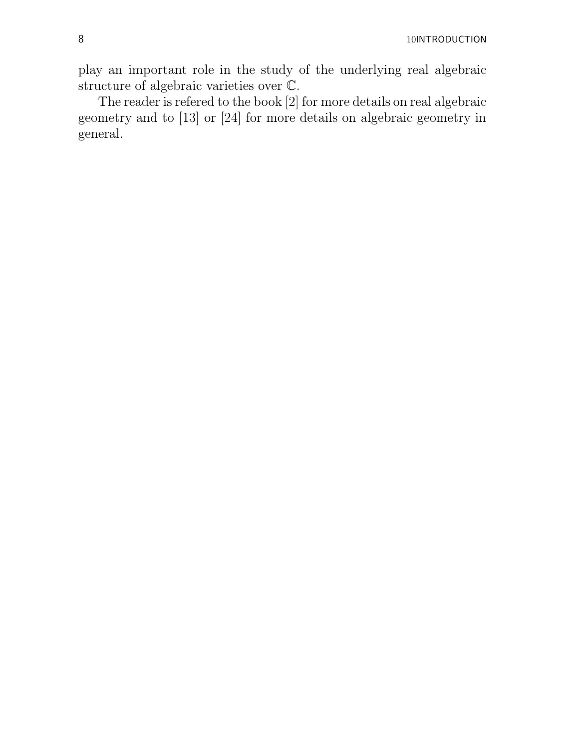play an important role in the study of the underlying real algebraic structure of algebraic varieties over $\mathbb{C}$.

The reader is refered to the book [2] for more details on real algebraic geometry and to [13] or [24] for more details on algebraic geometry in general.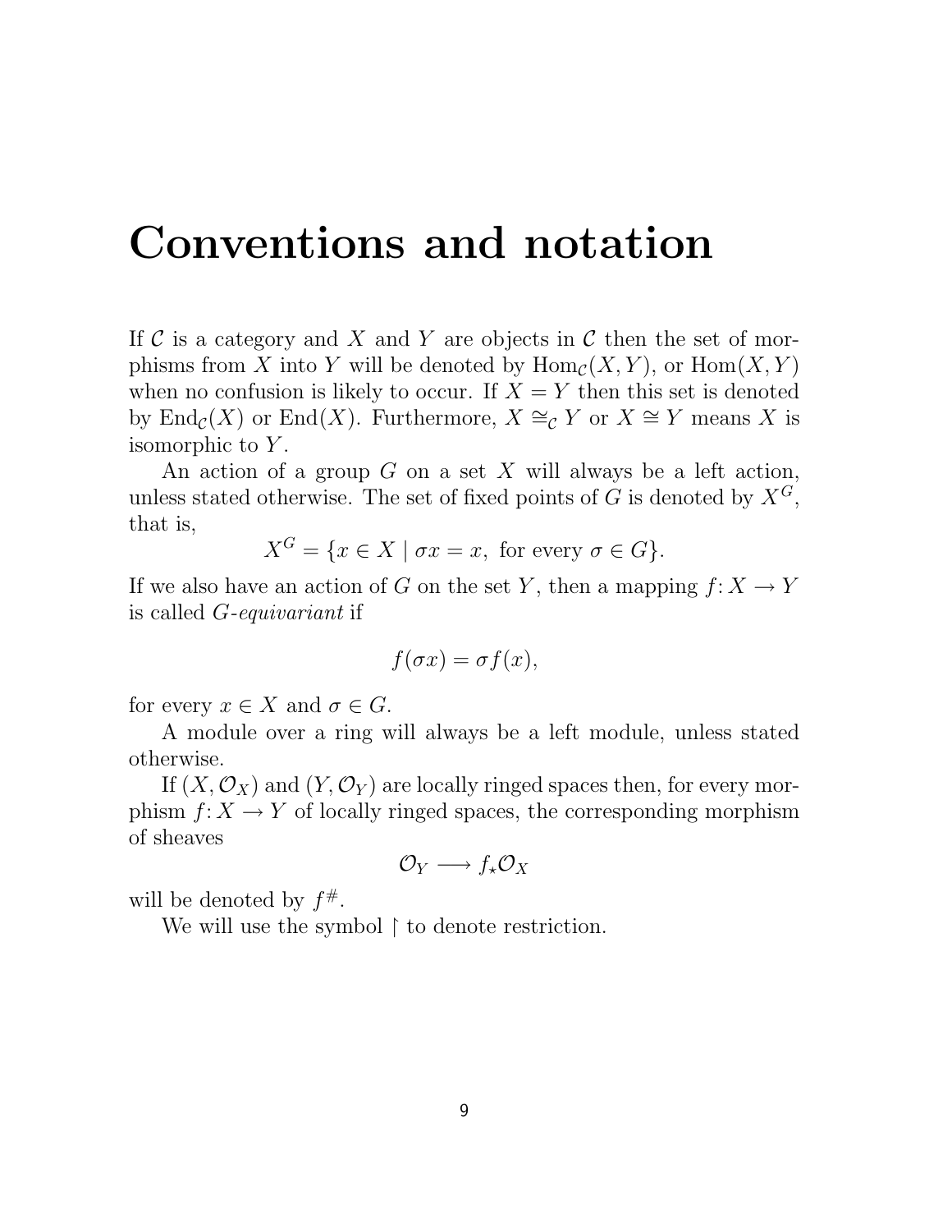# Conventions and notation

If $\mathcal{C}$ is a category and $X$ and $Y$ are objects in $\mathcal{C}$ then the set of morphisms from $X$ into $Y$ will be denoted by $\operatorname{Hom}_{\mathcal{C}}(X, Y)$, or $\operatorname{Hom}(X, Y)$ when no confusion is likely to occur. If $X = Y$ then this set is denoted by $\operatorname{End}_{\mathcal{C}}(X)$ or $\operatorname{End}(X)$. Furthermore, $X \cong_{\mathcal{C}} Y$ or $X \cong Y$ means $X$ is isomorphic to $Y$.

An action of a group $G$ on a set $X$ will always be a left action, unless stated otherwise. The set of fixed points of $G$ is denoted by $X^G$, that is,

$$X^G = \{x \in X \mid \sigma x = x, \text{ for every } \sigma \in G\}.$$

If we also have an action of $G$ on the set $Y$, then a mapping $f \colon X \to Y$ is called *$G$-equivariant* if

$$f(\sigma x) = \sigma f(x),$$

for every $x \in X$ and $\sigma \in G$.

A module over a ring will always be a left module, unless stated otherwise.

If $(X, \mathcal{O}_X)$ and $(Y, \mathcal{O}_Y)$ are locally ringed spaces then, for every morphism $f \colon X \to Y$ of locally ringed spaces, the corresponding morphism of sheaves

$$\mathcal{O}_Y \longrightarrow f_\star \mathcal{O}_X$$

will be denoted by $f^\#$.

We will use the symbol $\restriction$ to denote restriction.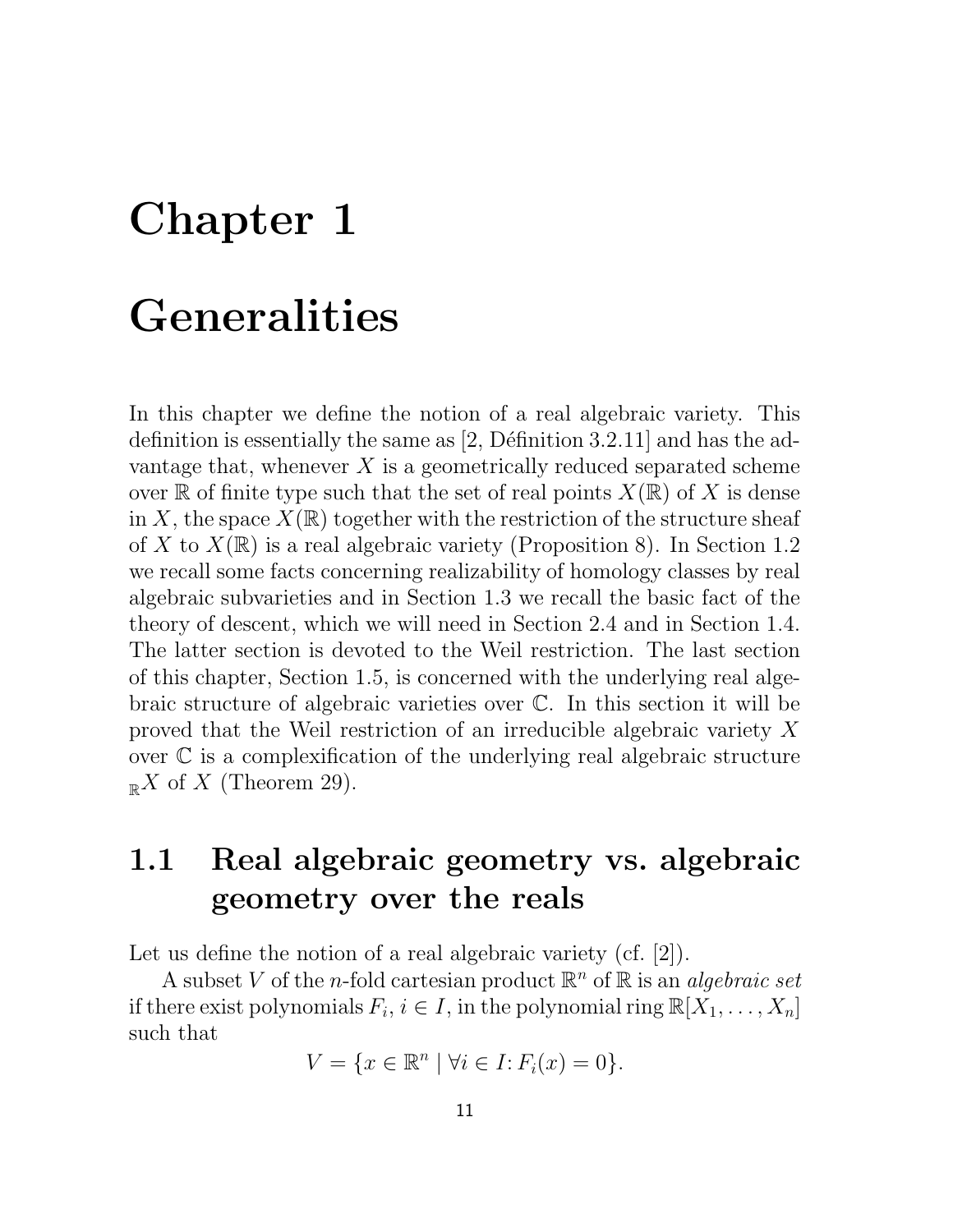# Chapter 1

# Generalities

In this chapter we define the notion of a real algebraic variety. This definition is essentially the same as [2, Définition 3.2.11] and has the advantage that, whenever $X$ is a geometrically reduced separated scheme over $\mathbb{R}$ of finite type such that the set of real points $X(\mathbb{R})$ of $X$ is dense in $X$, the space $X(\mathbb{R})$ together with the restriction of the structure sheaf of $X$ to $X(\mathbb{R})$ is a real algebraic variety (Proposition 8). In Section 1.2 we recall some facts concerning realizability of homology classes by real algebraic subvarieties and in Section 1.3 we recall the basic fact of the theory of descent, which we will need in Section 2.4 and in Section 1.4. The latter section is devoted to the Weil restriction. The last section of this chapter, Section 1.5, is concerned with the underlying real algebraic structure of algebraic varieties over $\mathbb{C}$. In this section it will be proved that the Weil restriction of an irreducible algebraic variety $X$ over $\mathbb{C}$ is a complexification of the underlying real algebraic structure ${}_{\mathbb{R}}X$ of $X$ (Theorem 29).

## 1.1 Real algebraic geometry vs. algebraic geometry over the reals

Let us define the notion of a real algebraic variety (cf. [2]).

A subset $V$ of the $n$-fold cartesian product $\mathbb{R}^n$ of $\mathbb{R}$ is an *algebraic set* if there exist polynomials $F_i$, $i \in I$, in the polynomial ring $\mathbb{R}[X_1, \ldots, X_n]$ such that

$$V = \{x \in \mathbb{R}^n \mid \forall i \in I \colon F_i(x) = 0\}.$$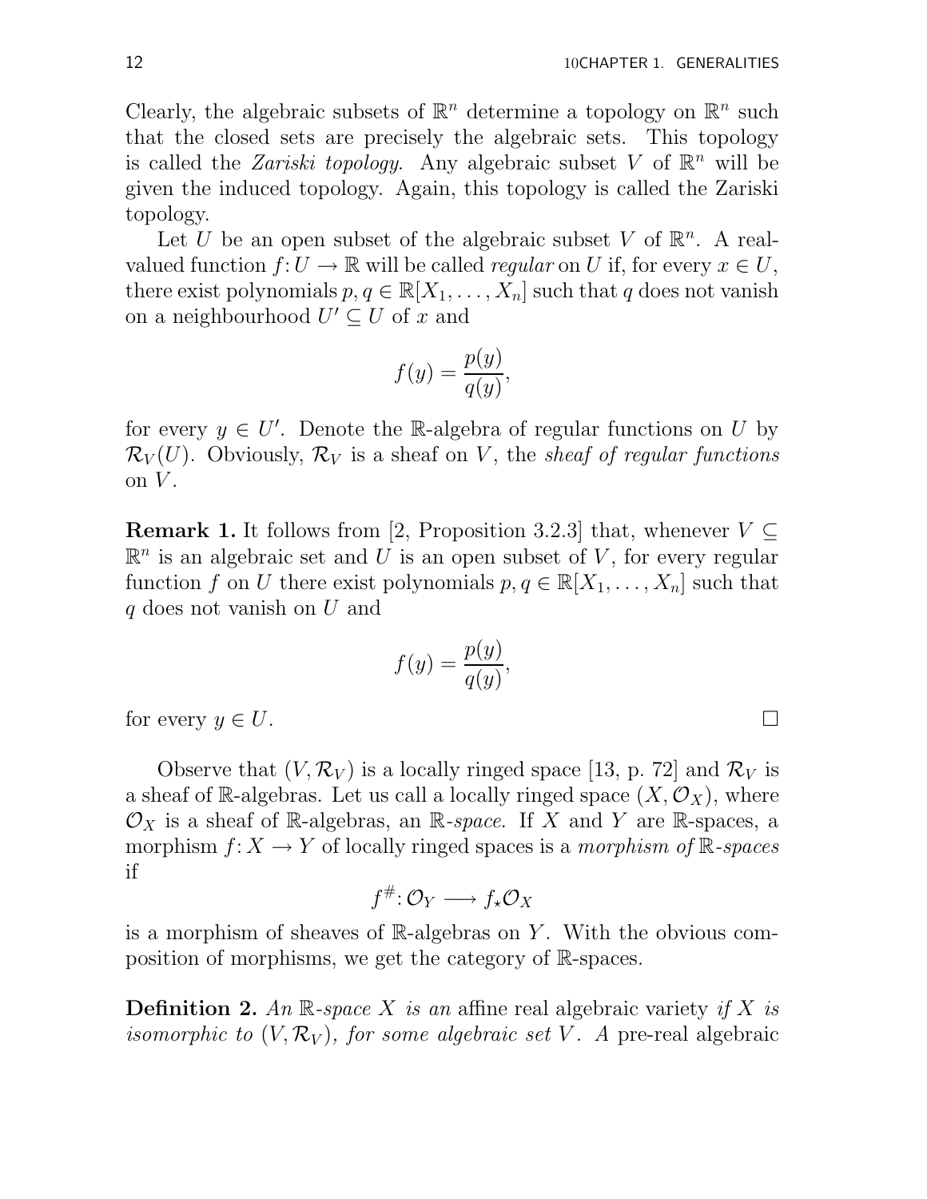Clearly, the algebraic subsets of $\mathbb{R}^n$ determine a topology on $\mathbb{R}^n$ such that the closed sets are precisely the algebraic sets. This topology is called the *Zariski topology*. Any algebraic subset $V$ of $\mathbb{R}^n$ will be given the induced topology. Again, this topology is called the Zariski topology.

Let $U$ be an open subset of the algebraic subset $V$ of $\mathbb{R}^n$. A real-valued function $f\colon U \to \mathbb{R}$ will be called *regular* on $U$ if, for every $x \in U$, there exist polynomials $p, q \in \mathbb{R}[X_1, \ldots, X_n]$ such that $q$ does not vanish on a neighbourhood $U' \subseteq U$ of $x$ and

$$f(y) = \frac{p(y)}{q(y)},$$

for every $y \in U'$. Denote the $\mathbb{R}$-algebra of regular functions on $U$ by $\mathcal{R}_V(U)$. Obviously, $\mathcal{R}_V$ is a sheaf on $V$, the *sheaf of regular functions* on $V$.

**Remark 1.** It follows from [2, Proposition 3.2.3] that, whenever $V \subseteq \mathbb{R}^n$ is an algebraic set and $U$ is an open subset of $V$, for every regular function $f$ on $U$ there exist polynomials $p, q \in \mathbb{R}[X_1, \ldots, X_n]$ such that $q$ does not vanish on $U$ and

$$f(y) = \frac{p(y)}{q(y)},$$

for every $y \in U$. □

Observe that $(V, \mathcal{R}_V)$ is a locally ringed space [13, p. 72] and $\mathcal{R}_V$ is a sheaf of $\mathbb{R}$-algebras. Let us call a locally ringed space $(X, \mathcal{O}_X)$, where $\mathcal{O}_X$ is a sheaf of $\mathbb{R}$-algebras, an *$\mathbb{R}$-space*. If $X$ and $Y$ are $\mathbb{R}$-spaces, a morphism $f\colon X \to Y$ of locally ringed spaces is a *morphism of $\mathbb{R}$-spaces* if

$$f^{\#}\colon \mathcal{O}_Y \longrightarrow f_{\star}\mathcal{O}_X$$

is a morphism of sheaves of $\mathbb{R}$-algebras on $Y$. With the obvious composition of morphisms, we get the category of $\mathbb{R}$-spaces.

**Definition 2.** *An $\mathbb{R}$-space $X$ is an* affine real algebraic variety *if $X$ is isomorphic to $(V, \mathcal{R}_V)$, for some algebraic set $V$. A* pre-real algebraic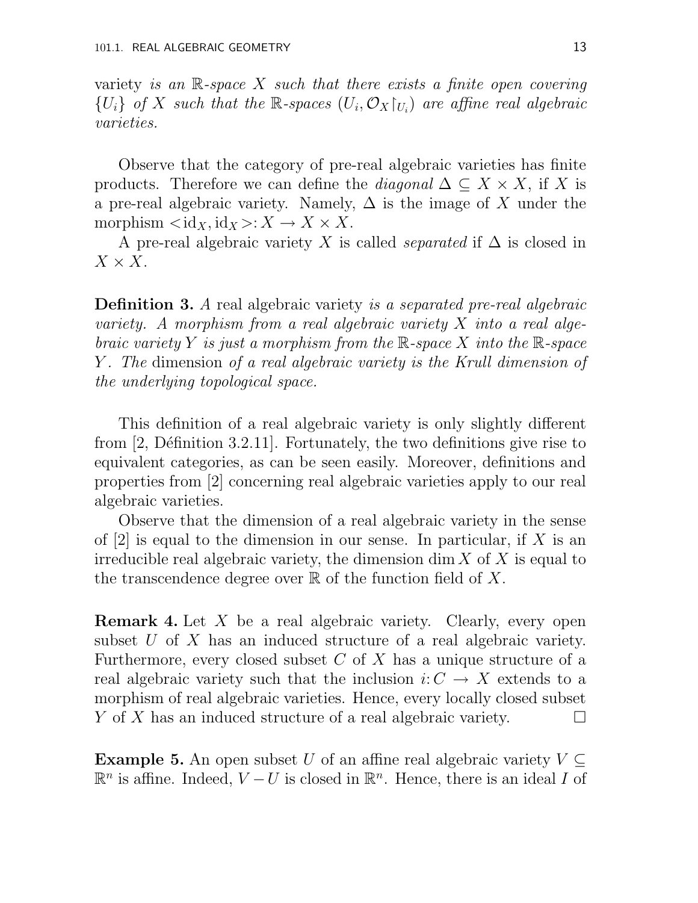variety *is an $\mathbb{R}$-space $X$ such that there exists a finite open covering $\{U_i\}$ of $X$ such that the $\mathbb{R}$-spaces $(U_i, \mathcal{O}_X\restriction_{U_i})$ are affine real algebraic varieties.*

Observe that the category of pre-real algebraic varieties has finite products. Therefore we can define the *diagonal* $\Delta \subseteq X \times X$, if $X$ is a pre-real algebraic variety. Namely, $\Delta$ is the image of $X$ under the morphism $<\mathrm{id}_X, \mathrm{id}_X>: X \to X \times X$.

A pre-real algebraic variety $X$ is called *separated* if $\Delta$ is closed in $X \times X$.

**Definition 3.** *A* real algebraic variety *is a separated pre-real algebraic variety. A morphism from a real algebraic variety $X$ into a real algebraic variety $Y$ is just a morphism from the $\mathbb{R}$-space $X$ into the $\mathbb{R}$-space $Y$. The* dimension *of a real algebraic variety is the Krull dimension of the underlying topological space.*

This definition of a real algebraic variety is only slightly different from [2, Définition 3.2.11]. Fortunately, the two definitions give rise to equivalent categories, as can be seen easily. Moreover, definitions and properties from [2] concerning real algebraic varieties apply to our real algebraic varieties.

Observe that the dimension of a real algebraic variety in the sense of [2] is equal to the dimension in our sense. In particular, if $X$ is an irreducible real algebraic variety, the dimension $\dim X$ of $X$ is equal to the transcendence degree over $\mathbb{R}$ of the function field of $X$.

**Remark 4.** Let $X$ be a real algebraic variety. Clearly, every open subset $U$ of $X$ has an induced structure of a real algebraic variety. Furthermore, every closed subset $C$ of $X$ has a unique structure of a real algebraic variety such that the inclusion $i: C \to X$ extends to a morphism of real algebraic varieties. Hence, every locally closed subset $Y$ of $X$ has an induced structure of a real algebraic variety. □

**Example 5.** An open subset $U$ of an affine real algebraic variety $V \subseteq \mathbb{R}^n$ is affine. Indeed, $V - U$ is closed in $\mathbb{R}^n$. Hence, there is an ideal $I$ of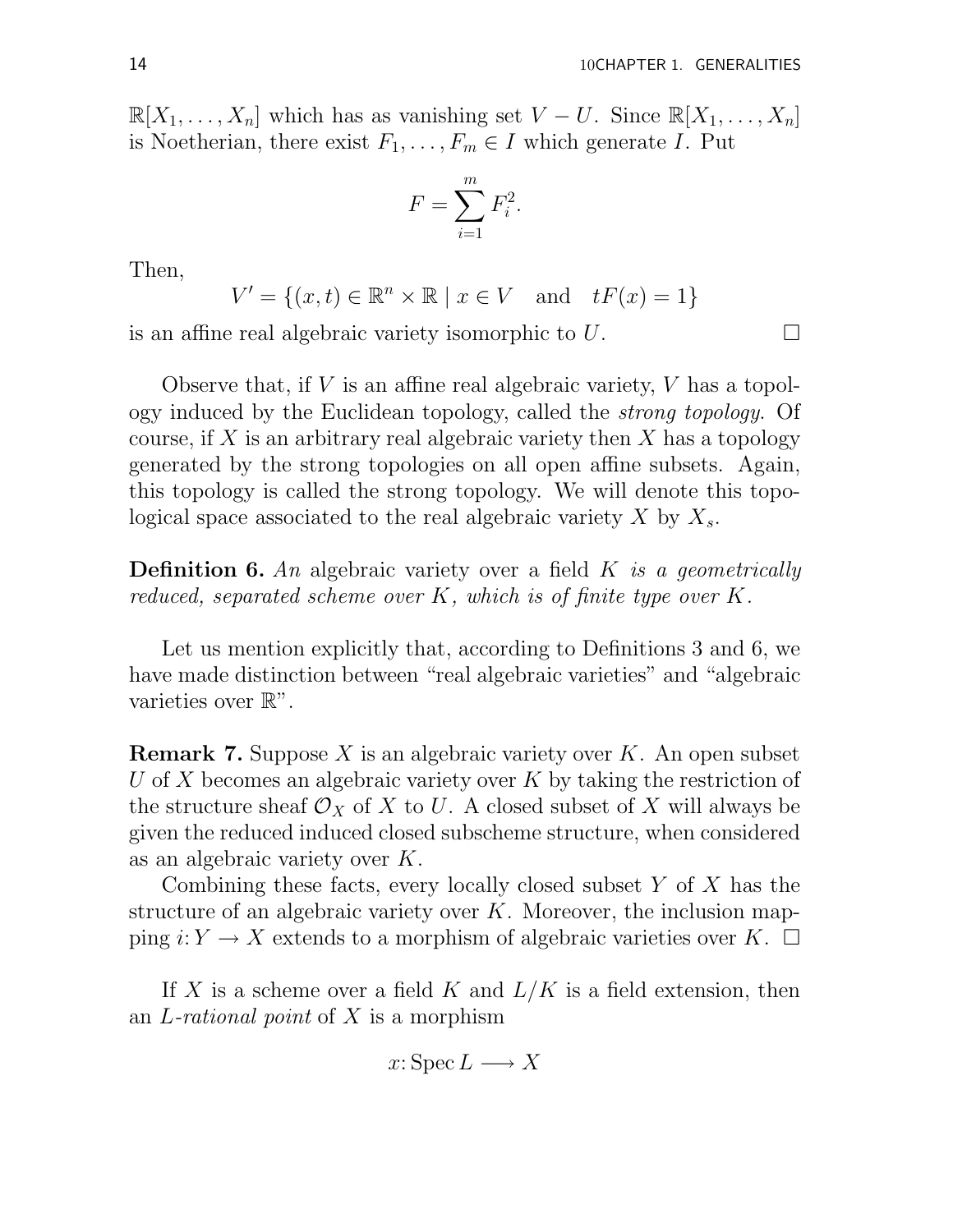$\mathbb{R}[X_1, \ldots, X_n]$ which has as vanishing set $V - U$. Since $\mathbb{R}[X_1, \ldots, X_n]$ is Noetherian, there exist $F_1, \ldots, F_m \in I$ which generate $I$. Put

$$F = \sum_{i=1}^{m} F_i^2.$$

Then,

$$V' = \{(x, t) \in \mathbb{R}^n \times \mathbb{R} \mid x \in V \quad \text{and} \quad tF(x) = 1\}$$

is an affine real algebraic variety isomorphic to $U$. □

Observe that, if $V$ is an affine real algebraic variety, $V$ has a topology induced by the Euclidean topology, called the *strong topology*. Of course, if $X$ is an arbitrary real algebraic variety then $X$ has a topology generated by the strong topologies on all open affine subsets. Again, this topology is called the strong topology. We will denote this topological space associated to the real algebraic variety $X$ by $X_s$.

**Definition 6.** *An* algebraic variety over a field $K$ *is a geometrically reduced, separated scheme over $K$, which is of finite type over $K$.*

Let us mention explicitly that, according to Definitions 3 and 6, we have made distinction between "real algebraic varieties" and "algebraic varieties over $\mathbb{R}$".

**Remark 7.** Suppose $X$ is an algebraic variety over $K$. An open subset $U$ of $X$ becomes an algebraic variety over $K$ by taking the restriction of the structure sheaf $\mathcal{O}_X$ of $X$ to $U$. A closed subset of $X$ will always be given the reduced induced closed subscheme structure, when considered as an algebraic variety over $K$.

Combining these facts, every locally closed subset $Y$ of $X$ has the structure of an algebraic variety over $K$. Moreover, the inclusion mapping $i: Y \to X$ extends to a morphism of algebraic varieties over $K$. □

If $X$ is a scheme over a field $K$ and $L/K$ is a field extension, then an *$L$-rational point* of $X$ is a morphism

$$x: \operatorname{Spec} L \longrightarrow X$$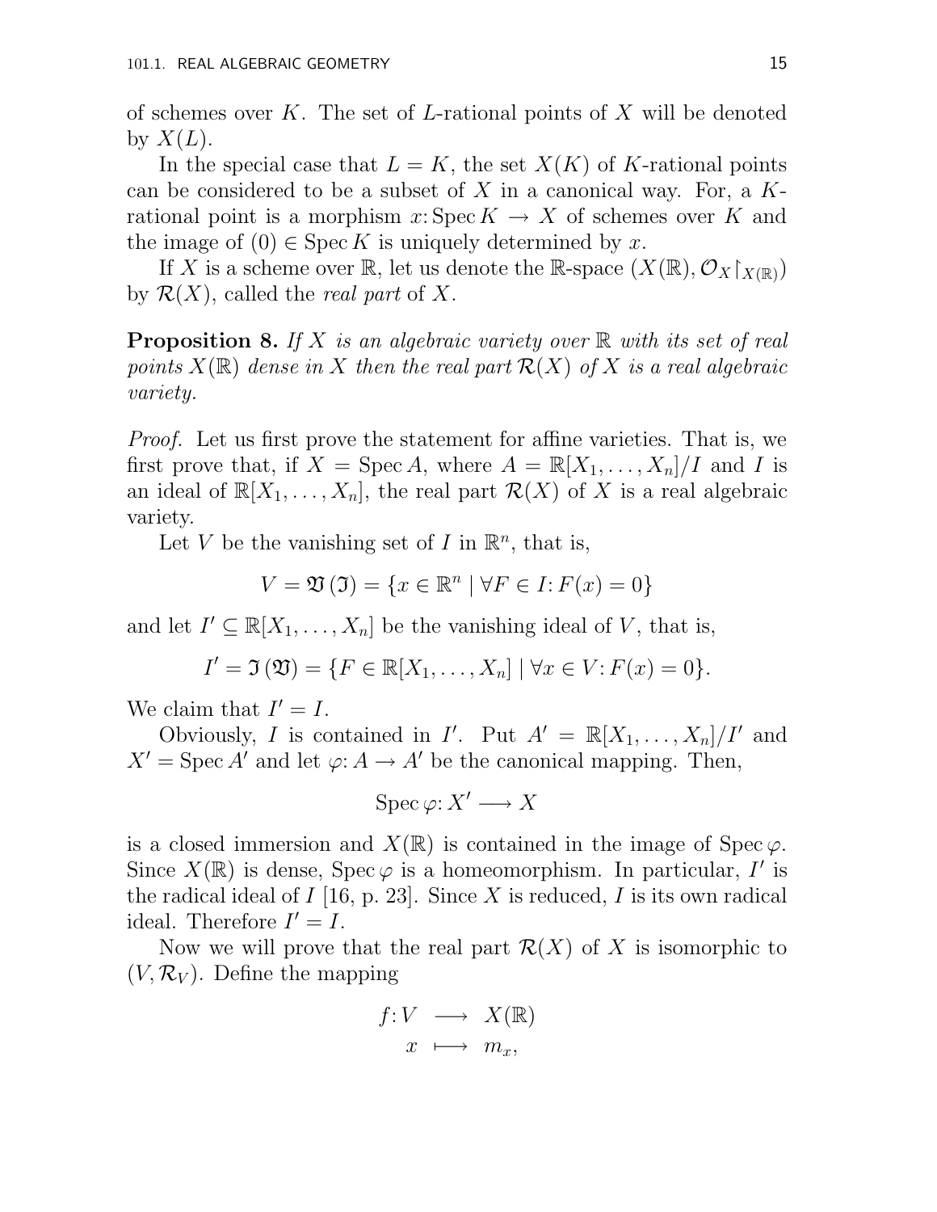of schemes over $K$. The set of $L$-rational points of $X$ will be denoted by $X(L)$.

In the special case that $L = K$, the set $X(K)$ of $K$-rational points can be considered to be a subset of $X$ in a canonical way. For, a $K$-rational point is a morphism $x\colon \operatorname{Spec} K \to X$ of schemes over $K$ and the image of $(0) \in \operatorname{Spec} K$ is uniquely determined by $x$.

If $X$ is a scheme over $\mathbb{R}$, let us denote the $\mathbb{R}$-space $(X(\mathbb{R}), \mathcal{O}_X\restriction_{X(\mathbb{R})})$ by $\mathcal{R}(X)$, called the *real part* of $X$.

**Proposition 8.** *If $X$ is an algebraic variety over $\mathbb{R}$ with its set of real points $X(\mathbb{R})$ dense in $X$ then the real part $\mathcal{R}(X)$ of $X$ is a real algebraic variety.*

*Proof.* Let us first prove the statement for affine varieties. That is, we first prove that, if $X = \operatorname{Spec} A$, where $A = \mathbb{R}[X_1, \ldots, X_n]/I$ and $I$ is an ideal of $\mathbb{R}[X_1, \ldots, X_n]$, the real part $\mathcal{R}(X)$ of $X$ is a real algebraic variety.

Let $V$ be the vanishing set of $I$ in $\mathbb{R}^n$, that is,

$$V = \mathfrak{V}(\mathfrak{I}) = \{x \in \mathbb{R}^n \mid \forall F \in I\colon F(x) = 0\}$$

and let $I' \subseteq \mathbb{R}[X_1, \ldots, X_n]$ be the vanishing ideal of $V$, that is,

$$I' = \mathfrak{I}(\mathfrak{V}) = \{F \in \mathbb{R}[X_1, \ldots, X_n] \mid \forall x \in V\colon F(x) = 0\}.$$

We claim that $I' = I$.

Obviously, $I$ is contained in $I'$. Put $A' = \mathbb{R}[X_1, \ldots, X_n]/I'$ and $X' = \operatorname{Spec} A'$ and let $\varphi\colon A \to A'$ be the canonical mapping. Then,

$$\operatorname{Spec} \varphi\colon X' \longrightarrow X$$

is a closed immersion and $X(\mathbb{R})$ is contained in the image of $\operatorname{Spec} \varphi$. Since $X(\mathbb{R})$ is dense, $\operatorname{Spec} \varphi$ is a homeomorphism. In particular, $I'$ is the radical ideal of $I$ [16, p. 23]. Since $X$ is reduced, $I$ is its own radical ideal. Therefore $I' = I$.

Now we will prove that the real part $\mathcal{R}(X)$ of $X$ is isomorphic to $(V, \mathcal{R}_V)$. Define the mapping

$$\begin{aligned} f\colon V &\longrightarrow X(\mathbb{R}) \\ x &\longmapsto m_x, \end{aligned}$$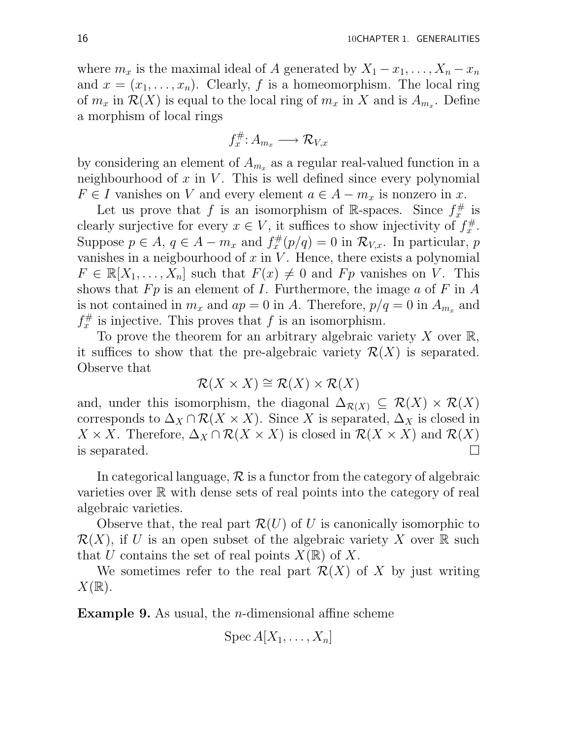where $m_x$ is the maximal ideal of $A$ generated by $X_1 - x_1, \ldots, X_n - x_n$ and $x = (x_1, \ldots, x_n)$. Clearly, $f$ is a homeomorphism. The local ring of $m_x$ in $\mathcal{R}(X)$ is equal to the local ring of $m_x$ in $X$ and is $A_{m_x}$. Define a morphism of local rings

$$f_x^{\#} \colon A_{m_x} \longrightarrow \mathcal{R}_{V,x}$$

by considering an element of $A_{m_x}$ as a regular real-valued function in a neighbourhood of $x$ in $V$. This is well defined since every polynomial $F \in I$ vanishes on $V$ and every element $a \in A - m_x$ is nonzero in $x$.

Let us prove that $f$ is an isomorphism of $\mathbb{R}$-spaces. Since $f_x^{\#}$ is clearly surjective for every $x \in V$, it suffices to show injectivity of $f_x^{\#}$. Suppose $p \in A$, $q \in A - m_x$ and $f_x^{\#}(p/q) = 0$ in $\mathcal{R}_{V,x}$. In particular, $p$ vanishes in a neigbourhood of $x$ in $V$. Hence, there exists a polynomial $F \in \mathbb{R}[X_1, \ldots, X_n]$ such that $F(x) \neq 0$ and $Fp$ vanishes on $V$. This shows that $Fp$ is an element of $I$. Furthermore, the image $a$ of $F$ in $A$ is not contained in $m_x$ and $ap = 0$ in $A$. Therefore, $p/q = 0$ in $A_{m_x}$ and $f_x^{\#}$ is injective. This proves that $f$ is an isomorphism.

To prove the theorem for an arbitrary algebraic variety $X$ over $\mathbb{R}$, it suffices to show that the pre-algebraic variety $\mathcal{R}(X)$ is separated. Observe that

$$\mathcal{R}(X \times X) \cong \mathcal{R}(X) \times \mathcal{R}(X)$$

and, under this isomorphism, the diagonal $\Delta_{\mathcal{R}(X)} \subseteq \mathcal{R}(X) \times \mathcal{R}(X)$ corresponds to $\Delta_X \cap \mathcal{R}(X \times X)$. Since $X$ is separated, $\Delta_X$ is closed in $X \times X$. Therefore, $\Delta_X \cap \mathcal{R}(X \times X)$ is closed in $\mathcal{R}(X \times X)$ and $\mathcal{R}(X)$ is separated. $\square$

In categorical language, $\mathcal{R}$ is a functor from the category of algebraic varieties over $\mathbb{R}$ with dense sets of real points into the category of real algebraic varieties.

Observe that, the real part $\mathcal{R}(U)$ of $U$ is canonically isomorphic to $\mathcal{R}(X)$, if $U$ is an open subset of the algebraic variety $X$ over $\mathbb{R}$ such that $U$ contains the set of real points $X(\mathbb{R})$ of $X$.

We sometimes refer to the real part $\mathcal{R}(X)$ of $X$ by just writing $X(\mathbb{R})$.

**Example 9.** As usual, the $n$-dimensional affine scheme

$$\operatorname{Spec} A[X_1, \ldots, X_n]$$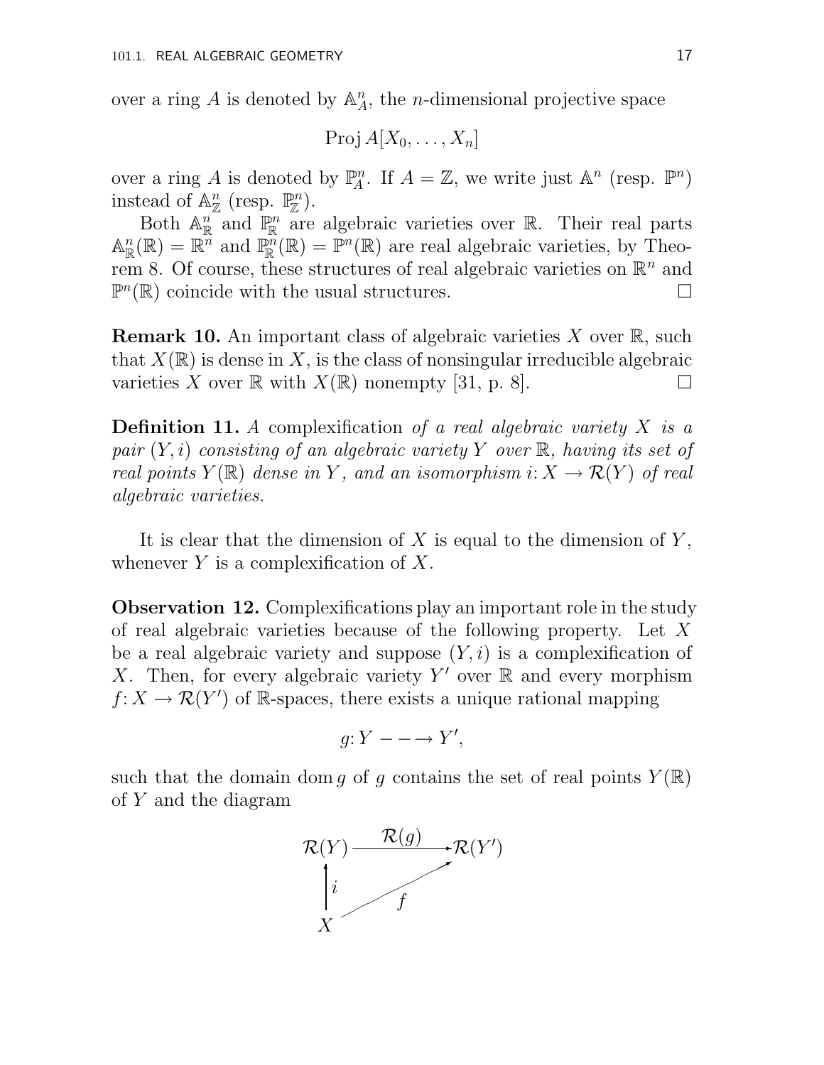over a ring $A$ is denoted by $\mathbb{A}^n_A$, the $n$-dimensional projective space

$$\operatorname{Proj} A[X_0, \ldots, X_n]$$

over a ring $A$ is denoted by $\mathbb{P}^n_A$. If $A = \mathbb{Z}$, we write just $\mathbb{A}^n$ (resp. $\mathbb{P}^n$) instead of $\mathbb{A}^n_{\mathbb{Z}}$ (resp. $\mathbb{P}^n_{\mathbb{Z}}$).

Both $\mathbb{A}^n_{\mathbb{R}}$ and $\mathbb{P}^n_{\mathbb{R}}$ are algebraic varieties over $\mathbb{R}$. Their real parts $\mathbb{A}^n_{\mathbb{R}}(\mathbb{R}) = \mathbb{R}^n$ and $\mathbb{P}^n_{\mathbb{R}}(\mathbb{R}) = \mathbb{P}^n(\mathbb{R})$ are real algebraic varieties, by Theorem 8. Of course, these structures of real algebraic varieties on $\mathbb{R}^n$ and $\mathbb{P}^n(\mathbb{R})$ coincide with the usual structures. □

**Remark 10.** An important class of algebraic varieties $X$ over $\mathbb{R}$, such that $X(\mathbb{R})$ is dense in $X$, is the class of nonsingular irreducible algebraic varieties $X$ over $\mathbb{R}$ with $X(\mathbb{R})$ nonempty [31, p. 8]. □

**Definition 11.** *A* complexification *of a real algebraic variety $X$ is a pair $(Y, i)$ consisting of an algebraic variety $Y$ over $\mathbb{R}$, having its set of real points $Y(\mathbb{R})$ dense in $Y$, and an isomorphism $i\colon X \to \mathcal{R}(Y)$ of real algebraic varieties.*

It is clear that the dimension of $X$ is equal to the dimension of $Y$, whenever $Y$ is a complexification of $X$.

**Observation 12.** Complexifications play an important role in the study of real algebraic varieties because of the following property. Let $X$ be a real algebraic variety and suppose $(Y, i)$ is a complexification of $X$. Then, for every algebraic variety $Y'$ over $\mathbb{R}$ and every morphism $f\colon X \to \mathcal{R}(Y')$ of $\mathbb{R}$-spaces, there exists a unique rational mapping

$$g\colon Y \dashrightarrow Y',$$

such that the domain $\operatorname{dom} g$ of $g$ contains the set of real points $Y(\mathbb{R})$ of $Y$ and the diagram

$$\begin{array}{ccc} \mathcal{R}(Y) & \xrightarrow{\mathcal{R}(g)} & \mathcal{R}(Y') \\ \uparrow{\scriptstyle i} & \nearrow{\scriptstyle f} & \\ X & & \end{array}$$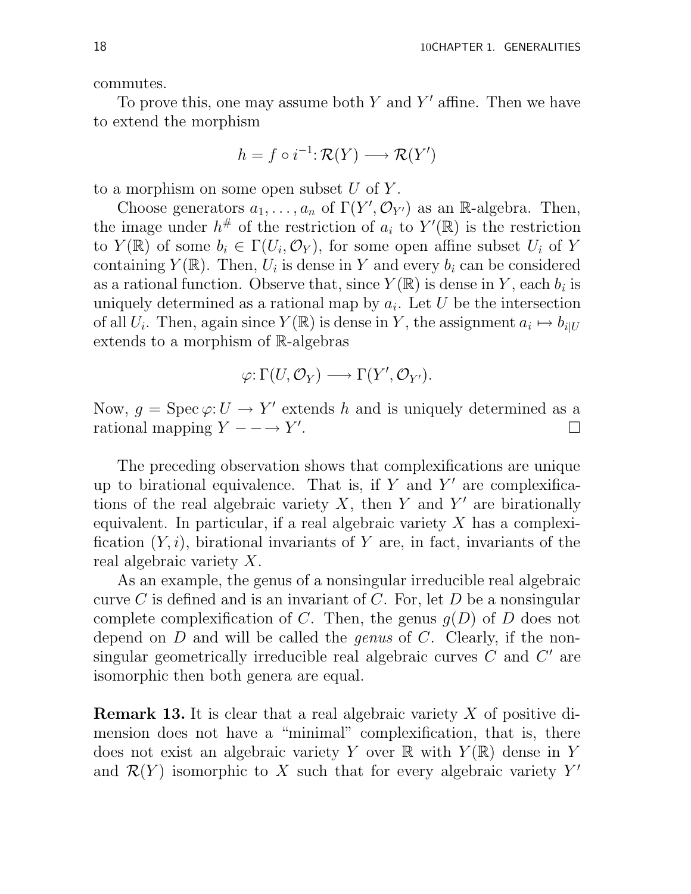commutes.

To prove this, one may assume both $Y$ and $Y'$ affine. Then we have to extend the morphism

$$h = f \circ i^{-1}: \mathcal{R}(Y) \longrightarrow \mathcal{R}(Y')$$

to a morphism on some open subset $U$ of $Y$.

Choose generators $a_1, \ldots, a_n$ of $\Gamma(Y', \mathcal{O}_{Y'})$ as an $\mathbb{R}$-algebra. Then, the image under $h^\#$ of the restriction of $a_i$ to $Y'(\mathbb{R})$ is the restriction to $Y(\mathbb{R})$ of some $b_i \in \Gamma(U_i, \mathcal{O}_Y)$, for some open affine subset $U_i$ of $Y$ containing $Y(\mathbb{R})$. Then, $U_i$ is dense in $Y$ and every $b_i$ can be considered as a rational function. Observe that, since $Y(\mathbb{R})$ is dense in $Y$, each $b_i$ is uniquely determined as a rational map by $a_i$. Let $U$ be the intersection of all $U_i$. Then, again since $Y(\mathbb{R})$ is dense in $Y$, the assignment $a_i \mapsto b_{i|U}$ extends to a morphism of $\mathbb{R}$-algebras

$$\varphi: \Gamma(U, \mathcal{O}_Y) \longrightarrow \Gamma(Y', \mathcal{O}_{Y'}).$$

Now, $g = \operatorname{Spec} \varphi: U \to Y'$ extends $h$ and is uniquely determined as a rational mapping $Y - - \to Y'$. □

The preceding observation shows that complexifications are unique up to birational equivalence. That is, if $Y$ and $Y'$ are complexifications of the real algebraic variety $X$, then $Y$ and $Y'$ are birationally equivalent. In particular, if a real algebraic variety $X$ has a complexification $(Y, i)$, birational invariants of $Y$ are, in fact, invariants of the real algebraic variety $X$.

As an example, the genus of a nonsingular irreducible real algebraic curve $C$ is defined and is an invariant of $C$. For, let $D$ be a nonsingular complete complexification of $C$. Then, the genus $g(D)$ of $D$ does not depend on $D$ and will be called the *genus* of $C$. Clearly, if the nonsingular geometrically irreducible real algebraic curves $C$ and $C'$ are isomorphic then both genera are equal.

**Remark 13.** It is clear that a real algebraic variety $X$ of positive dimension does not have a "minimal" complexification, that is, there does not exist an algebraic variety $Y$ over $\mathbb{R}$ with $Y(\mathbb{R})$ dense in $Y$ and $\mathcal{R}(Y)$ isomorphic to $X$ such that for every algebraic variety $Y'$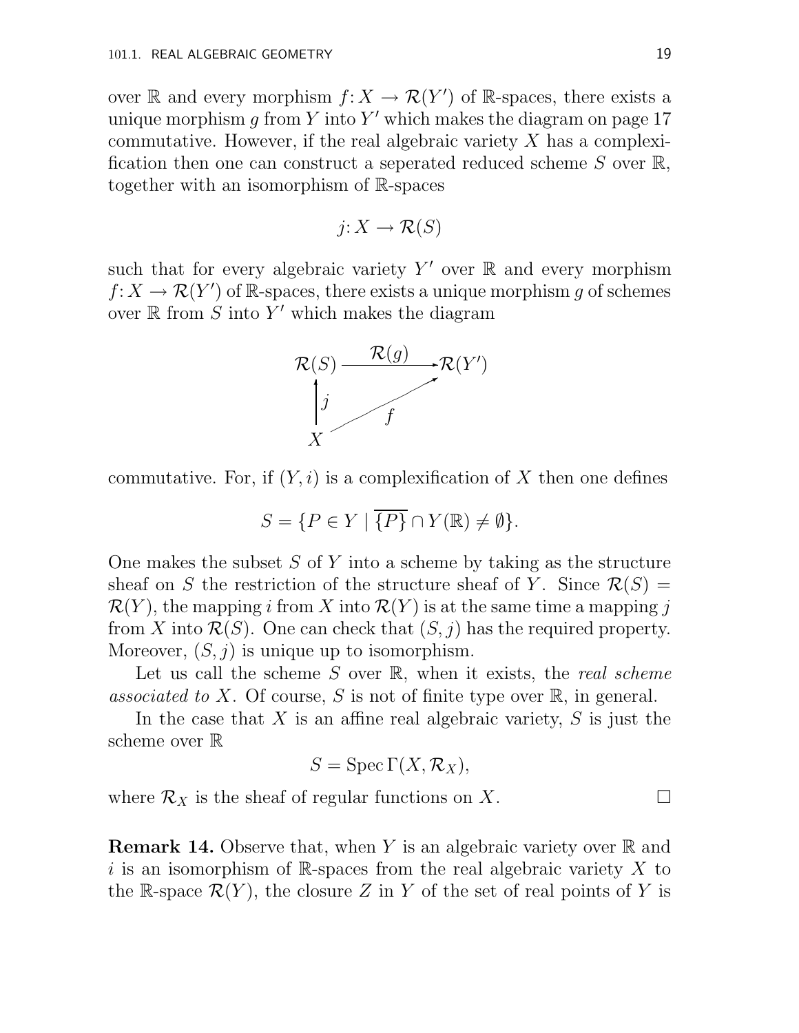over $\mathbb{R}$ and every morphism $f\colon X \to \mathcal{R}(Y')$ of $\mathbb{R}$-spaces, there exists a unique morphism $g$ from $Y$ into $Y'$ which makes the diagram on page 17 commutative. However, if the real algebraic variety $X$ has a complexification then one can construct a seperated reduced scheme $S$ over $\mathbb{R}$, together with an isomorphism of $\mathbb{R}$-spaces

$$j\colon X \to \mathcal{R}(S)$$

such that for every algebraic variety $Y'$ over $\mathbb{R}$ and every morphism $f\colon X \to \mathcal{R}(Y')$ of $\mathbb{R}$-spaces, there exists a unique morphism $g$ of schemes over $\mathbb{R}$ from $S$ into $Y'$ which makes the diagram

$$\begin{array}{ccc} \mathcal{R}(S) & \xrightarrow{\mathcal{R}(g)} & \mathcal{R}(Y') \\ \uparrow j & \nearrow f & \\ X & & \end{array}$$

commutative. For, if $(Y, i)$ is a complexification of $X$ then one defines

$$S = \{P \in Y \mid \overline{\{P\}} \cap Y(\mathbb{R}) \neq \emptyset\}.$$

One makes the subset $S$ of $Y$ into a scheme by taking as the structure sheaf on $S$ the restriction of the structure sheaf of $Y$. Since $\mathcal{R}(S) = \mathcal{R}(Y)$, the mapping $i$ from $X$ into $\mathcal{R}(Y)$ is at the same time a mapping $j$ from $X$ into $\mathcal{R}(S)$. One can check that $(S, j)$ has the required property. Moreover, $(S, j)$ is unique up to isomorphism.

Let us call the scheme $S$ over $\mathbb{R}$, when it exists, the *real scheme associated to* $X$. Of course, $S$ is not of finite type over $\mathbb{R}$, in general.

In the case that $X$ is an affine real algebraic variety, $S$ is just the scheme over $\mathbb{R}$

$$S = \operatorname{Spec} \Gamma(X, \mathcal{R}_X),$$

where $\mathcal{R}_X$ is the sheaf of regular functions on $X$. □

**Remark 14.** Observe that, when $Y$ is an algebraic variety over $\mathbb{R}$ and $i$ is an isomorphism of $\mathbb{R}$-spaces from the real algebraic variety $X$ to the $\mathbb{R}$-space $\mathcal{R}(Y)$, the closure $Z$ in $Y$ of the set of real points of $Y$ is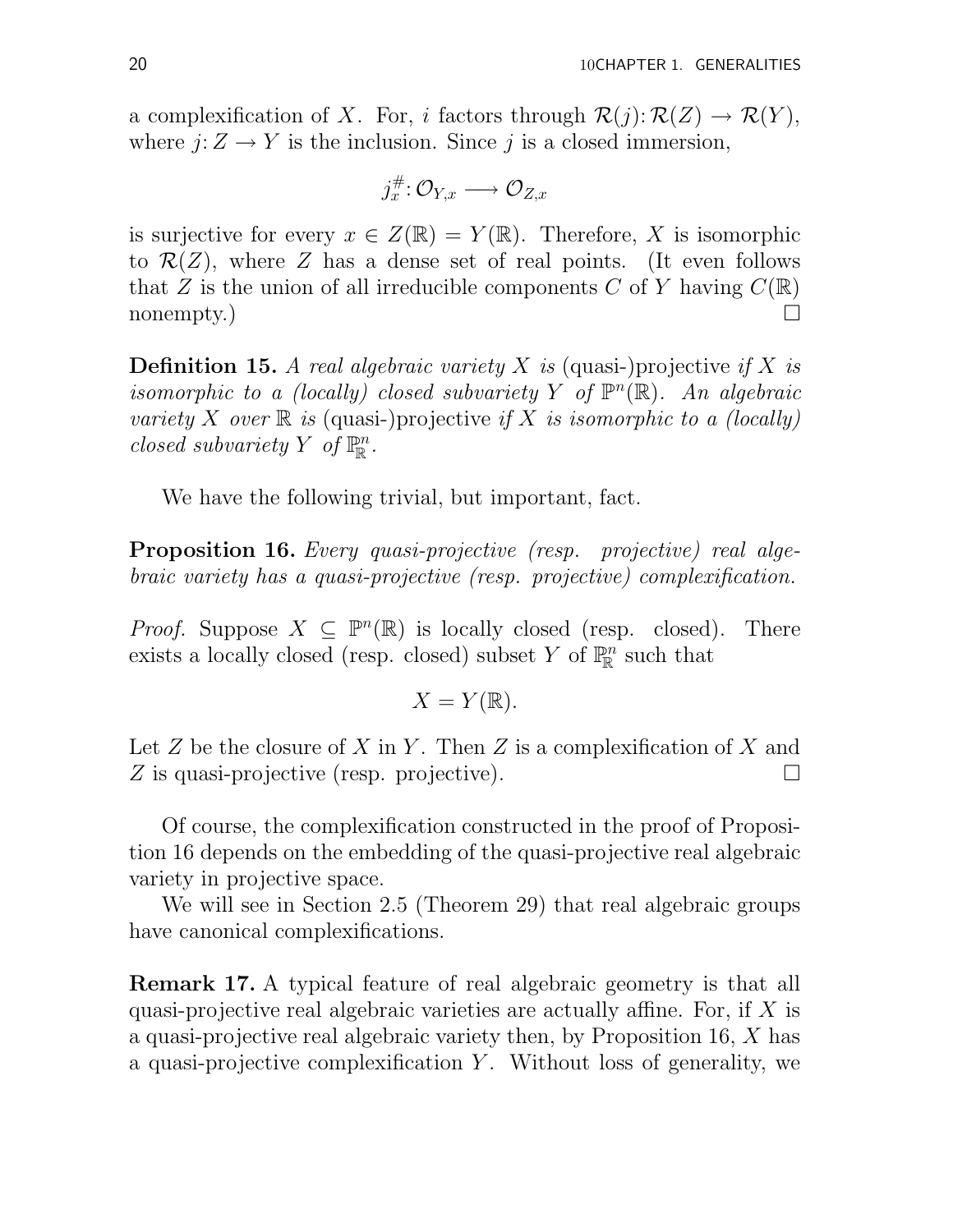a complexification of $X$. For, $i$ factors through $\mathcal{R}(j)\colon \mathcal{R}(Z) \to \mathcal{R}(Y)$, where $j\colon Z \to Y$ is the inclusion. Since $j$ is a closed immersion,

$$j_x^{\#}\colon \mathcal{O}_{Y,x} \longrightarrow \mathcal{O}_{Z,x}$$

is surjective for every $x \in Z(\mathbb{R}) = Y(\mathbb{R})$. Therefore, $X$ is isomorphic to $\mathcal{R}(Z)$, where $Z$ has a dense set of real points. (It even follows that $Z$ is the union of all irreducible components $C$ of $Y$ having $C(\mathbb{R})$ nonempty.) □

**Definition 15.** *A real algebraic variety $X$ is* (quasi-)projective *if $X$ is isomorphic to a (locally) closed subvariety $Y$ of $\mathbb{P}^n(\mathbb{R})$. An algebraic variety $X$ over $\mathbb{R}$ is* (quasi-)projective *if $X$ is isomorphic to a (locally) closed subvariety $Y$ of $\mathbb{P}^n_{\mathbb{R}}$.*

We have the following trivial, but important, fact.

**Proposition 16.** *Every quasi-projective (resp. projective) real algebraic variety has a quasi-projective (resp. projective) complexification.*

*Proof.* Suppose $X \subseteq \mathbb{P}^n(\mathbb{R})$ is locally closed (resp. closed). There exists a locally closed (resp. closed) subset $Y$ of $\mathbb{P}^n_{\mathbb{R}}$ such that

$$X = Y(\mathbb{R}).$$

Let $Z$ be the closure of $X$ in $Y$. Then $Z$ is a complexification of $X$ and $Z$ is quasi-projective (resp. projective). □

Of course, the complexification constructed in the proof of Proposition 16 depends on the embedding of the quasi-projective real algebraic variety in projective space.

We will see in Section 2.5 (Theorem 29) that real algebraic groups have canonical complexifications.

**Remark 17.** A typical feature of real algebraic geometry is that all quasi-projective real algebraic varieties are actually affine. For, if $X$ is a quasi-projective real algebraic variety then, by Proposition 16, $X$ has a quasi-projective complexification $Y$. Without loss of generality, we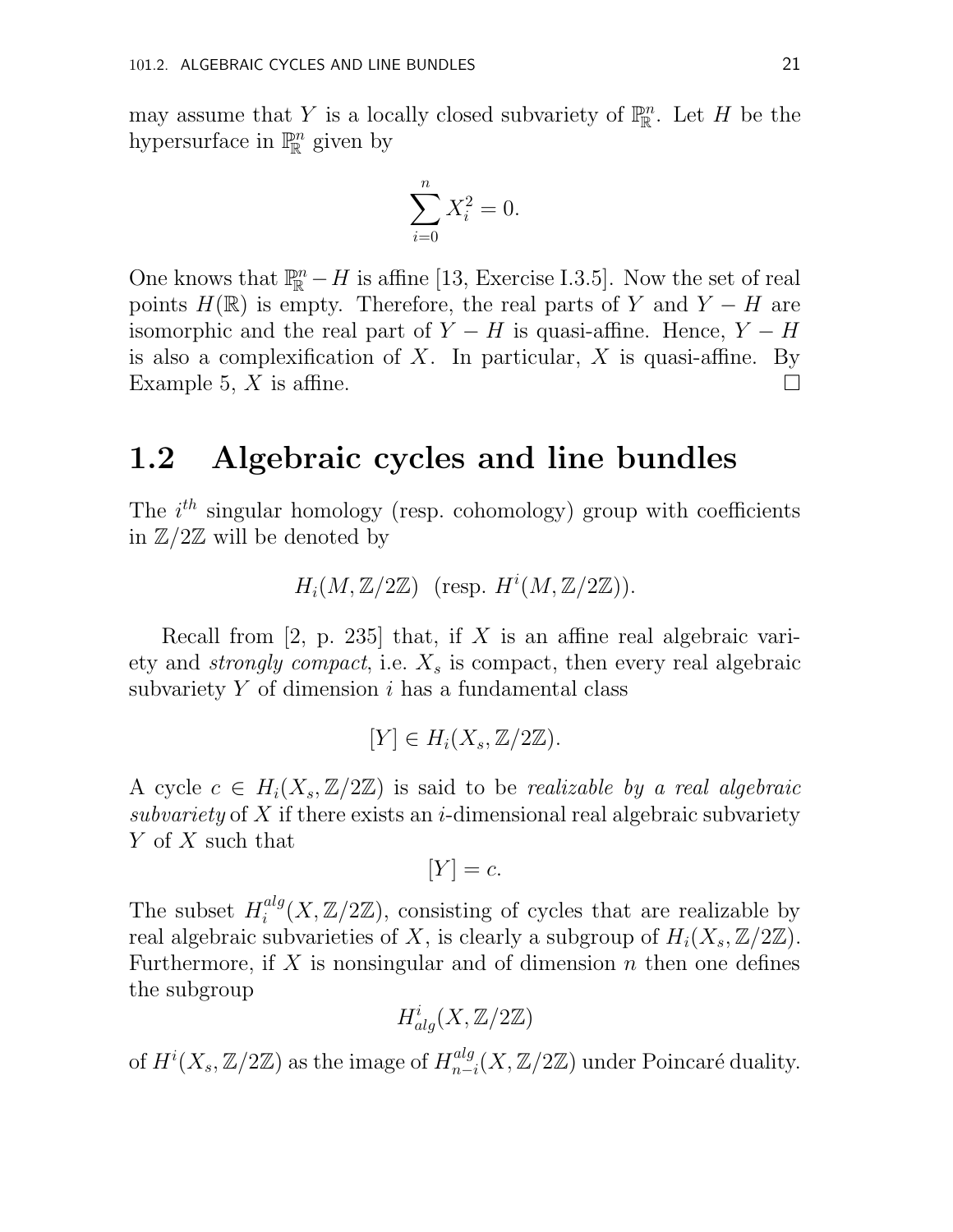may assume that $Y$ is a locally closed subvariety of $\mathbb{P}^n_{\mathbb{R}}$. Let $H$ be the hypersurface in $\mathbb{P}^n_{\mathbb{R}}$ given by

$$\sum_{i=0}^{n} X_i^2 = 0.$$

One knows that $\mathbb{P}^n_{\mathbb{R}} - H$ is affine [13, Exercise I.3.5]. Now the set of real points $H(\mathbb{R})$ is empty. Therefore, the real parts of $Y$ and $Y - H$ are isomorphic and the real part of $Y - H$ is quasi-affine. Hence, $Y - H$ is also a complexification of $X$. In particular, $X$ is quasi-affine. By Example 5, $X$ is affine. □

## 1.2 Algebraic cycles and line bundles

The $i^{th}$ singular homology (resp. cohomology) group with coefficients in $\mathbb{Z}/2\mathbb{Z}$ will be denoted by

$$H_i(M, \mathbb{Z}/2\mathbb{Z}) \ \ (\text{resp. } H^i(M, \mathbb{Z}/2\mathbb{Z})).$$

Recall from [2, p. 235] that, if $X$ is an affine real algebraic variety and *strongly compact*, i.e. $X_s$ is compact, then every real algebraic subvariety $Y$ of dimension $i$ has a fundamental class

$$[Y] \in H_i(X_s, \mathbb{Z}/2\mathbb{Z}).$$

A cycle $c \in H_i(X_s, \mathbb{Z}/2\mathbb{Z})$ is said to be *realizable by a real algebraic subvariety* of $X$ if there exists an $i$-dimensional real algebraic subvariety $Y$ of $X$ such that

$$[Y] = c.$$

The subset $H_i^{alg}(X, \mathbb{Z}/2\mathbb{Z})$, consisting of cycles that are realizable by real algebraic subvarieties of $X$, is clearly a subgroup of $H_i(X_s, \mathbb{Z}/2\mathbb{Z})$. Furthermore, if $X$ is nonsingular and of dimension $n$ then one defines the subgroup

$$H^i_{alg}(X, \mathbb{Z}/2\mathbb{Z})$$

of $H^i(X_s, \mathbb{Z}/2\mathbb{Z})$ as the image of $H_{n-i}^{alg}(X, \mathbb{Z}/2\mathbb{Z})$ under Poincaré duality.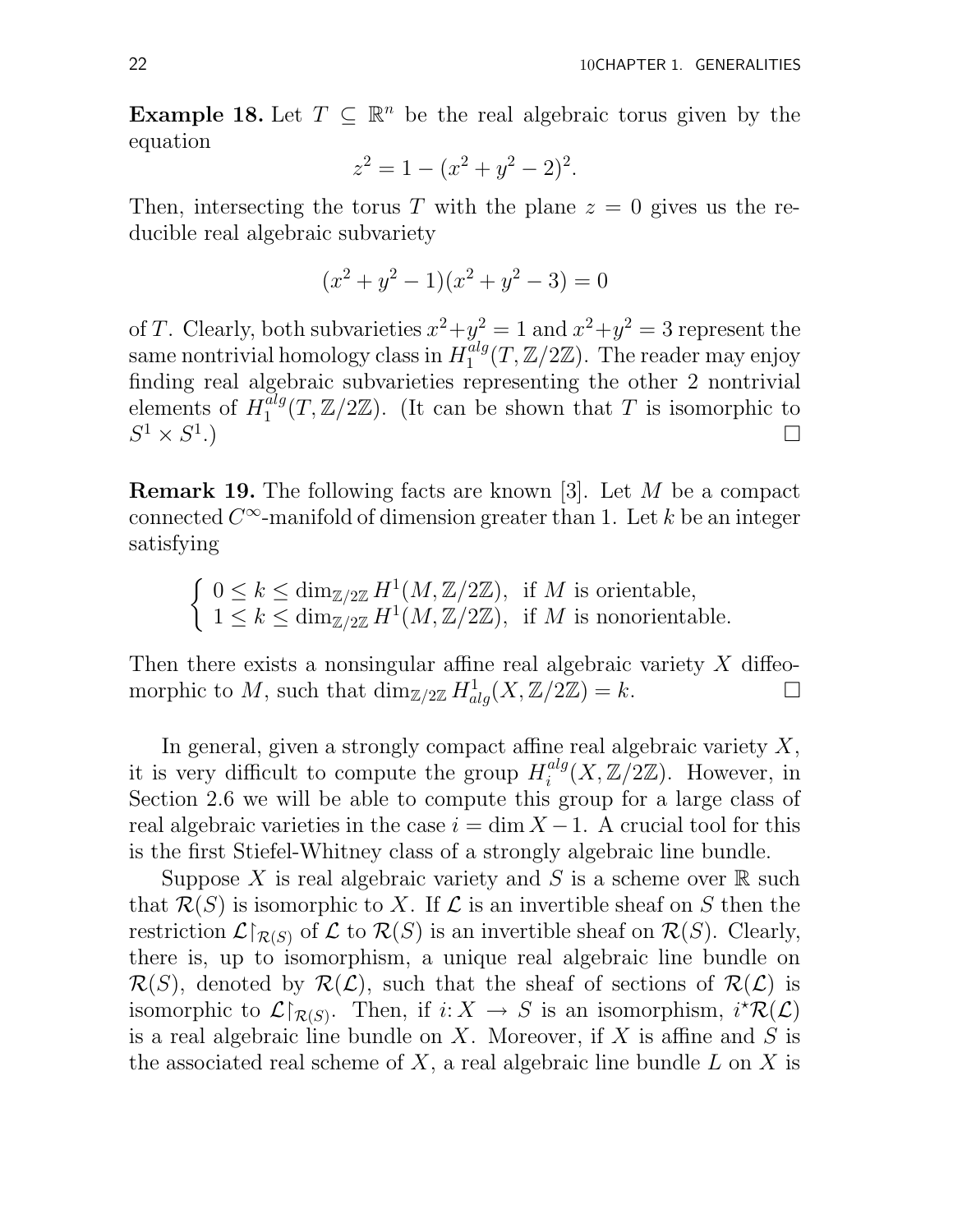**Example 18.** Let $T \subseteq \mathbb{R}^n$ be the real algebraic torus given by the equation

$$z^2 = 1 - (x^2 + y^2 - 2)^2.$$

Then, intersecting the torus $T$ with the plane $z = 0$ gives us the reducible real algebraic subvariety

$$(x^2 + y^2 - 1)(x^2 + y^2 - 3) = 0$$

of $T$. Clearly, both subvarieties $x^2+y^2 = 1$ and $x^2+y^2 = 3$ represent the same nontrivial homology class in $H_1^{alg}(T, \mathbb{Z}/2\mathbb{Z})$. The reader may enjoy finding real algebraic subvarieties representing the other 2 nontrivial elements of $H_1^{alg}(T, \mathbb{Z}/2\mathbb{Z})$. (It can be shown that $T$ is isomorphic to $S^1 \times S^1$.) $\square$

**Remark 19.** The following facts are known [3]. Let $M$ be a compact connected $C^\infty$-manifold of dimension greater than 1. Let $k$ be an integer satisfying

$$\begin{cases} 0 \leq k \leq \dim_{\mathbb{Z}/2\mathbb{Z}} H^1(M, \mathbb{Z}/2\mathbb{Z}), & \text{if } M \text{ is orientable,} \\ 1 \leq k \leq \dim_{\mathbb{Z}/2\mathbb{Z}} H^1(M, \mathbb{Z}/2\mathbb{Z}), & \text{if } M \text{ is nonorientable.} \end{cases}$$

Then there exists a nonsingular affine real algebraic variety $X$ diffeomorphic to $M$, such that $\dim_{\mathbb{Z}/2\mathbb{Z}} H^1_{alg}(X, \mathbb{Z}/2\mathbb{Z}) = k$. $\square$

In general, given a strongly compact affine real algebraic variety $X$, it is very difficult to compute the group $H_i^{alg}(X, \mathbb{Z}/2\mathbb{Z})$. However, in Section 2.6 we will be able to compute this group for a large class of real algebraic varieties in the case $i = \dim X - 1$. A crucial tool for this is the first Stiefel-Whitney class of a strongly algebraic line bundle.

Suppose $X$ is real algebraic variety and $S$ is a scheme over $\mathbb{R}$ such that $\mathcal{R}(S)$ is isomorphic to $X$. If $\mathcal{L}$ is an invertible sheaf on $S$ then the restriction $\mathcal{L}\restriction_{\mathcal{R}(S)}$ of $\mathcal{L}$ to $\mathcal{R}(S)$ is an invertible sheaf on $\mathcal{R}(S)$. Clearly, there is, up to isomorphism, a unique real algebraic line bundle on $\mathcal{R}(S)$, denoted by $\mathcal{R}(\mathcal{L})$, such that the sheaf of sections of $\mathcal{R}(\mathcal{L})$ is isomorphic to $\mathcal{L}\restriction_{\mathcal{R}(S)}$. Then, if $i: X \to S$ is an isomorphism, $i^\star\mathcal{R}(\mathcal{L})$ is a real algebraic line bundle on $X$. Moreover, if $X$ is affine and $S$ is the associated real scheme of $X$, a real algebraic line bundle $L$ on $X$ is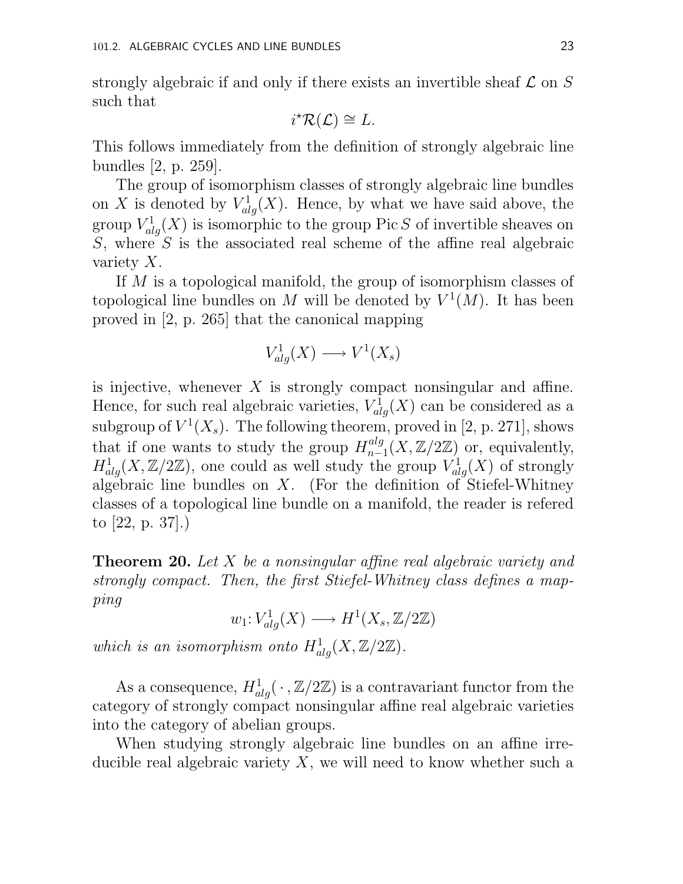strongly algebraic if and only if there exists an invertible sheaf $\mathcal{L}$ on $S$ such that

$$i^{\star}\mathcal{R}(\mathcal{L}) \cong L.$$

This follows immediately from the definition of strongly algebraic line bundles [2, p. 259].

The group of isomorphism classes of strongly algebraic line bundles on $X$ is denoted by $V^1_{alg}(X)$. Hence, by what we have said above, the group $V^1_{alg}(X)$ is isomorphic to the group $\operatorname{Pic} S$ of invertible sheaves on $S$, where $S$ is the associated real scheme of the affine real algebraic variety $X$.

If $M$ is a topological manifold, the group of isomorphism classes of topological line bundles on $M$ will be denoted by $V^1(M)$. It has been proved in [2, p. 265] that the canonical mapping

$$V^1_{alg}(X) \longrightarrow V^1(X_s)$$

is injective, whenever $X$ is strongly compact nonsingular and affine. Hence, for such real algebraic varieties, $V^1_{alg}(X)$ can be considered as a subgroup of $V^1(X_s)$. The following theorem, proved in [2, p. 271], shows that if one wants to study the group $H^{alg}_{n-1}(X, \mathbb{Z}/2\mathbb{Z})$ or, equivalently, $H^1_{alg}(X, \mathbb{Z}/2\mathbb{Z})$, one could as well study the group $V^1_{alg}(X)$ of strongly algebraic line bundles on $X$. (For the definition of Stiefel-Whitney classes of a topological line bundle on a manifold, the reader is refered to [22, p. 37].)

**Theorem 20.** *Let $X$ be a nonsingular affine real algebraic variety and strongly compact. Then, the first Stiefel-Whitney class defines a mapping*

$$w_1 \colon V^1_{alg}(X) \longrightarrow H^1(X_s, \mathbb{Z}/2\mathbb{Z})$$

*which is an isomorphism onto $H^1_{alg}(X, \mathbb{Z}/2\mathbb{Z})$.*

As a consequence, $H^1_{alg}(\,\cdot\,, \mathbb{Z}/2\mathbb{Z})$ is a contravariant functor from the category of strongly compact nonsingular affine real algebraic varieties into the category of abelian groups.

When studying strongly algebraic line bundles on an affine irreducible real algebraic variety $X$, we will need to know whether such a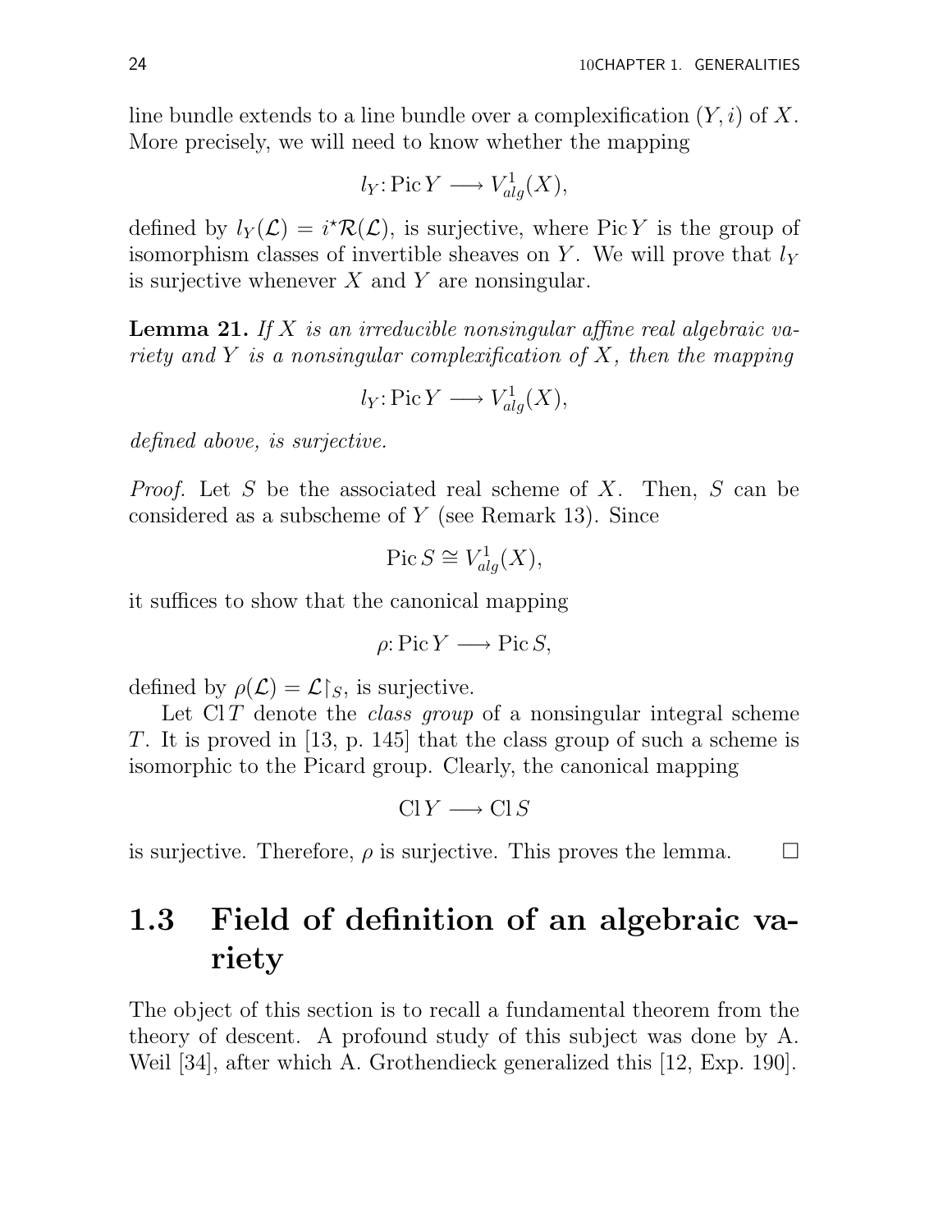line bundle extends to a line bundle over a complexification $(Y, i)$ of $X$. More precisely, we will need to know whether the mapping

$$l_Y \colon \operatorname{Pic} Y \longrightarrow V^1_{alg}(X),$$

defined by $l_Y(\mathcal{L}) = i^\star \mathcal{R}(\mathcal{L})$, is surjective, where $\operatorname{Pic} Y$ is the group of isomorphism classes of invertible sheaves on $Y$. We will prove that $l_Y$ is surjective whenever $X$ and $Y$ are nonsingular.

**Lemma 21.** *If $X$ is an irreducible nonsingular affine real algebraic variety and $Y$ is a nonsingular complexification of $X$, then the mapping*

$$l_Y \colon \operatorname{Pic} Y \longrightarrow V^1_{alg}(X),$$

*defined above, is surjective.*

*Proof.* Let $S$ be the associated real scheme of $X$. Then, $S$ can be considered as a subscheme of $Y$ (see Remark 13). Since

$$\operatorname{Pic} S \cong V^1_{alg}(X),$$

it suffices to show that the canonical mapping

$$\rho \colon \operatorname{Pic} Y \longrightarrow \operatorname{Pic} S,$$

defined by $\rho(\mathcal{L}) = \mathcal{L}\restriction_S$, is surjective.

Let $\operatorname{Cl} T$ denote the *class group* of a nonsingular integral scheme $T$. It is proved in [13, p. 145] that the class group of such a scheme is isomorphic to the Picard group. Clearly, the canonical mapping

$$\operatorname{Cl} Y \longrightarrow \operatorname{Cl} S$$

is surjective. Therefore, $\rho$ is surjective. This proves the lemma. $\square$

## 1.3 Field of definition of an algebraic variety

The object of this section is to recall a fundamental theorem from the theory of descent. A profound study of this subject was done by A. Weil [34], after which A. Grothendieck generalized this [12, Exp. 190].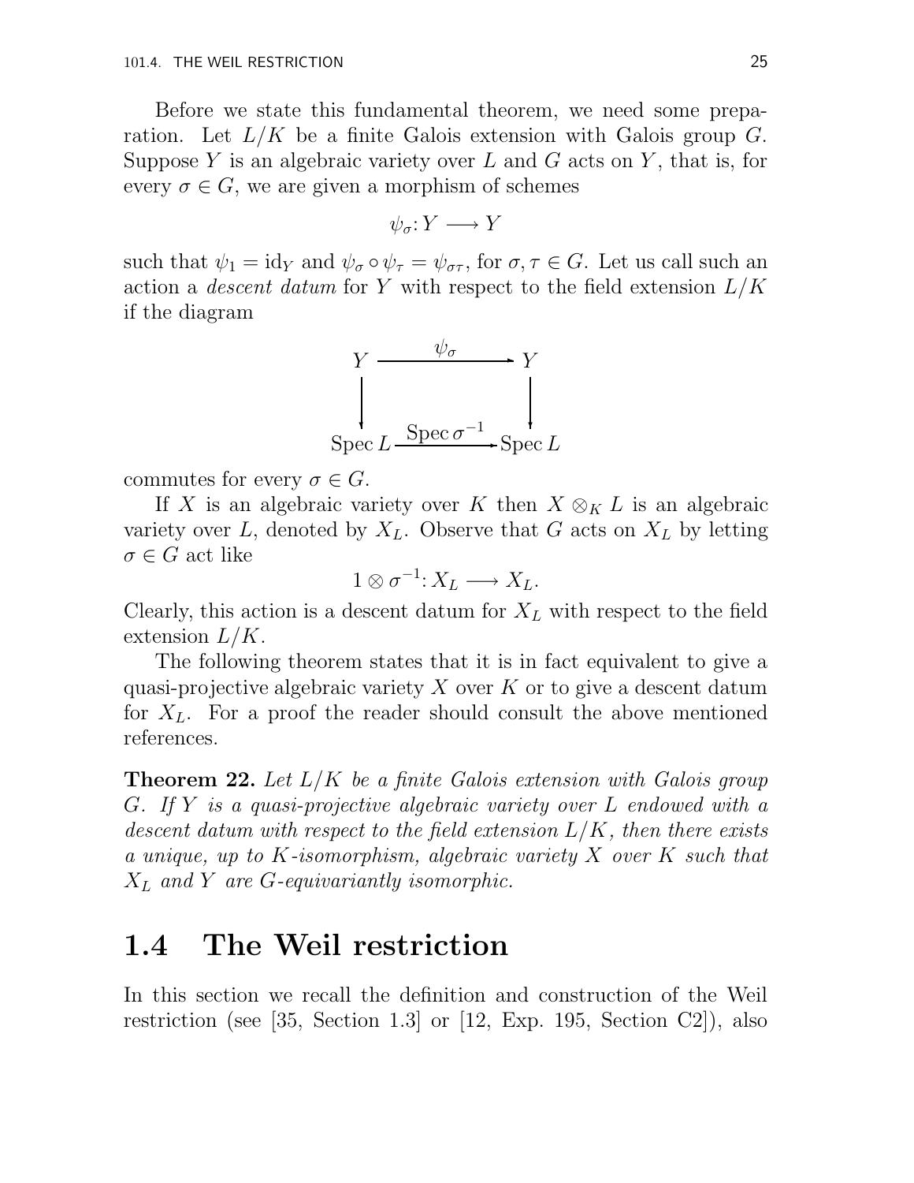Before we state this fundamental theorem, we need some preparation. Let $L/K$ be a finite Galois extension with Galois group $G$. Suppose $Y$ is an algebraic variety over $L$ and $G$ acts on $Y$, that is, for every $\sigma \in G$, we are given a morphism of schemes

$$\psi_\sigma \colon Y \longrightarrow Y$$

such that $\psi_1 = \mathrm{id}_Y$ and $\psi_\sigma \circ \psi_\tau = \psi_{\sigma\tau}$, for $\sigma, \tau \in G$. Let us call such an action a *descent datum* for $Y$ with respect to the field extension $L/K$ if the diagram

$$\begin{array}{ccc} Y & \xrightarrow{\quad \psi_\sigma \quad} & Y \\ \big\downarrow & & \big\downarrow \\ \operatorname{Spec} L & \xrightarrow{\operatorname{Spec} \sigma^{-1}} & \operatorname{Spec} L \end{array}$$

commutes for every $\sigma \in G$.

If $X$ is an algebraic variety over $K$ then $X \otimes_K L$ is an algebraic variety over $L$, denoted by $X_L$. Observe that $G$ acts on $X_L$ by letting $\sigma \in G$ act like

$$1 \otimes \sigma^{-1} \colon X_L \longrightarrow X_L.$$

Clearly, this action is a descent datum for $X_L$ with respect to the field extension $L/K$.

The following theorem states that it is in fact equivalent to give a quasi-projective algebraic variety $X$ over $K$ or to give a descent datum for $X_L$. For a proof the reader should consult the above mentioned references.

**Theorem 22.** *Let $L/K$ be a finite Galois extension with Galois group $G$. If $Y$ is a quasi-projective algebraic variety over $L$ endowed with a descent datum with respect to the field extension $L/K$, then there exists a unique, up to $K$-isomorphism, algebraic variety $X$ over $K$ such that $X_L$ and $Y$ are $G$-equivariantly isomorphic.*

## 1.4 The Weil restriction

In this section we recall the definition and construction of the Weil restriction (see [35, Section 1.3] or [12, Exp. 195, Section C2]), also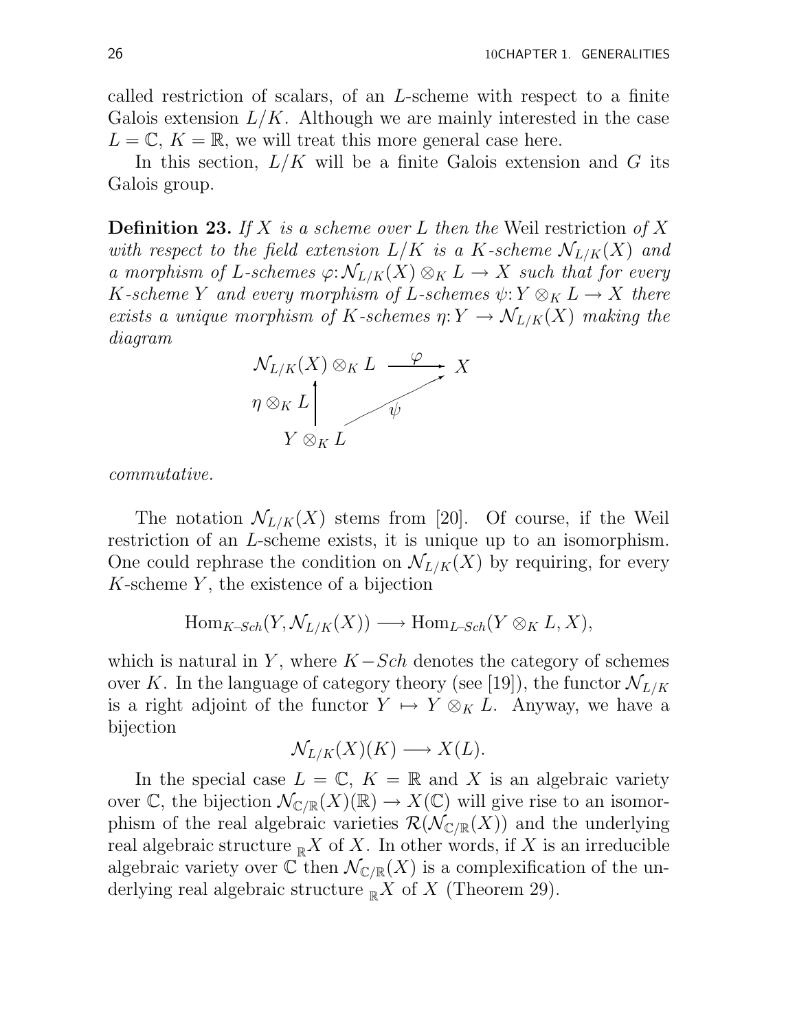called restriction of scalars, of an $L$-scheme with respect to a finite Galois extension $L/K$. Although we are mainly interested in the case $L = \mathbb{C}$, $K = \mathbb{R}$, we will treat this more general case here.

In this section, $L/K$ will be a finite Galois extension and $G$ its Galois group.

**Definition 23.** *If $X$ is a scheme over $L$ then the* Weil restriction *of $X$ with respect to the field extension $L/K$ is a $K$-scheme $\mathcal{N}_{L/K}(X)$ and a morphism of $L$-schemes $\varphi \colon \mathcal{N}_{L/K}(X) \otimes_K L \to X$ such that for every $K$-scheme $Y$ and every morphism of $L$-schemes $\psi \colon Y \otimes_K L \to X$ there exists a unique morphism of $K$-schemes $\eta \colon Y \to \mathcal{N}_{L/K}(X)$ making the diagram*

$$
\begin{array}{ccc}
\mathcal{N}_{L/K}(X) \otimes_K L & \xrightarrow{\ \varphi\ } & X \\
{\scriptstyle \eta \otimes_K L} \uparrow & \nearrow_{\psi} & \\
Y \otimes_K L & &
\end{array}
$$

*commutative.*

The notation $\mathcal{N}_{L/K}(X)$ stems from [20]. Of course, if the Weil restriction of an $L$-scheme exists, it is unique up to an isomorphism. One could rephrase the condition on $\mathcal{N}_{L/K}(X)$ by requiring, for every $K$-scheme $Y$, the existence of a bijection

$$\mathrm{Hom}_{K\text{–}Sch}(Y, \mathcal{N}_{L/K}(X)) \longrightarrow \mathrm{Hom}_{L\text{–}Sch}(Y \otimes_K L, X),$$

which is natural in $Y$, where $K-Sch$ denotes the category of schemes over $K$. In the language of category theory (see [19]), the functor $\mathcal{N}_{L/K}$ is a right adjoint of the functor $Y \mapsto Y \otimes_K L$. Anyway, we have a bijection

$$\mathcal{N}_{L/K}(X)(K) \longrightarrow X(L).$$

In the special case $L = \mathbb{C}$, $K = \mathbb{R}$ and $X$ is an algebraic variety over $\mathbb{C}$, the bijection $\mathcal{N}_{\mathbb{C}/\mathbb{R}}(X)(\mathbb{R}) \to X(\mathbb{C})$ will give rise to an isomorphism of the real algebraic varieties $\mathcal{R}(\mathcal{N}_{\mathbb{C}/\mathbb{R}}(X))$ and the underlying real algebraic structure ${}_{\mathbb{R}}X$ of $X$. In other words, if $X$ is an irreducible algebraic variety over $\mathbb{C}$ then $\mathcal{N}_{\mathbb{C}/\mathbb{R}}(X)$ is a complexification of the underlying real algebraic structure ${}_{\mathbb{R}}X$ of $X$ (Theorem 29).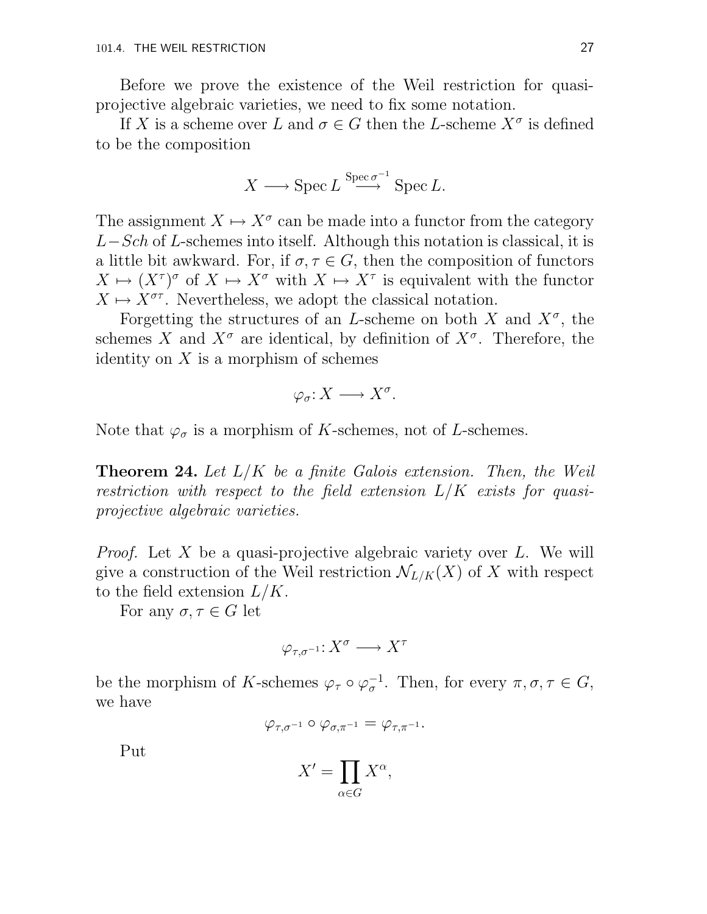Before we prove the existence of the Weil restriction for quasi-projective algebraic varieties, we need to fix some notation.

If $X$ is a scheme over $L$ and $\sigma \in G$ then the $L$-scheme $X^\sigma$ is defined to be the composition

$$X \longrightarrow \operatorname{Spec} L \overset{\operatorname{Spec} \sigma^{-1}}{\longrightarrow} \operatorname{Spec} L.$$

The assignment $X \mapsto X^\sigma$ can be made into a functor from the category $L-Sch$ of $L$-schemes into itself. Although this notation is classical, it is a little bit awkward. For, if $\sigma, \tau \in G$, then the composition of functors $X \mapsto (X^\tau)^\sigma$ of $X \mapsto X^\sigma$ with $X \mapsto X^\tau$ is equivalent with the functor $X \mapsto X^{\sigma\tau}$. Nevertheless, we adopt the classical notation.

Forgetting the structures of an $L$-scheme on both $X$ and $X^\sigma$, the schemes $X$ and $X^\sigma$ are identical, by definition of $X^\sigma$. Therefore, the identity on $X$ is a morphism of schemes

$$\varphi_\sigma \colon X \longrightarrow X^\sigma.$$

Note that $\varphi_\sigma$ is a morphism of $K$-schemes, not of $L$-schemes.

**Theorem 24.** *Let $L/K$ be a finite Galois extension. Then, the Weil restriction with respect to the field extension $L/K$ exists for quasi-projective algebraic varieties.*

*Proof.* Let $X$ be a quasi-projective algebraic variety over $L$. We will give a construction of the Weil restriction $\mathcal{N}_{L/K}(X)$ of $X$ with respect to the field extension $L/K$.

For any $\sigma, \tau \in G$ let

$$\varphi_{\tau,\sigma^{-1}} \colon X^\sigma \longrightarrow X^\tau$$

be the morphism of $K$-schemes $\varphi_\tau \circ \varphi_\sigma^{-1}$. Then, for every $\pi, \sigma, \tau \in G$, we have

$$\varphi_{\tau,\sigma^{-1}} \circ \varphi_{\sigma,\pi^{-1}} = \varphi_{\tau,\pi^{-1}}.$$

Put

$$X' = \prod_{\alpha \in G} X^\alpha,$$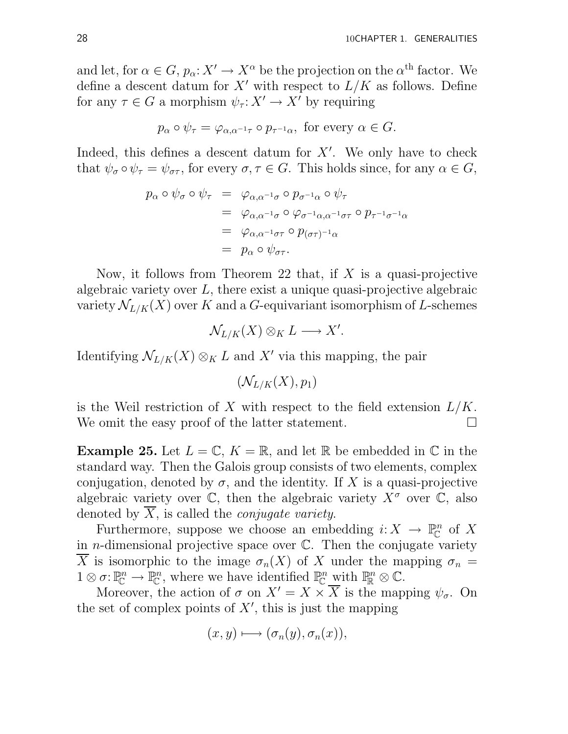and let, for $\alpha \in G$, $p_\alpha: X' \to X^\alpha$ be the projection on the $\alpha^{\text{th}}$ factor. We define a descent datum for $X'$ with respect to $L/K$ as follows. Define for any $\tau \in G$ a morphism $\psi_\tau: X' \to X'$ by requiring

$$p_\alpha \circ \psi_\tau = \varphi_{\alpha,\alpha^{-1}\tau} \circ p_{\tau^{-1}\alpha}, \text{ for every } \alpha \in G.$$

Indeed, this defines a descent datum for $X'$. We only have to check that $\psi_\sigma \circ \psi_\tau = \psi_{\sigma\tau}$, for every $\sigma, \tau \in G$. This holds since, for any $\alpha \in G$,

$$\begin{aligned}
p_\alpha \circ \psi_\sigma \circ \psi_\tau &= \varphi_{\alpha,\alpha^{-1}\sigma} \circ p_{\sigma^{-1}\alpha} \circ \psi_\tau \\
&= \varphi_{\alpha,\alpha^{-1}\sigma} \circ \varphi_{\sigma^{-1}\alpha,\alpha^{-1}\sigma\tau} \circ p_{\tau^{-1}\sigma^{-1}\alpha} \\
&= \varphi_{\alpha,\alpha^{-1}\sigma\tau} \circ p_{(\sigma\tau)^{-1}\alpha} \\
&= p_\alpha \circ \psi_{\sigma\tau}.
\end{aligned}$$

Now, it follows from Theorem 22 that, if $X$ is a quasi-projective algebraic variety over $L$, there exist a unique quasi-projective algebraic variety $\mathcal{N}_{L/K}(X)$ over $K$ and a $G$-equivariant isomorphism of $L$-schemes

$$\mathcal{N}_{L/K}(X) \otimes_K L \longrightarrow X'.$$

Identifying $\mathcal{N}_{L/K}(X) \otimes_K L$ and $X'$ via this mapping, the pair

$$(\mathcal{N}_{L/K}(X), p_1)$$

is the Weil restriction of $X$ with respect to the field extension $L/K$. We omit the easy proof of the latter statement. □

**Example 25.** Let $L = \mathbb{C}$, $K = \mathbb{R}$, and let $\mathbb{R}$ be embedded in $\mathbb{C}$ in the standard way. Then the Galois group consists of two elements, complex conjugation, denoted by $\sigma$, and the identity. If $X$ is a quasi-projective algebraic variety over $\mathbb{C}$, then the algebraic variety $X^\sigma$ over $\mathbb{C}$, also denoted by $\overline{X}$, is called the *conjugate variety*.

Furthermore, suppose we choose an embedding $i: X \to \mathbb{P}^n_\mathbb{C}$ of $X$ in $n$-dimensional projective space over $\mathbb{C}$. Then the conjugate variety $\overline{X}$ is isomorphic to the image $\sigma_n(X)$ of $X$ under the mapping $\sigma_n = 1 \otimes \sigma: \mathbb{P}^n_\mathbb{C} \to \mathbb{P}^n_\mathbb{C}$, where we have identified $\mathbb{P}^n_\mathbb{C}$ with $\mathbb{P}^n_\mathbb{R} \otimes \mathbb{C}$.

Moreover, the action of $\sigma$ on $X' = X \times \overline{X}$ is the mapping $\psi_\sigma$. On the set of complex points of $X'$, this is just the mapping

$$(x, y) \longmapsto (\sigma_n(y), \sigma_n(x)),$$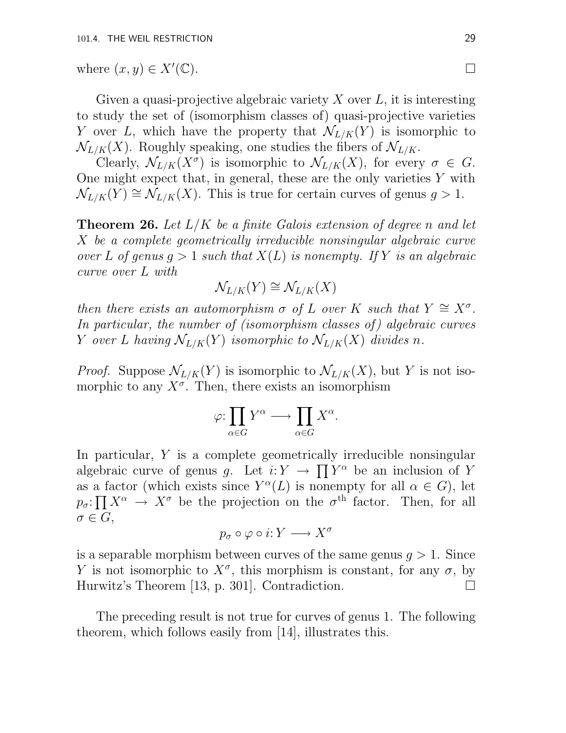where $(x, y) \in X'(\mathbb{C})$. $\square$

Given a quasi-projective algebraic variety $X$ over $L$, it is interesting to study the set of (isomorphism classes of) quasi-projective varieties $Y$ over $L$, which have the property that $\mathcal{N}_{L/K}(Y)$ is isomorphic to $\mathcal{N}_{L/K}(X)$. Roughly speaking, one studies the fibers of $\mathcal{N}_{L/K}$.

Clearly, $\mathcal{N}_{L/K}(X^\sigma)$ is isomorphic to $\mathcal{N}_{L/K}(X)$, for every $\sigma \in G$. One might expect that, in general, these are the only varieties $Y$ with $\mathcal{N}_{L/K}(Y) \cong \mathcal{N}_{L/K}(X)$. This is true for certain curves of genus $g > 1$.

**Theorem 26.** *Let $L/K$ be a finite Galois extension of degree $n$ and let $X$ be a complete geometrically irreducible nonsingular algebraic curve over $L$ of genus $g > 1$ such that $X(L)$ is nonempty. If $Y$ is an algebraic curve over $L$ with*

$$\mathcal{N}_{L/K}(Y) \cong \mathcal{N}_{L/K}(X)$$

*then there exists an automorphism $\sigma$ of $L$ over $K$ such that $Y \cong X^\sigma$. In particular, the number of (isomorphism classes of) algebraic curves $Y$ over $L$ having $\mathcal{N}_{L/K}(Y)$ isomorphic to $\mathcal{N}_{L/K}(X)$ divides $n$.*

*Proof.* Suppose $\mathcal{N}_{L/K}(Y)$ is isomorphic to $\mathcal{N}_{L/K}(X)$, but $Y$ is not isomorphic to any $X^\sigma$. Then, there exists an isomorphism

$$\varphi: \prod_{\alpha \in G} Y^\alpha \longrightarrow \prod_{\alpha \in G} X^\alpha.$$

In particular, $Y$ is a complete geometrically irreducible nonsingular algebraic curve of genus $g$. Let $i: Y \to \prod Y^\alpha$ be an inclusion of $Y$ as a factor (which exists since $Y^\alpha(L)$ is nonempty for all $\alpha \in G$), let $p_\sigma: \prod X^\alpha \to X^\sigma$ be the projection on the $\sigma^{\text{th}}$ factor. Then, for all $\sigma \in G$,

$$p_\sigma \circ \varphi \circ i: Y \longrightarrow X^\sigma$$

is a separable morphism between curves of the same genus $g > 1$. Since $Y$ is not isomorphic to $X^\sigma$, this morphism is constant, for any $\sigma$, by Hurwitz's Theorem [13, p. 301]. Contradiction. $\square$

The preceding result is not true for curves of genus 1. The following theorem, which follows easily from [14], illustrates this.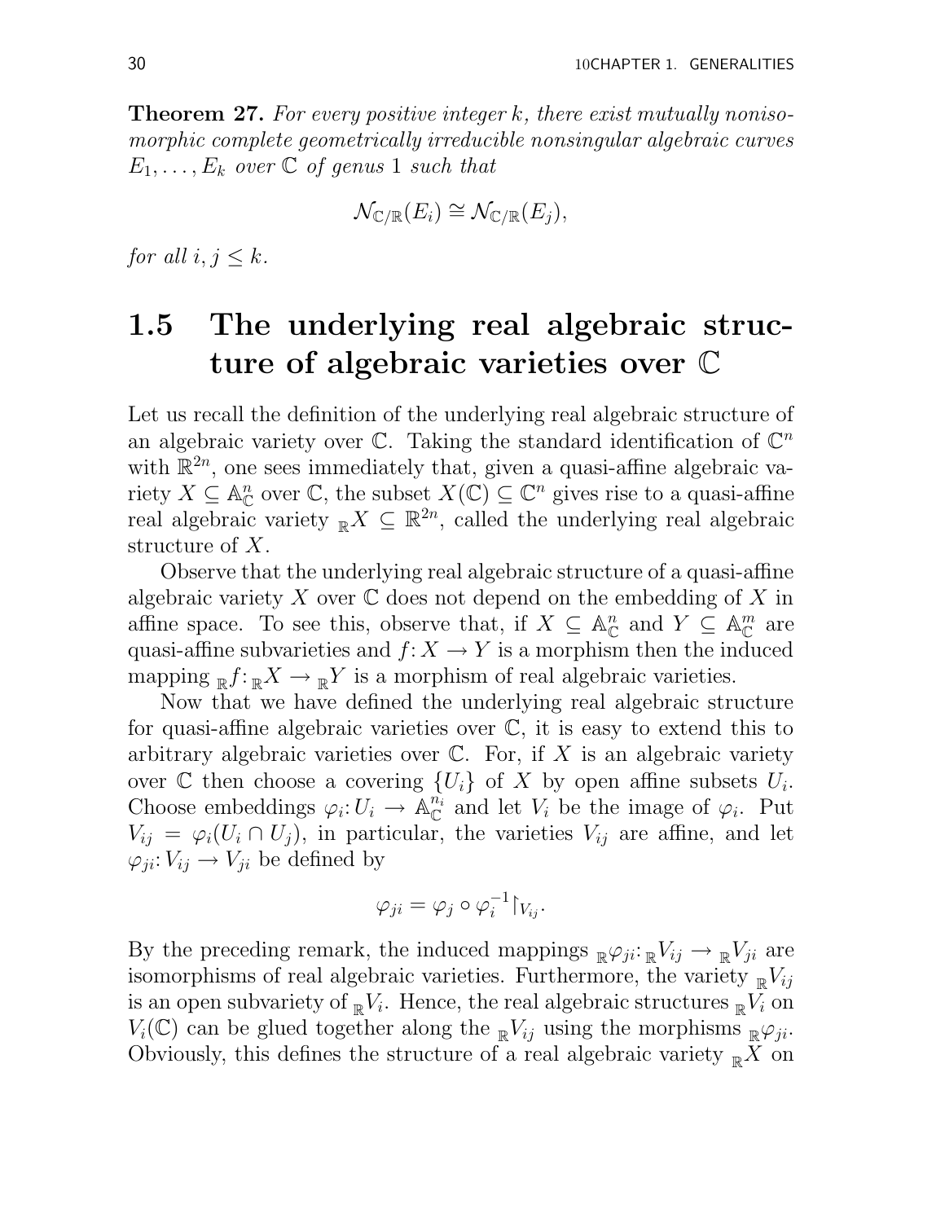**Theorem 27.** *For every positive integer $k$, there exist mutually nonisomorphic complete geometrically irreducible nonsingular algebraic curves $E_1, \dots, E_k$ over $\mathbb{C}$ of genus 1 such that*

$$\mathcal{N}_{\mathbb{C}/\mathbb{R}}(E_i) \cong \mathcal{N}_{\mathbb{C}/\mathbb{R}}(E_j),$$

*for all $i, j \leq k$.*

## 1.5 The underlying real algebraic structure of algebraic varieties over $\mathbb{C}$

Let us recall the definition of the underlying real algebraic structure of an algebraic variety over $\mathbb{C}$. Taking the standard identification of $\mathbb{C}^n$ with $\mathbb{R}^{2n}$, one sees immediately that, given a quasi-affine algebraic variety $X \subseteq \mathbb{A}^n_{\mathbb{C}}$ over $\mathbb{C}$, the subset $X(\mathbb{C}) \subseteq \mathbb{C}^n$ gives rise to a quasi-affine real algebraic variety ${}_{\mathbb{R}}X \subseteq \mathbb{R}^{2n}$, called the underlying real algebraic structure of $X$.

Observe that the underlying real algebraic structure of a quasi-affine algebraic variety $X$ over $\mathbb{C}$ does not depend on the embedding of $X$ in affine space. To see this, observe that, if $X \subseteq \mathbb{A}^n_{\mathbb{C}}$ and $Y \subseteq \mathbb{A}^m_{\mathbb{C}}$ are quasi-affine subvarieties and $f\colon X \to Y$ is a morphism then the induced mapping ${}_{\mathbb{R}}f\colon {}_{\mathbb{R}}X \to {}_{\mathbb{R}}Y$ is a morphism of real algebraic varieties.

Now that we have defined the underlying real algebraic structure for quasi-affine algebraic varieties over $\mathbb{C}$, it is easy to extend this to arbitrary algebraic varieties over $\mathbb{C}$. For, if $X$ is an algebraic variety over $\mathbb{C}$ then choose a covering $\{U_i\}$ of $X$ by open affine subsets $U_i$. Choose embeddings $\varphi_i\colon U_i \to \mathbb{A}^{n_i}_{\mathbb{C}}$ and let $V_i$ be the image of $\varphi_i$. Put $V_{ij} = \varphi_i(U_i \cap U_j)$, in particular, the varieties $V_{ij}$ are affine, and let $\varphi_{ji}\colon V_{ij} \to V_{ji}$ be defined by

$$\varphi_{ji} = \varphi_j \circ \varphi_i^{-1}\restriction_{V_{ij}}.$$

By the preceding remark, the induced mappings ${}_{\mathbb{R}}\varphi_{ji}\colon {}_{\mathbb{R}}V_{ij} \to {}_{\mathbb{R}}V_{ji}$ are isomorphisms of real algebraic varieties. Furthermore, the variety ${}_{\mathbb{R}}V_{ij}$ is an open subvariety of ${}_{\mathbb{R}}V_i$. Hence, the real algebraic structures ${}_{\mathbb{R}}V_i$ on $V_i(\mathbb{C})$ can be glued together along the ${}_{\mathbb{R}}V_{ij}$ using the morphisms ${}_{\mathbb{R}}\varphi_{ji}$. Obviously, this defines the structure of a real algebraic variety ${}_{\mathbb{R}}X$ on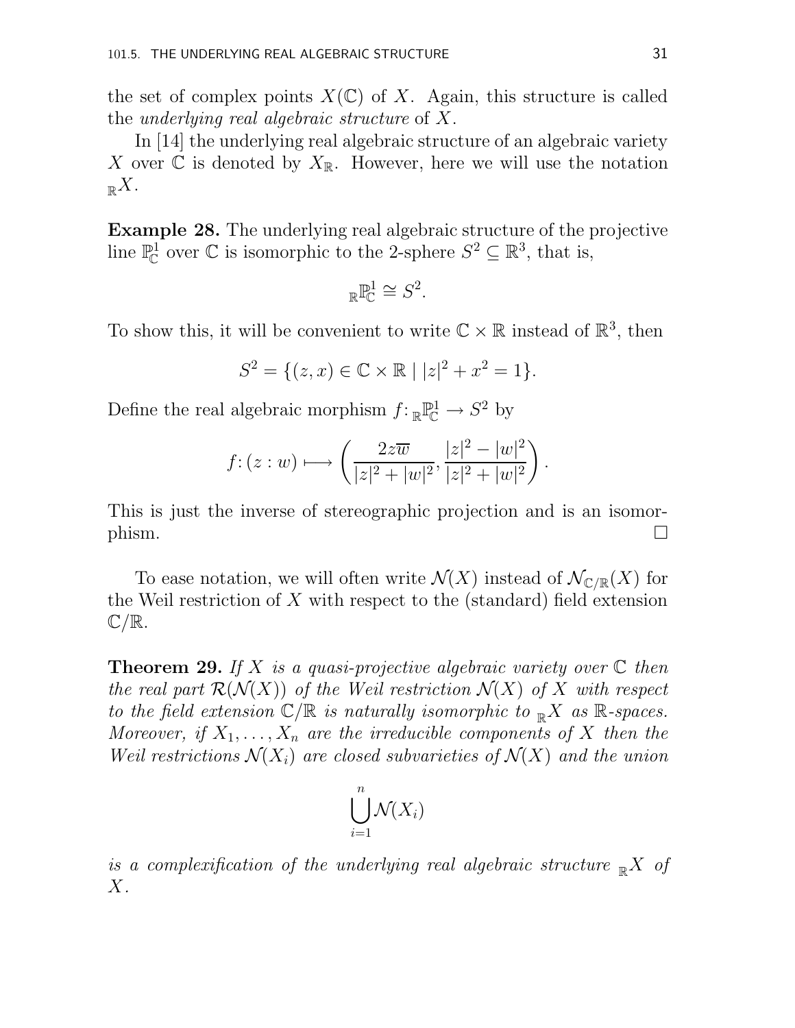the set of complex points $X(\mathbb{C})$ of $X$. Again, this structure is called the *underlying real algebraic structure* of $X$.

In [14] the underlying real algebraic structure of an algebraic variety $X$ over $\mathbb{C}$ is denoted by $X_{\mathbb{R}}$. However, here we will use the notation ${}_{\mathbb{R}}X$.

**Example 28.** The underlying real algebraic structure of the projective line $\mathbb{P}^1_{\mathbb{C}}$ over $\mathbb{C}$ is isomorphic to the 2-sphere $S^2 \subseteq \mathbb{R}^3$, that is,

$$ {}_{\mathbb{R}}\mathbb{P}^1_{\mathbb{C}} \cong S^2. $$

To show this, it will be convenient to write $\mathbb{C} \times \mathbb{R}$ instead of $\mathbb{R}^3$, then

$$ S^2 = \{(z, x) \in \mathbb{C} \times \mathbb{R} \mid |z|^2 + x^2 = 1\}. $$

Define the real algebraic morphism $f \colon {}_{\mathbb{R}}\mathbb{P}^1_{\mathbb{C}} \to S^2$ by

$$ f \colon (z : w) \longmapsto \left( \frac{2z\overline{w}}{|z|^2 + |w|^2}, \frac{|z|^2 - |w|^2}{|z|^2 + |w|^2} \right). $$

This is just the inverse of stereographic projection and is an isomorphism. □

To ease notation, we will often write $\mathcal{N}(X)$ instead of $\mathcal{N}_{\mathbb{C}/\mathbb{R}}(X)$ for the Weil restriction of $X$ with respect to the (standard) field extension $\mathbb{C}/\mathbb{R}$.

**Theorem 29.** *If $X$ is a quasi-projective algebraic variety over $\mathbb{C}$ then the real part $\mathcal{R}(\mathcal{N}(X))$ of the Weil restriction $\mathcal{N}(X)$ of $X$ with respect to the field extension $\mathbb{C}/\mathbb{R}$ is naturally isomorphic to ${}_{\mathbb{R}}X$ as $\mathbb{R}$-spaces. Moreover, if $X_1, \ldots, X_n$ are the irreducible components of $X$ then the Weil restrictions $\mathcal{N}(X_i)$ are closed subvarieties of $\mathcal{N}(X)$ and the union*

$$ \bigcup_{i=1}^{n} \mathcal{N}(X_i) $$

*is a complexification of the underlying real algebraic structure ${}_{\mathbb{R}}X$ of $X$.*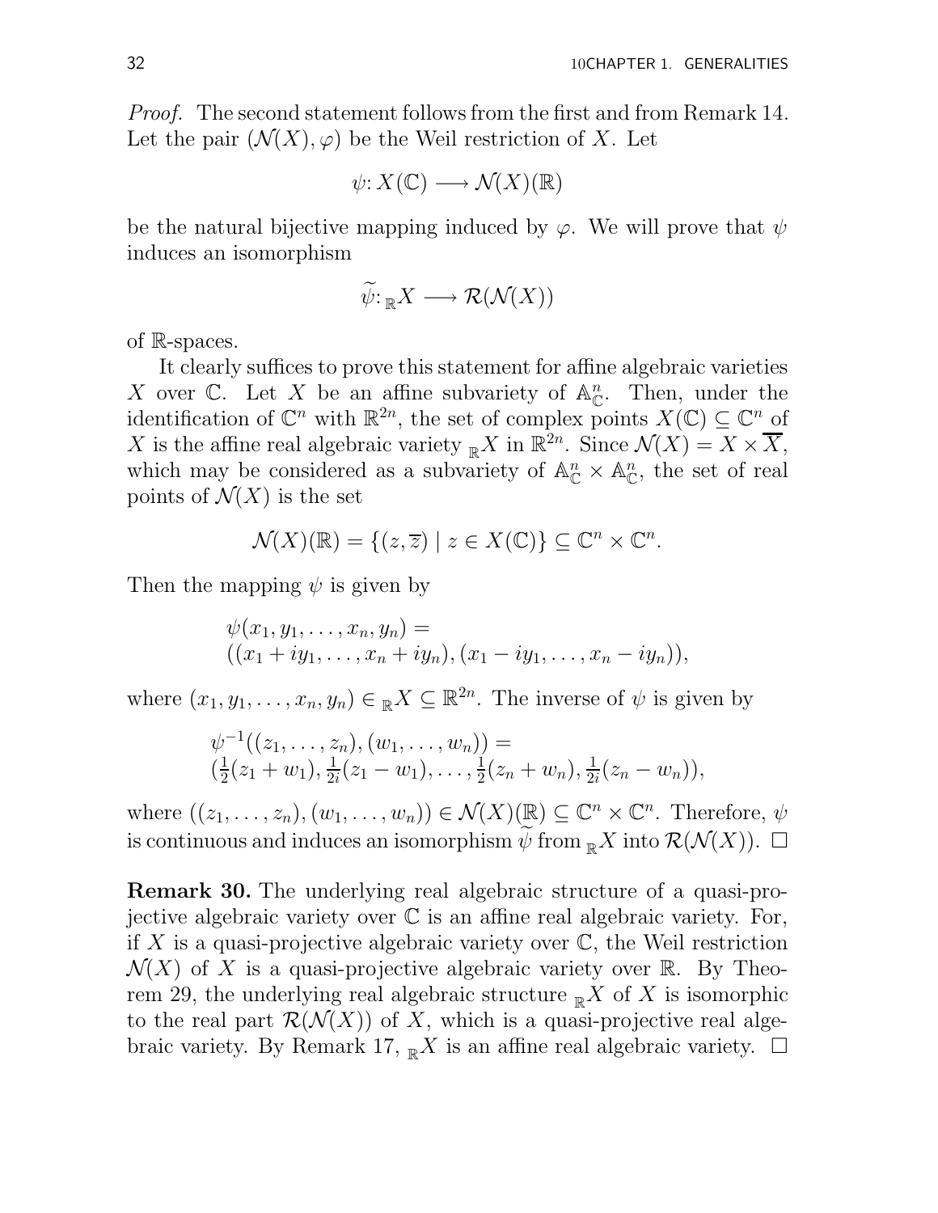*Proof.* The second statement follows from the first and from Remark 14. Let the pair $(\mathcal{N}(X), \varphi)$ be the Weil restriction of $X$. Let

$$\psi \colon X(\mathbb{C}) \longrightarrow \mathcal{N}(X)(\mathbb{R})$$

be the natural bijective mapping induced by $\varphi$. We will prove that $\psi$ induces an isomorphism

$$\widetilde{\psi} \colon {}_{\mathbb{R}}X \longrightarrow \mathcal{R}(\mathcal{N}(X))$$

of $\mathbb{R}$-spaces.

It clearly suffices to prove this statement for affine algebraic varieties $X$ over $\mathbb{C}$. Let $X$ be an affine subvariety of $\mathbb{A}^n_{\mathbb{C}}$. Then, under the identification of $\mathbb{C}^n$ with $\mathbb{R}^{2n}$, the set of complex points $X(\mathbb{C}) \subseteq \mathbb{C}^n$ of $X$ is the affine real algebraic variety ${}_{\mathbb{R}}X$ in $\mathbb{R}^{2n}$. Since $\mathcal{N}(X) = X \times \overline{X}$, which may be considered as a subvariety of $\mathbb{A}^n_{\mathbb{C}} \times \mathbb{A}^n_{\mathbb{C}}$, the set of real points of $\mathcal{N}(X)$ is the set

$$\mathcal{N}(X)(\mathbb{R}) = \{(z, \overline{z}) \mid z \in X(\mathbb{C})\} \subseteq \mathbb{C}^n \times \mathbb{C}^n.$$

Then the mapping $\psi$ is given by

$$\psi(x_1, y_1, \ldots, x_n, y_n) = \\ ((x_1 + iy_1, \ldots, x_n + iy_n), (x_1 - iy_1, \ldots, x_n - iy_n)),$$

where $(x_1, y_1, \ldots, x_n, y_n) \in {}_{\mathbb{R}}X \subseteq \mathbb{R}^{2n}$. The inverse of $\psi$ is given by

$$\psi^{-1}((z_1, \ldots, z_n), (w_1, \ldots, w_n)) = \\ (\tfrac{1}{2}(z_1 + w_1), \tfrac{1}{2i}(z_1 - w_1), \ldots, \tfrac{1}{2}(z_n + w_n), \tfrac{1}{2i}(z_n - w_n)),$$

where $((z_1, \ldots, z_n), (w_1, \ldots, w_n)) \in \mathcal{N}(X)(\mathbb{R}) \subseteq \mathbb{C}^n \times \mathbb{C}^n$. Therefore, $\psi$ is continuous and induces an isomorphism $\widetilde{\psi}$ from ${}_{\mathbb{R}}X$ into $\mathcal{R}(\mathcal{N}(X))$. $\square$

**Remark 30.** The underlying real algebraic structure of a quasi-projective algebraic variety over $\mathbb{C}$ is an affine real algebraic variety. For, if $X$ is a quasi-projective algebraic variety over $\mathbb{C}$, the Weil restriction $\mathcal{N}(X)$ of $X$ is a quasi-projective algebraic variety over $\mathbb{R}$. By Theorem 29, the underlying real algebraic structure ${}_{\mathbb{R}}X$ of $X$ is isomorphic to the real part $\mathcal{R}(\mathcal{N}(X))$ of $X$, which is a quasi-projective real algebraic variety. By Remark 17, ${}_{\mathbb{R}}X$ is an affine real algebraic variety. $\square$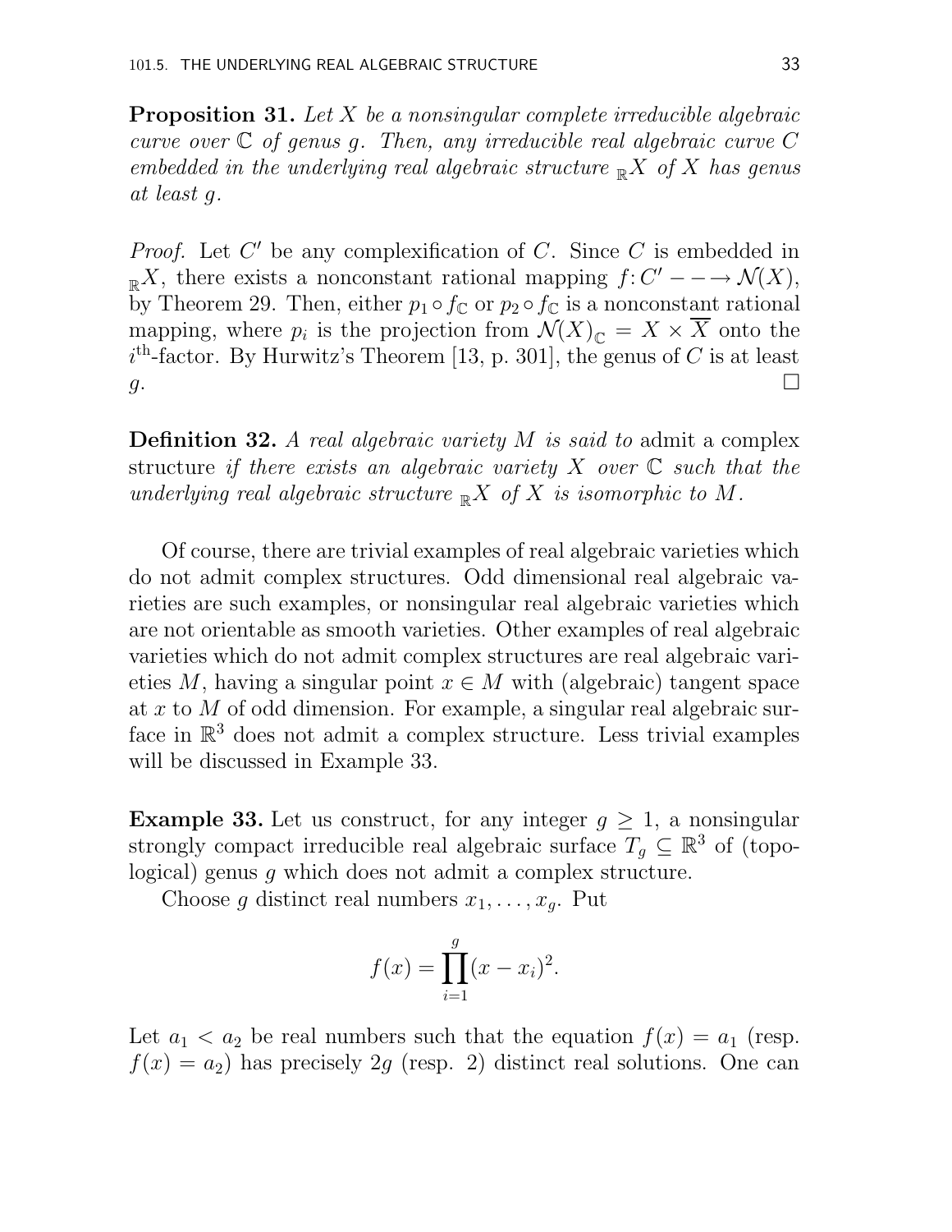**Proposition 31.** *Let $X$ be a nonsingular complete irreducible algebraic curve over $\mathbb{C}$ of genus $g$. Then, any irreducible real algebraic curve $C$ embedded in the underlying real algebraic structure ${}_{\mathbb{R}}X$ of $X$ has genus at least $g$.*

*Proof.* Let $C'$ be any complexification of $C$. Since $C$ is embedded in ${}_{\mathbb{R}}X$, there exists a nonconstant rational mapping $f\colon C' \dashrightarrow \mathcal{N}(X)$, by Theorem 29. Then, either $p_1 \circ f_{\mathbb{C}}$ or $p_2 \circ f_{\mathbb{C}}$ is a nonconstant rational mapping, where $p_i$ is the projection from $\mathcal{N}(X)_{\mathbb{C}} = X \times \overline{X}$ onto the $i^{\text{th}}$-factor. By Hurwitz's Theorem [13, p. 301], the genus of $C$ is at least $g$. $\square$

**Definition 32.** *A real algebraic variety $M$ is said to* admit a complex structure *if there exists an algebraic variety $X$ over $\mathbb{C}$ such that the underlying real algebraic structure ${}_{\mathbb{R}}X$ of $X$ is isomorphic to $M$.*

Of course, there are trivial examples of real algebraic varieties which do not admit complex structures. Odd dimensional real algebraic varieties are such examples, or nonsingular real algebraic varieties which are not orientable as smooth varieties. Other examples of real algebraic varieties which do not admit complex structures are real algebraic varieties $M$, having a singular point $x \in M$ with (algebraic) tangent space at $x$ to $M$ of odd dimension. For example, a singular real algebraic surface in $\mathbb{R}^3$ does not admit a complex structure. Less trivial examples will be discussed in Example 33.

**Example 33.** Let us construct, for any integer $g \geq 1$, a nonsingular strongly compact irreducible real algebraic surface $T_g \subseteq \mathbb{R}^3$ of (topological) genus $g$ which does not admit a complex structure.

Choose $g$ distinct real numbers $x_1, \ldots, x_g$. Put

$$f(x) = \prod_{i=1}^{g} (x - x_i)^2.$$

Let $a_1 < a_2$ be real numbers such that the equation $f(x) = a_1$ (resp. $f(x) = a_2$) has precisely $2g$ (resp. 2) distinct real solutions. One can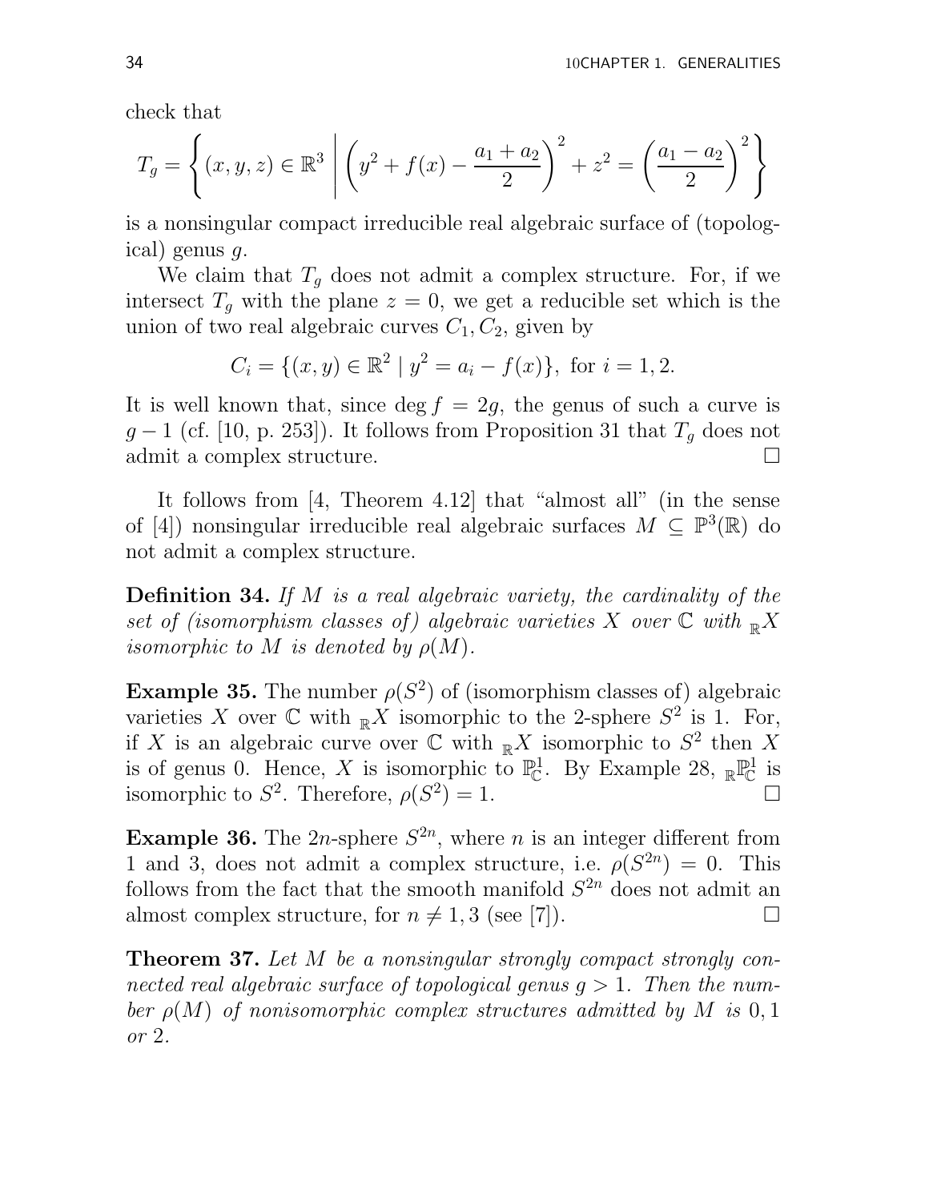check that

$$T_g = \left\{ (x,y,z) \in \mathbb{R}^3 \;\middle|\; \left(y^2 + f(x) - \frac{a_1+a_2}{2}\right)^2 + z^2 = \left(\frac{a_1-a_2}{2}\right)^2 \right\}$$

is a nonsingular compact irreducible real algebraic surface of (topological) genus $g$.

We claim that $T_g$ does not admit a complex structure. For, if we intersect $T_g$ with the plane $z=0$, we get a reducible set which is the union of two real algebraic curves $C_1, C_2$, given by

$$C_i = \{(x,y) \in \mathbb{R}^2 \mid y^2 = a_i - f(x)\}, \text{ for } i = 1,2.$$

It is well known that, since $\deg f = 2g$, the genus of such a curve is $g-1$ (cf. [10, p. 253]). It follows from Proposition 31 that $T_g$ does not admit a complex structure. $\square$

It follows from [4, Theorem 4.12] that "almost all" (in the sense of [4]) nonsingular irreducible real algebraic surfaces $M \subseteq \mathbb{P}^3(\mathbb{R})$ do not admit a complex structure.

**Definition 34.** *If $M$ is a real algebraic variety, the cardinality of the set of (isomorphism classes of) algebraic varieties $X$ over $\mathbb{C}$ with ${}_{\mathbb{R}}X$ isomorphic to $M$ is denoted by $\rho(M)$.*

**Example 35.** The number $\rho(S^2)$ of (isomorphism classes of) algebraic varieties $X$ over $\mathbb{C}$ with ${}_{\mathbb{R}}X$ isomorphic to the 2-sphere $S^2$ is 1. For, if $X$ is an algebraic curve over $\mathbb{C}$ with ${}_{\mathbb{R}}X$ isomorphic to $S^2$ then $X$ is of genus 0. Hence, $X$ is isomorphic to $\mathbb{P}^1_{\mathbb{C}}$. By Example 28, ${}_{\mathbb{R}}\mathbb{P}^1_{\mathbb{C}}$ is isomorphic to $S^2$. Therefore, $\rho(S^2) = 1$. $\square$

**Example 36.** The $2n$-sphere $S^{2n}$, where $n$ is an integer different from 1 and 3, does not admit a complex structure, i.e. $\rho(S^{2n}) = 0$. This follows from the fact that the smooth manifold $S^{2n}$ does not admit an almost complex structure, for $n \neq 1, 3$ (see [7]). $\square$

**Theorem 37.** *Let $M$ be a nonsingular strongly compact strongly connected real algebraic surface of topological genus $g > 1$. Then the number $\rho(M)$ of nonisomorphic complex structures admitted by $M$ is $0, 1$ or $2$.*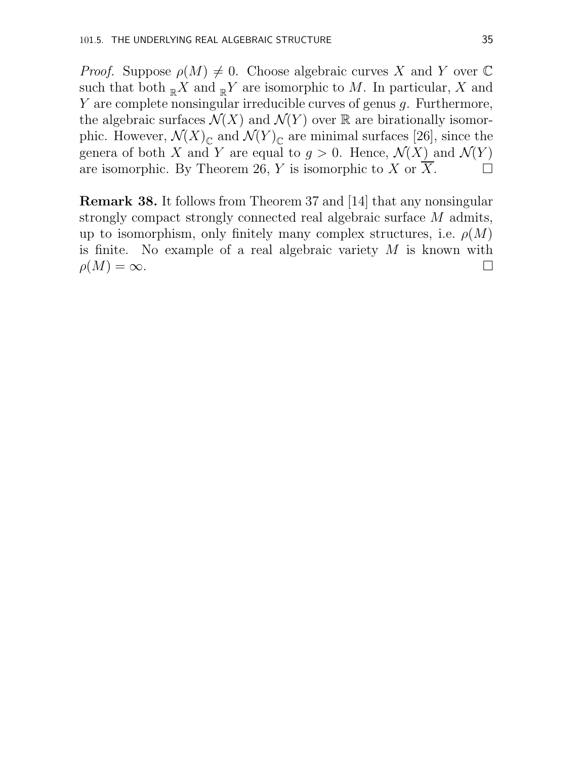*Proof.* Suppose $\rho(M) \neq 0$. Choose algebraic curves $X$ and $Y$ over $\mathbb{C}$ such that both ${}_{\mathbb{R}}X$ and ${}_{\mathbb{R}}Y$ are isomorphic to $M$. In particular, $X$ and $Y$ are complete nonsingular irreducible curves of genus $g$. Furthermore, the algebraic surfaces $\mathcal{N}(X)$ and $\mathcal{N}(Y)$ over $\mathbb{R}$ are birationally isomorphic. However, $\mathcal{N}(X)_{\mathbb{C}}$ and $\mathcal{N}(Y)_{\mathbb{C}}$ are minimal surfaces [26], since the genera of both $X$ and $Y$ are equal to $g > 0$. Hence, $\mathcal{N}(X)$ and $\mathcal{N}(Y)$ are isomorphic. By Theorem 26, $Y$ is isomorphic to $X$ or $\overline{X}$. □

**Remark 38.** It follows from Theorem 37 and [14] that any nonsingular strongly compact strongly connected real algebraic surface $M$ admits, up to isomorphism, only finitely many complex structures, i.e. $\rho(M)$ is finite. No example of a real algebraic variety $M$ is known with $\rho(M) = \infty$. □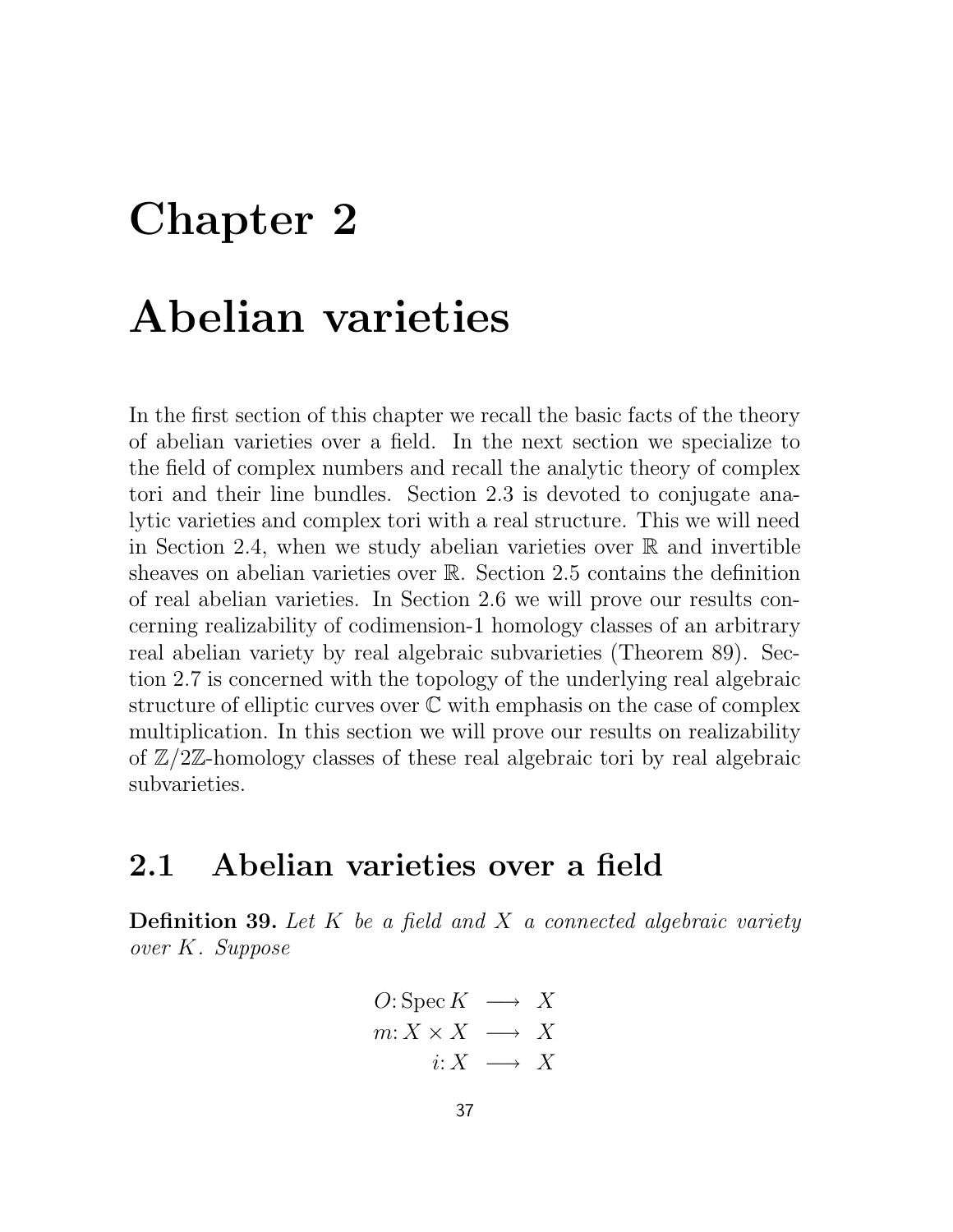# Chapter 2

# Abelian varieties

In the first section of this chapter we recall the basic facts of the theory of abelian varieties over a field. In the next section we specialize to the field of complex numbers and recall the analytic theory of complex tori and their line bundles. Section 2.3 is devoted to conjugate analytic varieties and complex tori with a real structure. This we will need in Section 2.4, when we study abelian varieties over $\mathbb{R}$ and invertible sheaves on abelian varieties over $\mathbb{R}$. Section 2.5 contains the definition of real abelian varieties. In Section 2.6 we will prove our results concerning realizability of codimension-1 homology classes of an arbitrary real abelian variety by real algebraic subvarieties (Theorem 89). Section 2.7 is concerned with the topology of the underlying real algebraic structure of elliptic curves over $\mathbb{C}$ with emphasis on the case of complex multiplication. In this section we will prove our results on realizability of $\mathbb{Z}/2\mathbb{Z}$-homology classes of these real algebraic tori by real algebraic subvarieties.

## 2.1 Abelian varieties over a field

**Definition 39.** *Let $K$ be a field and $X$ a connected algebraic variety over $K$. Suppose*

$$
\begin{aligned}
O\colon \operatorname{Spec} K &\longrightarrow X \\
m\colon X \times X &\longrightarrow X \\
i\colon X &\longrightarrow X
\end{aligned}
$$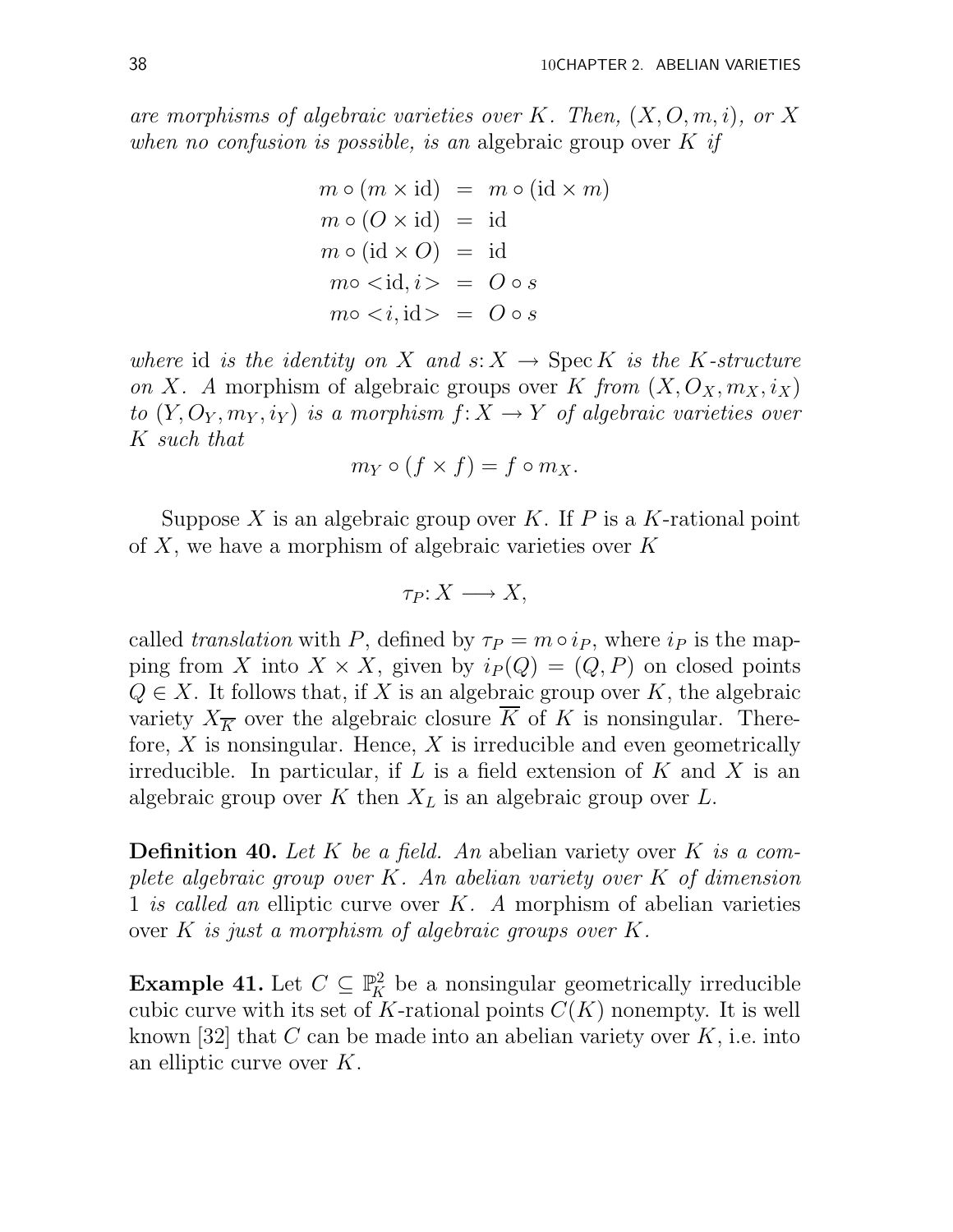*are morphisms of algebraic varieties over $K$. Then, $(X, O, m, i)$, or $X$ when no confusion is possible, is an* algebraic group over $K$ *if*

$$
\begin{aligned}
m \circ (m \times \mathrm{id}) &= m \circ (\mathrm{id} \times m) \\
m \circ (O \times \mathrm{id}) &= \mathrm{id} \\
m \circ (\mathrm{id} \times O) &= \mathrm{id} \\
m \circ <\mathrm{id}, i> &= O \circ s \\
m \circ <i, \mathrm{id}> &= O \circ s
\end{aligned}
$$

*where* id *is the identity on $X$ and $s\colon X \to \operatorname{Spec} K$ is the $K$-structure on $X$. A* morphism of algebraic groups over $K$ *from $(X, O_X, m_X, i_X)$ to $(Y, O_Y, m_Y, i_Y)$ is a morphism $f\colon X \to Y$ of algebraic varieties over $K$ such that*

$$m_Y \circ (f \times f) = f \circ m_X.$$

Suppose $X$ is an algebraic group over $K$. If $P$ is a $K$-rational point of $X$, we have a morphism of algebraic varieties over $K$

$$\tau_P\colon X \longrightarrow X,$$

called *translation* with $P$, defined by $\tau_P = m \circ i_P$, where $i_P$ is the mapping from $X$ into $X \times X$, given by $i_P(Q) = (Q, P)$ on closed points $Q \in X$. It follows that, if $X$ is an algebraic group over $K$, the algebraic variety $X_{\overline{K}}$ over the algebraic closure $\overline{K}$ of $K$ is nonsingular. Therefore, $X$ is nonsingular. Hence, $X$ is irreducible and even geometrically irreducible. In particular, if $L$ is a field extension of $K$ and $X$ is an algebraic group over $K$ then $X_L$ is an algebraic group over $L$.

**Definition 40.** *Let $K$ be a field. An* abelian variety over $K$ *is a complete algebraic group over $K$. An abelian variety over $K$ of dimension 1 is called an* elliptic curve over $K$. *A* morphism of abelian varieties over $K$ *is just a morphism of algebraic groups over $K$.*

**Example 41.** Let $C \subseteq \mathbb{P}^2_K$ be a nonsingular geometrically irreducible cubic curve with its set of $K$-rational points $C(K)$ nonempty. It is well known [32] that $C$ can be made into an abelian variety over $K$, i.e. into an elliptic curve over $K$.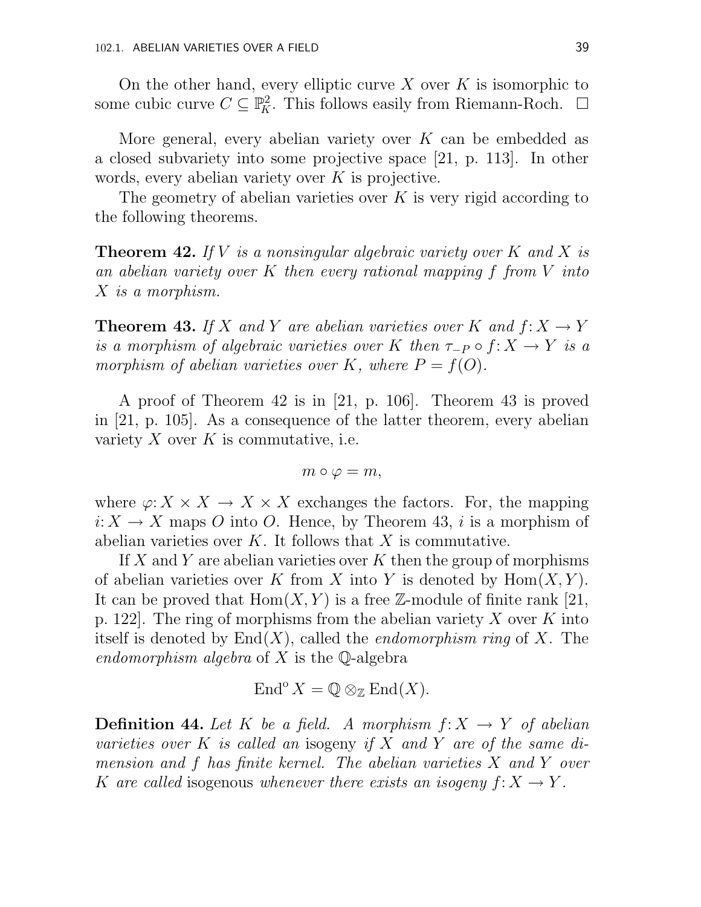On the other hand, every elliptic curve $X$ over $K$ is isomorphic to some cubic curve $C \subseteq \mathbb{P}^2_K$. This follows easily from Riemann-Roch. $\square$

More general, every abelian variety over $K$ can be embedded as a closed subvariety into some projective space [21, p. 113]. In other words, every abelian variety over $K$ is projective.

The geometry of abelian varieties over $K$ is very rigid according to the following theorems.

**Theorem 42.** *If $V$ is a nonsingular algebraic variety over $K$ and $X$ is an abelian variety over $K$ then every rational mapping $f$ from $V$ into $X$ is a morphism.*

**Theorem 43.** *If $X$ and $Y$ are abelian varieties over $K$ and $f: X \to Y$ is a morphism of algebraic varieties over $K$ then $\tau_{-P} \circ f: X \to Y$ is a morphism of abelian varieties over $K$, where $P = f(O)$.*

A proof of Theorem 42 is in [21, p. 106]. Theorem 43 is proved in [21, p. 105]. As a consequence of the latter theorem, every abelian variety $X$ over $K$ is commutative, i.e.

$$m \circ \varphi = m,$$

where $\varphi: X \times X \to X \times X$ exchanges the factors. For, the mapping $i: X \to X$ maps $O$ into $O$. Hence, by Theorem 43, $i$ is a morphism of abelian varieties over $K$. It follows that $X$ is commutative.

If $X$ and $Y$ are abelian varieties over $K$ then the group of morphisms of abelian varieties over $K$ from $X$ into $Y$ is denoted by $\mathrm{Hom}(X, Y)$. It can be proved that $\mathrm{Hom}(X, Y)$ is a free $\mathbb{Z}$-module of finite rank [21, p. 122]. The ring of morphisms from the abelian variety $X$ over $K$ into itself is denoted by $\mathrm{End}(X)$, called the *endomorphism ring* of $X$. The *endomorphism algebra* of $X$ is the $\mathbb{Q}$-algebra

$$\mathrm{End}^{\mathrm{o}} X = \mathbb{Q} \otimes_{\mathbb{Z}} \mathrm{End}(X).$$

**Definition 44.** *Let $K$ be a field. A morphism $f: X \to Y$ of abelian varieties over $K$ is called an* isogeny *if $X$ and $Y$ are of the same dimension and $f$ has finite kernel. The abelian varieties $X$ and $Y$ over $K$ are called* isogenous *whenever there exists an isogeny $f: X \to Y$.*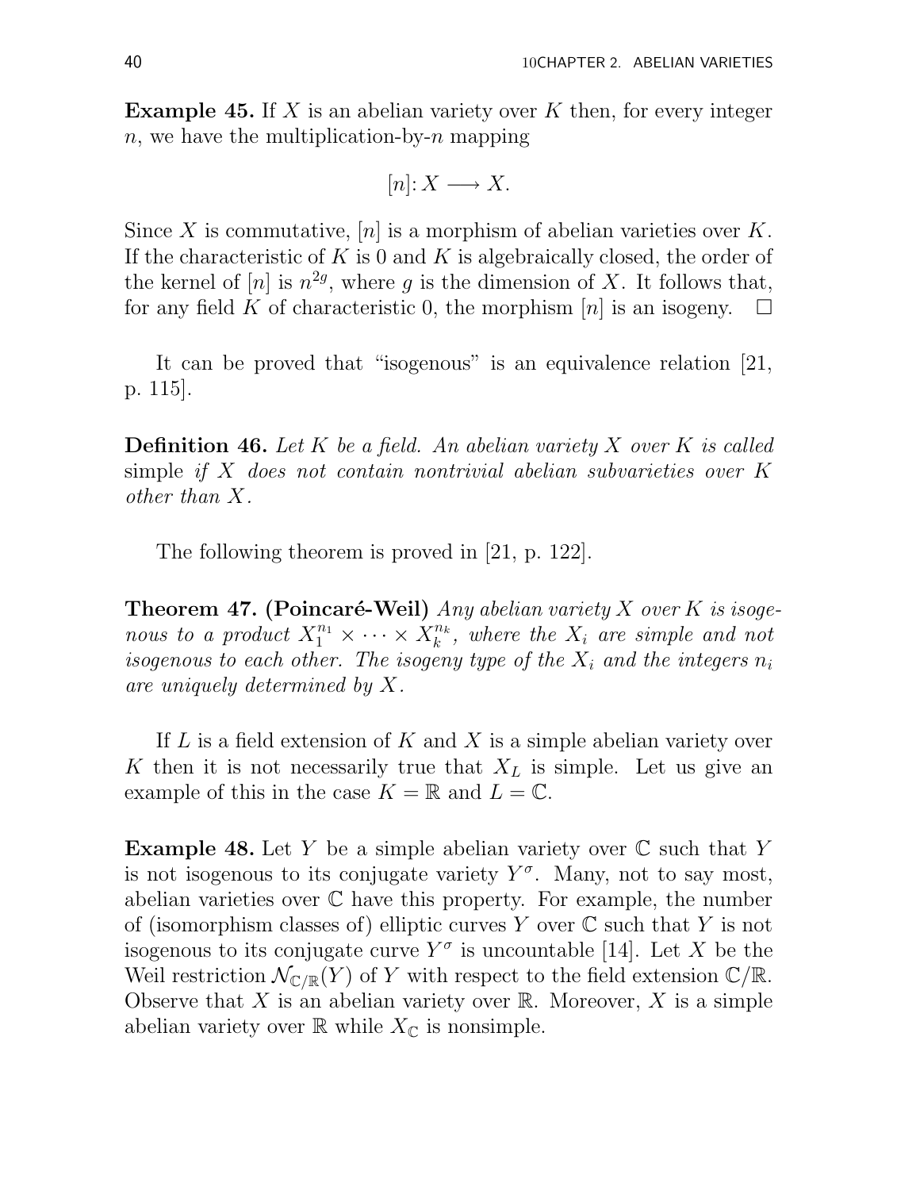**Example 45.** If $X$ is an abelian variety over $K$ then, for every integer $n$, we have the multiplication-by-$n$ mapping

$$[n]: X \longrightarrow X.$$

Since $X$ is commutative, $[n]$ is a morphism of abelian varieties over $K$. If the characteristic of $K$ is 0 and $K$ is algebraically closed, the order of the kernel of $[n]$ is $n^{2g}$, where $g$ is the dimension of $X$. It follows that, for any field $K$ of characteristic 0, the morphism $[n]$ is an isogeny. $\square$

It can be proved that "isogenous" is an equivalence relation [21, p. 115].

**Definition 46.** *Let $K$ be a field. An abelian variety $X$ over $K$ is called* simple *if $X$ does not contain nontrivial abelian subvarieties over $K$ other than $X$.*

The following theorem is proved in [21, p. 122].

**Theorem 47. (Poincaré-Weil)** *Any abelian variety $X$ over $K$ is isogenous to a product $X_1^{n_1} \times \cdots \times X_k^{n_k}$, where the $X_i$ are simple and not isogenous to each other. The isogeny type of the $X_i$ and the integers $n_i$ are uniquely determined by $X$.*

If $L$ is a field extension of $K$ and $X$ is a simple abelian variety over $K$ then it is not necessarily true that $X_L$ is simple. Let us give an example of this in the case $K = \mathbb{R}$ and $L = \mathbb{C}$.

**Example 48.** Let $Y$ be a simple abelian variety over $\mathbb{C}$ such that $Y$ is not isogenous to its conjugate variety $Y^\sigma$. Many, not to say most, abelian varieties over $\mathbb{C}$ have this property. For example, the number of (isomorphism classes of) elliptic curves $Y$ over $\mathbb{C}$ such that $Y$ is not isogenous to its conjugate curve $Y^\sigma$ is uncountable [14]. Let $X$ be the Weil restriction $\mathcal{N}_{\mathbb{C}/\mathbb{R}}(Y)$ of $Y$ with respect to the field extension $\mathbb{C}/\mathbb{R}$. Observe that $X$ is an abelian variety over $\mathbb{R}$. Moreover, $X$ is a simple abelian variety over $\mathbb{R}$ while $X_\mathbb{C}$ is nonsimple.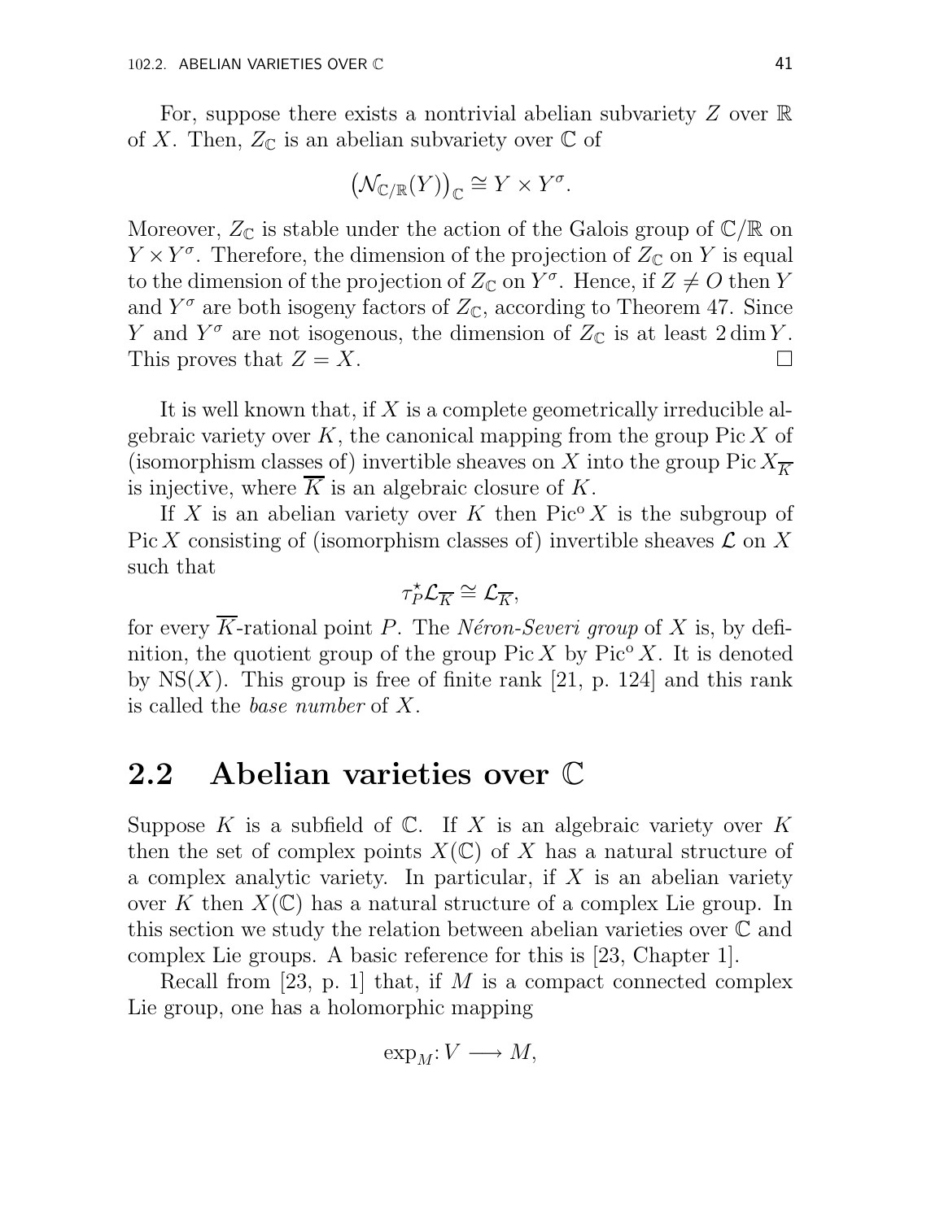For, suppose there exists a nontrivial abelian subvariety $Z$ over $\mathbb{R}$ of $X$. Then, $Z_{\mathbb{C}}$ is an abelian subvariety over $\mathbb{C}$ of

$$\left(\mathcal{N}_{\mathbb{C}/\mathbb{R}}(Y)\right)_{\mathbb{C}} \cong Y \times Y^{\sigma}.$$

Moreover, $Z_{\mathbb{C}}$ is stable under the action of the Galois group of $\mathbb{C}/\mathbb{R}$ on $Y \times Y^{\sigma}$. Therefore, the dimension of the projection of $Z_{\mathbb{C}}$ on $Y$ is equal to the dimension of the projection of $Z_{\mathbb{C}}$ on $Y^{\sigma}$. Hence, if $Z \neq O$ then $Y$ and $Y^{\sigma}$ are both isogeny factors of $Z_{\mathbb{C}}$, according to Theorem 47. Since $Y$ and $Y^{\sigma}$ are not isogenous, the dimension of $Z_{\mathbb{C}}$ is at least $2 \dim Y$. This proves that $Z = X$. $\square$

It is well known that, if $X$ is a complete geometrically irreducible algebraic variety over $K$, the canonical mapping from the group $\operatorname{Pic} X$ of (isomorphism classes of) invertible sheaves on $X$ into the group $\operatorname{Pic} X_{\overline{K}}$ is injective, where $\overline{K}$ is an algebraic closure of $K$.

If $X$ is an abelian variety over $K$ then $\operatorname{Pic}^{\mathrm{o}} X$ is the subgroup of $\operatorname{Pic} X$ consisting of (isomorphism classes of) invertible sheaves $\mathcal{L}$ on $X$ such that

$$\tau_P^{\star} \mathcal{L}_{\overline{K}} \cong \mathcal{L}_{\overline{K}},$$

for every $\overline{K}$-rational point $P$. The *Néron-Severi group* of $X$ is, by definition, the quotient group of the group $\operatorname{Pic} X$ by $\operatorname{Pic}^{\mathrm{o}} X$. It is denoted by $\operatorname{NS}(X)$. This group is free of finite rank [21, p. 124] and this rank is called the *base number* of $X$.

## 2.2 Abelian varieties over $\mathbb{C}$

Suppose $K$ is a subfield of $\mathbb{C}$. If $X$ is an algebraic variety over $K$ then the set of complex points $X(\mathbb{C})$ of $X$ has a natural structure of a complex analytic variety. In particular, if $X$ is an abelian variety over $K$ then $X(\mathbb{C})$ has a natural structure of a complex Lie group. In this section we study the relation between abelian varieties over $\mathbb{C}$ and complex Lie groups. A basic reference for this is [23, Chapter 1].

Recall from [23, p. 1] that, if $M$ is a compact connected complex Lie group, one has a holomorphic mapping

$$\exp_M : V \longrightarrow M,$$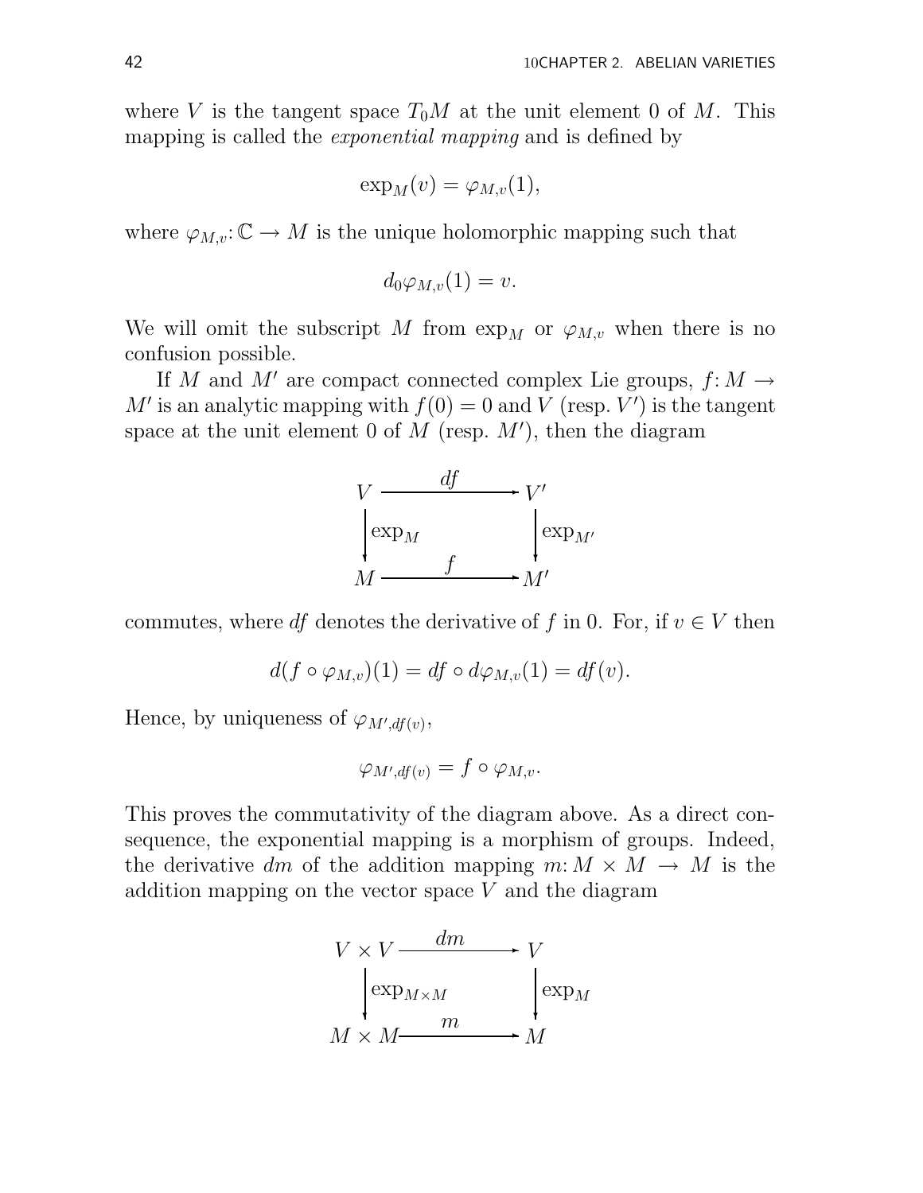where $V$ is the tangent space $T_0M$ at the unit element 0 of $M$. This mapping is called the *exponential mapping* and is defined by

$$\exp_M(v) = \varphi_{M,v}(1),$$

where $\varphi_{M,v}: \mathbb{C} \to M$ is the unique holomorphic mapping such that

$$d_0\varphi_{M,v}(1) = v.$$

We will omit the subscript $M$ from $\exp_M$ or $\varphi_{M,v}$ when there is no confusion possible.

If $M$ and $M'$ are compact connected complex Lie groups, $f: M \to M'$ is an analytic mapping with $f(0) = 0$ and $V$ (resp. $V'$) is the tangent space at the unit element 0 of $M$ (resp. $M'$), then the diagram

$$\begin{array}{ccc} V & \xrightarrow{df} & V' \\ \Big\downarrow{\scriptstyle \exp_M} & & \Big\downarrow{\scriptstyle \exp_{M'}} \\ M & \xrightarrow{f} & M' \end{array}$$

commutes, where $df$ denotes the derivative of $f$ in 0. For, if $v \in V$ then

$$d(f \circ \varphi_{M,v})(1) = df \circ d\varphi_{M,v}(1) = df(v).$$

Hence, by uniqueness of $\varphi_{M',df(v)}$,

$$\varphi_{M',df(v)} = f \circ \varphi_{M,v}.$$

This proves the commutativity of the diagram above. As a direct consequence, the exponential mapping is a morphism of groups. Indeed, the derivative $dm$ of the addition mapping $m: M \times M \to M$ is the addition mapping on the vector space $V$ and the diagram

$$\begin{array}{ccc} V \times V & \xrightarrow{dm} & V \\ \Big\downarrow{\scriptstyle \exp_{M\times M}} & & \Big\downarrow{\scriptstyle \exp_M} \\ M \times M & \xrightarrow{m} & M \end{array}$$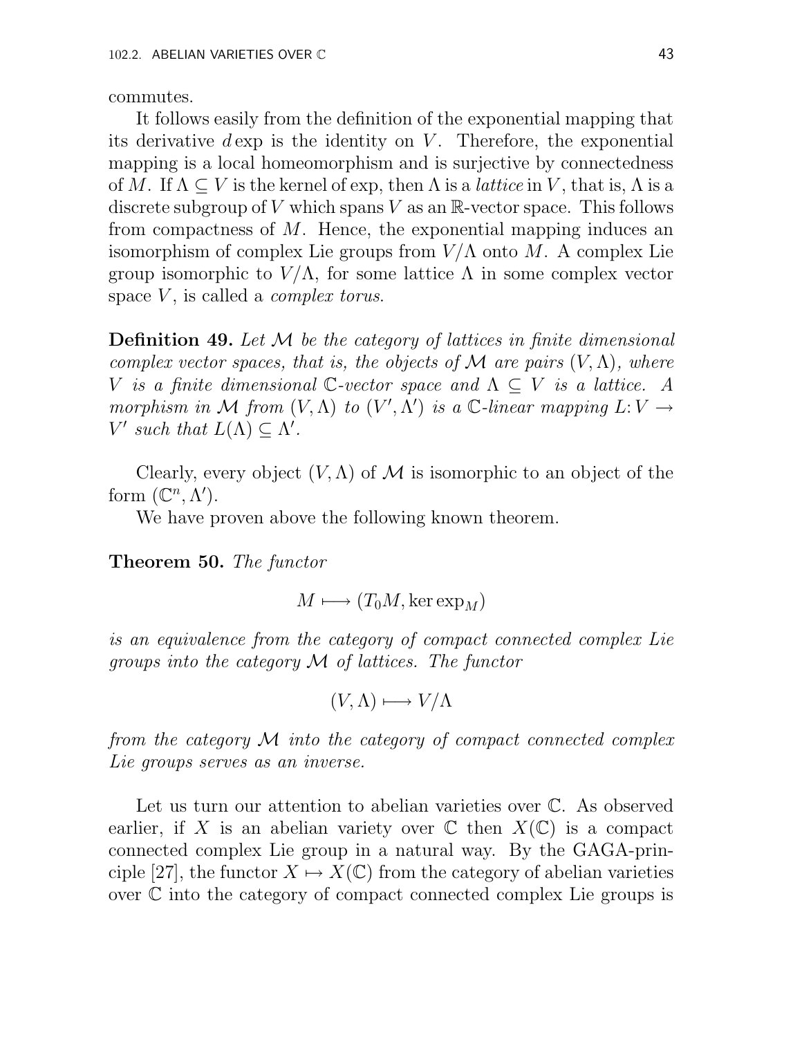commutes.

It follows easily from the definition of the exponential mapping that its derivative $d\exp$ is the identity on $V$. Therefore, the exponential mapping is a local homeomorphism and is surjective by connectedness of $M$. If $\Lambda \subseteq V$ is the kernel of exp, then $\Lambda$ is a *lattice* in $V$, that is, $\Lambda$ is a discrete subgroup of $V$ which spans $V$ as an $\mathbb{R}$-vector space. This follows from compactness of $M$. Hence, the exponential mapping induces an isomorphism of complex Lie groups from $V/\Lambda$ onto $M$. A complex Lie group isomorphic to $V/\Lambda$, for some lattice $\Lambda$ in some complex vector space $V$, is called a *complex torus*.

**Definition 49.** *Let $\mathcal{M}$ be the category of lattices in finite dimensional complex vector spaces, that is, the objects of $\mathcal{M}$ are pairs $(V, \Lambda)$, where $V$ is a finite dimensional $\mathbb{C}$-vector space and $\Lambda \subseteq V$ is a lattice. A morphism in $\mathcal{M}$ from $(V, \Lambda)$ to $(V', \Lambda')$ is a $\mathbb{C}$-linear mapping $L: V \to V'$ such that $L(\Lambda) \subseteq \Lambda'$.*

Clearly, every object $(V, \Lambda)$ of $\mathcal{M}$ is isomorphic to an object of the form $(\mathbb{C}^n, \Lambda')$.

We have proven above the following known theorem.

**Theorem 50.** *The functor*

$$M \longmapsto (T_0 M, \ker \exp_M)$$

*is an equivalence from the category of compact connected complex Lie groups into the category $\mathcal{M}$ of lattices. The functor*

$$(V, \Lambda) \longmapsto V/\Lambda$$

*from the category $\mathcal{M}$ into the category of compact connected complex Lie groups serves as an inverse.*

Let us turn our attention to abelian varieties over $\mathbb{C}$. As observed earlier, if $X$ is an abelian variety over $\mathbb{C}$ then $X(\mathbb{C})$ is a compact connected complex Lie group in a natural way. By the GAGA-principle [27], the functor $X \mapsto X(\mathbb{C})$ from the category of abelian varieties over $\mathbb{C}$ into the category of compact connected complex Lie groups is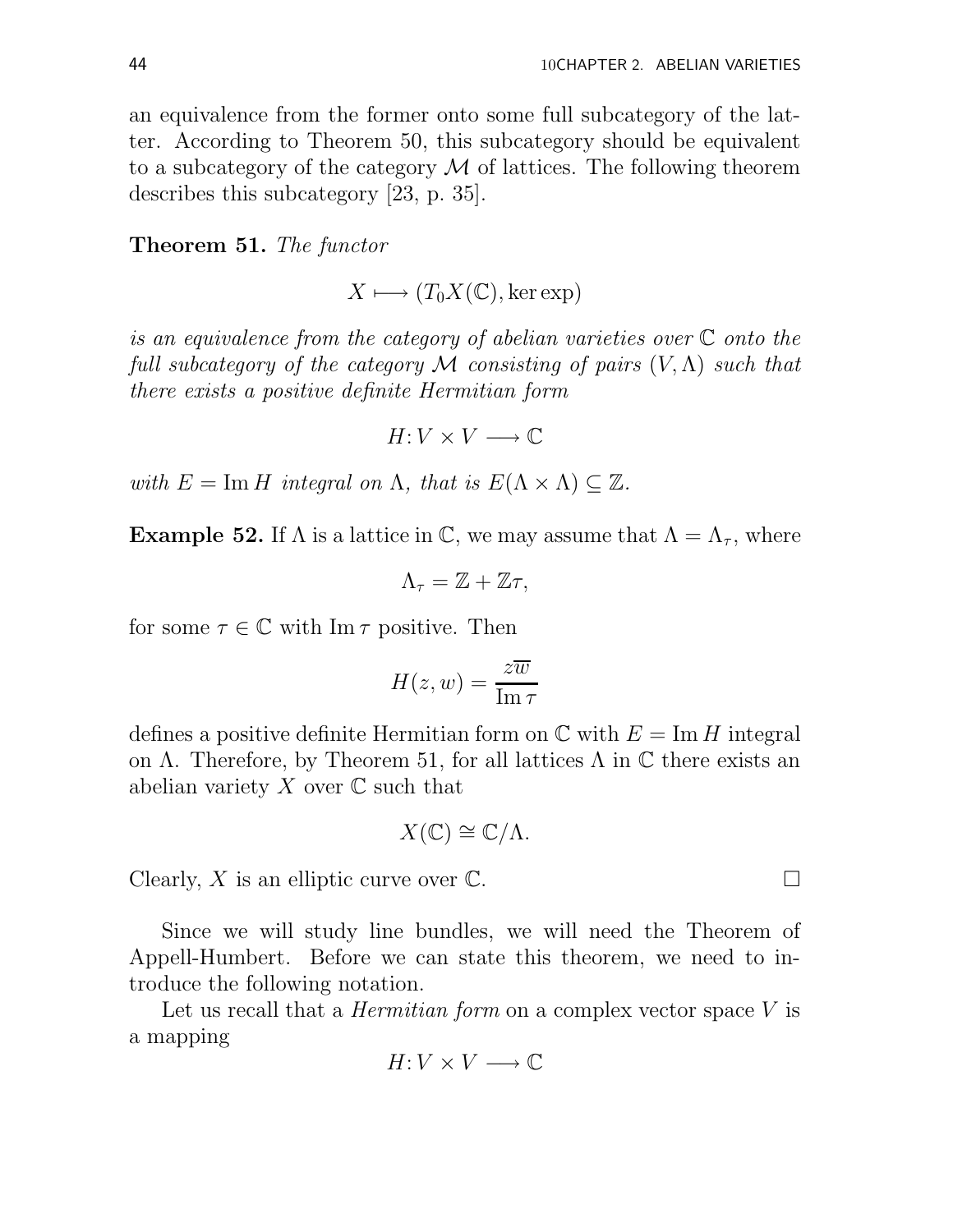an equivalence from the former onto some full subcategory of the latter. According to Theorem 50, this subcategory should be equivalent to a subcategory of the category $\mathcal{M}$ of lattices. The following theorem describes this subcategory [23, p. 35].

**Theorem 51.** *The functor*

$$X \longmapsto (T_0X(\mathbb{C}), \ker \exp)$$

*is an equivalence from the category of abelian varieties over $\mathbb{C}$ onto the full subcategory of the category $\mathcal{M}$ consisting of pairs $(V, \Lambda)$ such that there exists a positive definite Hermitian form*

$$H: V \times V \longrightarrow \mathbb{C}$$

*with $E = \operatorname{Im} H$ integral on $\Lambda$, that is $E(\Lambda \times \Lambda) \subseteq \mathbb{Z}$.*

**Example 52.** If $\Lambda$ is a lattice in $\mathbb{C}$, we may assume that $\Lambda = \Lambda_\tau$, where

$$\Lambda_\tau = \mathbb{Z} + \mathbb{Z}\tau,$$

for some $\tau \in \mathbb{C}$ with $\operatorname{Im} \tau$ positive. Then

$$H(z, w) = \frac{z\overline{w}}{\operatorname{Im} \tau}$$

defines a positive definite Hermitian form on $\mathbb{C}$ with $E = \operatorname{Im} H$ integral on $\Lambda$. Therefore, by Theorem 51, for all lattices $\Lambda$ in $\mathbb{C}$ there exists an abelian variety $X$ over $\mathbb{C}$ such that

$$X(\mathbb{C}) \cong \mathbb{C}/\Lambda.$$

Clearly, $X$ is an elliptic curve over $\mathbb{C}$. □

Since we will study line bundles, we will need the Theorem of Appell-Humbert. Before we can state this theorem, we need to introduce the following notation.

Let us recall that a *Hermitian form* on a complex vector space $V$ is a mapping

$$H: V \times V \longrightarrow \mathbb{C}$$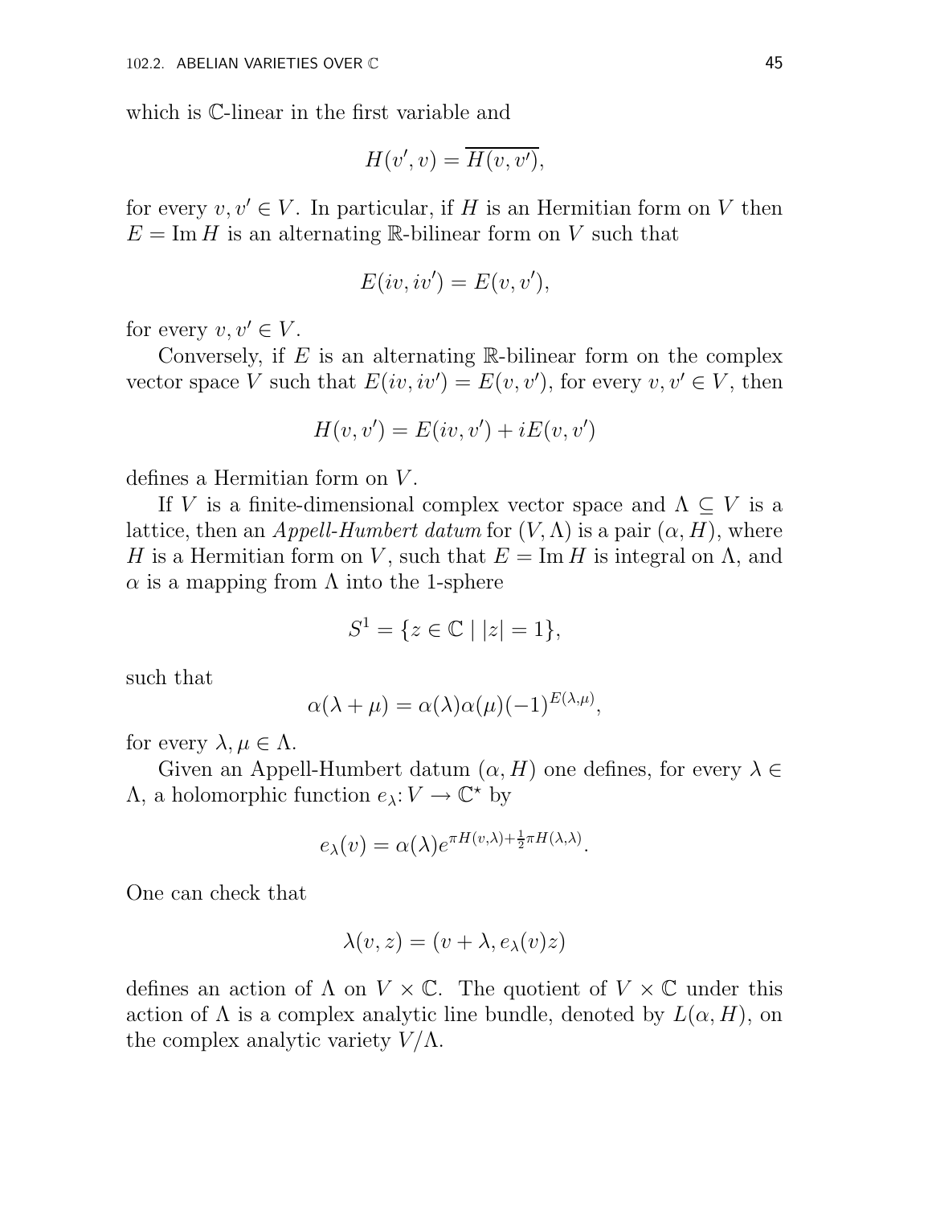which is $\mathbb{C}$-linear in the first variable and

$$H(v', v) = \overline{H(v, v')},$$

for every $v, v' \in V$. In particular, if $H$ is an Hermitian form on $V$ then $E = \operatorname{Im} H$ is an alternating $\mathbb{R}$-bilinear form on $V$ such that

$$E(iv, iv') = E(v, v'),$$

for every $v, v' \in V$.

Conversely, if $E$ is an alternating $\mathbb{R}$-bilinear form on the complex vector space $V$ such that $E(iv, iv') = E(v, v')$, for every $v, v' \in V$, then

$$H(v, v') = E(iv, v') + iE(v, v')$$

defines a Hermitian form on $V$.

If $V$ is a finite-dimensional complex vector space and $\Lambda \subseteq V$ is a lattice, then an *Appell-Humbert datum* for $(V, \Lambda)$ is a pair $(\alpha, H)$, where $H$ is a Hermitian form on $V$, such that $E = \operatorname{Im} H$ is integral on $\Lambda$, and $\alpha$ is a mapping from $\Lambda$ into the 1-sphere

$$S^1 = \{z \in \mathbb{C} \mid |z| = 1\},$$

such that

$$\alpha(\lambda + \mu) = \alpha(\lambda)\alpha(\mu)(-1)^{E(\lambda,\mu)},$$

for every $\lambda, \mu \in \Lambda$.

Given an Appell-Humbert datum $(\alpha, H)$ one defines, for every $\lambda \in \Lambda$, a holomorphic function $e_\lambda \colon V \to \mathbb{C}^\star$ by

$$e_\lambda(v) = \alpha(\lambda)e^{\pi H(v,\lambda) + \frac{1}{2}\pi H(\lambda,\lambda)}.$$

One can check that

$$\lambda(v, z) = (v + \lambda, e_\lambda(v)z)$$

defines an action of $\Lambda$ on $V \times \mathbb{C}$. The quotient of $V \times \mathbb{C}$ under this action of $\Lambda$ is a complex analytic line bundle, denoted by $L(\alpha, H)$, on the complex analytic variety $V/\Lambda$.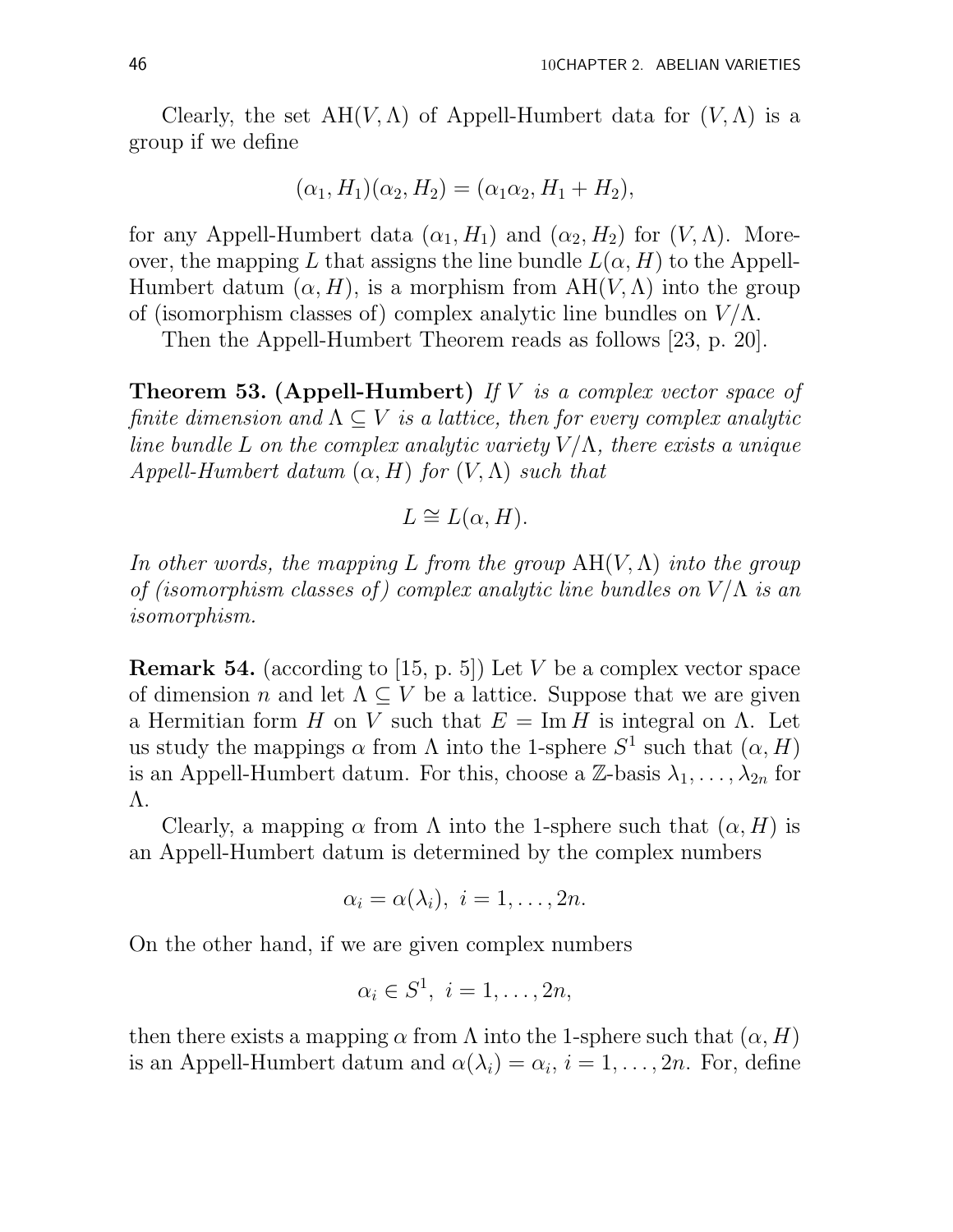Clearly, the set $\mathrm{AH}(V, \Lambda)$ of Appell-Humbert data for $(V, \Lambda)$ is a group if we define

$$(\alpha_1, H_1)(\alpha_2, H_2) = (\alpha_1 \alpha_2, H_1 + H_2),$$

for any Appell-Humbert data $(\alpha_1, H_1)$ and $(\alpha_2, H_2)$ for $(V, \Lambda)$. Moreover, the mapping $L$ that assigns the line bundle $L(\alpha, H)$ to the Appell-Humbert datum $(\alpha, H)$, is a morphism from $\mathrm{AH}(V, \Lambda)$ into the group of (isomorphism classes of) complex analytic line bundles on $V/\Lambda$.

Then the Appell-Humbert Theorem reads as follows [23, p. 20].

**Theorem 53. (Appell-Humbert)** *If $V$ is a complex vector space of finite dimension and $\Lambda \subseteq V$ is a lattice, then for every complex analytic line bundle $L$ on the complex analytic variety $V/\Lambda$, there exists a unique Appell-Humbert datum $(\alpha, H)$ for $(V, \Lambda)$ such that*

$$L \cong L(\alpha, H).$$

*In other words, the mapping $L$ from the group $\mathrm{AH}(V, \Lambda)$ into the group of (isomorphism classes of) complex analytic line bundles on $V/\Lambda$ is an isomorphism.*

**Remark 54.** (according to [15, p. 5]) Let $V$ be a complex vector space of dimension $n$ and let $\Lambda \subseteq V$ be a lattice. Suppose that we are given a Hermitian form $H$ on $V$ such that $E = \operatorname{Im} H$ is integral on $\Lambda$. Let us study the mappings $\alpha$ from $\Lambda$ into the 1-sphere $S^1$ such that $(\alpha, H)$ is an Appell-Humbert datum. For this, choose a $\mathbb{Z}$-basis $\lambda_1, \ldots, \lambda_{2n}$ for $\Lambda$.

Clearly, a mapping $\alpha$ from $\Lambda$ into the 1-sphere such that $(\alpha, H)$ is an Appell-Humbert datum is determined by the complex numbers

$$\alpha_i = \alpha(\lambda_i), \ i = 1, \ldots, 2n.$$

On the other hand, if we are given complex numbers

$$\alpha_i \in S^1, \ i = 1, \ldots, 2n,$$

then there exists a mapping $\alpha$ from $\Lambda$ into the 1-sphere such that $(\alpha, H)$ is an Appell-Humbert datum and $\alpha(\lambda_i) = \alpha_i$, $i = 1, \ldots, 2n$. For, define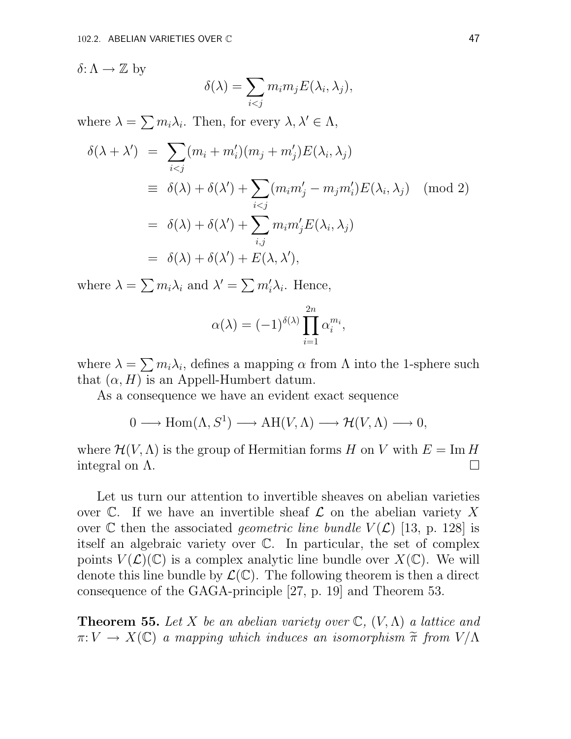$\delta\colon \Lambda \to \mathbb{Z}$ by

$$\delta(\lambda) = \sum_{i<j} m_i m_j E(\lambda_i, \lambda_j),$$

where $\lambda = \sum m_i \lambda_i$. Then, for every $\lambda, \lambda' \in \Lambda$,

$$\begin{aligned}
\delta(\lambda + \lambda') &= \sum_{i<j} (m_i + m_i')(m_j + m_j')E(\lambda_i, \lambda_j) \\
&\equiv \delta(\lambda) + \delta(\lambda') + \sum_{i<j} (m_i m_j' - m_j m_i')E(\lambda_i, \lambda_j) \pmod 2 \\
&= \delta(\lambda) + \delta(\lambda') + \sum_{i,j} m_i m_j' E(\lambda_i, \lambda_j) \\
&= \delta(\lambda) + \delta(\lambda') + E(\lambda, \lambda'),
\end{aligned}$$

where $\lambda = \sum m_i \lambda_i$ and $\lambda' = \sum m_i' \lambda_i$. Hence,

$$\alpha(\lambda) = (-1)^{\delta(\lambda)} \prod_{i=1}^{2n} \alpha_i^{m_i},$$

where $\lambda = \sum m_i \lambda_i$, defines a mapping $\alpha$ from $\Lambda$ into the 1-sphere such that $(\alpha, H)$ is an Appell-Humbert datum.

As a consequence we have an evident exact sequence

$$0 \longrightarrow \mathrm{Hom}(\Lambda, S^1) \longrightarrow \mathrm{AH}(V, \Lambda) \longrightarrow \mathcal{H}(V, \Lambda) \longrightarrow 0,$$

where $\mathcal{H}(V, \Lambda)$ is the group of Hermitian forms $H$ on $V$ with $E = \mathrm{Im}\, H$ integral on $\Lambda$. □

Let us turn our attention to invertible sheaves on abelian varieties over $\mathbb{C}$. If we have an invertible sheaf $\mathcal{L}$ on the abelian variety $X$ over $\mathbb{C}$ then the associated *geometric line bundle* $V(\mathcal{L})$ [13, p. 128] is itself an algebraic variety over $\mathbb{C}$. In particular, the set of complex points $V(\mathcal{L})(\mathbb{C})$ is a complex analytic line bundle over $X(\mathbb{C})$. We will denote this line bundle by $\mathcal{L}(\mathbb{C})$. The following theorem is then a direct consequence of the GAGA-principle [27, p. 19] and Theorem 53.

**Theorem 55.** *Let $X$ be an abelian variety over $\mathbb{C}$, $(V, \Lambda)$ a lattice and $\pi\colon V \to X(\mathbb{C})$ a mapping which induces an isomorphism $\widetilde{\pi}$ from $V/\Lambda$*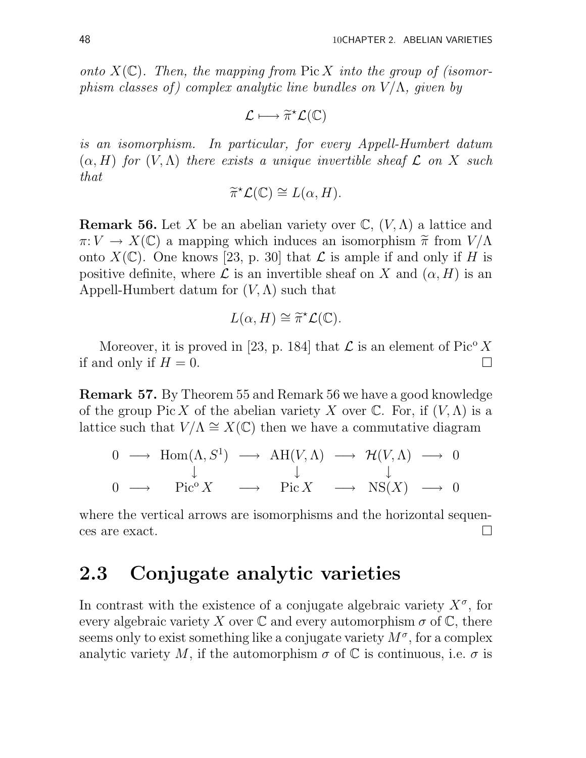*onto $X(\mathbb{C})$. Then, the mapping from $\operatorname{Pic} X$ into the group of (isomorphism classes of) complex analytic line bundles on $V/\Lambda$, given by*

$$\mathcal{L} \longmapsto \widetilde{\pi}^{\star}\mathcal{L}(\mathbb{C})$$

*is an isomorphism. In particular, for every Appell-Humbert datum $(\alpha, H)$ for $(V, \Lambda)$ there exists a unique invertible sheaf $\mathcal{L}$ on $X$ such that*

$$\widetilde{\pi}^{\star}\mathcal{L}(\mathbb{C}) \cong L(\alpha, H).$$

**Remark 56.** Let $X$ be an abelian variety over $\mathbb{C}$, $(V, \Lambda)$ a lattice and $\pi \colon V \to X(\mathbb{C})$ a mapping which induces an isomorphism $\widetilde{\pi}$ from $V/\Lambda$ onto $X(\mathbb{C})$. One knows [23, p. 30] that $\mathcal{L}$ is ample if and only if $H$ is positive definite, where $\mathcal{L}$ is an invertible sheaf on $X$ and $(\alpha, H)$ is an Appell-Humbert datum for $(V, \Lambda)$ such that

$$L(\alpha, H) \cong \widetilde{\pi}^{\star}\mathcal{L}(\mathbb{C}).$$

Moreover, it is proved in [23, p. 184] that $\mathcal{L}$ is an element of $\operatorname{Pic}^{\mathrm{o}} X$ if and only if $H = 0$. □

**Remark 57.** By Theorem 55 and Remark 56 we have a good knowledge of the group $\operatorname{Pic} X$ of the abelian variety $X$ over $\mathbb{C}$. For, if $(V, \Lambda)$ is a lattice such that $V/\Lambda \cong X(\mathbb{C})$ then we have a commutative diagram

$$\begin{array}{ccccccccc} 0 & \longrightarrow & \operatorname{Hom}(\Lambda, S^1) & \longrightarrow & \operatorname{AH}(V, \Lambda) & \longrightarrow & \mathcal{H}(V, \Lambda) & \longrightarrow & 0 \\ & & \downarrow & & \downarrow & & \downarrow & & \\ 0 & \longrightarrow & \operatorname{Pic}^{\mathrm{o}} X & \longrightarrow & \operatorname{Pic} X & \longrightarrow & \operatorname{NS}(X) & \longrightarrow & 0 \end{array}$$

where the vertical arrows are isomorphisms and the horizontal sequences are exact. □

## 2.3 Conjugate analytic varieties

In contrast with the existence of a conjugate algebraic variety $X^{\sigma}$, for every algebraic variety $X$ over $\mathbb{C}$ and every automorphism $\sigma$ of $\mathbb{C}$, there seems only to exist something like a conjugate variety $M^{\sigma}$, for a complex analytic variety $M$, if the automorphism $\sigma$ of $\mathbb{C}$ is continuous, i.e. $\sigma$ is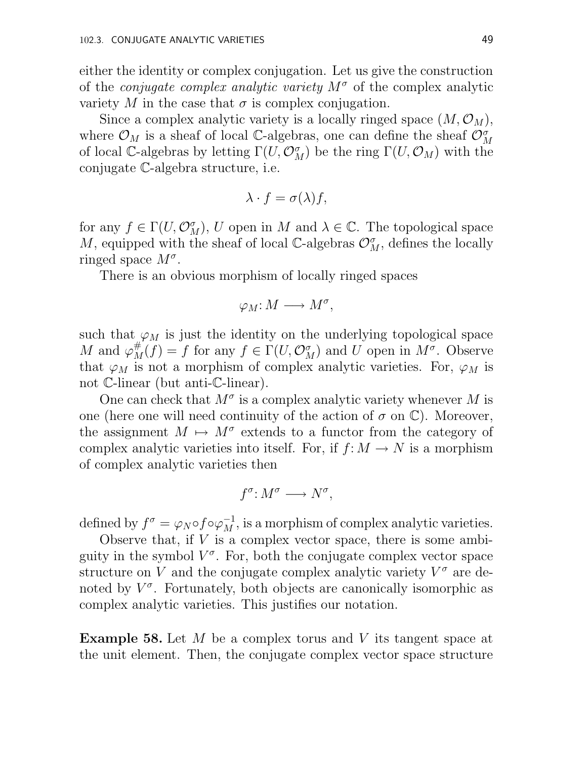either the identity or complex conjugation. Let us give the construction of the *conjugate complex analytic variety* $M^\sigma$ of the complex analytic variety $M$ in the case that $\sigma$ is complex conjugation.

Since a complex analytic variety is a locally ringed space $(M, \mathcal{O}_M)$, where $\mathcal{O}_M$ is a sheaf of local $\mathbb{C}$-algebras, one can define the sheaf $\mathcal{O}_M^\sigma$ of local $\mathbb{C}$-algebras by letting $\Gamma(U, \mathcal{O}_M^\sigma)$ be the ring $\Gamma(U, \mathcal{O}_M)$ with the conjugate $\mathbb{C}$-algebra structure, i.e.

$$\lambda \cdot f = \sigma(\lambda) f,$$

for any $f \in \Gamma(U, \mathcal{O}_M^\sigma)$, $U$ open in $M$ and $\lambda \in \mathbb{C}$. The topological space $M$, equipped with the sheaf of local $\mathbb{C}$-algebras $\mathcal{O}_M^\sigma$, defines the locally ringed space $M^\sigma$.

There is an obvious morphism of locally ringed spaces

$$\varphi_M \colon M \longrightarrow M^\sigma,$$

such that $\varphi_M$ is just the identity on the underlying topological space $M$ and $\varphi_M^\#(f) = f$ for any $f \in \Gamma(U, \mathcal{O}_M^\sigma)$ and $U$ open in $M^\sigma$. Observe that $\varphi_M$ is not a morphism of complex analytic varieties. For, $\varphi_M$ is not $\mathbb{C}$-linear (but anti-$\mathbb{C}$-linear).

One can check that $M^\sigma$ is a complex analytic variety whenever $M$ is one (here one will need continuity of the action of $\sigma$ on $\mathbb{C}$). Moreover, the assignment $M \mapsto M^\sigma$ extends to a functor from the category of complex analytic varieties into itself. For, if $f \colon M \to N$ is a morphism of complex analytic varieties then

$$f^\sigma \colon M^\sigma \longrightarrow N^\sigma,$$

defined by $f^\sigma = \varphi_N \circ f \circ \varphi_M^{-1}$, is a morphism of complex analytic varieties.

Observe that, if $V$ is a complex vector space, there is some ambiguity in the symbol $V^\sigma$. For, both the conjugate complex vector space structure on $V$ and the conjugate complex analytic variety $V^\sigma$ are denoted by $V^\sigma$. Fortunately, both objects are canonically isomorphic as complex analytic varieties. This justifies our notation.

**Example 58.** Let $M$ be a complex torus and $V$ its tangent space at the unit element. Then, the conjugate complex vector space structure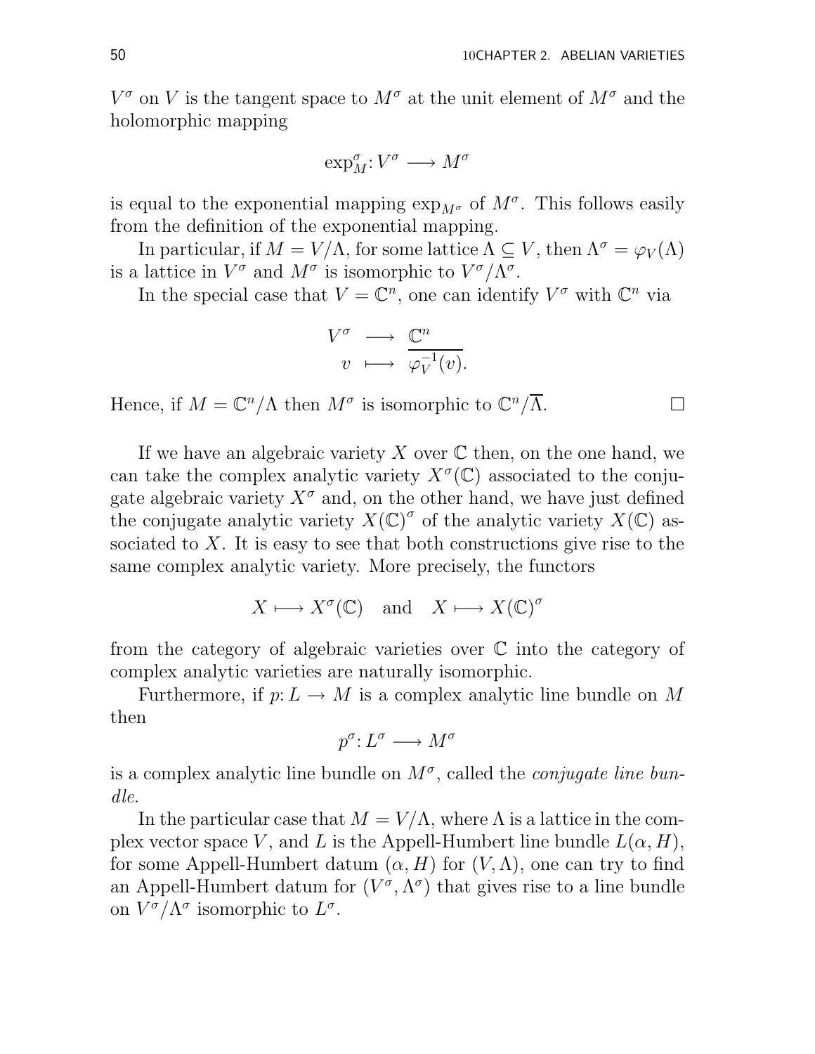$V^\sigma$ on $V$ is the tangent space to $M^\sigma$ at the unit element of $M^\sigma$ and the holomorphic mapping

$$\exp_M^\sigma \colon V^\sigma \longrightarrow M^\sigma$$

is equal to the exponential mapping $\exp_{M^\sigma}$ of $M^\sigma$. This follows easily from the definition of the exponential mapping.

In particular, if $M = V/\Lambda$, for some lattice $\Lambda \subseteq V$, then $\Lambda^\sigma = \varphi_V(\Lambda)$ is a lattice in $V^\sigma$ and $M^\sigma$ is isomorphic to $V^\sigma/\Lambda^\sigma$.

In the special case that $V = \mathbb{C}^n$, one can identify $V^\sigma$ with $\mathbb{C}^n$ via

$$\begin{array}{rcl} V^\sigma & \longrightarrow & \mathbb{C}^n \\ v & \longmapsto & \overline{\varphi_V^{-1}(v)}. \end{array}$$

Hence, if $M = \mathbb{C}^n/\Lambda$ then $M^\sigma$ is isomorphic to $\mathbb{C}^n/\overline{\Lambda}$. $\square$

If we have an algebraic variety $X$ over $\mathbb{C}$ then, on the one hand, we can take the complex analytic variety $X^\sigma(\mathbb{C})$ associated to the conjugate algebraic variety $X^\sigma$ and, on the other hand, we have just defined the conjugate analytic variety $X(\mathbb{C})^\sigma$ of the analytic variety $X(\mathbb{C})$ associated to $X$. It is easy to see that both constructions give rise to the same complex analytic variety. More precisely, the functors

$$X \longmapsto X^\sigma(\mathbb{C}) \quad \text{and} \quad X \longmapsto X(\mathbb{C})^\sigma$$

from the category of algebraic varieties over $\mathbb{C}$ into the category of complex analytic varieties are naturally isomorphic.

Furthermore, if $p \colon L \to M$ is a complex analytic line bundle on $M$ then

$$p^\sigma \colon L^\sigma \longrightarrow M^\sigma$$

is a complex analytic line bundle on $M^\sigma$, called the *conjugate line bundle*.

In the particular case that $M = V/\Lambda$, where $\Lambda$ is a lattice in the complex vector space $V$, and $L$ is the Appell-Humbert line bundle $L(\alpha, H)$, for some Appell-Humbert datum $(\alpha, H)$ for $(V, \Lambda)$, one can try to find an Appell-Humbert datum for $(V^\sigma, \Lambda^\sigma)$ that gives rise to a line bundle on $V^\sigma/\Lambda^\sigma$ isomorphic to $L^\sigma$.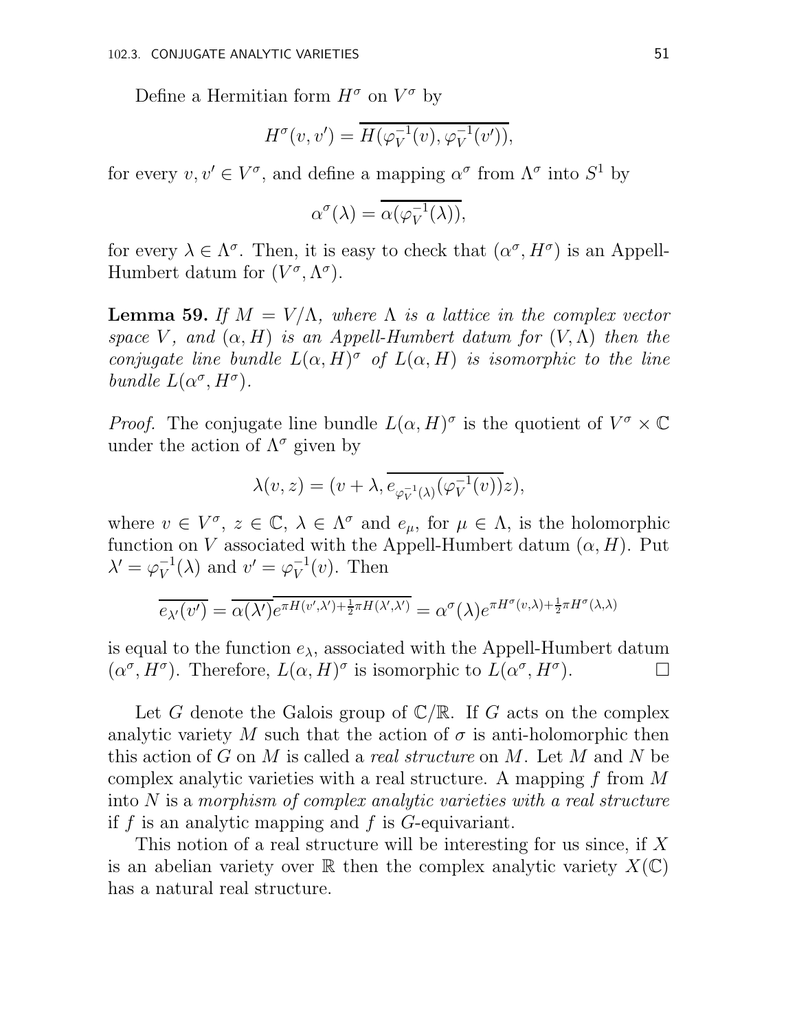Define a Hermitian form $H^\sigma$ on $V^\sigma$ by

$$H^\sigma(v, v') = \overline{H(\varphi_V^{-1}(v), \varphi_V^{-1}(v'))},$$

for every $v, v' \in V^\sigma$, and define a mapping $\alpha^\sigma$ from $\Lambda^\sigma$ into $S^1$ by

$$\alpha^\sigma(\lambda) = \overline{\alpha(\varphi_V^{-1}(\lambda))},$$

for every $\lambda \in \Lambda^\sigma$. Then, it is easy to check that $(\alpha^\sigma, H^\sigma)$ is an Appell-Humbert datum for $(V^\sigma, \Lambda^\sigma)$.

**Lemma 59.** *If $M = V/\Lambda$, where $\Lambda$ is a lattice in the complex vector space $V$, and $(\alpha, H)$ is an Appell-Humbert datum for $(V, \Lambda)$ then the conjugate line bundle $L(\alpha, H)^\sigma$ of $L(\alpha, H)$ is isomorphic to the line bundle $L(\alpha^\sigma, H^\sigma)$.*

*Proof.* The conjugate line bundle $L(\alpha, H)^\sigma$ is the quotient of $V^\sigma \times \mathbb{C}$ under the action of $\Lambda^\sigma$ given by

$$\lambda(v, z) = (v + \lambda, \overline{e_{\varphi_V^{-1}(\lambda)}(\varphi_V^{-1}(v))}z),$$

where $v \in V^\sigma$, $z \in \mathbb{C}$, $\lambda \in \Lambda^\sigma$ and $e_\mu$, for $\mu \in \Lambda$, is the holomorphic function on $V$ associated with the Appell-Humbert datum $(\alpha, H)$. Put $\lambda' = \varphi_V^{-1}(\lambda)$ and $v' = \varphi_V^{-1}(v)$. Then

$$\overline{e_{\lambda'}(v')} = \overline{\alpha(\lambda')}\overline{e^{\pi H(v', \lambda') + \frac{1}{2}\pi H(\lambda', \lambda')}} = \alpha^\sigma(\lambda) e^{\pi H^\sigma(v, \lambda) + \frac{1}{2}\pi H^\sigma(\lambda, \lambda)}$$

is equal to the function $e_\lambda$, associated with the Appell-Humbert datum $(\alpha^\sigma, H^\sigma)$. Therefore, $L(\alpha, H)^\sigma$ is isomorphic to $L(\alpha^\sigma, H^\sigma)$. □

Let $G$ denote the Galois group of $\mathbb{C}/\mathbb{R}$. If $G$ acts on the complex analytic variety $M$ such that the action of $\sigma$ is anti-holomorphic then this action of $G$ on $M$ is called a *real structure* on $M$. Let $M$ and $N$ be complex analytic varieties with a real structure. A mapping $f$ from $M$ into $N$ is a *morphism of complex analytic varieties with a real structure* if $f$ is an analytic mapping and $f$ is $G$-equivariant.

This notion of a real structure will be interesting for us since, if $X$ is an abelian variety over $\mathbb{R}$ then the complex analytic variety $X(\mathbb{C})$ has a natural real structure.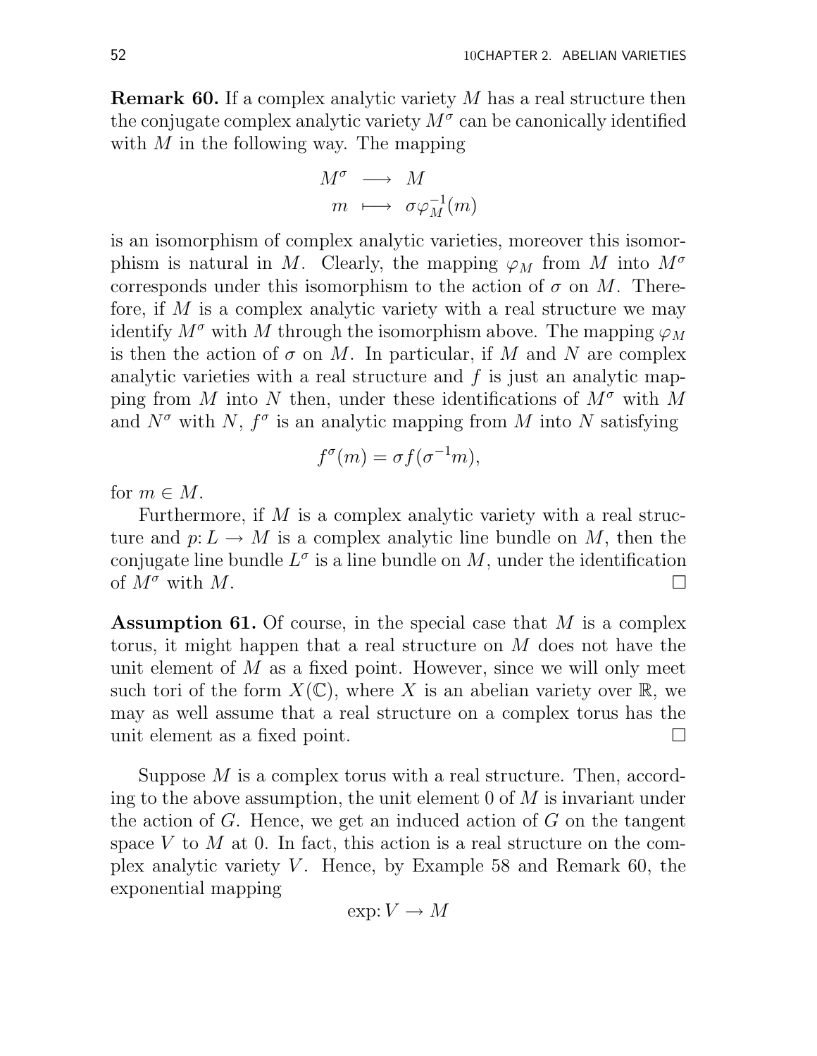**Remark 60.** If a complex analytic variety $M$ has a real structure then the conjugate complex analytic variety $M^\sigma$ can be canonically identified with $M$ in the following way. The mapping

$$\begin{array}{rcl} M^\sigma & \longrightarrow & M \\ m & \longmapsto & \sigma\varphi_M^{-1}(m) \end{array}$$

is an isomorphism of complex analytic varieties, moreover this isomorphism is natural in $M$. Clearly, the mapping $\varphi_M$ from $M$ into $M^\sigma$ corresponds under this isomorphism to the action of $\sigma$ on $M$. Therefore, if $M$ is a complex analytic variety with a real structure we may identify $M^\sigma$ with $M$ through the isomorphism above. The mapping $\varphi_M$ is then the action of $\sigma$ on $M$. In particular, if $M$ and $N$ are complex analytic varieties with a real structure and $f$ is just an analytic mapping from $M$ into $N$ then, under these identifications of $M^\sigma$ with $M$ and $N^\sigma$ with $N$, $f^\sigma$ is an analytic mapping from $M$ into $N$ satisfying

$$f^\sigma(m) = \sigma f(\sigma^{-1}m),$$

for $m \in M$.

Furthermore, if $M$ is a complex analytic variety with a real structure and $p\colon L \to M$ is a complex analytic line bundle on $M$, then the conjugate line bundle $L^\sigma$ is a line bundle on $M$, under the identification of $M^\sigma$ with $M$. □

**Assumption 61.** Of course, in the special case that $M$ is a complex torus, it might happen that a real structure on $M$ does not have the unit element of $M$ as a fixed point. However, since we will only meet such tori of the form $X(\mathbb{C})$, where $X$ is an abelian variety over $\mathbb{R}$, we may as well assume that a real structure on a complex torus has the unit element as a fixed point. □

Suppose $M$ is a complex torus with a real structure. Then, according to the above assumption, the unit element 0 of $M$ is invariant under the action of $G$. Hence, we get an induced action of $G$ on the tangent space $V$ to $M$ at 0. In fact, this action is a real structure on the complex analytic variety $V$. Hence, by Example 58 and Remark 60, the exponential mapping

$$\exp\colon V \to M$$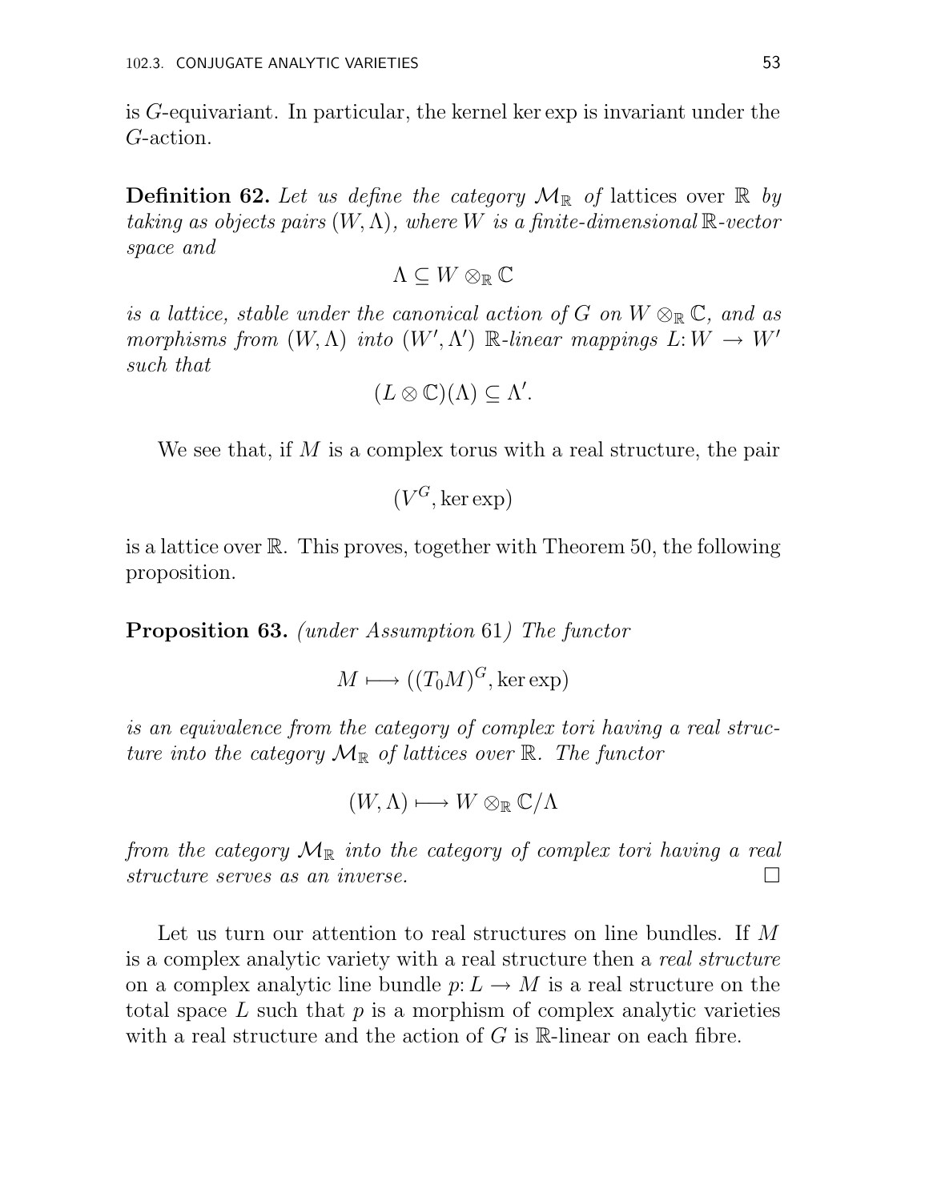is $G$-equivariant. In particular, the kernel $\ker \exp$ is invariant under the $G$-action.

**Definition 62.** *Let us define the category $\mathcal{M}_{\mathbb{R}}$ of* lattices over $\mathbb{R}$ *by taking as objects pairs $(W, \Lambda)$, where $W$ is a finite-dimensional $\mathbb{R}$-vector space and*

$$\Lambda \subseteq W \otimes_{\mathbb{R}} \mathbb{C}$$

*is a lattice, stable under the canonical action of $G$ on $W \otimes_{\mathbb{R}} \mathbb{C}$, and as morphisms from $(W, \Lambda)$ into $(W', \Lambda')$ $\mathbb{R}$-linear mappings $L\colon W \to W'$ such that*

$$(L \otimes \mathbb{C})(\Lambda) \subseteq \Lambda'.$$

We see that, if $M$ is a complex torus with a real structure, the pair

$$(V^G, \ker \exp)$$

is a lattice over $\mathbb{R}$. This proves, together with Theorem 50, the following proposition.

**Proposition 63.** *(under Assumption 61) The functor*

$$M \longmapsto ((T_0M)^G, \ker \exp)$$

*is an equivalence from the category of complex tori having a real structure into the category $\mathcal{M}_{\mathbb{R}}$ of lattices over $\mathbb{R}$. The functor*

$$(W, \Lambda) \longmapsto W \otimes_{\mathbb{R}} \mathbb{C}/\Lambda$$

*from the category $\mathcal{M}_{\mathbb{R}}$ into the category of complex tori having a real structure serves as an inverse.* □

Let us turn our attention to real structures on line bundles. If $M$ is a complex analytic variety with a real structure then a *real structure* on a complex analytic line bundle $p\colon L \to M$ is a real structure on the total space $L$ such that $p$ is a morphism of complex analytic varieties with a real structure and the action of $G$ is $\mathbb{R}$-linear on each fibre.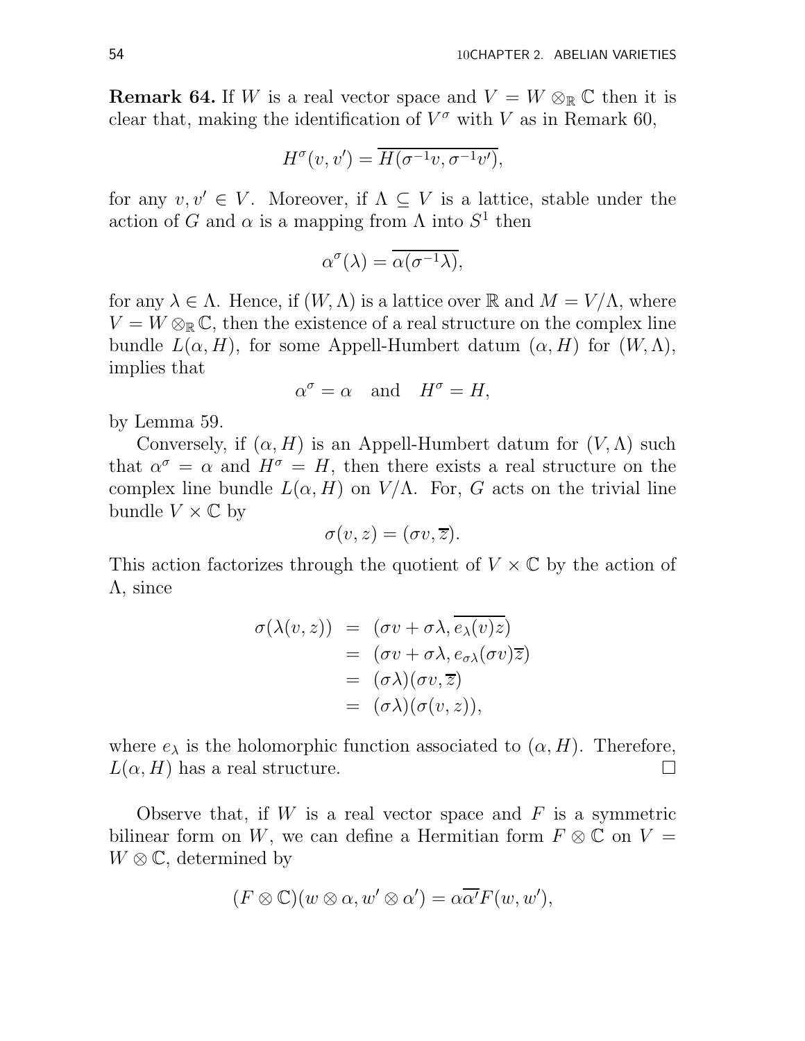**Remark 64.** If $W$ is a real vector space and $V = W \otimes_{\mathbb{R}} \mathbb{C}$ then it is clear that, making the identification of $V^\sigma$ with $V$ as in Remark 60,

$$H^\sigma(v, v') = \overline{H(\sigma^{-1}v, \sigma^{-1}v')},$$

for any $v, v' \in V$. Moreover, if $\Lambda \subseteq V$ is a lattice, stable under the action of $G$ and $\alpha$ is a mapping from $\Lambda$ into $S^1$ then

$$\alpha^\sigma(\lambda) = \overline{\alpha(\sigma^{-1}\lambda)},$$

for any $\lambda \in \Lambda$. Hence, if $(W, \Lambda)$ is a lattice over $\mathbb{R}$ and $M = V/\Lambda$, where $V = W \otimes_{\mathbb{R}} \mathbb{C}$, then the existence of a real structure on the complex line bundle $L(\alpha, H)$, for some Appell-Humbert datum $(\alpha, H)$ for $(W, \Lambda)$, implies that

$$\alpha^\sigma = \alpha \quad \text{and} \quad H^\sigma = H,$$

by Lemma 59.

Conversely, if $(\alpha, H)$ is an Appell-Humbert datum for $(V, \Lambda)$ such that $\alpha^\sigma = \alpha$ and $H^\sigma = H$, then there exists a real structure on the complex line bundle $L(\alpha, H)$ on $V/\Lambda$. For, $G$ acts on the trivial line bundle $V \times \mathbb{C}$ by

$$\sigma(v, z) = (\sigma v, \overline{z}).$$

This action factorizes through the quotient of $V \times \mathbb{C}$ by the action of $\Lambda$, since

$$\begin{aligned}
\sigma(\lambda(v, z)) &= (\sigma v + \sigma\lambda, \overline{e_\lambda(v) z}) \\
&= (\sigma v + \sigma\lambda, e_{\sigma\lambda}(\sigma v)\overline{z}) \\
&= (\sigma\lambda)(\sigma v, \overline{z}) \\
&= (\sigma\lambda)(\sigma(v, z)),
\end{aligned}$$

where $e_\lambda$ is the holomorphic function associated to $(\alpha, H)$. Therefore, $L(\alpha, H)$ has a real structure. $\square$

Observe that, if $W$ is a real vector space and $F$ is a symmetric bilinear form on $W$, we can define a Hermitian form $F \otimes \mathbb{C}$ on $V = W \otimes \mathbb{C}$, determined by

$$(F \otimes \mathbb{C})(w \otimes \alpha, w' \otimes \alpha') = \alpha\overline{\alpha'} F(w, w'),$$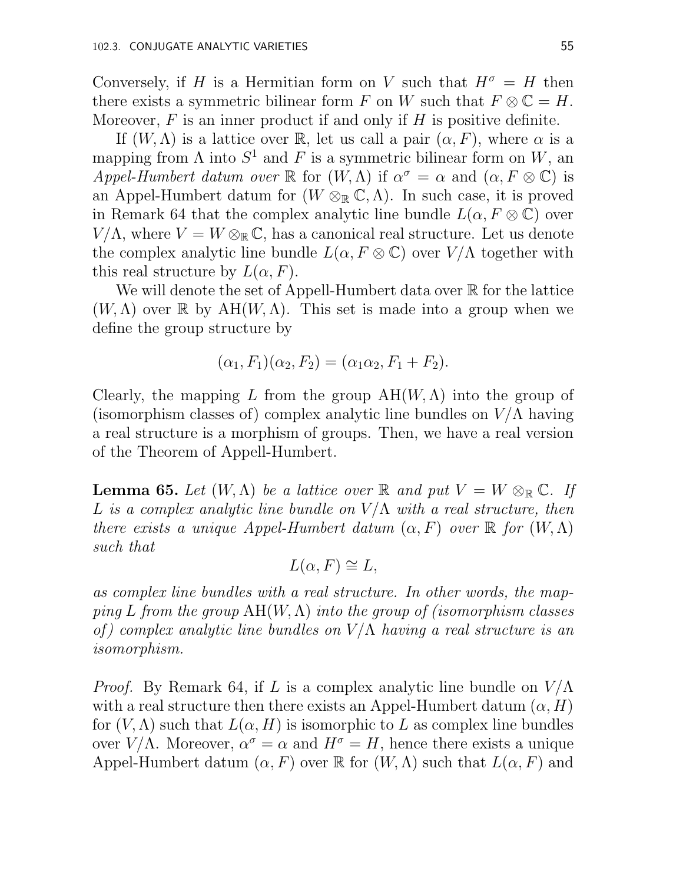Conversely, if $H$ is a Hermitian form on $V$ such that $H^\sigma = H$ then there exists a symmetric bilinear form $F$ on $W$ such that $F \otimes \mathbb{C} = H$. Moreover, $F$ is an inner product if and only if $H$ is positive definite.

If $(W, \Lambda)$ is a lattice over $\mathbb{R}$, let us call a pair $(\alpha, F)$, where $\alpha$ is a mapping from $\Lambda$ into $S^1$ and $F$ is a symmetric bilinear form on $W$, an *Appel-Humbert datum over* $\mathbb{R}$ for $(W, \Lambda)$ if $\alpha^\sigma = \alpha$ and $(\alpha, F \otimes \mathbb{C})$ is an Appel-Humbert datum for $(W \otimes_{\mathbb{R}} \mathbb{C}, \Lambda)$. In such case, it is proved in Remark 64 that the complex analytic line bundle $L(\alpha, F \otimes \mathbb{C})$ over $V/\Lambda$, where $V = W \otimes_{\mathbb{R}} \mathbb{C}$, has a canonical real structure. Let us denote the complex analytic line bundle $L(\alpha, F \otimes \mathbb{C})$ over $V/\Lambda$ together with this real structure by $L(\alpha, F)$.

We will denote the set of Appell-Humbert data over $\mathbb{R}$ for the lattice $(W, \Lambda)$ over $\mathbb{R}$ by $\mathrm{AH}(W, \Lambda)$. This set is made into a group when we define the group structure by

$$(\alpha_1, F_1)(\alpha_2, F_2) = (\alpha_1 \alpha_2, F_1 + F_2).$$

Clearly, the mapping $L$ from the group $\mathrm{AH}(W, \Lambda)$ into the group of (isomorphism classes of) complex analytic line bundles on $V/\Lambda$ having a real structure is a morphism of groups. Then, we have a real version of the Theorem of Appell-Humbert.

**Lemma 65.** *Let $(W, \Lambda)$ be a lattice over $\mathbb{R}$ and put $V = W \otimes_{\mathbb{R}} \mathbb{C}$. If $L$ is a complex analytic line bundle on $V/\Lambda$ with a real structure, then there exists a unique Appel-Humbert datum $(\alpha, F)$ over $\mathbb{R}$ for $(W, \Lambda)$ such that*

$$L(\alpha, F) \cong L,$$

*as complex line bundles with a real structure. In other words, the mapping $L$ from the group $\mathrm{AH}(W, \Lambda)$ into the group of (isomorphism classes of) complex analytic line bundles on $V/\Lambda$ having a real structure is an isomorphism.*

*Proof.* By Remark 64, if $L$ is a complex analytic line bundle on $V/\Lambda$ with a real structure then there exists an Appel-Humbert datum $(\alpha, H)$ for $(V, \Lambda)$ such that $L(\alpha, H)$ is isomorphic to $L$ as complex line bundles over $V/\Lambda$. Moreover, $\alpha^\sigma = \alpha$ and $H^\sigma = H$, hence there exists a unique Appel-Humbert datum $(\alpha, F)$ over $\mathbb{R}$ for $(W, \Lambda)$ such that $L(\alpha, F)$ and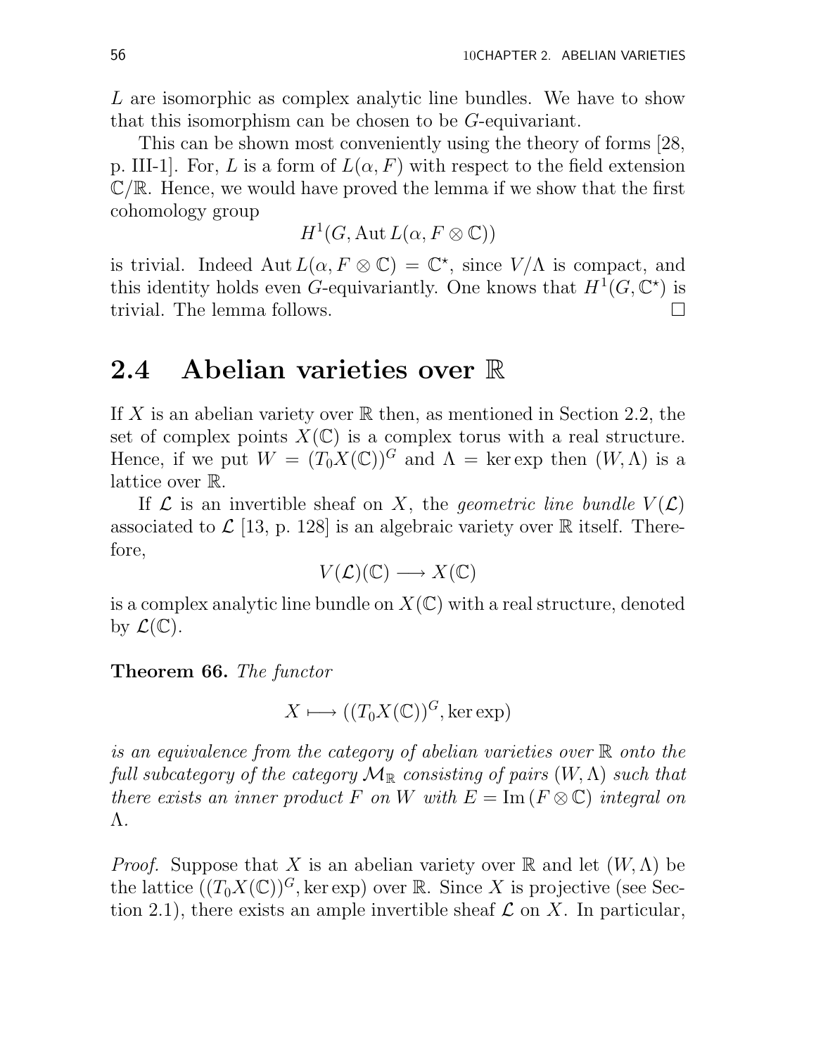$L$ are isomorphic as complex analytic line bundles. We have to show that this isomorphism can be chosen to be $G$-equivariant.

This can be shown most conveniently using the theory of forms [28, p. III-1]. For, $L$ is a form of $L(\alpha, F)$ with respect to the field extension $\mathbb{C}/\mathbb{R}$. Hence, we would have proved the lemma if we show that the first cohomology group

$$H^1(G, \operatorname{Aut} L(\alpha, F \otimes \mathbb{C}))$$

is trivial. Indeed $\operatorname{Aut} L(\alpha, F \otimes \mathbb{C}) = \mathbb{C}^\star$, since $V/\Lambda$ is compact, and this identity holds even $G$-equivariantly. One knows that $H^1(G, \mathbb{C}^\star)$ is trivial. The lemma follows. $\square$

## 2.4 Abelian varieties over $\mathbb{R}$

If $X$ is an abelian variety over $\mathbb{R}$ then, as mentioned in Section 2.2, the set of complex points $X(\mathbb{C})$ is a complex torus with a real structure. Hence, if we put $W = (T_0 X(\mathbb{C}))^G$ and $\Lambda = \ker \exp$ then $(W, \Lambda)$ is a lattice over $\mathbb{R}$.

If $\mathcal{L}$ is an invertible sheaf on $X$, the *geometric line bundle* $V(\mathcal{L})$ associated to $\mathcal{L}$ [13, p. 128] is an algebraic variety over $\mathbb{R}$ itself. Therefore,

$$V(\mathcal{L})(\mathbb{C}) \longrightarrow X(\mathbb{C})$$

is a complex analytic line bundle on $X(\mathbb{C})$ with a real structure, denoted by $\mathcal{L}(\mathbb{C})$.

**Theorem 66.** *The functor*

$$X \longmapsto ((T_0 X(\mathbb{C}))^G, \ker \exp)$$

*is an equivalence from the category of abelian varieties over $\mathbb{R}$ onto the full subcategory of the category $\mathcal{M}_\mathbb{R}$ consisting of pairs $(W, \Lambda)$ such that there exists an inner product $F$ on $W$ with $E = \operatorname{Im}(F \otimes \mathbb{C})$ integral on $\Lambda$.*

*Proof.* Suppose that $X$ is an abelian variety over $\mathbb{R}$ and let $(W, \Lambda)$ be the lattice $((T_0 X(\mathbb{C}))^G, \ker \exp)$ over $\mathbb{R}$. Since $X$ is projective (see Section 2.1), there exists an ample invertible sheaf $\mathcal{L}$ on $X$. In particular,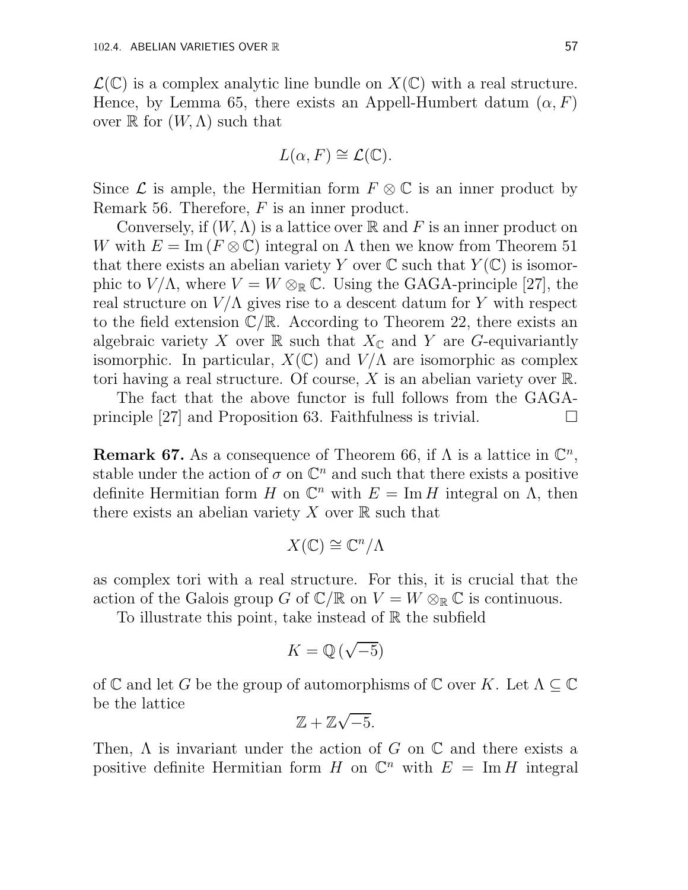$\mathcal{L}(\mathbb{C})$ is a complex analytic line bundle on $X(\mathbb{C})$ with a real structure. Hence, by Lemma 65, there exists an Appell-Humbert datum $(\alpha, F)$ over $\mathbb{R}$ for $(W, \Lambda)$ such that

$$L(\alpha, F) \cong \mathcal{L}(\mathbb{C}).$$

Since $\mathcal{L}$ is ample, the Hermitian form $F \otimes \mathbb{C}$ is an inner product by Remark 56. Therefore, $F$ is an inner product.

Conversely, if $(W, \Lambda)$ is a lattice over $\mathbb{R}$ and $F$ is an inner product on $W$ with $E = \operatorname{Im}(F \otimes \mathbb{C})$ integral on $\Lambda$ then we know from Theorem 51 that there exists an abelian variety $Y$ over $\mathbb{C}$ such that $Y(\mathbb{C})$ is isomorphic to $V/\Lambda$, where $V = W \otimes_{\mathbb{R}} \mathbb{C}$. Using the GAGA-principle [27], the real structure on $V/\Lambda$ gives rise to a descent datum for $Y$ with respect to the field extension $\mathbb{C}/\mathbb{R}$. According to Theorem 22, there exists an algebraic variety $X$ over $\mathbb{R}$ such that $X_{\mathbb{C}}$ and $Y$ are $G$-equivariantly isomorphic. In particular, $X(\mathbb{C})$ and $V/\Lambda$ are isomorphic as complex tori having a real structure. Of course, $X$ is an abelian variety over $\mathbb{R}$.

The fact that the above functor is full follows from the GAGA-principle [27] and Proposition 63. Faithfulness is trivial. □

**Remark 67.** As a consequence of Theorem 66, if $\Lambda$ is a lattice in $\mathbb{C}^n$, stable under the action of $\sigma$ on $\mathbb{C}^n$ and such that there exists a positive definite Hermitian form $H$ on $\mathbb{C}^n$ with $E = \operatorname{Im} H$ integral on $\Lambda$, then there exists an abelian variety $X$ over $\mathbb{R}$ such that

$$X(\mathbb{C}) \cong \mathbb{C}^n/\Lambda$$

as complex tori with a real structure. For this, it is crucial that the action of the Galois group $G$ of $\mathbb{C}/\mathbb{R}$ on $V = W \otimes_{\mathbb{R}} \mathbb{C}$ is continuous.

To illustrate this point, take instead of $\mathbb{R}$ the subfield

$$K = \mathbb{Q}(\sqrt{-5})$$

of $\mathbb{C}$ and let $G$ be the group of automorphisms of $\mathbb{C}$ over $K$. Let $\Lambda \subseteq \mathbb{C}$ be the lattice

$$\mathbb{Z} + \mathbb{Z}\sqrt{-5}.$$

Then, $\Lambda$ is invariant under the action of $G$ on $\mathbb{C}$ and there exists a positive definite Hermitian form $H$ on $\mathbb{C}^n$ with $E = \operatorname{Im} H$ integral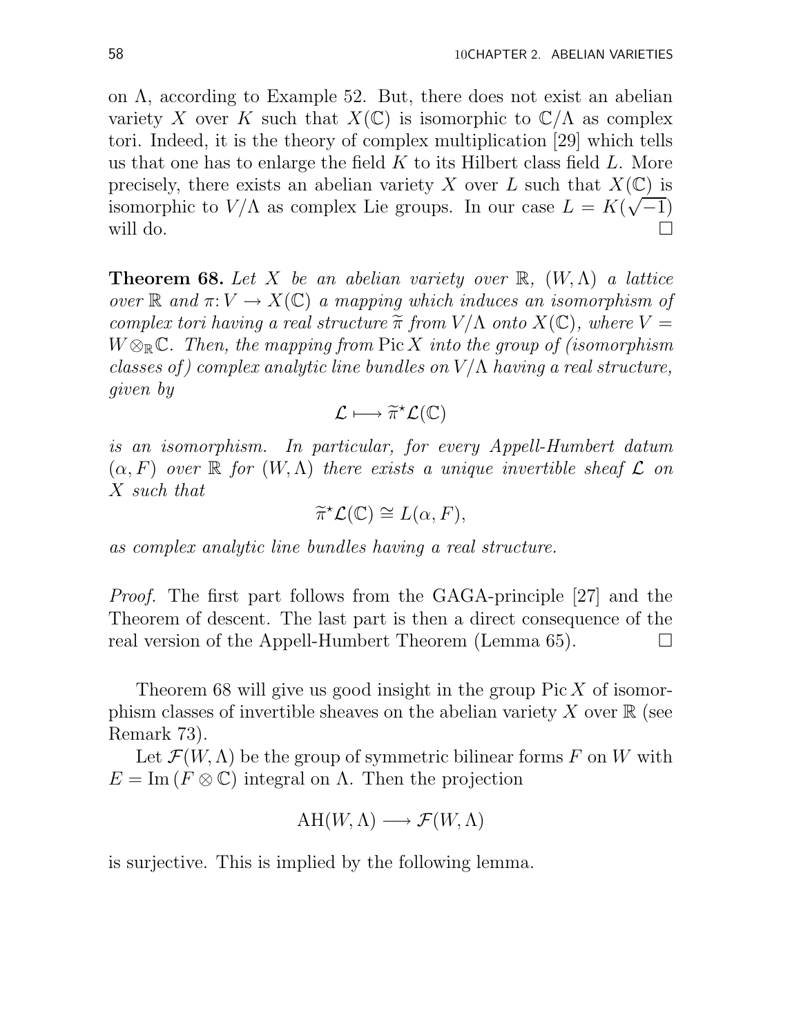on $\Lambda$, according to Example 52. But, there does not exist an abelian variety $X$ over $K$ such that $X(\mathbb{C})$ is isomorphic to $\mathbb{C}/\Lambda$ as complex tori. Indeed, it is the theory of complex multiplication [29] which tells us that one has to enlarge the field $K$ to its Hilbert class field $L$. More precisely, there exists an abelian variety $X$ over $L$ such that $X(\mathbb{C})$ is isomorphic to $V/\Lambda$ as complex Lie groups. In our case $L = K(\sqrt{-1})$ will do. □

**Theorem 68.** *Let $X$ be an abelian variety over $\mathbb{R}$, $(W, \Lambda)$ a lattice over $\mathbb{R}$ and $\pi\colon V \to X(\mathbb{C})$ a mapping which induces an isomorphism of complex tori having a real structure $\widetilde{\pi}$ from $V/\Lambda$ onto $X(\mathbb{C})$, where $V = W \otimes_{\mathbb{R}} \mathbb{C}$. Then, the mapping from $\operatorname{Pic} X$ into the group of (isomorphism classes of) complex analytic line bundles on $V/\Lambda$ having a real structure, given by*

$$\mathcal{L} \longmapsto \widetilde{\pi}^{\star}\mathcal{L}(\mathbb{C})$$

*is an isomorphism. In particular, for every Appell-Humbert datum $(\alpha, F)$ over $\mathbb{R}$ for $(W, \Lambda)$ there exists a unique invertible sheaf $\mathcal{L}$ on $X$ such that*

$$\widetilde{\pi}^{\star}\mathcal{L}(\mathbb{C}) \cong L(\alpha, F),$$

*as complex analytic line bundles having a real structure.*

*Proof.* The first part follows from the GAGA-principle [27] and the Theorem of descent. The last part is then a direct consequence of the real version of the Appell-Humbert Theorem (Lemma 65). □

Theorem 68 will give us good insight in the group $\operatorname{Pic} X$ of isomorphism classes of invertible sheaves on the abelian variety $X$ over $\mathbb{R}$ (see Remark 73).

Let $\mathcal{F}(W, \Lambda)$ be the group of symmetric bilinear forms $F$ on $W$ with $E = \operatorname{Im}(F \otimes \mathbb{C})$ integral on $\Lambda$. Then the projection

$$\operatorname{AH}(W, \Lambda) \longrightarrow \mathcal{F}(W, \Lambda)$$

is surjective. This is implied by the following lemma.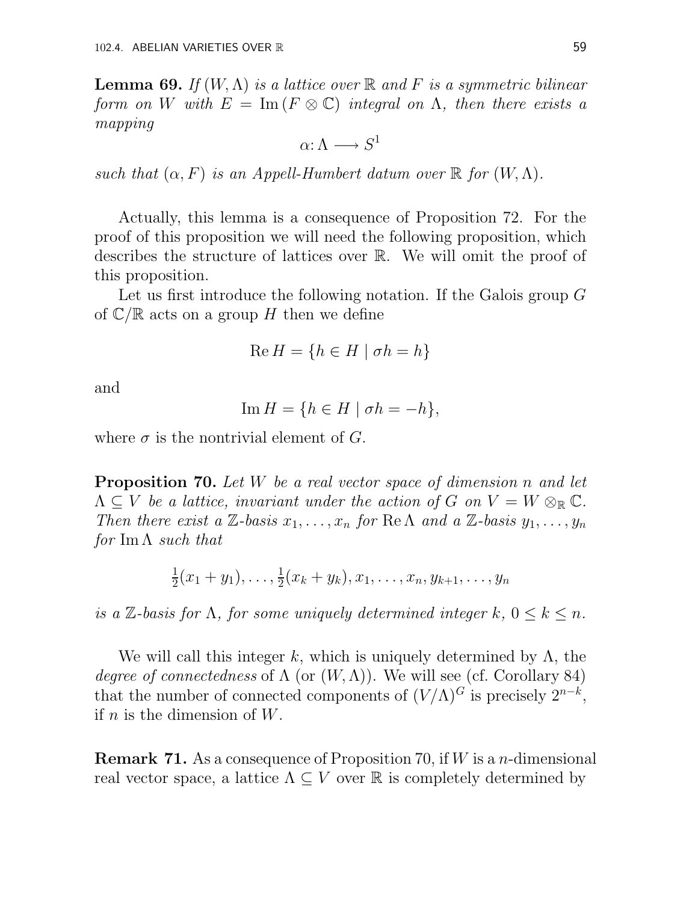**Lemma 69.** *If $(W, \Lambda)$ is a lattice over $\mathbb{R}$ and $F$ is a symmetric bilinear form on $W$ with $E = \operatorname{Im}(F \otimes \mathbb{C})$ integral on $\Lambda$, then there exists a mapping*

$$\alpha \colon \Lambda \longrightarrow S^1$$

*such that $(\alpha, F)$ is an Appell-Humbert datum over $\mathbb{R}$ for $(W, \Lambda)$.*

Actually, this lemma is a consequence of Proposition 72. For the proof of this proposition we will need the following proposition, which describes the structure of lattices over $\mathbb{R}$. We will omit the proof of this proposition.

Let us first introduce the following notation. If the Galois group $G$ of $\mathbb{C}/\mathbb{R}$ acts on a group $H$ then we define

$$\operatorname{Re} H = \{h \in H \mid \sigma h = h\}$$

and

$$\operatorname{Im} H = \{h \in H \mid \sigma h = -h\},$$

where $\sigma$ is the nontrivial element of $G$.

**Proposition 70.** *Let $W$ be a real vector space of dimension $n$ and let $\Lambda \subseteq V$ be a lattice, invariant under the action of $G$ on $V = W \otimes_{\mathbb{R}} \mathbb{C}$. Then there exist a $\mathbb{Z}$-basis $x_1, \ldots, x_n$ for $\operatorname{Re} \Lambda$ and a $\mathbb{Z}$-basis $y_1, \ldots, y_n$ for $\operatorname{Im} \Lambda$ such that*

$$\tfrac{1}{2}(x_1 + y_1), \ldots, \tfrac{1}{2}(x_k + y_k), x_1, \ldots, x_n, y_{k+1}, \ldots, y_n$$

*is a $\mathbb{Z}$-basis for $\Lambda$, for some uniquely determined integer $k$, $0 \leq k \leq n$.*

We will call this integer $k$, which is uniquely determined by $\Lambda$, the *degree of connectedness* of $\Lambda$ (or $(W, \Lambda)$). We will see (cf. Corollary 84) that the number of connected components of $(V/\Lambda)^G$ is precisely $2^{n-k}$, if $n$ is the dimension of $W$.

**Remark 71.** As a consequence of Proposition 70, if $W$ is a $n$-dimensional real vector space, a lattice $\Lambda \subseteq V$ over $\mathbb{R}$ is completely determined by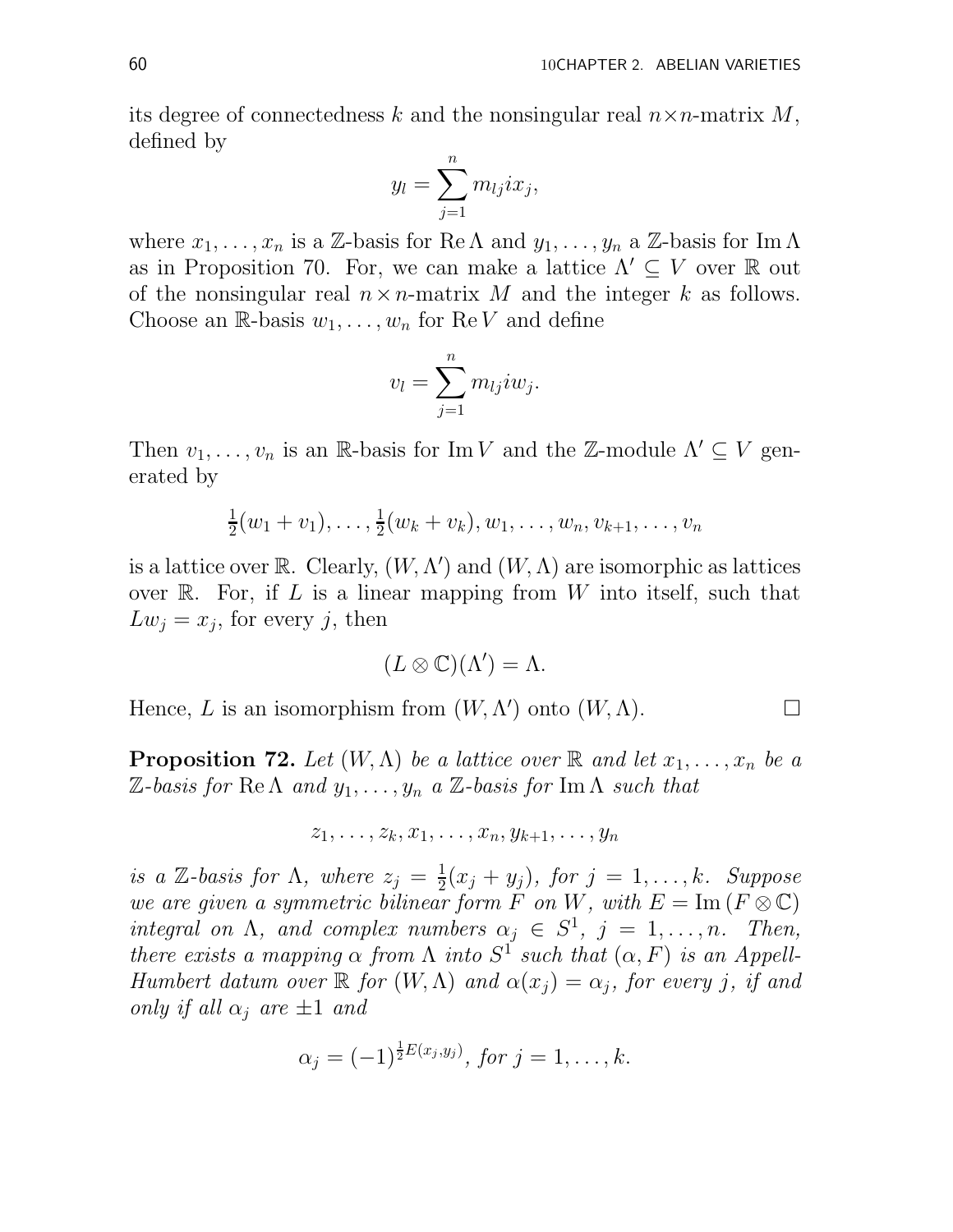its degree of connectedness $k$ and the nonsingular real $n \times n$-matrix $M$, defined by

$$y_l = \sum_{j=1}^{n} m_{lj} i x_j,$$

where $x_1, \ldots, x_n$ is a $\mathbb{Z}$-basis for $\operatorname{Re} \Lambda$ and $y_1, \ldots, y_n$ a $\mathbb{Z}$-basis for $\operatorname{Im} \Lambda$ as in Proposition 70. For, we can make a lattice $\Lambda' \subseteq V$ over $\mathbb{R}$ out of the nonsingular real $n \times n$-matrix $M$ and the integer $k$ as follows. Choose an $\mathbb{R}$-basis $w_1, \ldots, w_n$ for $\operatorname{Re} V$ and define

$$v_l = \sum_{j=1}^{n} m_{lj} i w_j.$$

Then $v_1, \ldots, v_n$ is an $\mathbb{R}$-basis for $\operatorname{Im} V$ and the $\mathbb{Z}$-module $\Lambda' \subseteq V$ generated by

$$\tfrac{1}{2}(w_1 + v_1), \ldots, \tfrac{1}{2}(w_k + v_k), w_1, \ldots, w_n, v_{k+1}, \ldots, v_n$$

is a lattice over $\mathbb{R}$. Clearly, $(W, \Lambda')$ and $(W, \Lambda)$ are isomorphic as lattices over $\mathbb{R}$. For, if $L$ is a linear mapping from $W$ into itself, such that $L w_j = x_j$, for every $j$, then

$$(L \otimes \mathbb{C})(\Lambda') = \Lambda.$$

Hence, $L$ is an isomorphism from $(W, \Lambda')$ onto $(W, \Lambda)$. □

**Proposition 72.** *Let $(W, \Lambda)$ be a lattice over $\mathbb{R}$ and let $x_1, \ldots, x_n$ be a $\mathbb{Z}$-basis for $\operatorname{Re} \Lambda$ and $y_1, \ldots, y_n$ a $\mathbb{Z}$-basis for $\operatorname{Im} \Lambda$ such that*

$$z_1, \ldots, z_k, x_1, \ldots, x_n, y_{k+1}, \ldots, y_n$$

*is a $\mathbb{Z}$-basis for $\Lambda$, where $z_j = \frac{1}{2}(x_j + y_j)$, for $j = 1, \ldots, k$. Suppose we are given a symmetric bilinear form $F$ on $W$, with $E = \operatorname{Im}(F \otimes \mathbb{C})$ integral on $\Lambda$, and complex numbers $\alpha_j \in S^1$, $j = 1, \ldots, n$. Then, there exists a mapping $\alpha$ from $\Lambda$ into $S^1$ such that $(\alpha, F)$ is an Appell-Humbert datum over $\mathbb{R}$ for $(W, \Lambda)$ and $\alpha(x_j) = \alpha_j$, for every $j$, if and only if all $\alpha_j$ are $\pm 1$ and*

$$\alpha_j = (-1)^{\frac{1}{2} E(x_j, y_j)}, \textit{ for } j = 1, \ldots, k.$$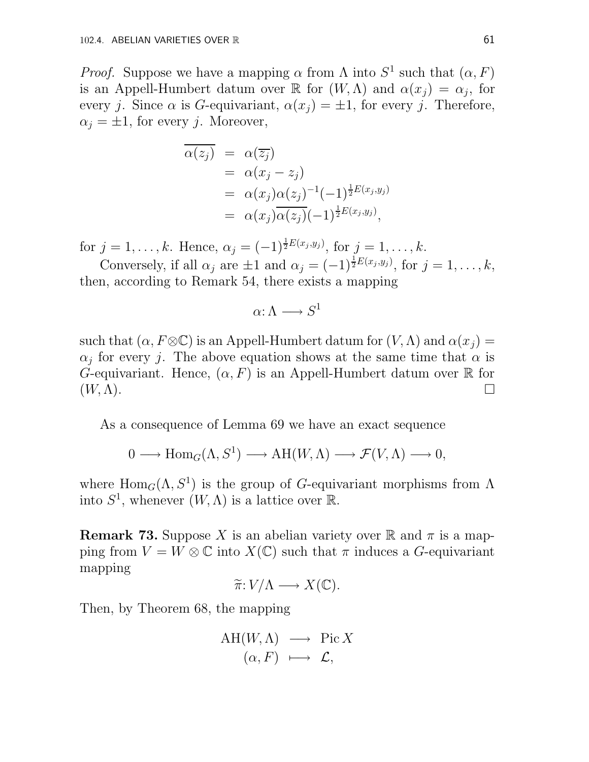*Proof.* Suppose we have a mapping $\alpha$ from $\Lambda$ into $S^1$ such that $(\alpha, F)$ is an Appell-Humbert datum over $\mathbb{R}$ for $(W, \Lambda)$ and $\alpha(x_j) = \alpha_j$, for every $j$. Since $\alpha$ is $G$-equivariant, $\alpha(x_j) = \pm 1$, for every $j$. Therefore, $\alpha_j = \pm 1$, for every $j$. Moreover,

$$\begin{aligned}
\overline{\alpha(z_j)} &= \alpha(\overline{z_j}) \\
&= \alpha(x_j - z_j) \\
&= \alpha(x_j)\alpha(z_j)^{-1}(-1)^{\frac{1}{2}E(x_j,y_j)} \\
&= \alpha(x_j)\overline{\alpha(z_j)}(-1)^{\frac{1}{2}E(x_j,y_j)},
\end{aligned}$$

for $j = 1, \ldots, k$. Hence, $\alpha_j = (-1)^{\frac{1}{2}E(x_j,y_j)}$, for $j = 1, \ldots, k$.

Conversely, if all $\alpha_j$ are $\pm 1$ and $\alpha_j = (-1)^{\frac{1}{2}E(x_j,y_j)}$, for $j = 1, \ldots, k$, then, according to Remark 54, there exists a mapping

$$\alpha \colon \Lambda \longrightarrow S^1$$

such that $(\alpha, F \otimes \mathbb{C})$ is an Appell-Humbert datum for $(V, \Lambda)$ and $\alpha(x_j) = \alpha_j$ for every $j$. The above equation shows at the same time that $\alpha$ is $G$-equivariant. Hence, $(\alpha, F)$ is an Appell-Humbert datum over $\mathbb{R}$ for $(W, \Lambda)$. $\square$

As a consequence of Lemma 69 we have an exact sequence

$$0 \longrightarrow \operatorname{Hom}_G(\Lambda, S^1) \longrightarrow \operatorname{AH}(W, \Lambda) \longrightarrow \mathcal{F}(V, \Lambda) \longrightarrow 0,$$

where $\operatorname{Hom}_G(\Lambda, S^1)$ is the group of $G$-equivariant morphisms from $\Lambda$ into $S^1$, whenever $(W, \Lambda)$ is a lattice over $\mathbb{R}$.

**Remark 73.** Suppose $X$ is an abelian variety over $\mathbb{R}$ and $\pi$ is a mapping from $V = W \otimes \mathbb{C}$ into $X(\mathbb{C})$ such that $\pi$ induces a $G$-equivariant mapping

$$\widetilde{\pi} \colon V/\Lambda \longrightarrow X(\mathbb{C}).$$

Then, by Theorem 68, the mapping

$$\begin{aligned}
\operatorname{AH}(W, \Lambda) &\longrightarrow \operatorname{Pic} X \\
(\alpha, F) &\longmapsto \mathcal{L},
\end{aligned}$$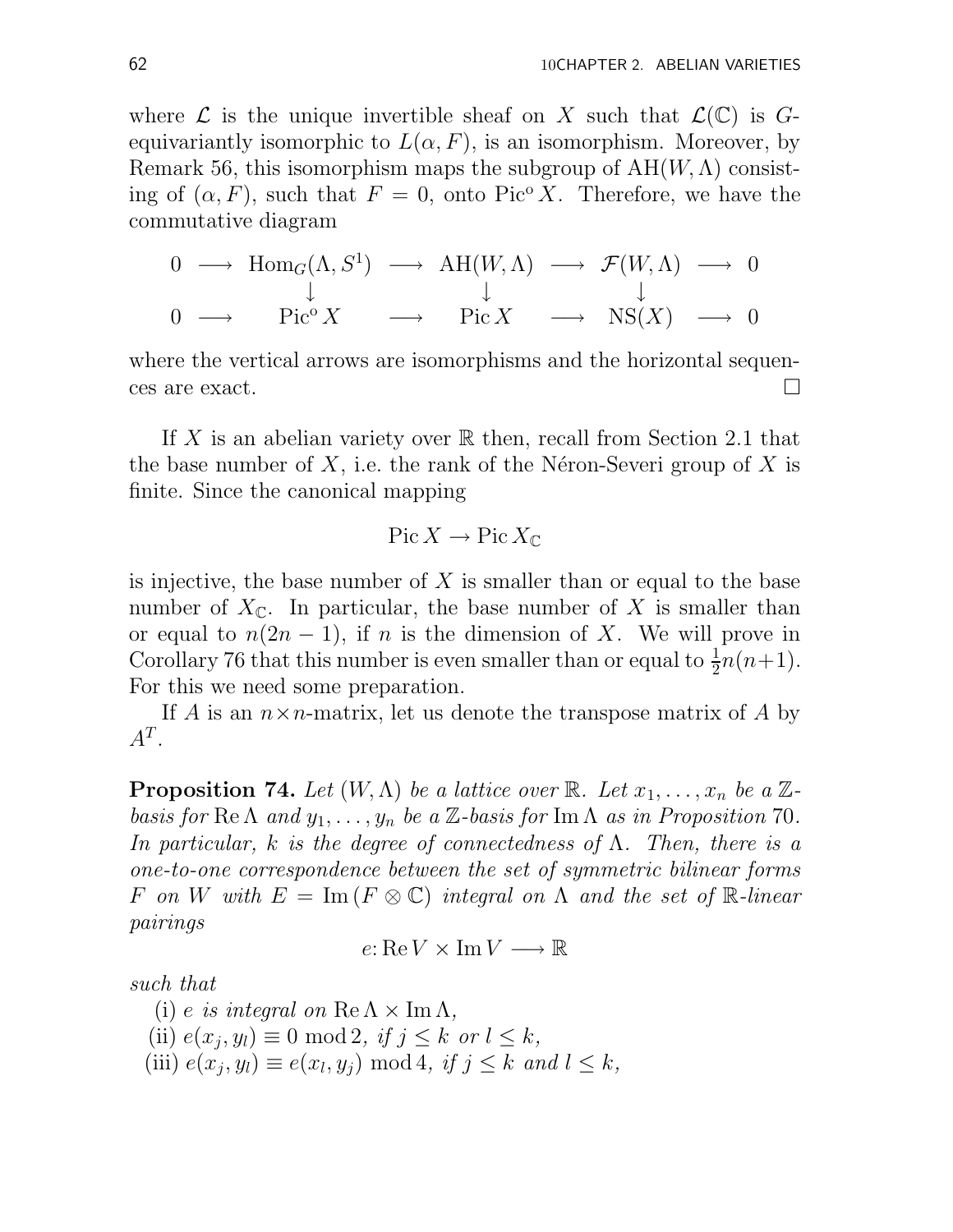where $\mathcal{L}$ is the unique invertible sheaf on $X$ such that $\mathcal{L}(\mathbb{C})$ is $G$-equivariantly isomorphic to $L(\alpha, F)$, is an isomorphism. Moreover, by Remark 56, this isomorphism maps the subgroup of $\mathrm{AH}(W, \Lambda)$ consisting of $(\alpha, F)$, such that $F = 0$, onto $\mathrm{Pic}^{\mathrm{o}} X$. Therefore, we have the commutative diagram

$$\begin{array}{ccccccccc}
0 & \longrightarrow & \mathrm{Hom}_G(\Lambda, S^1) & \longrightarrow & \mathrm{AH}(W, \Lambda) & \longrightarrow & \mathcal{F}(W, \Lambda) & \longrightarrow & 0 \\
 & & \downarrow & & \downarrow & & \downarrow & & \\
0 & \longrightarrow & \mathrm{Pic}^{\mathrm{o}} X & \longrightarrow & \mathrm{Pic}\, X & \longrightarrow & \mathrm{NS}(X) & \longrightarrow & 0
\end{array}$$

where the vertical arrows are isomorphisms and the horizontal sequences are exact. $\square$

If $X$ is an abelian variety over $\mathbb{R}$ then, recall from Section 2.1 that the base number of $X$, i.e. the rank of the Néron-Severi group of $X$ is finite. Since the canonical mapping

$$\mathrm{Pic}\, X \to \mathrm{Pic}\, X_{\mathbb{C}}$$

is injective, the base number of $X$ is smaller than or equal to the base number of $X_{\mathbb{C}}$. In particular, the base number of $X$ is smaller than or equal to $n(2n-1)$, if $n$ is the dimension of $X$. We will prove in Corollary 76 that this number is even smaller than or equal to $\frac{1}{2}n(n+1)$. For this we need some preparation.

If $A$ is an $n \times n$-matrix, let us denote the transpose matrix of $A$ by $A^T$.

**Proposition 74.** *Let $(W, \Lambda)$ be a lattice over $\mathbb{R}$. Let $x_1, \ldots, x_n$ be a $\mathbb{Z}$-basis for $\mathrm{Re}\, \Lambda$ and $y_1, \ldots, y_n$ be a $\mathbb{Z}$-basis for $\mathrm{Im}\, \Lambda$ as in Proposition 70. In particular, $k$ is the degree of connectedness of $\Lambda$. Then, there is a one-to-one correspondence between the set of symmetric bilinear forms $F$ on $W$ with $E = \mathrm{Im}\,(F \otimes \mathbb{C})$ integral on $\Lambda$ and the set of $\mathbb{R}$-linear pairings*

$$e \colon \mathrm{Re}\, V \times \mathrm{Im}\, V \longrightarrow \mathbb{R}$$

*such that*

(i) *$e$ is integral on $\mathrm{Re}\, \Lambda \times \mathrm{Im}\, \Lambda$,*

(ii) *$e(x_j, y_l) \equiv 0 \bmod 2$, if $j \leq k$ or $l \leq k$,*

(iii) *$e(x_j, y_l) \equiv e(x_l, y_j) \bmod 4$, if $j \leq k$ and $l \leq k$,*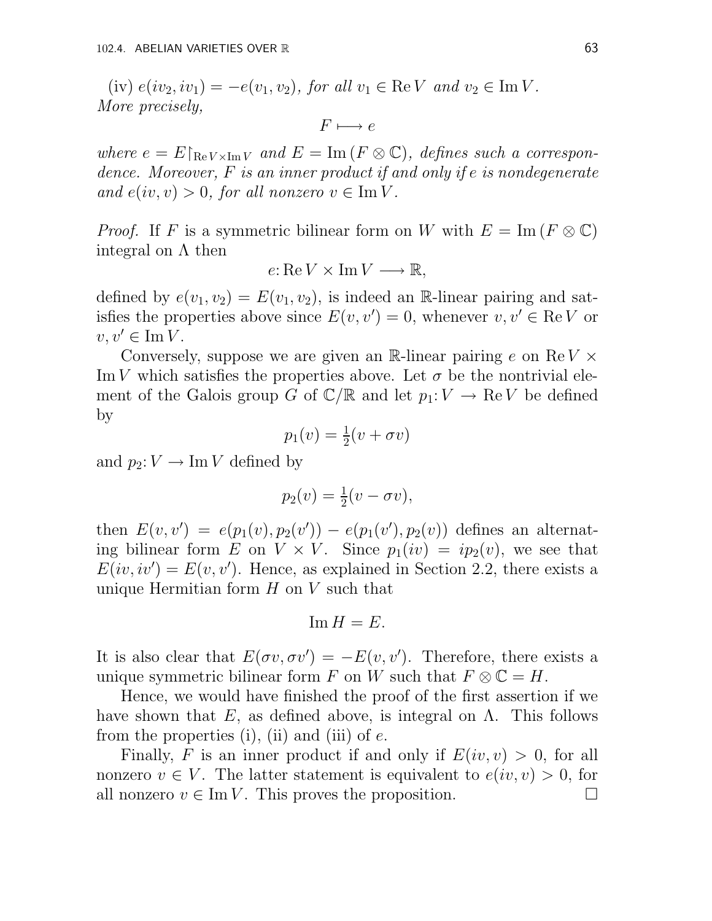(iv) $e(iv_2, iv_1) = -e(v_1, v_2)$*, for all* $v_1 \in \operatorname{Re} V$ *and* $v_2 \in \operatorname{Im} V$.
*More precisely,*

$$F \longmapsto e$$

*where* $e = E\restriction_{\operatorname{Re} V \times \operatorname{Im} V}$ *and* $E = \operatorname{Im}(F \otimes \mathbb{C})$*, defines such a correspondence. Moreover,* $F$ *is an inner product if and only if* $e$ *is nondegenerate and* $e(iv, v) > 0$*, for all nonzero* $v \in \operatorname{Im} V$.

*Proof.* If $F$ is a symmetric bilinear form on $W$ with $E = \operatorname{Im}(F \otimes \mathbb{C})$ integral on $\Lambda$ then

$$e\colon \operatorname{Re} V \times \operatorname{Im} V \longrightarrow \mathbb{R},$$

defined by $e(v_1, v_2) = E(v_1, v_2)$, is indeed an $\mathbb{R}$-linear pairing and satisfies the properties above since $E(v, v') = 0$, whenever $v, v' \in \operatorname{Re} V$ or $v, v' \in \operatorname{Im} V$.

Conversely, suppose we are given an $\mathbb{R}$-linear pairing $e$ on $\operatorname{Re} V \times \operatorname{Im} V$ which satisfies the properties above. Let $\sigma$ be the nontrivial element of the Galois group $G$ of $\mathbb{C}/\mathbb{R}$ and let $p_1\colon V \to \operatorname{Re} V$ be defined by

$$p_1(v) = \tfrac{1}{2}(v + \sigma v)$$

and $p_2\colon V \to \operatorname{Im} V$ defined by

$$p_2(v) = \tfrac{1}{2}(v - \sigma v),$$

then $E(v, v') = e(p_1(v), p_2(v')) - e(p_1(v'), p_2(v))$ defines an alternating bilinear form $E$ on $V \times V$. Since $p_1(iv) = ip_2(v)$, we see that $E(iv, iv') = E(v, v')$. Hence, as explained in Section 2.2, there exists a unique Hermitian form $H$ on $V$ such that

$$\operatorname{Im} H = E.$$

It is also clear that $E(\sigma v, \sigma v') = -E(v, v')$. Therefore, there exists a unique symmetric bilinear form $F$ on $W$ such that $F \otimes \mathbb{C} = H$.

Hence, we would have finished the proof of the first assertion if we have shown that $E$, as defined above, is integral on $\Lambda$. This follows from the properties (i), (ii) and (iii) of $e$.

Finally, $F$ is an inner product if and only if $E(iv, v) > 0$, for all nonzero $v \in V$. The latter statement is equivalent to $e(iv, v) > 0$, for all nonzero $v \in \operatorname{Im} V$. This proves the proposition. $\square$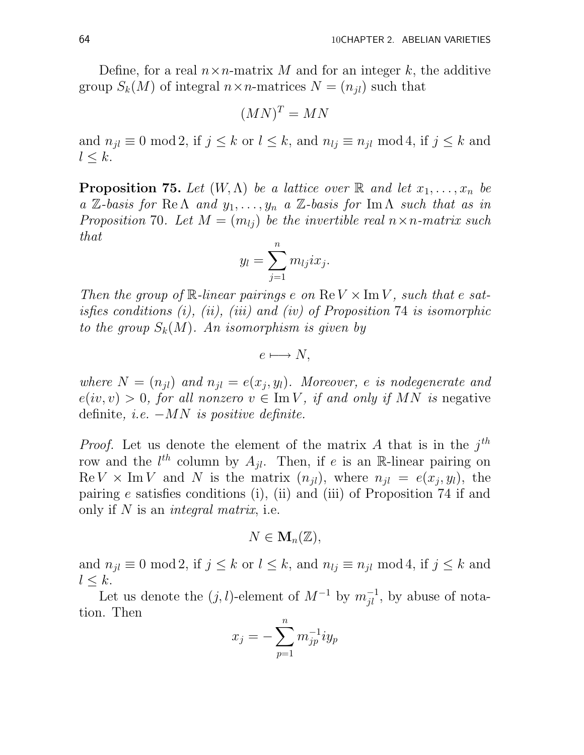Define, for a real $n\times n$-matrix $M$ and for an integer $k$, the additive group $S_k(M)$ of integral $n\times n$-matrices $N = (n_{jl})$ such that

$$(MN)^T = MN$$

and $n_{jl} \equiv 0 \bmod 2$, if $j \leq k$ or $l \leq k$, and $n_{lj} \equiv n_{jl} \bmod 4$, if $j \leq k$ and $l \leq k$.

**Proposition 75.** *Let $(W, \Lambda)$ be a lattice over $\mathbb{R}$ and let $x_1, \ldots, x_n$ be a $\mathbb{Z}$-basis for $\operatorname{Re}\Lambda$ and $y_1, \ldots, y_n$ a $\mathbb{Z}$-basis for $\operatorname{Im}\Lambda$ such that as in Proposition 70. Let $M = (m_{lj})$ be the invertible real $n\times n$-matrix such that*

$$y_l = \sum_{j=1}^{n} m_{lj} i x_j.$$

*Then the group of $\mathbb{R}$-linear pairings $e$ on $\operatorname{Re}V \times \operatorname{Im}V$, such that $e$ satisfies conditions (i), (ii), (iii) and (iv) of Proposition 74 is isomorphic to the group $S_k(M)$. An isomorphism is given by*

$$e \longmapsto N,$$

*where $N = (n_{jl})$ and $n_{jl} = e(x_j, y_l)$. Moreover, $e$ is nodegenerate and $e(iv, v) > 0$, for all nonzero $v \in \operatorname{Im}V$, if and only if $MN$ is* negative definite*, i.e. $-MN$ is positive definite.*

*Proof.* Let us denote the element of the matrix $A$ that is in the $j^{th}$ row and the $l^{th}$ column by $A_{jl}$. Then, if $e$ is an $\mathbb{R}$-linear pairing on $\operatorname{Re}V \times \operatorname{Im}V$ and $N$ is the matrix $(n_{jl})$, where $n_{jl} = e(x_j, y_l)$, the pairing $e$ satisfies conditions (i), (ii) and (iii) of Proposition 74 if and only if $N$ is an *integral matrix*, i.e.

$$N \in \mathbf{M}_n(\mathbb{Z}),$$

and $n_{jl} \equiv 0 \bmod 2$, if $j \leq k$ or $l \leq k$, and $n_{lj} \equiv n_{jl} \bmod 4$, if $j \leq k$ and $l \leq k$.

Let us denote the $(j,l)$-element of $M^{-1}$ by $m^{-1}_{jl}$, by abuse of notation. Then

$$x_j = -\sum_{p=1}^{n} m^{-1}_{jp} i y_p$$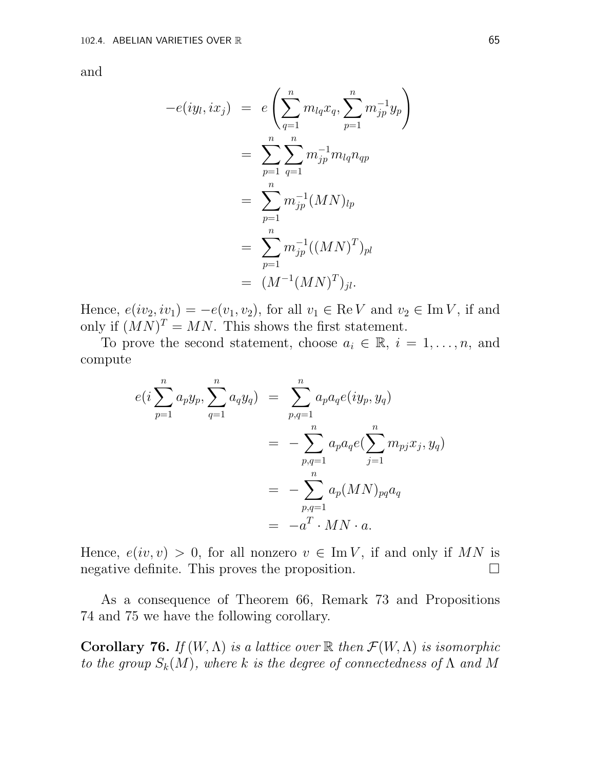and

$$
\begin{aligned}
-e(iy_l, ix_j) &= e\left(\sum_{q=1}^{n} m_{lq} x_q, \sum_{p=1}^{n} m_{jp}^{-1} y_p\right) \\
&= \sum_{p=1}^{n} \sum_{q=1}^{n} m_{jp}^{-1} m_{lq} n_{qp} \\
&= \sum_{p=1}^{n} m_{jp}^{-1} (MN)_{lp} \\
&= \sum_{p=1}^{n} m_{jp}^{-1} ((MN)^T)_{pl} \\
&= (M^{-1}(MN)^T)_{jl}.
\end{aligned}
$$

Hence, $e(iv_2, iv_1) = -e(v_1, v_2)$, for all $v_1 \in \operatorname{Re} V$ and $v_2 \in \operatorname{Im} V$, if and only if $(MN)^T = MN$. This shows the first statement.

To prove the second statement, choose $a_i \in \mathbb{R}$, $i = 1, \ldots, n$, and compute

$$
\begin{aligned}
e(i\sum_{p=1}^{n} a_p y_p, \sum_{q=1}^{n} a_q y_q) &= \sum_{p,q=1}^{n} a_p a_q e(iy_p, y_q) \\
&= -\sum_{p,q=1}^{n} a_p a_q e(\sum_{j=1}^{n} m_{pj} x_j, y_q) \\
&= -\sum_{p,q=1}^{n} a_p (MN)_{pq} a_q \\
&= -a^T \cdot MN \cdot a.
\end{aligned}
$$

Hence, $e(iv, v) > 0$, for all nonzero $v \in \operatorname{Im} V$, if and only if $MN$ is negative definite. This proves the proposition. $\square$

As a consequence of Theorem 66, Remark 73 and Propositions 74 and 75 we have the following corollary.

**Corollary 76.** *If $(W, \Lambda)$ is a lattice over $\mathbb{R}$ then $\mathcal{F}(W, \Lambda)$ is isomorphic to the group $S_k(M)$, where $k$ is the degree of connectedness of $\Lambda$ and $M$*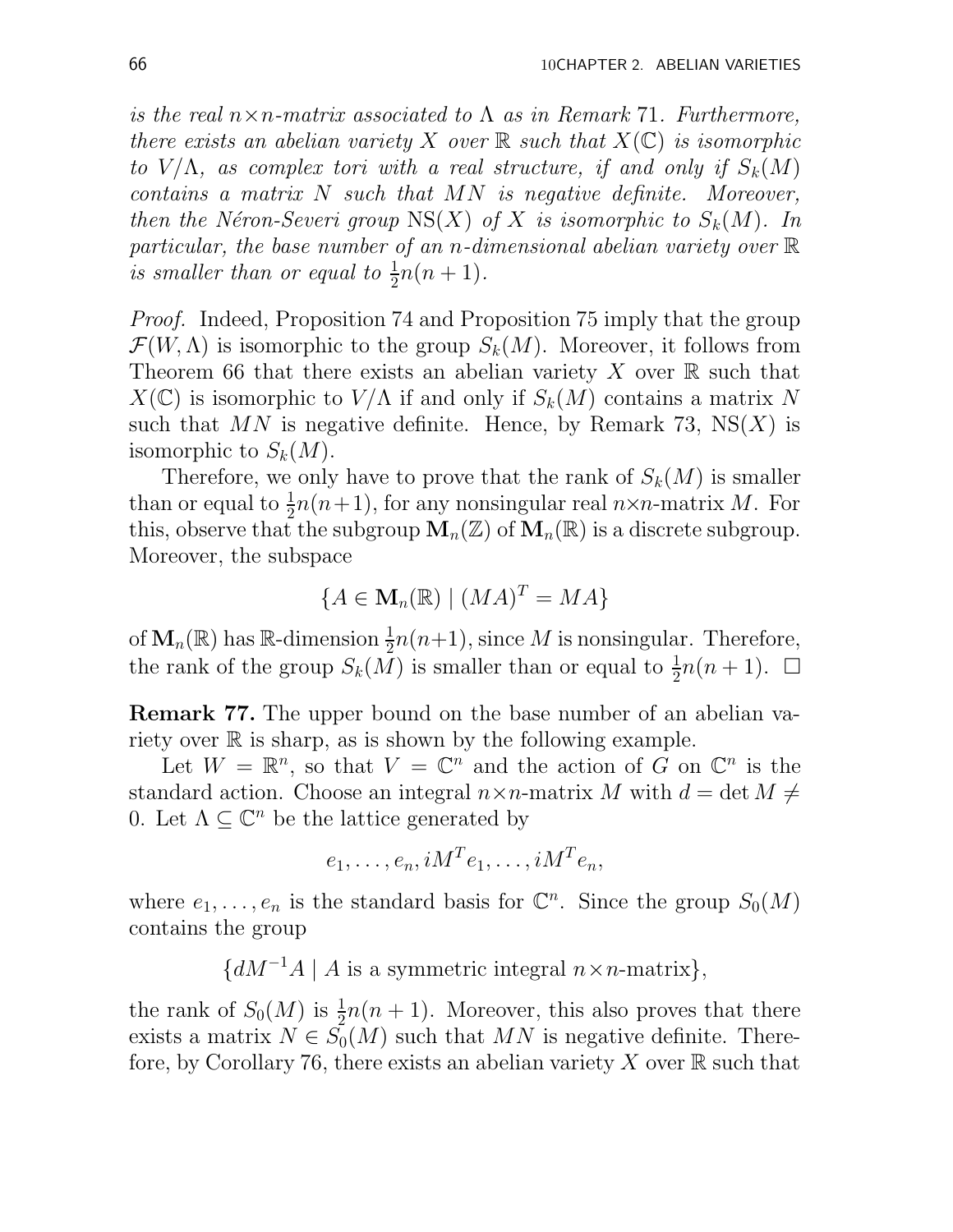*is the real $n \times n$-matrix associated to $\Lambda$ as in Remark 71. Furthermore, there exists an abelian variety $X$ over $\mathbb{R}$ such that $X(\mathbb{C})$ is isomorphic to $V/\Lambda$, as complex tori with a real structure, if and only if $S_k(M)$ contains a matrix $N$ such that $MN$ is negative definite. Moreover, then the Néron-Severi group $\mathrm{NS}(X)$ of $X$ is isomorphic to $S_k(M)$. In particular, the base number of an $n$-dimensional abelian variety over $\mathbb{R}$ is smaller than or equal to $\frac{1}{2}n(n+1)$.*

*Proof.* Indeed, Proposition 74 and Proposition 75 imply that the group $\mathcal{F}(W, \Lambda)$ is isomorphic to the group $S_k(M)$. Moreover, it follows from Theorem 66 that there exists an abelian variety $X$ over $\mathbb{R}$ such that $X(\mathbb{C})$ is isomorphic to $V/\Lambda$ if and only if $S_k(M)$ contains a matrix $N$ such that $MN$ is negative definite. Hence, by Remark 73, $\mathrm{NS}(X)$ is isomorphic to $S_k(M)$.

Therefore, we only have to prove that the rank of $S_k(M)$ is smaller than or equal to $\frac{1}{2}n(n+1)$, for any nonsingular real $n\times n$-matrix $M$. For this, observe that the subgroup $\mathbf{M}_n(\mathbb{Z})$ of $\mathbf{M}_n(\mathbb{R})$ is a discrete subgroup. Moreover, the subspace

$$\{A \in \mathbf{M}_n(\mathbb{R}) \mid (MA)^T = MA\}$$

of $\mathbf{M}_n(\mathbb{R})$ has $\mathbb{R}$-dimension $\frac{1}{2}n(n+1)$, since $M$ is nonsingular. Therefore, the rank of the group $S_k(M)$ is smaller than or equal to $\frac{1}{2}n(n+1)$. $\square$

**Remark 77.** The upper bound on the base number of an abelian variety over $\mathbb{R}$ is sharp, as is shown by the following example.

Let $W = \mathbb{R}^n$, so that $V = \mathbb{C}^n$ and the action of $G$ on $\mathbb{C}^n$ is the standard action. Choose an integral $n\times n$-matrix $M$ with $d = \det M \neq 0$. Let $\Lambda \subseteq \mathbb{C}^n$ be the lattice generated by

$$e_1, \ldots, e_n, iM^T e_1, \ldots, iM^T e_n,$$

where $e_1, \ldots, e_n$ is the standard basis for $\mathbb{C}^n$. Since the group $S_0(M)$ contains the group

$$\{dM^{-1}A \mid A \text{ is a symmetric integral } n\times n\text{-matrix}\},$$

the rank of $S_0(M)$ is $\frac{1}{2}n(n+1)$. Moreover, this also proves that there exists a matrix $N \in S_0(M)$ such that $MN$ is negative definite. Therefore, by Corollary 76, there exists an abelian variety $X$ over $\mathbb{R}$ such that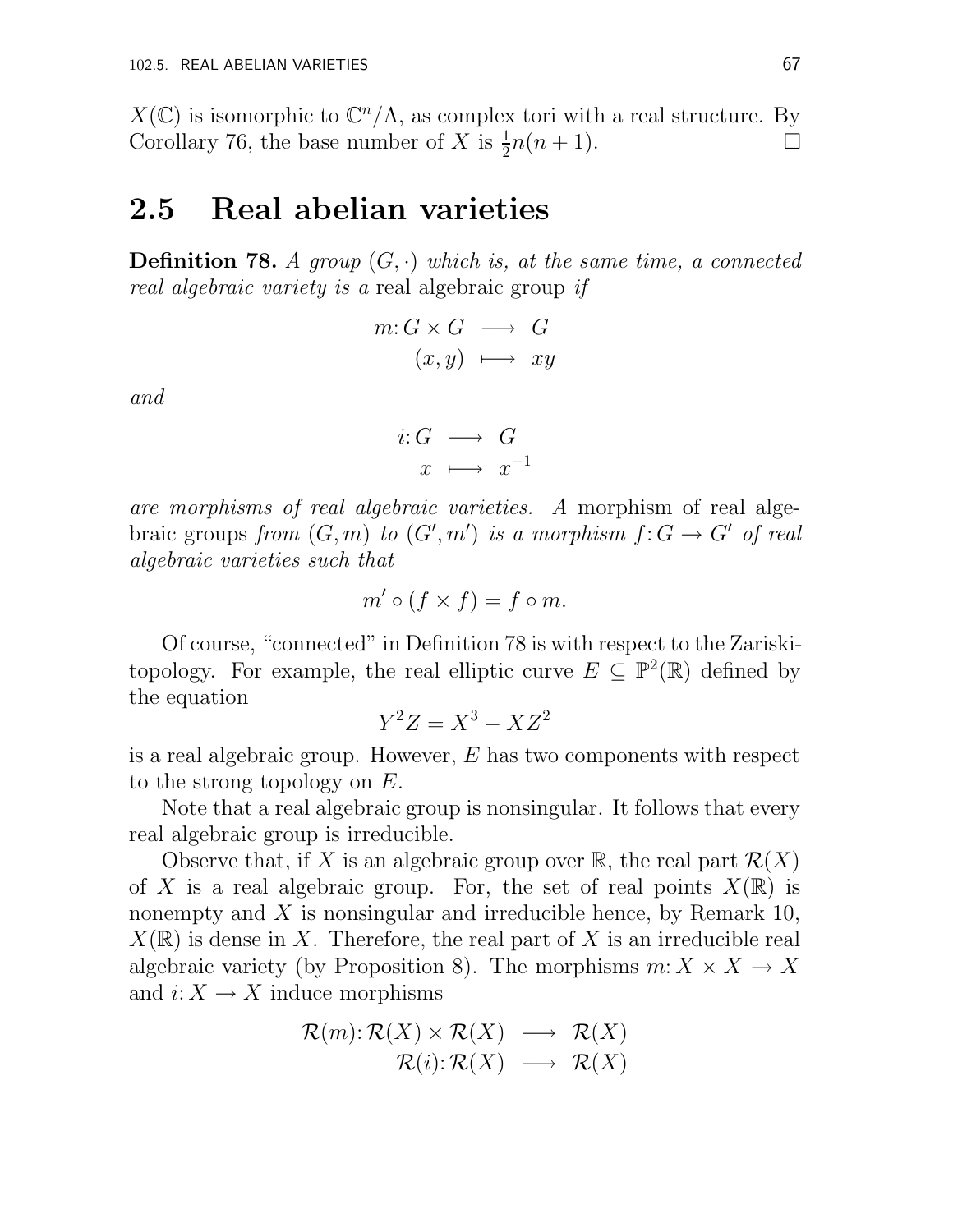$X(\mathbb{C})$ is isomorphic to $\mathbb{C}^n/\Lambda$, as complex tori with a real structure. By Corollary 76, the base number of $X$ is $\frac{1}{2}n(n+1)$. □

## 2.5 Real abelian varieties

**Definition 78.** *A group $(G, \cdot)$ which is, at the same time, a connected real algebraic variety is a* real algebraic group *if*

$$\begin{aligned} m\colon G \times G &\longrightarrow G \\ (x, y) &\longmapsto xy \end{aligned}$$

*and*

$$\begin{aligned} i\colon G &\longrightarrow G \\ x &\longmapsto x^{-1} \end{aligned}$$

*are morphisms of real algebraic varieties. A* morphism of real algebraic groups *from $(G, m)$ to $(G', m')$ is a morphism $f\colon G \to G'$ of real algebraic varieties such that*

$$m' \circ (f \times f) = f \circ m.$$

Of course, "connected" in Definition 78 is with respect to the Zariski-topology. For example, the real elliptic curve $E \subseteq \mathbb{P}^2(\mathbb{R})$ defined by the equation

$$Y^2 Z = X^3 - XZ^2$$

is a real algebraic group. However, $E$ has two components with respect to the strong topology on $E$.

Note that a real algebraic group is nonsingular. It follows that every real algebraic group is irreducible.

Observe that, if $X$ is an algebraic group over $\mathbb{R}$, the real part $\mathcal{R}(X)$ of $X$ is a real algebraic group. For, the set of real points $X(\mathbb{R})$ is nonempty and $X$ is nonsingular and irreducible hence, by Remark 10, $X(\mathbb{R})$ is dense in $X$. Therefore, the real part of $X$ is an irreducible real algebraic variety (by Proposition 8). The morphisms $m\colon X \times X \to X$ and $i\colon X \to X$ induce morphisms

$$\begin{aligned} \mathcal{R}(m)\colon \mathcal{R}(X) \times \mathcal{R}(X) &\longrightarrow \mathcal{R}(X) \\ \mathcal{R}(i)\colon \mathcal{R}(X) &\longrightarrow \mathcal{R}(X) \end{aligned}$$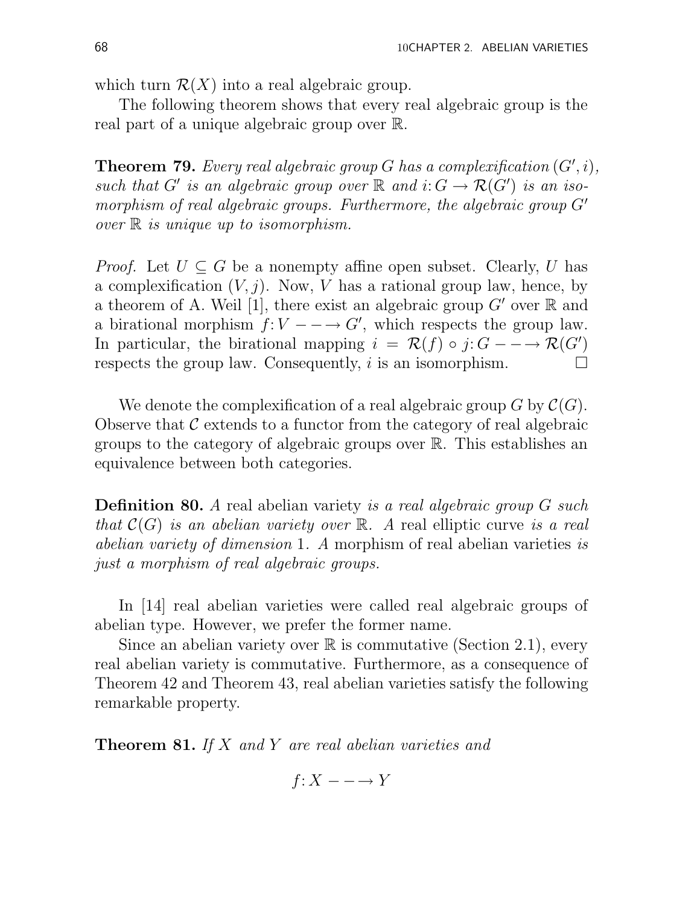which turn $\mathcal{R}(X)$ into a real algebraic group.

The following theorem shows that every real algebraic group is the real part of a unique algebraic group over $\mathbb{R}$.

**Theorem 79.** *Every real algebraic group $G$ has a complexification $(G', i)$, such that $G'$ is an algebraic group over $\mathbb{R}$ and $i: G \to \mathcal{R}(G')$ is an isomorphism of real algebraic groups. Furthermore, the algebraic group $G'$ over $\mathbb{R}$ is unique up to isomorphism.*

*Proof.* Let $U \subseteq G$ be a nonempty affine open subset. Clearly, $U$ has a complexification $(V, j)$. Now, $V$ has a rational group law, hence, by a theorem of A. Weil [1], there exist an algebraic group $G'$ over $\mathbb{R}$ and a birational morphism $f: V \dashrightarrow G'$, which respects the group law. In particular, the birational mapping $i = \mathcal{R}(f) \circ j: G \dashrightarrow \mathcal{R}(G')$ respects the group law. Consequently, $i$ is an isomorphism. $\square$

We denote the complexification of a real algebraic group $G$ by $\mathcal{C}(G)$. Observe that $\mathcal{C}$ extends to a functor from the category of real algebraic groups to the category of algebraic groups over $\mathbb{R}$. This establishes an equivalence between both categories.

**Definition 80.** *A* real abelian variety *is a real algebraic group $G$ such that $\mathcal{C}(G)$ is an abelian variety over $\mathbb{R}$. A* real elliptic curve *is a real abelian variety of dimension* 1*. A* morphism of real abelian varieties *is just a morphism of real algebraic groups.*

In [14] real abelian varieties were called real algebraic groups of abelian type. However, we prefer the former name.

Since an abelian variety over $\mathbb{R}$ is commutative (Section 2.1), every real abelian variety is commutative. Furthermore, as a consequence of Theorem 42 and Theorem 43, real abelian varieties satisfy the following remarkable property.

**Theorem 81.** *If $X$ and $Y$ are real abelian varieties and*

$$f: X \dashrightarrow Y$$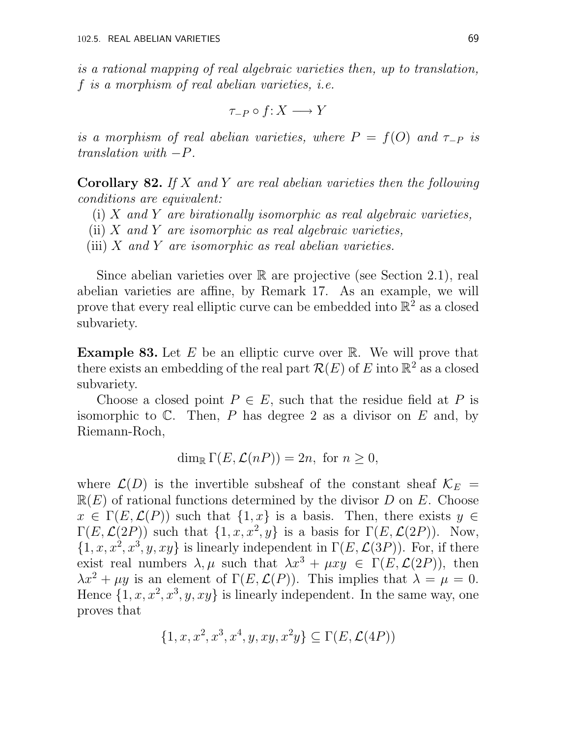*is a rational mapping of real algebraic varieties then, up to translation, $f$ is a morphism of real abelian varieties, i.e.*

$$\tau_{-P} \circ f : X \longrightarrow Y$$

*is a morphism of real abelian varieties, where $P = f(O)$ and $\tau_{-P}$ is translation with $-P$.*

**Corollary 82.** *If $X$ and $Y$ are real abelian varieties then the following conditions are equivalent:*

(i) *$X$ and $Y$ are birationally isomorphic as real algebraic varieties,*
(ii) *$X$ and $Y$ are isomorphic as real algebraic varieties,*
(iii) *$X$ and $Y$ are isomorphic as real abelian varieties.*

Since abelian varieties over $\mathbb{R}$ are projective (see Section 2.1), real abelian varieties are affine, by Remark 17. As an example, we will prove that every real elliptic curve can be embedded into $\mathbb{R}^2$ as a closed subvariety.

**Example 83.** Let $E$ be an elliptic curve over $\mathbb{R}$. We will prove that there exists an embedding of the real part $\mathcal{R}(E)$ of $E$ into $\mathbb{R}^2$ as a closed subvariety.

Choose a closed point $P \in E$, such that the residue field at $P$ is isomorphic to $\mathbb{C}$. Then, $P$ has degree 2 as a divisor on $E$ and, by Riemann-Roch,

$$\dim_{\mathbb{R}} \Gamma(E, \mathcal{L}(nP)) = 2n, \text{ for } n \geq 0,$$

where $\mathcal{L}(D)$ is the invertible subsheaf of the constant sheaf $\mathcal{K}_E = \mathbb{R}(E)$ of rational functions determined by the divisor $D$ on $E$. Choose $x \in \Gamma(E, \mathcal{L}(P))$ such that $\{1, x\}$ is a basis. Then, there exists $y \in \Gamma(E, \mathcal{L}(2P))$ such that $\{1, x, x^2, y\}$ is a basis for $\Gamma(E, \mathcal{L}(2P))$. Now, $\{1, x, x^2, x^3, y, xy\}$ is linearly independent in $\Gamma(E, \mathcal{L}(3P))$. For, if there exist real numbers $\lambda, \mu$ such that $\lambda x^3 + \mu xy \in \Gamma(E, \mathcal{L}(2P))$, then $\lambda x^2 + \mu y$ is an element of $\Gamma(E, \mathcal{L}(P))$. This implies that $\lambda = \mu = 0$. Hence $\{1, x, x^2, x^3, y, xy\}$ is linearly independent. In the same way, one proves that

$$\{1, x, x^2, x^3, x^4, y, xy, x^2y\} \subseteq \Gamma(E, \mathcal{L}(4P))$$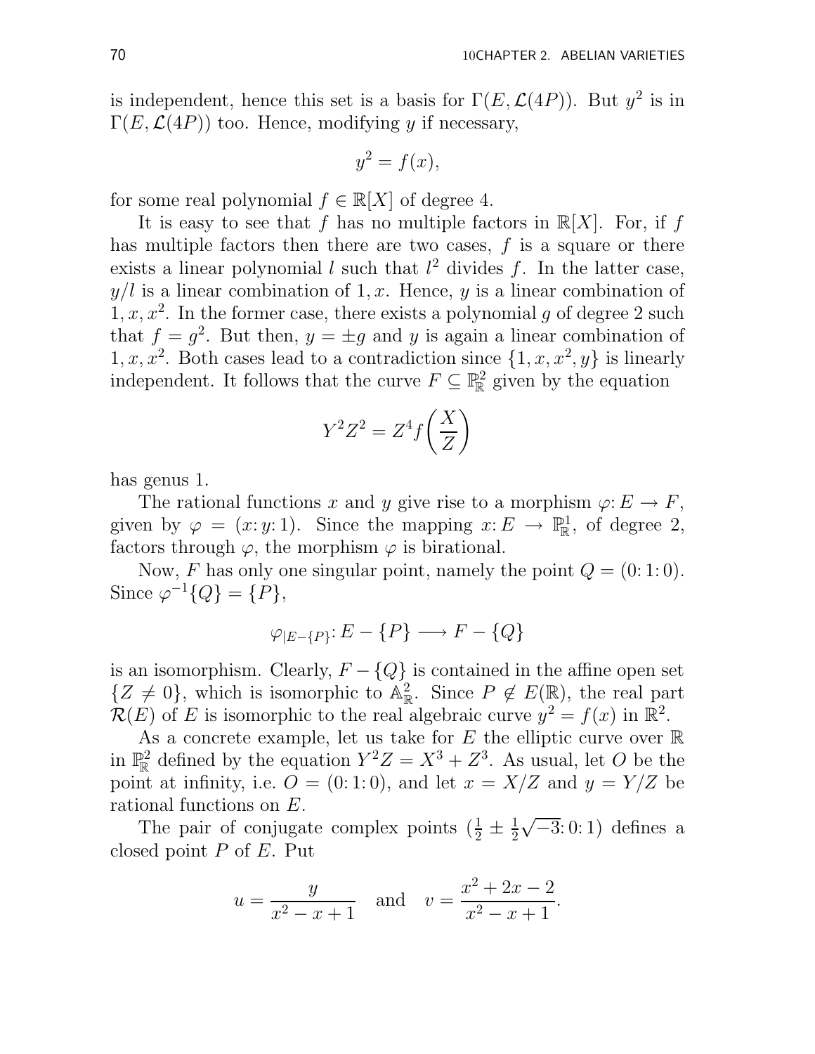is independent, hence this set is a basis for $\Gamma(E, \mathcal{L}(4P))$. But $y^2$ is in $\Gamma(E, \mathcal{L}(4P))$ too. Hence, modifying $y$ if necessary,

$$y^2 = f(x),$$

for some real polynomial $f \in \mathbb{R}[X]$ of degree 4.

It is easy to see that $f$ has no multiple factors in $\mathbb{R}[X]$. For, if $f$ has multiple factors then there are two cases, $f$ is a square or there exists a linear polynomial $l$ such that $l^2$ divides $f$. In the latter case, $y/l$ is a linear combination of $1, x$. Hence, $y$ is a linear combination of $1, x, x^2$. In the former case, there exists a polynomial $g$ of degree 2 such that $f = g^2$. But then, $y = \pm g$ and $y$ is again a linear combination of $1, x, x^2$. Both cases lead to a contradiction since $\{1, x, x^2, y\}$ is linearly independent. It follows that the curve $F \subseteq \mathbb{P}^2_{\mathbb{R}}$ given by the equation

$$Y^2 Z^2 = Z^4 f\left(\frac{X}{Z}\right)$$

has genus 1.

The rational functions $x$ and $y$ give rise to a morphism $\varphi: E \to F$, given by $\varphi = (x{:}\, y{:}\, 1)$. Since the mapping $x: E \to \mathbb{P}^1_{\mathbb{R}}$, of degree 2, factors through $\varphi$, the morphism $\varphi$ is birational.

Now, $F$ has only one singular point, namely the point $Q = (0{:}\, 1{:}\, 0)$. Since $\varphi^{-1}\{Q\} = \{P\}$,

$$\varphi_{|E-\{P\}}: E - \{P\} \longrightarrow F - \{Q\}$$

is an isomorphism. Clearly, $F - \{Q\}$ is contained in the affine open set $\{Z \neq 0\}$, which is isomorphic to $\mathbb{A}^2_{\mathbb{R}}$. Since $P \notin E(\mathbb{R})$, the real part $\mathcal{R}(E)$ of $E$ is isomorphic to the real algebraic curve $y^2 = f(x)$ in $\mathbb{R}^2$.

As a concrete example, let us take for $E$ the elliptic curve over $\mathbb{R}$ in $\mathbb{P}^2_{\mathbb{R}}$ defined by the equation $Y^2 Z = X^3 + Z^3$. As usual, let $O$ be the point at infinity, i.e. $O = (0{:}\, 1{:}\, 0)$, and let $x = X/Z$ and $y = Y/Z$ be rational functions on $E$.

The pair of conjugate complex points $(\frac{1}{2} \pm \frac{1}{2}\sqrt{-3}{:}\, 0{:}\, 1)$ defines a closed point $P$ of $E$. Put

$$u = \frac{y}{x^2 - x + 1} \quad \text{and} \quad v = \frac{x^2 + 2x - 2}{x^2 - x + 1}.$$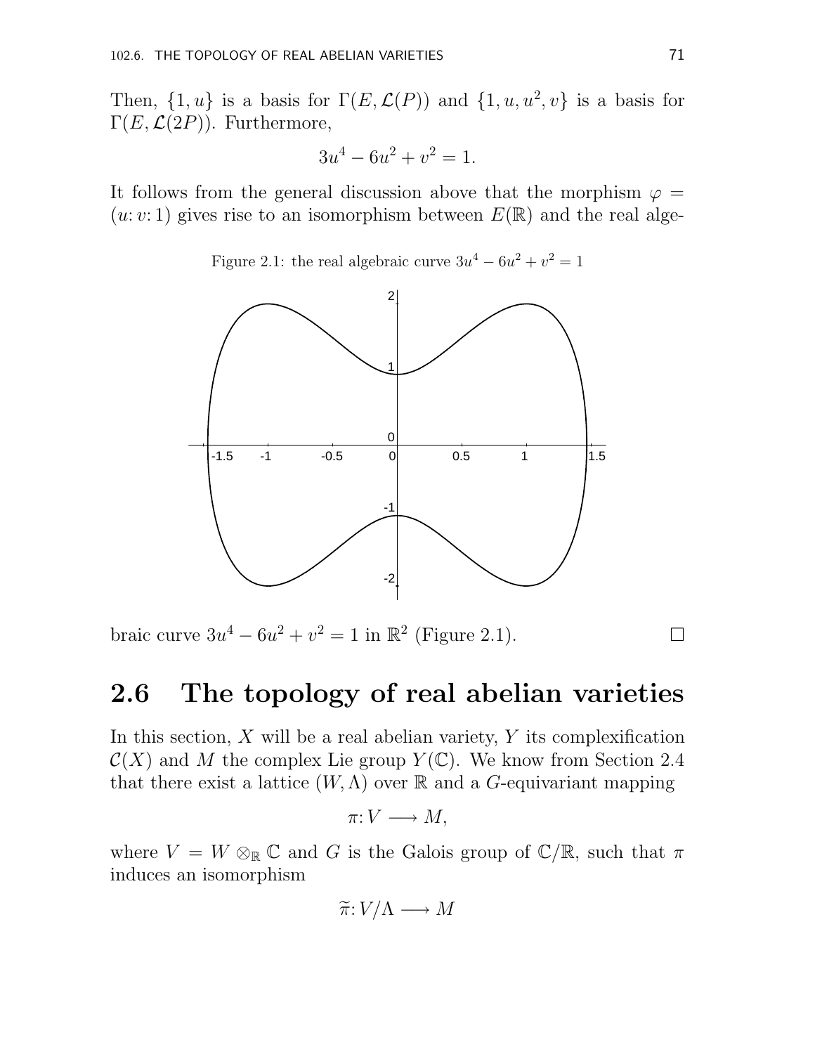Then, $\{1, u\}$ is a basis for $\Gamma(E, \mathcal{L}(P))$ and $\{1, u, u^2, v\}$ is a basis for $\Gamma(E, \mathcal{L}(2P))$. Furthermore,

$$3u^4 - 6u^2 + v^2 = 1.$$

It follows from the general discussion above that the morphism $\varphi = (u\colon v\colon 1)$ gives rise to an isomorphism between $E(\mathbb{R})$ and the real algebraic curve $3u^4 - 6u^2 + v^2 = 1$ in $\mathbb{R}^2$ (Figure 2.1). $\square$

Figure 2.1: the real algebraic curve $3u^4 - 6u^2 + v^2 = 1$

## 2.6 The topology of real abelian varieties

In this section, $X$ will be a real abelian variety, $Y$ its complexification $\mathcal{C}(X)$ and $M$ the complex Lie group $Y(\mathbb{C})$. We know from Section 2.4 that there exist a lattice $(W, \Lambda)$ over $\mathbb{R}$ and a $G$-equivariant mapping

$$\pi\colon V \longrightarrow M,$$

where $V = W \otimes_{\mathbb{R}} \mathbb{C}$ and $G$ is the Galois group of $\mathbb{C}/\mathbb{R}$, such that $\pi$ induces an isomorphism

$$\widetilde{\pi}\colon V/\Lambda \longrightarrow M$$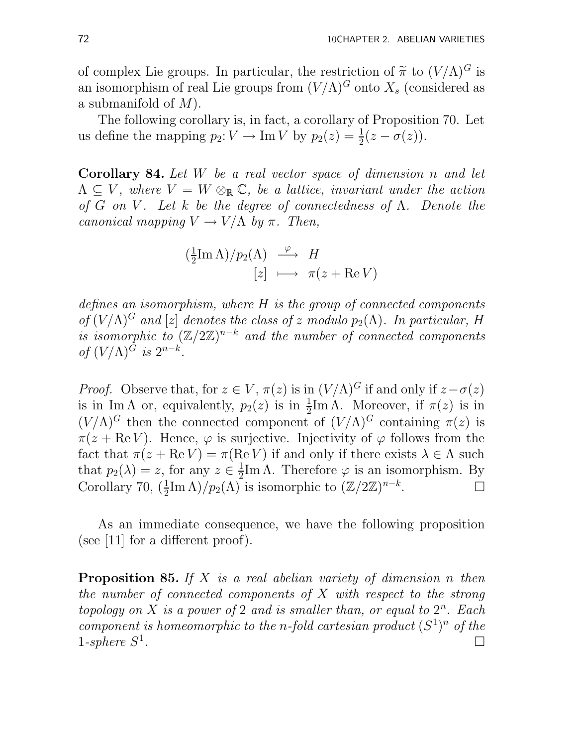of complex Lie groups. In particular, the restriction of $\widetilde{\pi}$ to $(V/\Lambda)^G$ is an isomorphism of real Lie groups from $(V/\Lambda)^G$ onto $X_s$ (considered as a submanifold of $M$).

The following corollary is, in fact, a corollary of Proposition 70. Let us define the mapping $p_2\colon V \to \operatorname{Im} V$ by $p_2(z) = \frac{1}{2}(z - \sigma(z))$.

**Corollary 84.** *Let $W$ be a real vector space of dimension $n$ and let $\Lambda \subseteq V$, where $V = W \otimes_{\mathbb{R}} \mathbb{C}$, be a lattice, invariant under the action of $G$ on $V$. Let $k$ be the degree of connectedness of $\Lambda$. Denote the canonical mapping $V \to V/\Lambda$ by $\pi$. Then,*

$$\begin{array}{rcl} (\frac{1}{2}\operatorname{Im}\Lambda)/p_2(\Lambda) & \stackrel{\varphi}{\longrightarrow} & H \\ {[z]} & \longmapsto & \pi(z + \operatorname{Re} V) \end{array}$$

*defines an isomorphism, where $H$ is the group of connected components of $(V/\Lambda)^G$ and $[z]$ denotes the class of $z$ modulo $p_2(\Lambda)$. In particular, $H$ is isomorphic to $(\mathbb{Z}/2\mathbb{Z})^{n-k}$ and the number of connected components of $(V/\Lambda)^G$ is $2^{n-k}$.*

*Proof.* Observe that, for $z \in V$, $\pi(z)$ is in $(V/\Lambda)^G$ if and only if $z - \sigma(z)$ is in $\operatorname{Im}\Lambda$ or, equivalently, $p_2(z)$ is in $\frac{1}{2}\operatorname{Im}\Lambda$. Moreover, if $\pi(z)$ is in $(V/\Lambda)^G$ then the connected component of $(V/\Lambda)^G$ containing $\pi(z)$ is $\pi(z + \operatorname{Re} V)$. Hence, $\varphi$ is surjective. Injectivity of $\varphi$ follows from the fact that $\pi(z + \operatorname{Re} V) = \pi(\operatorname{Re} V)$ if and only if there exists $\lambda \in \Lambda$ such that $p_2(\lambda) = z$, for any $z \in \frac{1}{2}\operatorname{Im}\Lambda$. Therefore $\varphi$ is an isomorphism. By Corollary 70, $(\frac{1}{2}\operatorname{Im}\Lambda)/p_2(\Lambda)$ is isomorphic to $(\mathbb{Z}/2\mathbb{Z})^{n-k}$. □

As an immediate consequence, we have the following proposition (see [11] for a different proof).

**Proposition 85.** *If $X$ is a real abelian variety of dimension $n$ then the number of connected components of $X$ with respect to the strong topology on $X$ is a power of 2 and is smaller than, or equal to $2^n$. Each component is homeomorphic to the $n$-fold cartesian product $(S^1)^n$ of the 1-sphere $S^1$.* □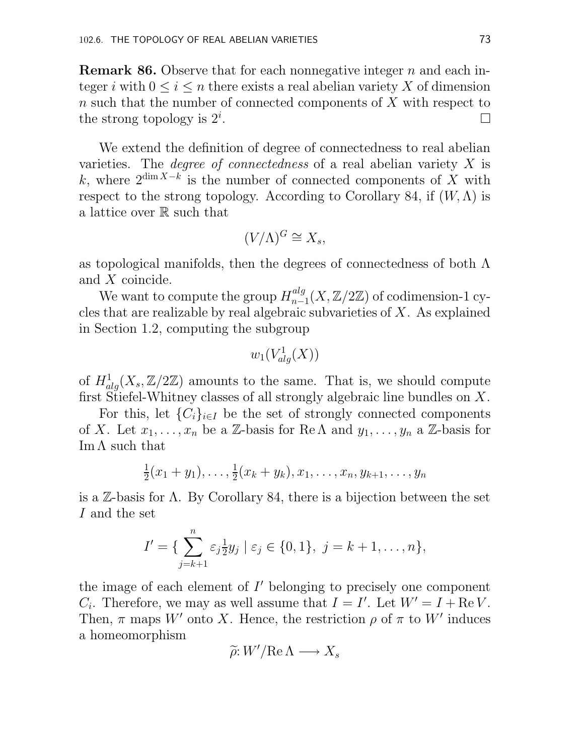**Remark 86.** Observe that for each nonnegative integer $n$ and each integer $i$ with $0 \leq i \leq n$ there exists a real abelian variety $X$ of dimension $n$ such that the number of connected components of $X$ with respect to the strong topology is $2^i$. $\square$

We extend the definition of degree of connectedness to real abelian varieties. The *degree of connectedness* of a real abelian variety $X$ is $k$, where $2^{\dim X - k}$ is the number of connected components of $X$ with respect to the strong topology. According to Corollary 84, if $(W, \Lambda)$ is a lattice over $\mathbb{R}$ such that

$$(V/\Lambda)^G \cong X_s,$$

as topological manifolds, then the degrees of connectedness of both $\Lambda$ and $X$ coincide.

We want to compute the group $H^{alg}_{n-1}(X, \mathbb{Z}/2\mathbb{Z})$ of codimension-1 cycles that are realizable by real algebraic subvarieties of $X$. As explained in Section 1.2, computing the subgroup

$$w_1(V^1_{alg}(X))$$

of $H^1_{alg}(X_s, \mathbb{Z}/2\mathbb{Z})$ amounts to the same. That is, we should compute first Stiefel-Whitney classes of all strongly algebraic line bundles on $X$.

For this, let $\{C_i\}_{i \in I}$ be the set of strongly connected components of $X$. Let $x_1, \ldots, x_n$ be a $\mathbb{Z}$-basis for $\operatorname{Re} \Lambda$ and $y_1, \ldots, y_n$ a $\mathbb{Z}$-basis for $\operatorname{Im} \Lambda$ such that

$$\tfrac{1}{2}(x_1 + y_1), \ldots, \tfrac{1}{2}(x_k + y_k), x_1, \ldots, x_n, y_{k+1}, \ldots, y_n$$

is a $\mathbb{Z}$-basis for $\Lambda$. By Corollary 84, there is a bijection between the set $I$ and the set

$$I' = \{ \sum_{j=k+1}^{n} \varepsilon_j \tfrac{1}{2} y_j \mid \varepsilon_j \in \{0, 1\},\ j = k+1, \ldots, n \},$$

the image of each element of $I'$ belonging to precisely one component $C_i$. Therefore, we may as well assume that $I = I'$. Let $W' = I + \operatorname{Re} V$. Then, $\pi$ maps $W'$ onto $X$. Hence, the restriction $\rho$ of $\pi$ to $W'$ induces a homeomorphism

$$\widetilde{\rho} \colon W'/\operatorname{Re} \Lambda \longrightarrow X_s$$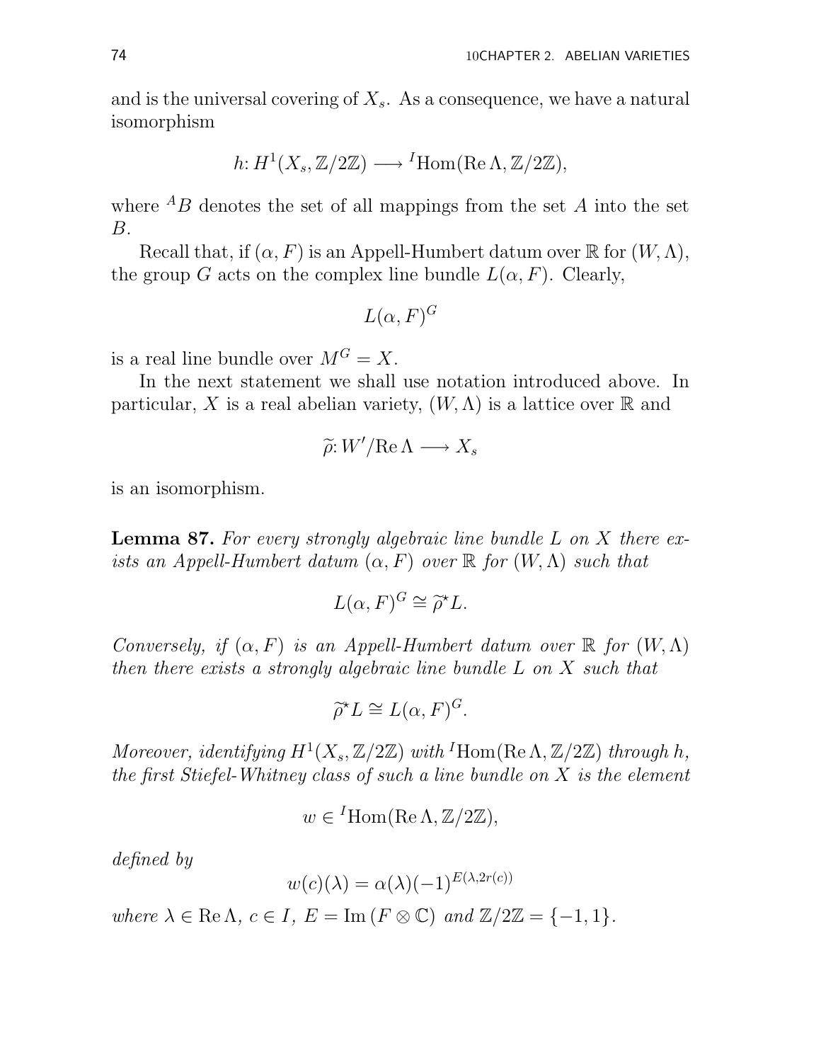and is the universal covering of $X_s$. As a consequence, we have a natural isomorphism

$$h: H^1(X_s, \mathbb{Z}/2\mathbb{Z}) \longrightarrow {}^I\mathrm{Hom}(\mathrm{Re}\,\Lambda, \mathbb{Z}/2\mathbb{Z}),$$

where ${}^A B$ denotes the set of all mappings from the set $A$ into the set $B$.

Recall that, if $(\alpha, F)$ is an Appell-Humbert datum over $\mathbb{R}$ for $(W, \Lambda)$, the group $G$ acts on the complex line bundle $L(\alpha, F)$. Clearly,

$$L(\alpha, F)^G$$

is a real line bundle over $M^G = X$.

In the next statement we shall use notation introduced above. In particular, $X$ is a real abelian variety, $(W, \Lambda)$ is a lattice over $\mathbb{R}$ and

$$\widetilde{\rho}: W'/\mathrm{Re}\,\Lambda \longrightarrow X_s$$

is an isomorphism.

**Lemma 87.** *For every strongly algebraic line bundle $L$ on $X$ there exists an Appell-Humbert datum $(\alpha, F)$ over $\mathbb{R}$ for $(W, \Lambda)$ such that*

$$L(\alpha, F)^G \cong \widetilde{\rho}^\star L.$$

*Conversely, if $(\alpha, F)$ is an Appell-Humbert datum over $\mathbb{R}$ for $(W, \Lambda)$ then there exists a strongly algebraic line bundle $L$ on $X$ such that*

$$\widetilde{\rho}^\star L \cong L(\alpha, F)^G.$$

*Moreover, identifying $H^1(X_s, \mathbb{Z}/2\mathbb{Z})$ with ${}^I\mathrm{Hom}(\mathrm{Re}\,\Lambda, \mathbb{Z}/2\mathbb{Z})$ through $h$, the first Stiefel-Whitney class of such a line bundle on $X$ is the element*

$$w \in {}^I\mathrm{Hom}(\mathrm{Re}\,\Lambda, \mathbb{Z}/2\mathbb{Z}),$$

*defined by*

$$w(c)(\lambda) = \alpha(\lambda)(-1)^{E(\lambda, 2r(c))}$$

*where $\lambda \in \mathrm{Re}\,\Lambda$, $c \in I$, $E = \mathrm{Im}\,(F \otimes \mathbb{C})$ and $\mathbb{Z}/2\mathbb{Z} = \{-1, 1\}$.*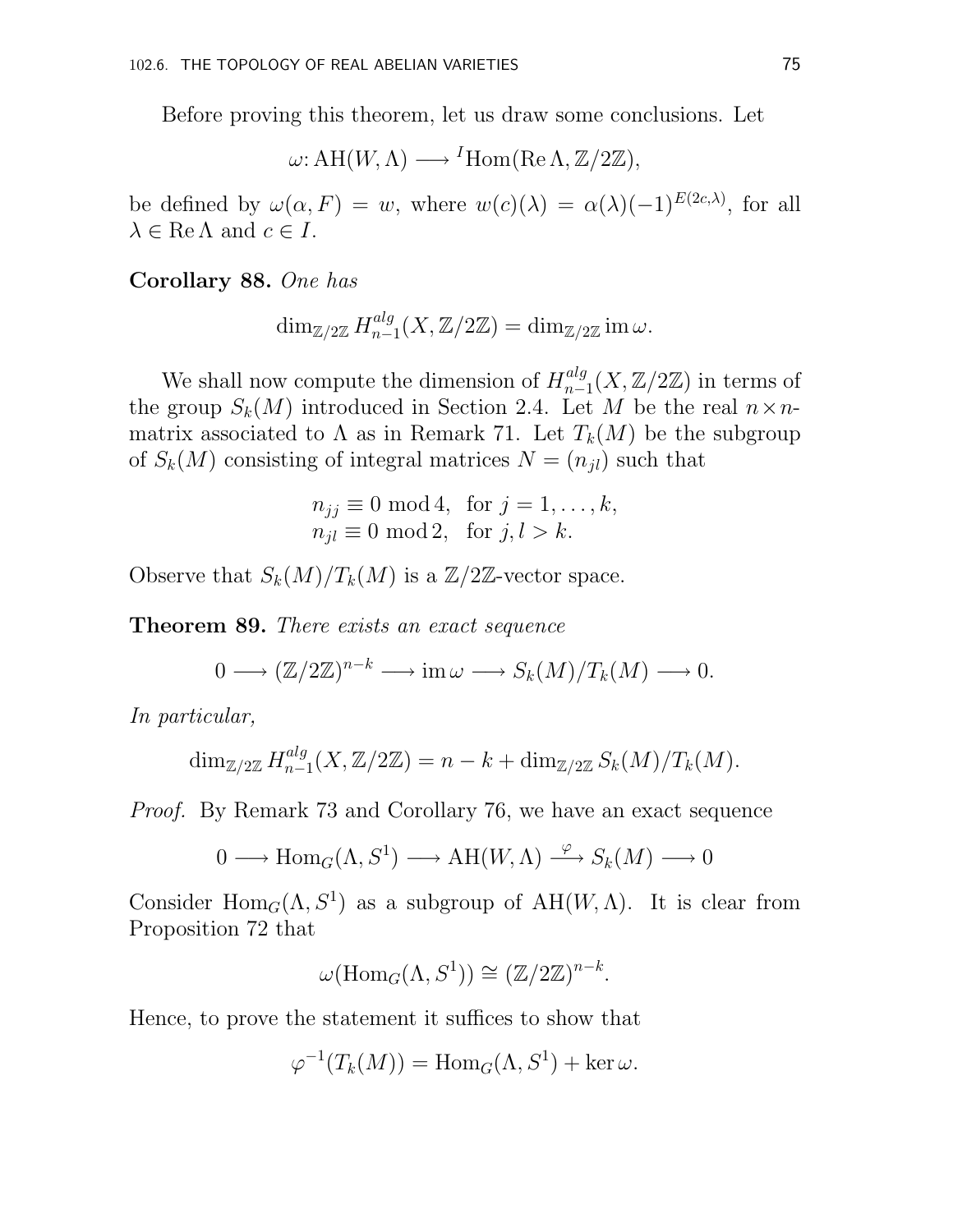Before proving this theorem, let us draw some conclusions. Let

$$\omega\colon \mathrm{AH}(W,\Lambda) \longrightarrow {}^{I}\mathrm{Hom}(\operatorname{Re}\Lambda, \mathbb{Z}/2\mathbb{Z}),$$

be defined by $\omega(\alpha, F) = w$, where $w(c)(\lambda) = \alpha(\lambda)(-1)^{E(2c,\lambda)}$, for all $\lambda \in \operatorname{Re}\Lambda$ and $c \in I$.

**Corollary 88.** *One has*

$$\dim_{\mathbb{Z}/2\mathbb{Z}} H_{n-1}^{alg}(X, \mathbb{Z}/2\mathbb{Z}) = \dim_{\mathbb{Z}/2\mathbb{Z}} \operatorname{im}\omega.$$

We shall now compute the dimension of $H_{n-1}^{alg}(X, \mathbb{Z}/2\mathbb{Z})$ in terms of the group $S_k(M)$ introduced in Section 2.4. Let $M$ be the real $n\times n$-matrix associated to $\Lambda$ as in Remark 71. Let $T_k(M)$ be the subgroup of $S_k(M)$ consisting of integral matrices $N = (n_{jl})$ such that

$$\begin{aligned} &n_{jj} \equiv 0 \bmod 4, \quad \text{for } j = 1, \ldots, k, \\ &n_{jl} \equiv 0 \bmod 2, \quad \text{for } j, l > k. \end{aligned}$$

Observe that $S_k(M)/T_k(M)$ is a $\mathbb{Z}/2\mathbb{Z}$-vector space.

**Theorem 89.** *There exists an exact sequence*

$$0 \longrightarrow (\mathbb{Z}/2\mathbb{Z})^{n-k} \longrightarrow \operatorname{im}\omega \longrightarrow S_k(M)/T_k(M) \longrightarrow 0.$$

*In particular,*

$$\dim_{\mathbb{Z}/2\mathbb{Z}} H_{n-1}^{alg}(X, \mathbb{Z}/2\mathbb{Z}) = n - k + \dim_{\mathbb{Z}/2\mathbb{Z}} S_k(M)/T_k(M).$$

*Proof.* By Remark 73 and Corollary 76, we have an exact sequence

$$0 \longrightarrow \mathrm{Hom}_G(\Lambda, S^1) \longrightarrow \mathrm{AH}(W,\Lambda) \xrightarrow{\ \varphi\ } S_k(M) \longrightarrow 0$$

Consider $\mathrm{Hom}_G(\Lambda, S^1)$ as a subgroup of $\mathrm{AH}(W,\Lambda)$. It is clear from Proposition 72 that

$$\omega(\mathrm{Hom}_G(\Lambda, S^1)) \cong (\mathbb{Z}/2\mathbb{Z})^{n-k}.$$

Hence, to prove the statement it suffices to show that

$$\varphi^{-1}(T_k(M)) = \mathrm{Hom}_G(\Lambda, S^1) + \ker\omega.$$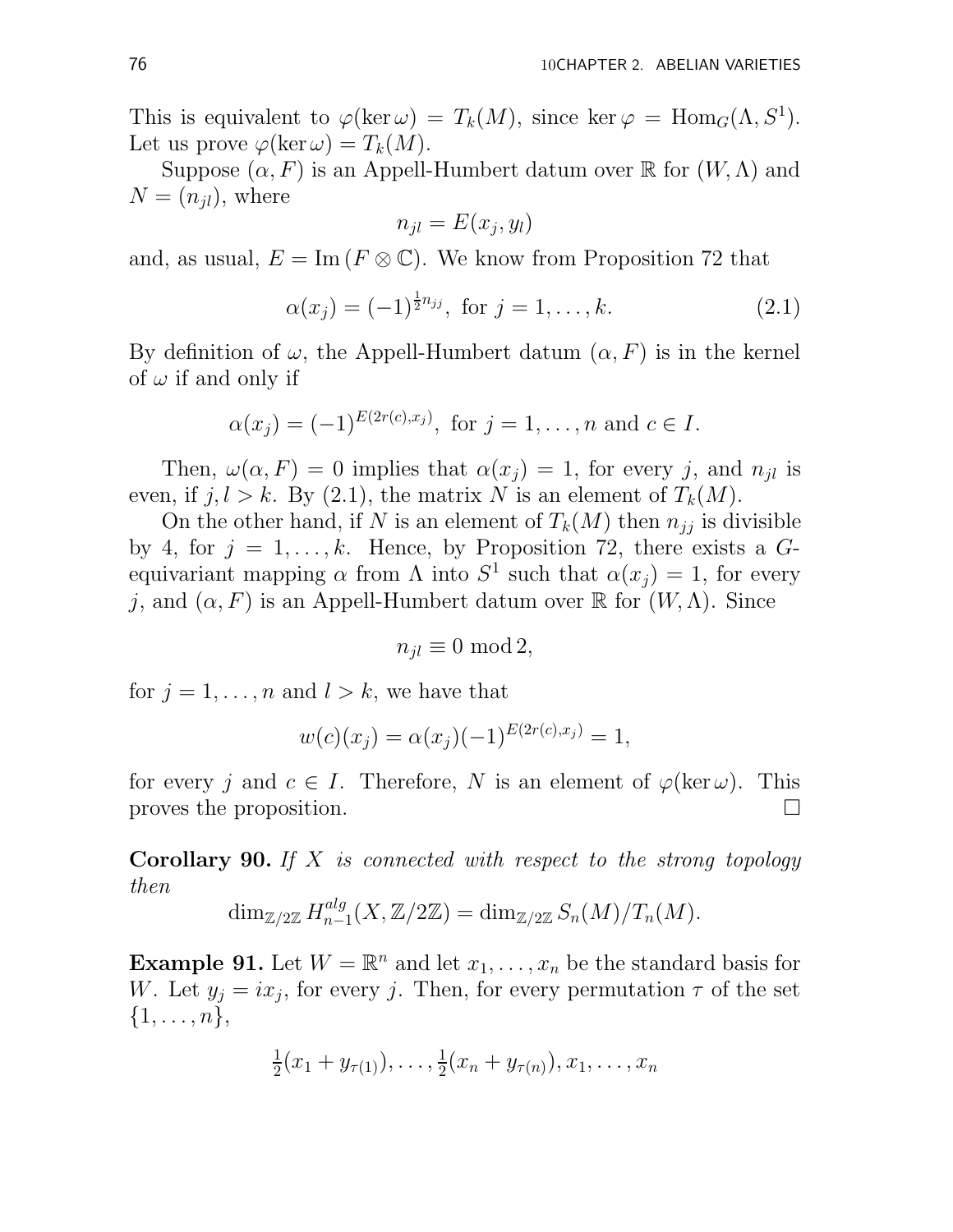This is equivalent to $\varphi(\ker \omega) = T_k(M)$, since $\ker \varphi = \mathrm{Hom}_G(\Lambda, S^1)$. Let us prove $\varphi(\ker \omega) = T_k(M)$.

Suppose $(\alpha, F)$ is an Appell-Humbert datum over $\mathbb{R}$ for $(W, \Lambda)$ and $N = (n_{jl})$, where

$$n_{jl} = E(x_j, y_l)$$

and, as usual, $E = \mathrm{Im}\,(F \otimes \mathbb{C})$. We know from Proposition 72 that

$$\alpha(x_j) = (-1)^{\frac{1}{2}n_{jj}}, \text{ for } j = 1, \ldots, k. \tag{2.1}$$

By definition of $\omega$, the Appell-Humbert datum $(\alpha, F)$ is in the kernel of $\omega$ if and only if

$$\alpha(x_j) = (-1)^{E(2r(c), x_j)}, \text{ for } j = 1, \ldots, n \text{ and } c \in I.$$

Then, $\omega(\alpha, F) = 0$ implies that $\alpha(x_j) = 1$, for every $j$, and $n_{jl}$ is even, if $j, l > k$. By (2.1), the matrix $N$ is an element of $T_k(M)$.

On the other hand, if $N$ is an element of $T_k(M)$ then $n_{jj}$ is divisible by 4, for $j = 1, \ldots, k$. Hence, by Proposition 72, there exists a $G$-equivariant mapping $\alpha$ from $\Lambda$ into $S^1$ such that $\alpha(x_j) = 1$, for every $j$, and $(\alpha, F)$ is an Appell-Humbert datum over $\mathbb{R}$ for $(W, \Lambda)$. Since

$$n_{jl} \equiv 0 \bmod 2,$$

for $j = 1, \ldots, n$ and $l > k$, we have that

$$w(c)(x_j) = \alpha(x_j)(-1)^{E(2r(c), x_j)} = 1,$$

for every $j$ and $c \in I$. Therefore, $N$ is an element of $\varphi(\ker \omega)$. This proves the proposition. $\square$

**Corollary 90.** *If $X$ is connected with respect to the strong topology then*

$$\dim_{\mathbb{Z}/2\mathbb{Z}} H_{n-1}^{alg}(X, \mathbb{Z}/2\mathbb{Z}) = \dim_{\mathbb{Z}/2\mathbb{Z}} S_n(M)/T_n(M).$$

**Example 91.** Let $W = \mathbb{R}^n$ and let $x_1, \ldots, x_n$ be the standard basis for $W$. Let $y_j = ix_j$, for every $j$. Then, for every permutation $\tau$ of the set $\{1, \ldots, n\}$,

$$\tfrac{1}{2}(x_1 + y_{\tau(1)}), \ldots, \tfrac{1}{2}(x_n + y_{\tau(n)}), x_1, \ldots, x_n$$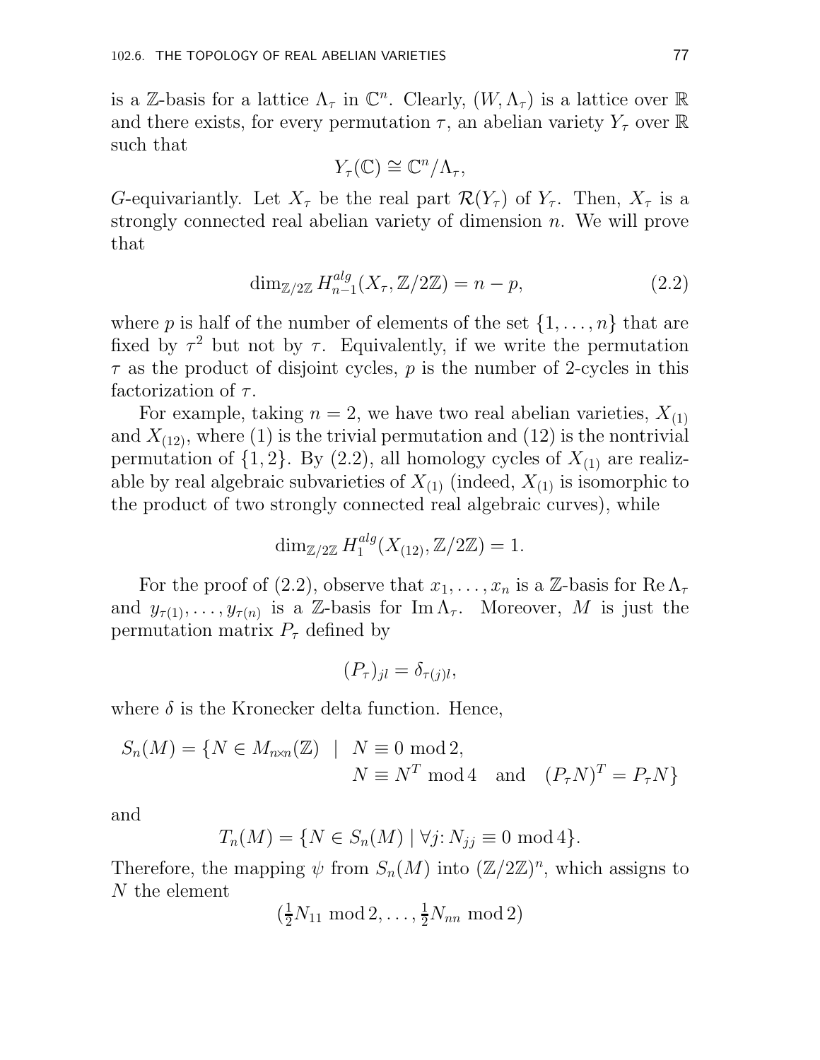is a $\mathbb{Z}$-basis for a lattice $\Lambda_\tau$ in $\mathbb{C}^n$. Clearly, $(W, \Lambda_\tau)$ is a lattice over $\mathbb{R}$ and there exists, for every permutation $\tau$, an abelian variety $Y_\tau$ over $\mathbb{R}$ such that

$$Y_\tau(\mathbb{C}) \cong \mathbb{C}^n/\Lambda_\tau,$$

$G$-equivariantly. Let $X_\tau$ be the real part $\mathcal{R}(Y_\tau)$ of $Y_\tau$. Then, $X_\tau$ is a strongly connected real abelian variety of dimension $n$. We will prove that

$$\dim_{\mathbb{Z}/2\mathbb{Z}} H_{n-1}^{alg}(X_\tau, \mathbb{Z}/2\mathbb{Z}) = n - p, \tag{2.2}$$

where $p$ is half of the number of elements of the set $\{1, \ldots, n\}$ that are fixed by $\tau^2$ but not by $\tau$. Equivalently, if we write the permutation $\tau$ as the product of disjoint cycles, $p$ is the number of 2-cycles in this factorization of $\tau$.

For example, taking $n = 2$, we have two real abelian varieties, $X_{(1)}$ and $X_{(12)}$, where $(1)$ is the trivial permutation and $(12)$ is the nontrivial permutation of $\{1, 2\}$. By (2.2), all homology cycles of $X_{(1)}$ are realizable by real algebraic subvarieties of $X_{(1)}$ (indeed, $X_{(1)}$ is isomorphic to the product of two strongly connected real algebraic curves), while

$$\dim_{\mathbb{Z}/2\mathbb{Z}} H_1^{alg}(X_{(12)}, \mathbb{Z}/2\mathbb{Z}) = 1.$$

For the proof of (2.2), observe that $x_1, \ldots, x_n$ is a $\mathbb{Z}$-basis for $\operatorname{Re} \Lambda_\tau$ and $y_{\tau(1)}, \ldots, y_{\tau(n)}$ is a $\mathbb{Z}$-basis for $\operatorname{Im} \Lambda_\tau$. Moreover, $M$ is just the permutation matrix $P_\tau$ defined by

$$(P_\tau)_{jl} = \delta_{\tau(j)l},$$

where $\delta$ is the Kronecker delta function. Hence,

$$\begin{aligned} S_n(M) = \{N \in M_{n \times n}(\mathbb{Z}) \ \mid \ & N \equiv 0 \bmod 2, \\ & N \equiv N^T \bmod 4 \quad \text{and} \quad (P_\tau N)^T = P_\tau N\} \end{aligned}$$

and

$$T_n(M) = \{N \in S_n(M) \mid \forall j \colon N_{jj} \equiv 0 \bmod 4\}.$$

Therefore, the mapping $\psi$ from $S_n(M)$ into $(\mathbb{Z}/2\mathbb{Z})^n$, which assigns to $N$ the element

$$(\tfrac{1}{2} N_{11} \bmod 2, \ldots, \tfrac{1}{2} N_{nn} \bmod 2)$$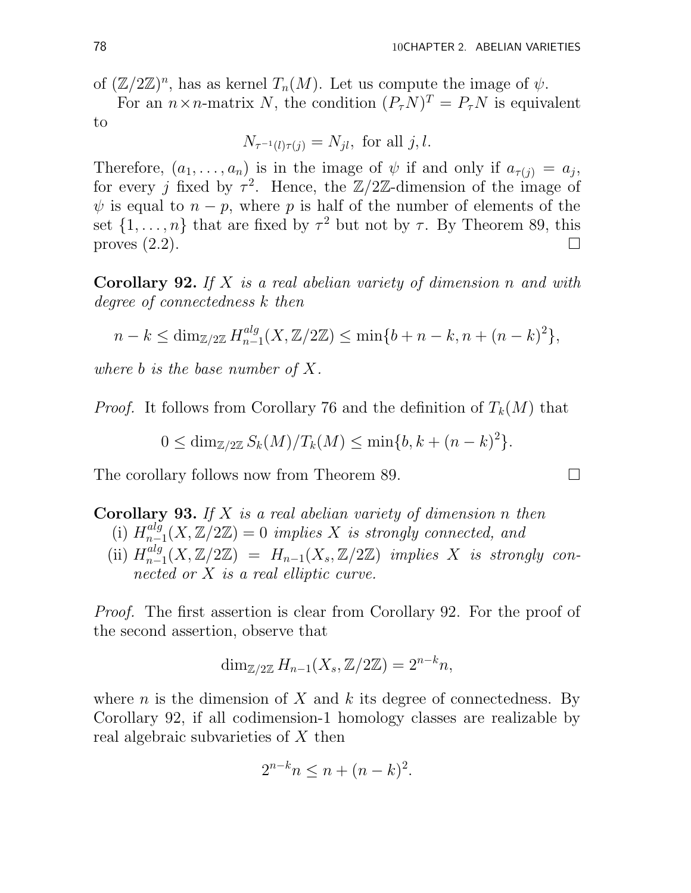of $(\mathbb{Z}/2\mathbb{Z})^n$, has as kernel $T_n(M)$. Let us compute the image of $\psi$.

For an $n \times n$-matrix $N$, the condition $(P_\tau N)^T = P_\tau N$ is equivalent to

$$N_{\tau^{-1}(l)\tau(j)} = N_{jl}, \text{ for all } j, l.$$

Therefore, $(a_1, \ldots, a_n)$ is in the image of $\psi$ if and only if $a_{\tau(j)} = a_j$, for every $j$ fixed by $\tau^2$. Hence, the $\mathbb{Z}/2\mathbb{Z}$-dimension of the image of $\psi$ is equal to $n - p$, where $p$ is half of the number of elements of the set $\{1, \ldots, n\}$ that are fixed by $\tau^2$ but not by $\tau$. By Theorem 89, this proves (2.2). $\square$

**Corollary 92.** *If $X$ is a real abelian variety of dimension $n$ and with degree of connectedness $k$ then*

$$n - k \leq \dim_{\mathbb{Z}/2\mathbb{Z}} H_{n-1}^{alg}(X, \mathbb{Z}/2\mathbb{Z}) \leq \min\{b + n - k, n + (n-k)^2\},$$

*where $b$ is the base number of $X$.*

*Proof.* It follows from Corollary 76 and the definition of $T_k(M)$ that

$$0 \leq \dim_{\mathbb{Z}/2\mathbb{Z}} S_k(M)/T_k(M) \leq \min\{b, k + (n-k)^2\}.$$

The corollary follows now from Theorem 89. $\square$

**Corollary 93.** *If $X$ is a real abelian variety of dimension $n$ then*

(i) *$H_{n-1}^{alg}(X, \mathbb{Z}/2\mathbb{Z}) = 0$ implies $X$ is strongly connected, and*

(ii) *$H_{n-1}^{alg}(X, \mathbb{Z}/2\mathbb{Z}) = H_{n-1}(X_s, \mathbb{Z}/2\mathbb{Z})$ implies $X$ is strongly connected or $X$ is a real elliptic curve.*

*Proof.* The first assertion is clear from Corollary 92. For the proof of the second assertion, observe that

$$\dim_{\mathbb{Z}/2\mathbb{Z}} H_{n-1}(X_s, \mathbb{Z}/2\mathbb{Z}) = 2^{n-k} n,$$

where $n$ is the dimension of $X$ and $k$ its degree of connectedness. By Corollary 92, if all codimension-1 homology classes are realizable by real algebraic subvarieties of $X$ then

$$2^{n-k} n \leq n + (n-k)^2.$$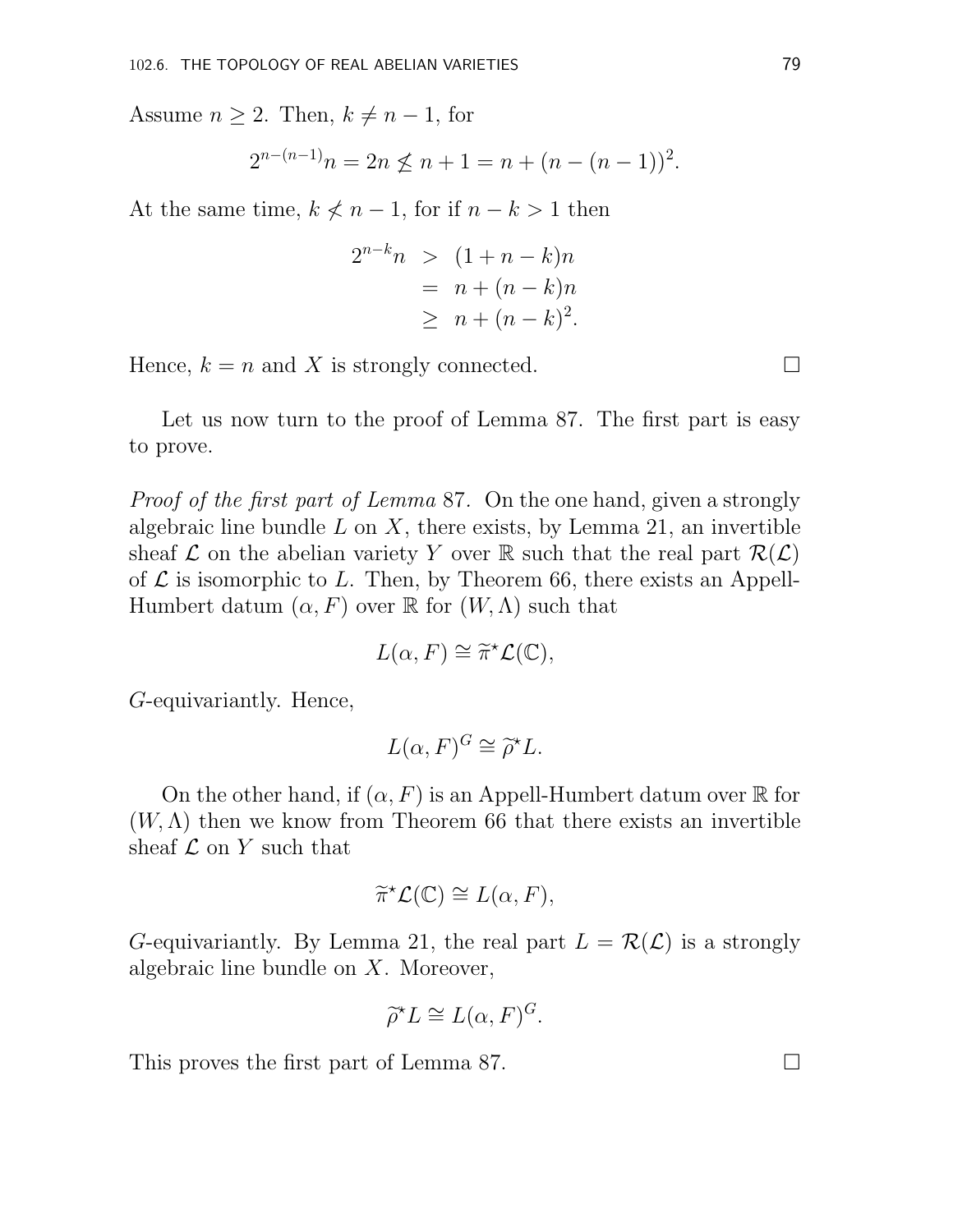Assume $n \geq 2$. Then, $k \neq n-1$, for

$$2^{n-(n-1)}n = 2n \not\leq n+1 = n + (n-(n-1))^2.$$

At the same time, $k \not< n-1$, for if $n-k > 1$ then

$$\begin{aligned} 2^{n-k}n &> (1+n-k)n \\ &= n + (n-k)n \\ &\geq n + (n-k)^2. \end{aligned}$$

Hence, $k = n$ and $X$ is strongly connected. $\square$

Let us now turn to the proof of Lemma 87. The first part is easy to prove.

*Proof of the first part of Lemma* 87. On the one hand, given a strongly algebraic line bundle $L$ on $X$, there exists, by Lemma 21, an invertible sheaf $\mathcal{L}$ on the abelian variety $Y$ over $\mathbb{R}$ such that the real part $\mathcal{R}(\mathcal{L})$ of $\mathcal{L}$ is isomorphic to $L$. Then, by Theorem 66, there exists an Appell-Humbert datum $(\alpha, F)$ over $\mathbb{R}$ for $(W, \Lambda)$ such that

$$L(\alpha, F) \cong \widetilde{\pi}^{\star}\mathcal{L}(\mathbb{C}),$$

$G$-equivariantly. Hence,

$$L(\alpha, F)^G \cong \widetilde{\rho}^{\star}L.$$

On the other hand, if $(\alpha, F)$ is an Appell-Humbert datum over $\mathbb{R}$ for $(W, \Lambda)$ then we know from Theorem 66 that there exists an invertible sheaf $\mathcal{L}$ on $Y$ such that

$$\widetilde{\pi}^{\star}\mathcal{L}(\mathbb{C}) \cong L(\alpha, F),$$

$G$-equivariantly. By Lemma 21, the real part $L = \mathcal{R}(\mathcal{L})$ is a strongly algebraic line bundle on $X$. Moreover,

$$\widetilde{\rho}^{\star}L \cong L(\alpha, F)^G.$$

This proves the first part of Lemma 87. $\square$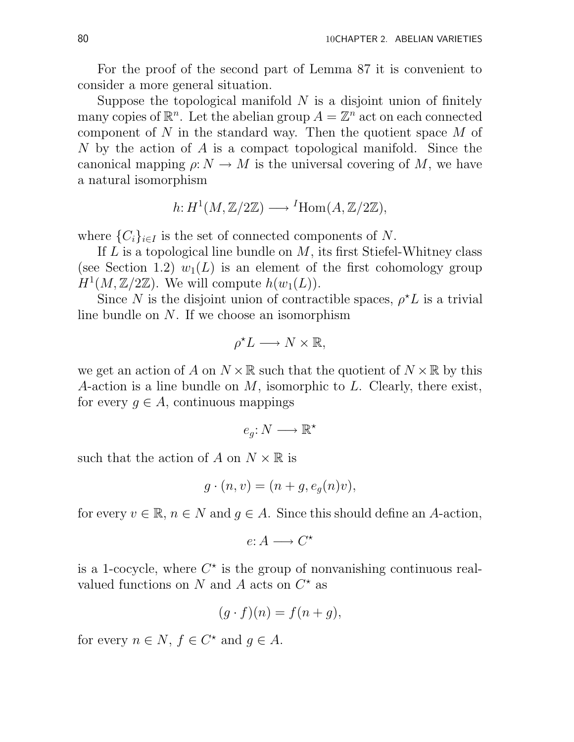For the proof of the second part of Lemma 87 it is convenient to consider a more general situation.

Suppose the topological manifold $N$ is a disjoint union of finitely many copies of $\mathbb{R}^n$. Let the abelian group $A = \mathbb{Z}^n$ act on each connected component of $N$ in the standard way. Then the quotient space $M$ of $N$ by the action of $A$ is a compact topological manifold. Since the canonical mapping $\rho: N \to M$ is the universal covering of $M$, we have a natural isomorphism

$$h: H^1(M, \mathbb{Z}/2\mathbb{Z}) \longrightarrow {}^I\mathrm{Hom}(A, \mathbb{Z}/2\mathbb{Z}),$$

where $\{C_i\}_{i \in I}$ is the set of connected components of $N$.

If $L$ is a topological line bundle on $M$, its first Stiefel-Whitney class (see Section 1.2) $w_1(L)$ is an element of the first cohomology group $H^1(M, \mathbb{Z}/2\mathbb{Z})$. We will compute $h(w_1(L))$.

Since $N$ is the disjoint union of contractible spaces, $\rho^\star L$ is a trivial line bundle on $N$. If we choose an isomorphism

$$\rho^\star L \longrightarrow N \times \mathbb{R},$$

we get an action of $A$ on $N \times \mathbb{R}$ such that the quotient of $N \times \mathbb{R}$ by this $A$-action is a line bundle on $M$, isomorphic to $L$. Clearly, there exist, for every $g \in A$, continuous mappings

$$e_g: N \longrightarrow \mathbb{R}^\star$$

such that the action of $A$ on $N \times \mathbb{R}$ is

$$g \cdot (n, v) = (n + g, e_g(n)v),$$

for every $v \in \mathbb{R}$, $n \in N$ and $g \in A$. Since this should define an $A$-action,

$$e: A \longrightarrow C^\star$$

is a 1-cocycle, where $C^\star$ is the group of nonvanishing continuous real-valued functions on $N$ and $A$ acts on $C^\star$ as

$$(g \cdot f)(n) = f(n + g),$$

for every $n \in N$, $f \in C^\star$ and $g \in A$.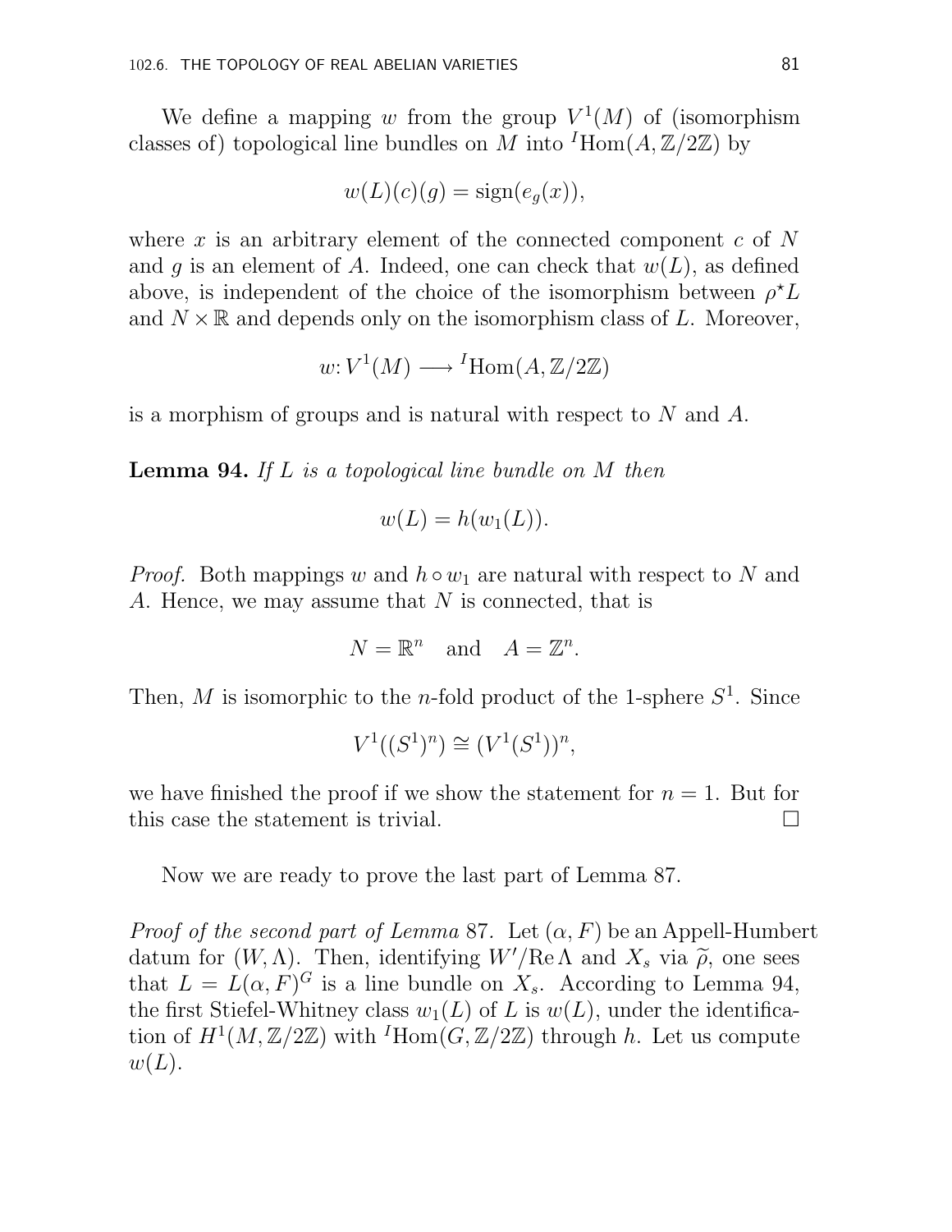We define a mapping $w$ from the group $V^1(M)$ of (isomorphism classes of) topological line bundles on $M$ into ${}^I\mathrm{Hom}(A, \mathbb{Z}/2\mathbb{Z})$ by

$$w(L)(c)(g) = \mathrm{sign}(e_g(x)),$$

where $x$ is an arbitrary element of the connected component $c$ of $N$ and $g$ is an element of $A$. Indeed, one can check that $w(L)$, as defined above, is independent of the choice of the isomorphism between $\rho^\star L$ and $N \times \mathbb{R}$ and depends only on the isomorphism class of $L$. Moreover,

$$w\colon V^1(M) \longrightarrow {}^I\mathrm{Hom}(A, \mathbb{Z}/2\mathbb{Z})$$

is a morphism of groups and is natural with respect to $N$ and $A$.

**Lemma 94.** *If $L$ is a topological line bundle on $M$ then*

$$w(L) = h(w_1(L)).$$

*Proof.* Both mappings $w$ and $h \circ w_1$ are natural with respect to $N$ and $A$. Hence, we may assume that $N$ is connected, that is

$$N = \mathbb{R}^n \quad \text{and} \quad A = \mathbb{Z}^n.$$

Then, $M$ is isomorphic to the $n$-fold product of the 1-sphere $S^1$. Since

$$V^1((S^1)^n) \cong (V^1(S^1))^n,$$

we have finished the proof if we show the statement for $n = 1$. But for this case the statement is trivial. □

Now we are ready to prove the last part of Lemma 87.

*Proof of the second part of Lemma* 87. Let $(\alpha, F)$ be an Appell-Humbert datum for $(W, \Lambda)$. Then, identifying $W'/\mathrm{Re}\,\Lambda$ and $X_s$ via $\widetilde{\rho}$, one sees that $L = L(\alpha, F)^G$ is a line bundle on $X_s$. According to Lemma 94, the first Stiefel-Whitney class $w_1(L)$ of $L$ is $w(L)$, under the identification of $H^1(M, \mathbb{Z}/2\mathbb{Z})$ with ${}^I\mathrm{Hom}(G, \mathbb{Z}/2\mathbb{Z})$ through $h$. Let us compute $w(L)$.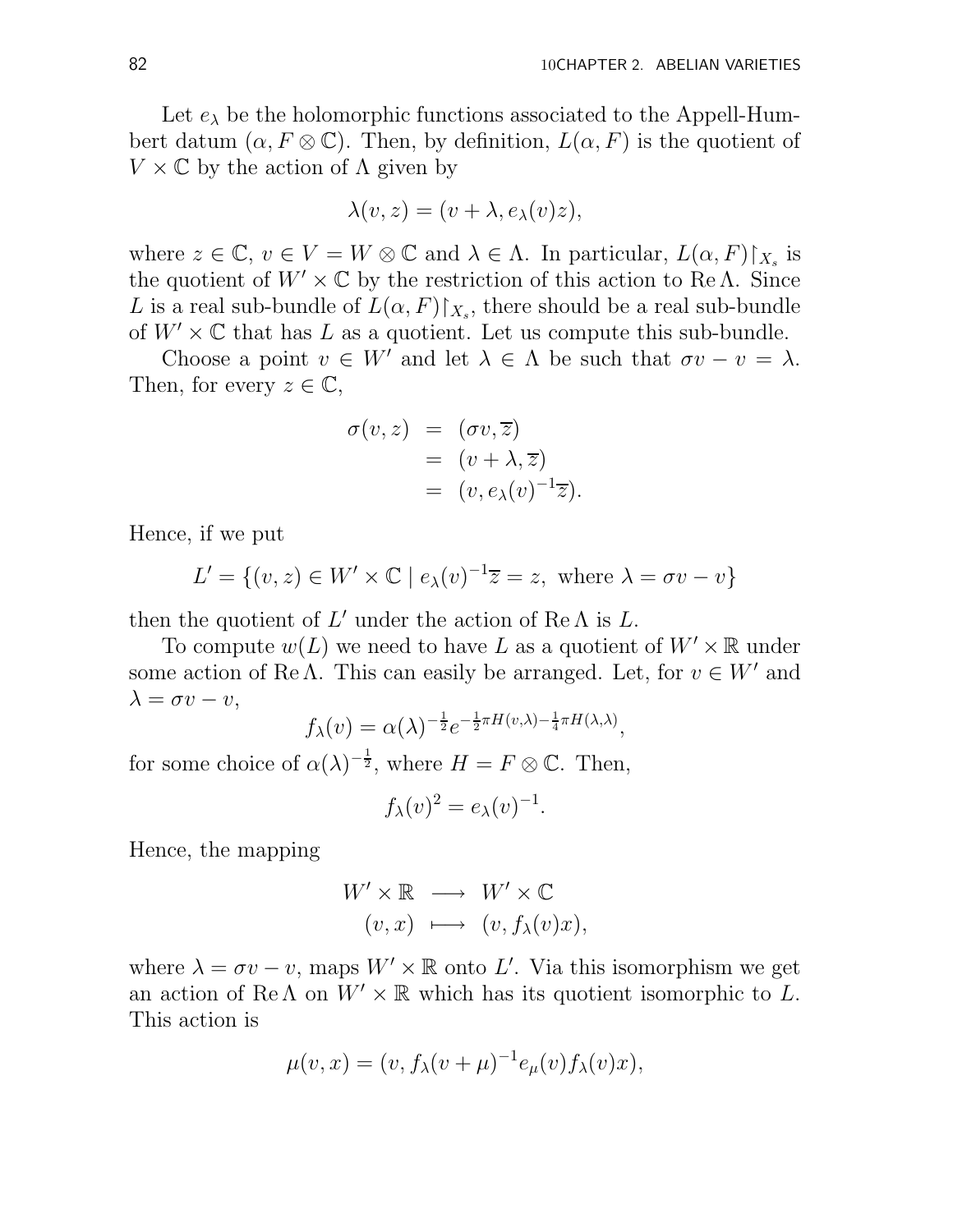Let $e_\lambda$ be the holomorphic functions associated to the Appell-Humbert datum $(\alpha, F \otimes \mathbb{C})$. Then, by definition, $L(\alpha, F)$ is the quotient of $V \times \mathbb{C}$ by the action of $\Lambda$ given by

$$\lambda(v, z) = (v + \lambda, e_\lambda(v) z),$$

where $z \in \mathbb{C}$, $v \in V = W \otimes \mathbb{C}$ and $\lambda \in \Lambda$. In particular, $L(\alpha, F)\restriction_{X_s}$ is the quotient of $W' \times \mathbb{C}$ by the restriction of this action to $\operatorname{Re} \Lambda$. Since $L$ is a real sub-bundle of $L(\alpha, F)\restriction_{X_s}$, there should be a real sub-bundle of $W' \times \mathbb{C}$ that has $L$ as a quotient. Let us compute this sub-bundle.

Choose a point $v \in W'$ and let $\lambda \in \Lambda$ be such that $\sigma v - v = \lambda$. Then, for every $z \in \mathbb{C}$,

$$\begin{aligned}
\sigma(v, z) &= (\sigma v, \overline{z}) \\
&= (v + \lambda, \overline{z}) \\
&= (v, e_\lambda(v)^{-1} \overline{z}).
\end{aligned}$$

Hence, if we put

$$L' = \{(v, z) \in W' \times \mathbb{C} \mid e_\lambda(v)^{-1} \overline{z} = z, \text{ where } \lambda = \sigma v - v\}$$

then the quotient of $L'$ under the action of $\operatorname{Re} \Lambda$ is $L$.

To compute $w(L)$ we need to have $L$ as a quotient of $W' \times \mathbb{R}$ under some action of $\operatorname{Re} \Lambda$. This can easily be arranged. Let, for $v \in W'$ and $\lambda = \sigma v - v$,

$$f_\lambda(v) = \alpha(\lambda)^{-\frac{1}{2}} e^{-\frac{1}{2}\pi H(v, \lambda) - \frac{1}{4}\pi H(\lambda, \lambda)},$$

for some choice of $\alpha(\lambda)^{-\frac{1}{2}}$, where $H = F \otimes \mathbb{C}$. Then,

$$f_\lambda(v)^2 = e_\lambda(v)^{-1}.$$

Hence, the mapping

$$\begin{aligned}
W' \times \mathbb{R} &\longrightarrow W' \times \mathbb{C} \\
(v, x) &\longmapsto (v, f_\lambda(v) x),
\end{aligned}$$

where $\lambda = \sigma v - v$, maps $W' \times \mathbb{R}$ onto $L'$. Via this isomorphism we get an action of $\operatorname{Re} \Lambda$ on $W' \times \mathbb{R}$ which has its quotient isomorphic to $L$. This action is

$$\mu(v, x) = (v, f_\lambda(v + \mu)^{-1} e_\mu(v) f_\lambda(v) x),$$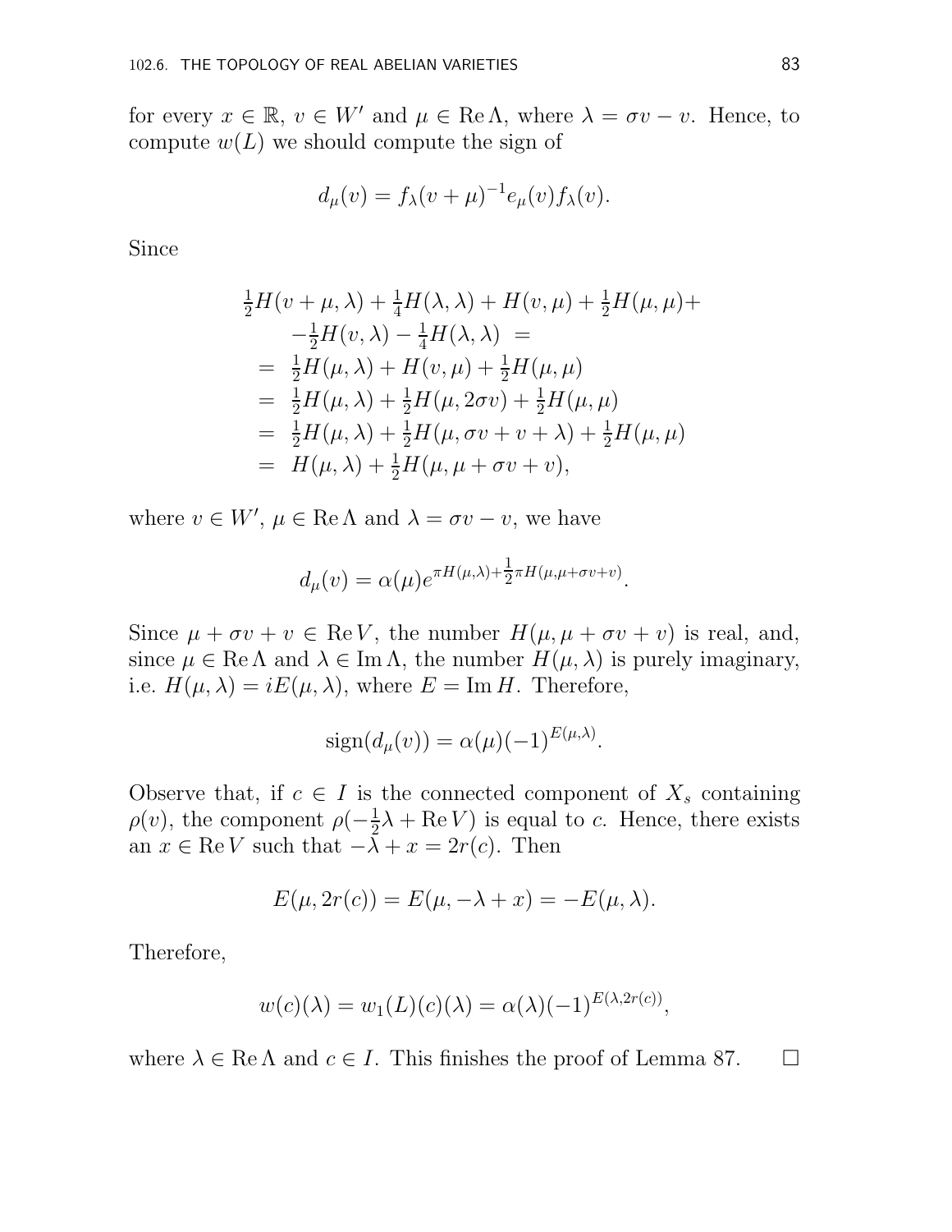for every $x \in \mathbb{R}$, $v \in W'$ and $\mu \in \operatorname{Re} \Lambda$, where $\lambda = \sigma v - v$. Hence, to compute $w(L)$ we should compute the sign of

$$d_\mu(v) = f_\lambda(v+\mu)^{-1} e_\mu(v) f_\lambda(v).$$

Since

$$\begin{aligned}
&\tfrac{1}{2}H(v+\mu,\lambda) + \tfrac{1}{4}H(\lambda,\lambda) + H(v,\mu) + \tfrac{1}{2}H(\mu,\mu) + \\
&\quad -\tfrac{1}{2}H(v,\lambda) - \tfrac{1}{4}H(\lambda,\lambda) \ = \\
&= \ \tfrac{1}{2}H(\mu,\lambda) + H(v,\mu) + \tfrac{1}{2}H(\mu,\mu) \\
&= \ \tfrac{1}{2}H(\mu,\lambda) + \tfrac{1}{2}H(\mu,2\sigma v) + \tfrac{1}{2}H(\mu,\mu) \\
&= \ \tfrac{1}{2}H(\mu,\lambda) + \tfrac{1}{2}H(\mu,\sigma v + v + \lambda) + \tfrac{1}{2}H(\mu,\mu) \\
&= \ H(\mu,\lambda) + \tfrac{1}{2}H(\mu,\mu + \sigma v + v),
\end{aligned}$$

where $v \in W'$, $\mu \in \operatorname{Re} \Lambda$ and $\lambda = \sigma v - v$, we have

$$d_\mu(v) = \alpha(\mu) e^{\pi H(\mu,\lambda) + \frac{1}{2}\pi H(\mu,\mu+\sigma v+v)}.$$

Since $\mu + \sigma v + v \in \operatorname{Re} V$, the number $H(\mu, \mu + \sigma v + v)$ is real, and, since $\mu \in \operatorname{Re} \Lambda$ and $\lambda \in \operatorname{Im} \Lambda$, the number $H(\mu, \lambda)$ is purely imaginary, i.e. $H(\mu,\lambda) = iE(\mu,\lambda)$, where $E = \operatorname{Im} H$. Therefore,

$$\operatorname{sign}(d_\mu(v)) = \alpha(\mu)(-1)^{E(\mu,\lambda)}.$$

Observe that, if $c \in I$ is the connected component of $X_s$ containing $\rho(v)$, the component $\rho(-\frac{1}{2}\lambda + \operatorname{Re} V)$ is equal to $c$. Hence, there exists an $x \in \operatorname{Re} V$ such that $-\lambda + x = 2r(c)$. Then

$$E(\mu, 2r(c)) = E(\mu, -\lambda + x) = -E(\mu,\lambda).$$

Therefore,

$$w(c)(\lambda) = w_1(L)(c)(\lambda) = \alpha(\lambda)(-1)^{E(\lambda,2r(c))},$$

where $\lambda \in \operatorname{Re} \Lambda$ and $c \in I$. This finishes the proof of Lemma 87. $\square$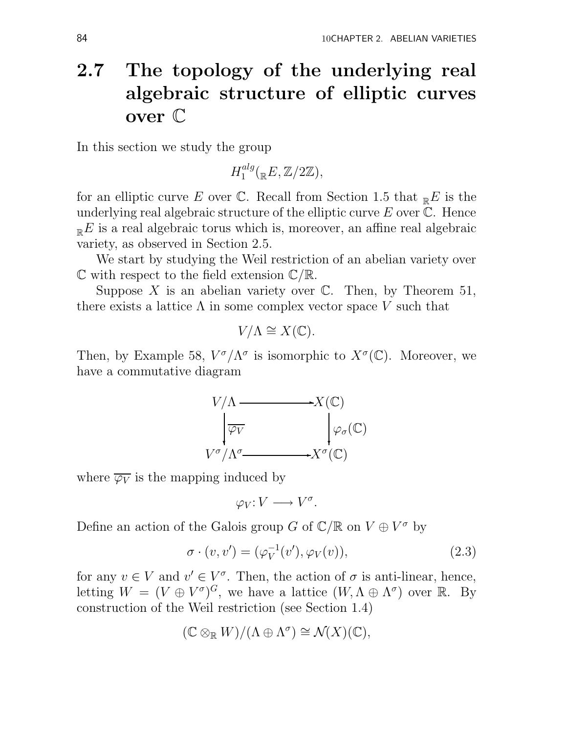## 2.7 The topology of the underlying real algebraic structure of elliptic curves over $\mathbb{C}$

In this section we study the group

$$H_1^{alg}({}_{\mathbb{R}}E, \mathbb{Z}/2\mathbb{Z}),$$

for an elliptic curve $E$ over $\mathbb{C}$. Recall from Section 1.5 that ${}_{\mathbb{R}}E$ is the underlying real algebraic structure of the elliptic curve $E$ over $\mathbb{C}$. Hence ${}_{\mathbb{R}}E$ is a real algebraic torus which is, moreover, an affine real algebraic variety, as observed in Section 2.5.

We start by studying the Weil restriction of an abelian variety over $\mathbb{C}$ with respect to the field extension $\mathbb{C}/\mathbb{R}$.

Suppose $X$ is an abelian variety over $\mathbb{C}$. Then, by Theorem 51, there exists a lattice $\Lambda$ in some complex vector space $V$ such that

$$V/\Lambda \cong X(\mathbb{C}).$$

Then, by Example 58, $V^\sigma/\Lambda^\sigma$ is isomorphic to $X^\sigma(\mathbb{C})$. Moreover, we have a commutative diagram

$$\begin{array}{ccc} V/\Lambda & \longrightarrow & X(\mathbb{C}) \\ \big\downarrow \overline{\varphi_V} & & \big\downarrow \varphi_\sigma(\mathbb{C}) \\ V^\sigma/\Lambda^\sigma & \longrightarrow & X^\sigma(\mathbb{C}) \end{array}$$

where $\overline{\varphi_V}$ is the mapping induced by

$$\varphi_V \colon V \longrightarrow V^\sigma.$$

Define an action of the Galois group $G$ of $\mathbb{C}/\mathbb{R}$ on $V \oplus V^\sigma$ by

$$\sigma \cdot (v, v') = (\varphi_V^{-1}(v'), \varphi_V(v)), \tag{2.3}$$

for any $v \in V$ and $v' \in V^\sigma$. Then, the action of $\sigma$ is anti-linear, hence, letting $W = (V \oplus V^\sigma)^G$, we have a lattice $(W, \Lambda \oplus \Lambda^\sigma)$ over $\mathbb{R}$. By construction of the Weil restriction (see Section 1.4)

$$(\mathbb{C} \otimes_{\mathbb{R}} W)/(\Lambda \oplus \Lambda^\sigma) \cong \mathcal{N}(X)(\mathbb{C}),$$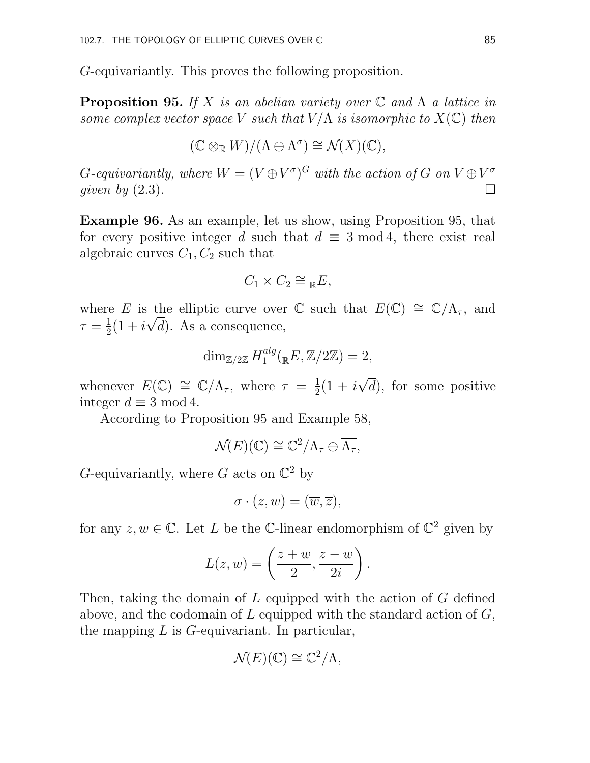$G$-equivariantly. This proves the following proposition.

**Proposition 95.** *If $X$ is an abelian variety over $\mathbb{C}$ and $\Lambda$ a lattice in some complex vector space $V$ such that $V/\Lambda$ is isomorphic to $X(\mathbb{C})$ then*

$$(\mathbb{C} \otimes_{\mathbb{R}} W)/(\Lambda \oplus \Lambda^{\sigma}) \cong \mathcal{N}(X)(\mathbb{C}),$$

*$G$-equivariantly, where $W = (V \oplus V^{\sigma})^G$ with the action of $G$ on $V \oplus V^{\sigma}$ given by* (2.3). $\square$

**Example 96.** As an example, let us show, using Proposition 95, that for every positive integer $d$ such that $d \equiv 3 \bmod 4$, there exist real algebraic curves $C_1, C_2$ such that

$$C_1 \times C_2 \cong {}_{\mathbb{R}}E,$$

where $E$ is the elliptic curve over $\mathbb{C}$ such that $E(\mathbb{C}) \cong \mathbb{C}/\Lambda_\tau$, and $\tau = \frac{1}{2}(1 + i\sqrt{d})$. As a consequence,

$$\dim_{\mathbb{Z}/2\mathbb{Z}} H_1^{alg}({}_{\mathbb{R}}E, \mathbb{Z}/2\mathbb{Z}) = 2,$$

whenever $E(\mathbb{C}) \cong \mathbb{C}/\Lambda_\tau$, where $\tau = \frac{1}{2}(1 + i\sqrt{d})$, for some positive integer $d \equiv 3 \bmod 4$.

According to Proposition 95 and Example 58,

$$\mathcal{N}(E)(\mathbb{C}) \cong \mathbb{C}^2/\Lambda_\tau \oplus \overline{\Lambda_\tau},$$

$G$-equivariantly, where $G$ acts on $\mathbb{C}^2$ by

$$\sigma \cdot (z, w) = (\overline{w}, \overline{z}),$$

for any $z, w \in \mathbb{C}$. Let $L$ be the $\mathbb{C}$-linear endomorphism of $\mathbb{C}^2$ given by

$$L(z, w) = \left( \frac{z + w}{2}, \frac{z - w}{2i} \right).$$

Then, taking the domain of $L$ equipped with the action of $G$ defined above, and the codomain of $L$ equipped with the standard action of $G$, the mapping $L$ is $G$-equivariant. In particular,

$$\mathcal{N}(E)(\mathbb{C}) \cong \mathbb{C}^2/\Lambda,$$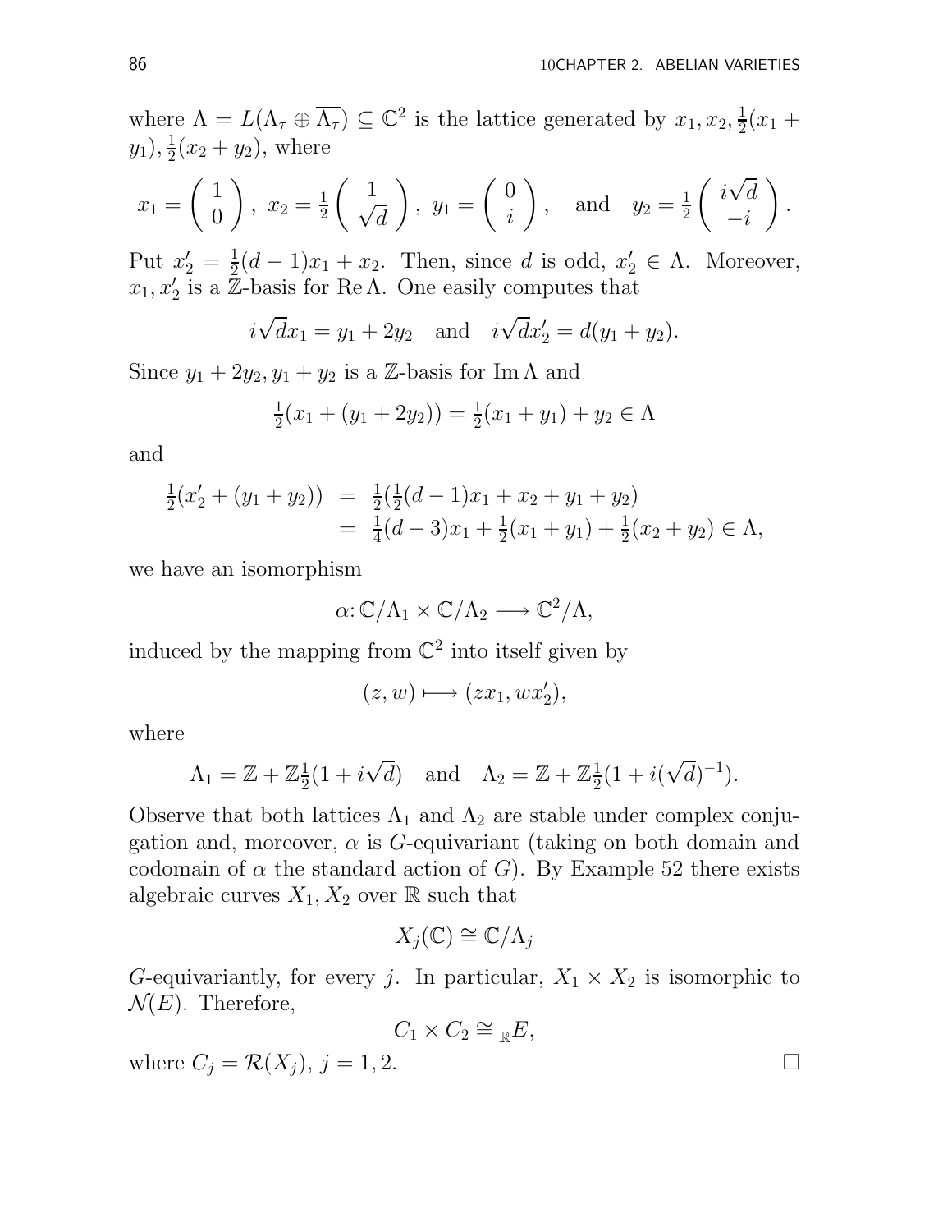where $\Lambda = L(\Lambda_\tau \oplus \overline{\Lambda_\tau}) \subseteq \mathbb{C}^2$ is the lattice generated by $x_1, x_2, \frac{1}{2}(x_1 + y_1), \frac{1}{2}(x_2 + y_2)$, where

$$x_1 = \begin{pmatrix} 1 \\ 0 \end{pmatrix},\ x_2 = \tfrac{1}{2}\begin{pmatrix} 1 \\ \sqrt{d} \end{pmatrix},\ y_1 = \begin{pmatrix} 0 \\ i \end{pmatrix}, \quad \text{and} \quad y_2 = \tfrac{1}{2}\begin{pmatrix} i\sqrt{d} \\ -i \end{pmatrix}.$$

Put $x_2' = \frac{1}{2}(d-1)x_1 + x_2$. Then, since $d$ is odd, $x_2' \in \Lambda$. Moreover, $x_1, x_2'$ is a $\mathbb{Z}$-basis for $\operatorname{Re}\Lambda$. One easily computes that

$$i\sqrt{d}x_1 = y_1 + 2y_2 \quad \text{and} \quad i\sqrt{d}x_2' = d(y_1 + y_2).$$

Since $y_1 + 2y_2, y_1 + y_2$ is a $\mathbb{Z}$-basis for $\operatorname{Im}\Lambda$ and

$$\tfrac{1}{2}(x_1 + (y_1 + 2y_2)) = \tfrac{1}{2}(x_1 + y_1) + y_2 \in \Lambda$$

and

$$\begin{aligned} \tfrac{1}{2}(x_2' + (y_1 + y_2)) &= \tfrac{1}{2}(\tfrac{1}{2}(d-1)x_1 + x_2 + y_1 + y_2) \\ &= \tfrac{1}{4}(d-3)x_1 + \tfrac{1}{2}(x_1 + y_1) + \tfrac{1}{2}(x_2 + y_2) \in \Lambda, \end{aligned}$$

we have an isomorphism

$$\alpha\colon \mathbb{C}/\Lambda_1 \times \mathbb{C}/\Lambda_2 \longrightarrow \mathbb{C}^2/\Lambda,$$

induced by the mapping from $\mathbb{C}^2$ into itself given by

$$(z, w) \longmapsto (zx_1, wx_2'),$$

where

$$\Lambda_1 = \mathbb{Z} + \mathbb{Z}\tfrac{1}{2}(1 + i\sqrt{d}) \quad \text{and} \quad \Lambda_2 = \mathbb{Z} + \mathbb{Z}\tfrac{1}{2}(1 + i(\sqrt{d})^{-1}).$$

Observe that both lattices $\Lambda_1$ and $\Lambda_2$ are stable under complex conjugation and, moreover, $\alpha$ is $G$-equivariant (taking on both domain and codomain of $\alpha$ the standard action of $G$). By Example 52 there exists algebraic curves $X_1, X_2$ over $\mathbb{R}$ such that

$$X_j(\mathbb{C}) \cong \mathbb{C}/\Lambda_j$$

$G$-equivariantly, for every $j$. In particular, $X_1 \times X_2$ is isomorphic to $\mathcal{N}(E)$. Therefore,

$$C_1 \times C_2 \cong_{\mathbb{R}} E,$$

where $C_j = \mathcal{R}(X_j)$, $j = 1, 2$. $\square$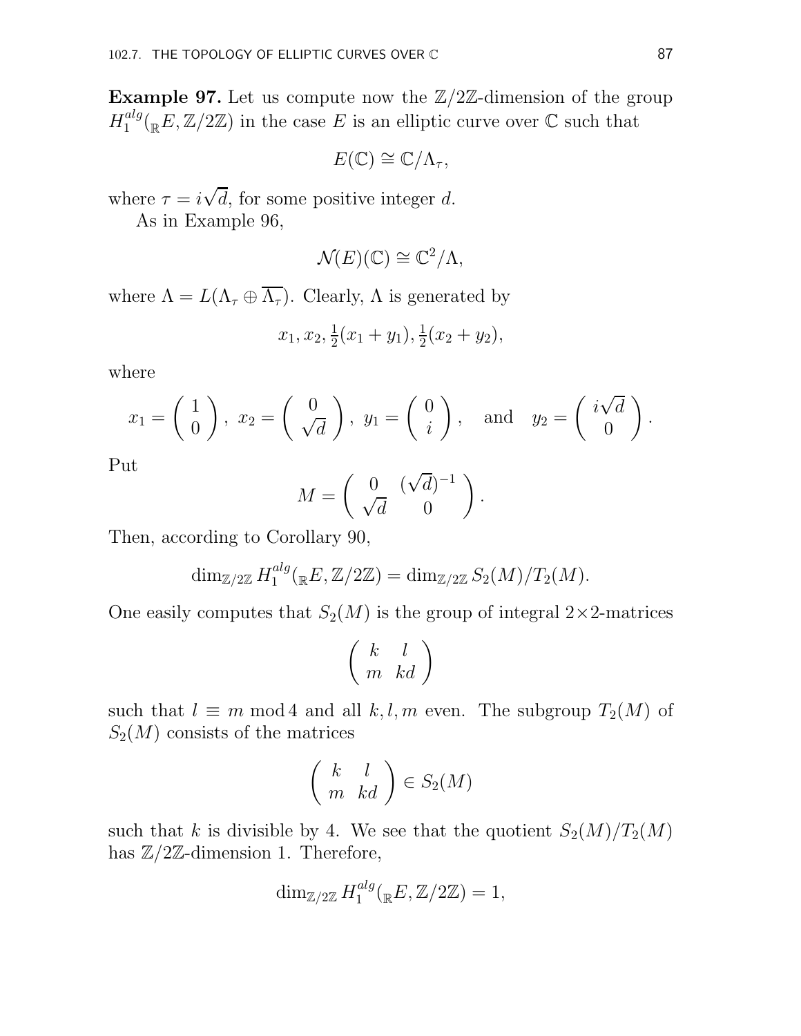**Example 97.** Let us compute now the $\mathbb{Z}/2\mathbb{Z}$-dimension of the group $H_1^{alg}({}_{\mathbb{R}}E, \mathbb{Z}/2\mathbb{Z})$ in the case $E$ is an elliptic curve over $\mathbb{C}$ such that

$$E(\mathbb{C}) \cong \mathbb{C}/\Lambda_\tau,$$

where $\tau = i\sqrt{d}$, for some positive integer $d$.

As in Example 96,

$$\mathcal{N}(E)(\mathbb{C}) \cong \mathbb{C}^2/\Lambda,$$

where $\Lambda = L(\Lambda_\tau \oplus \overline{\Lambda_\tau})$. Clearly, $\Lambda$ is generated by

$$x_1, x_2, \tfrac{1}{2}(x_1 + y_1), \tfrac{1}{2}(x_2 + y_2),$$

where

$$x_1 = \begin{pmatrix} 1 \\ 0 \end{pmatrix},\ x_2 = \begin{pmatrix} 0 \\ \sqrt{d} \end{pmatrix},\ y_1 = \begin{pmatrix} 0 \\ i \end{pmatrix}, \quad \text{and} \quad y_2 = \begin{pmatrix} i\sqrt{d} \\ 0 \end{pmatrix}.$$

Put

$$M = \begin{pmatrix} 0 & (\sqrt{d})^{-1} \\ \sqrt{d} & 0 \end{pmatrix}.$$

Then, according to Corollary 90,

$$\dim_{\mathbb{Z}/2\mathbb{Z}} H_1^{alg}({}_{\mathbb{R}}E, \mathbb{Z}/2\mathbb{Z}) = \dim_{\mathbb{Z}/2\mathbb{Z}} S_2(M)/T_2(M).$$

One easily computes that $S_2(M)$ is the group of integral $2\times 2$-matrices

$$\begin{pmatrix} k & l \\ m & kd \end{pmatrix}$$

such that $l \equiv m \bmod 4$ and all $k, l, m$ even. The subgroup $T_2(M)$ of $S_2(M)$ consists of the matrices

$$\begin{pmatrix} k & l \\ m & kd \end{pmatrix} \in S_2(M)$$

such that $k$ is divisible by 4. We see that the quotient $S_2(M)/T_2(M)$ has $\mathbb{Z}/2\mathbb{Z}$-dimension 1. Therefore,

$$\dim_{\mathbb{Z}/2\mathbb{Z}} H_1^{alg}({}_{\mathbb{R}}E, \mathbb{Z}/2\mathbb{Z}) = 1,$$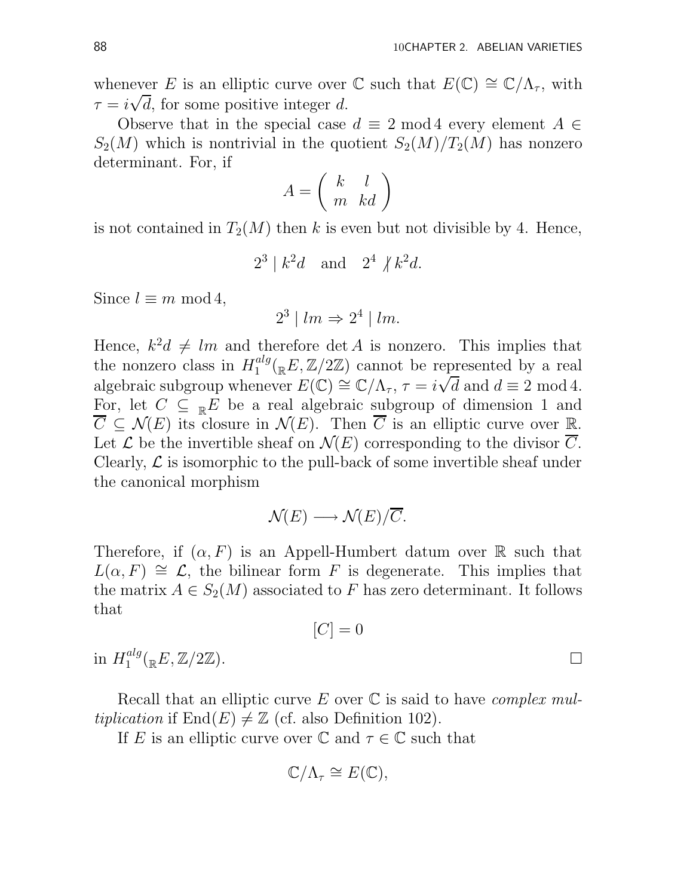whenever $E$ is an elliptic curve over $\mathbb{C}$ such that $E(\mathbb{C}) \cong \mathbb{C}/\Lambda_\tau$, with $\tau = i\sqrt{d}$, for some positive integer $d$.

Observe that in the special case $d \equiv 2 \bmod 4$ every element $A \in S_2(M)$ which is nontrivial in the quotient $S_2(M)/T_2(M)$ has nonzero determinant. For, if

$$A = \begin{pmatrix} k & l \\ m & kd \end{pmatrix}$$

is not contained in $T_2(M)$ then $k$ is even but not divisible by 4. Hence,

$$2^3 \mid k^2 d \quad \text{and} \quad 2^4 \nmid k^2 d.$$

Since $l \equiv m \bmod 4$,

$$2^3 \mid lm \Rightarrow 2^4 \mid lm.$$

Hence, $k^2 d \neq lm$ and therefore $\det A$ is nonzero. This implies that the nonzero class in $H_1^{alg}({}_{\mathbb{R}}E, \mathbb{Z}/2\mathbb{Z})$ cannot be represented by a real algebraic subgroup whenever $E(\mathbb{C}) \cong \mathbb{C}/\Lambda_\tau$, $\tau = i\sqrt{d}$ and $d \equiv 2 \bmod 4$. For, let $C \subseteq {}_{\mathbb{R}}E$ be a real algebraic subgroup of dimension 1 and $\overline{C} \subseteq \mathcal{N}(E)$ its closure in $\mathcal{N}(E)$. Then $\overline{C}$ is an elliptic curve over $\mathbb{R}$. Let $\mathcal{L}$ be the invertible sheaf on $\mathcal{N}(E)$ corresponding to the divisor $\overline{C}$. Clearly, $\mathcal{L}$ is isomorphic to the pull-back of some invertible sheaf under the canonical morphism

$$\mathcal{N}(E) \longrightarrow \mathcal{N}(E)/\overline{C}.$$

Therefore, if $(\alpha, F)$ is an Appell-Humbert datum over $\mathbb{R}$ such that $L(\alpha, F) \cong \mathcal{L}$, the bilinear form $F$ is degenerate. This implies that the matrix $A \in S_2(M)$ associated to $F$ has zero determinant. It follows that

$$[C] = 0$$

in $H_1^{alg}({}_{\mathbb{R}}E, \mathbb{Z}/2\mathbb{Z})$. □

Recall that an elliptic curve $E$ over $\mathbb{C}$ is said to have *complex multiplication* if $\operatorname{End}(E) \neq \mathbb{Z}$ (cf. also Definition 102).

If $E$ is an elliptic curve over $\mathbb{C}$ and $\tau \in \mathbb{C}$ such that

$$\mathbb{C}/\Lambda_\tau \cong E(\mathbb{C}),$$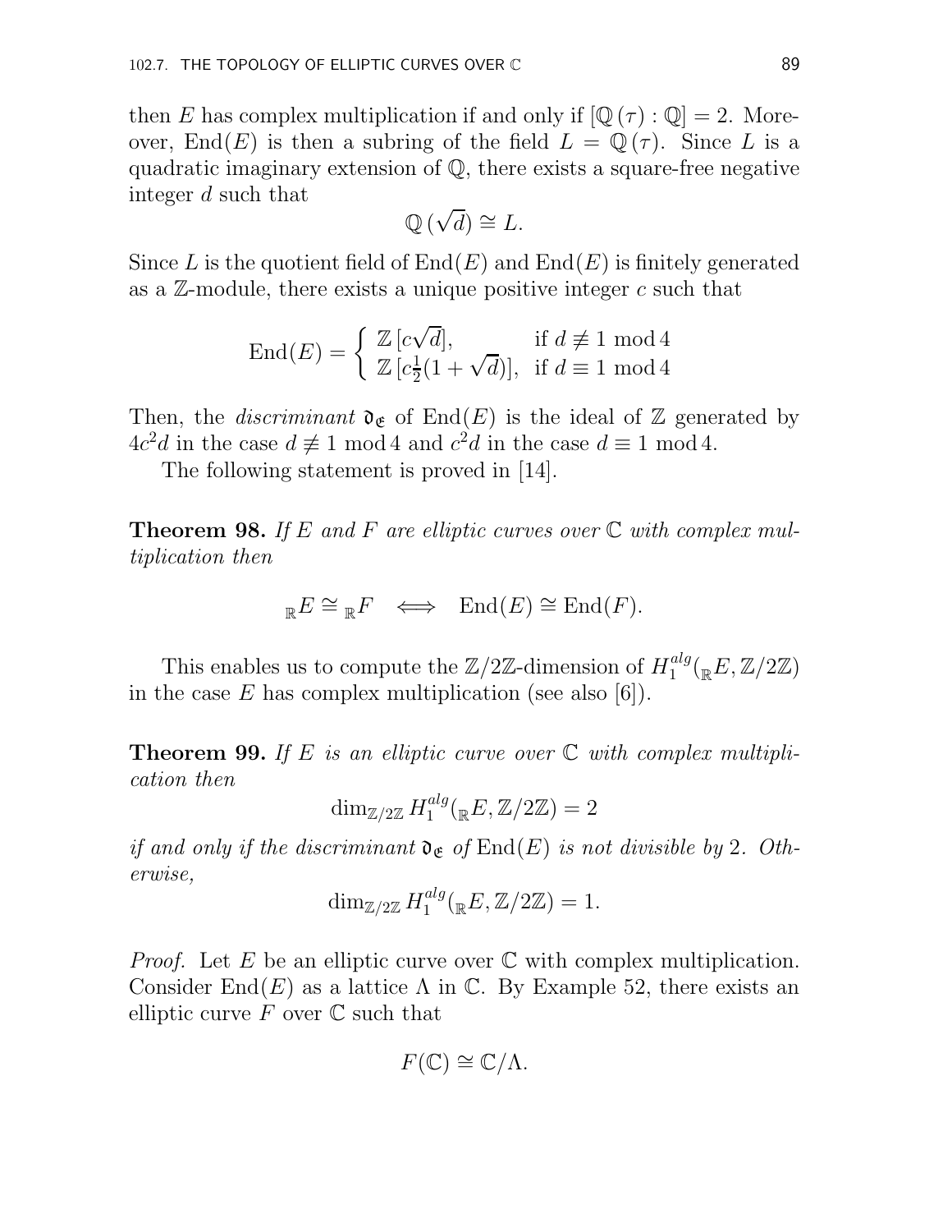then $E$ has complex multiplication if and only if $[\mathbb{Q}(\tau) : \mathbb{Q}] = 2$. Moreover, $\text{End}(E)$ is then a subring of the field $L = \mathbb{Q}(\tau)$. Since $L$ is a quadratic imaginary extension of $\mathbb{Q}$, there exists a square-free negative integer $d$ such that

$$\mathbb{Q}(\sqrt{d}) \cong L.$$

Since $L$ is the quotient field of $\text{End}(E)$ and $\text{End}(E)$ is finitely generated as a $\mathbb{Z}$-module, there exists a unique positive integer $c$ such that

$$\text{End}(E) = \begin{cases} \mathbb{Z}[c\sqrt{d}], & \text{if } d \not\equiv 1 \bmod 4 \\ \mathbb{Z}[c\frac{1}{2}(1+\sqrt{d})], & \text{if } d \equiv 1 \bmod 4 \end{cases}$$

Then, the *discriminant* $\mathfrak{d}_{\mathfrak{E}}$ of $\text{End}(E)$ is the ideal of $\mathbb{Z}$ generated by $4c^2d$ in the case $d \not\equiv 1 \bmod 4$ and $c^2d$ in the case $d \equiv 1 \bmod 4$.

The following statement is proved in [14].

**Theorem 98.** *If $E$ and $F$ are elliptic curves over $\mathbb{C}$ with complex multiplication then*

$$_{\mathbb{R}}E \cong {}_{\mathbb{R}}F \iff \text{End}(E) \cong \text{End}(F).$$

This enables us to compute the $\mathbb{Z}/2\mathbb{Z}$-dimension of $H_1^{alg}(_{\mathbb{R}}E, \mathbb{Z}/2\mathbb{Z})$ in the case $E$ has complex multiplication (see also [6]).

**Theorem 99.** *If $E$ is an elliptic curve over $\mathbb{C}$ with complex multiplication then*

$$\dim_{\mathbb{Z}/2\mathbb{Z}} H_1^{alg}(_{\mathbb{R}}E, \mathbb{Z}/2\mathbb{Z}) = 2$$

*if and only if the discriminant $\mathfrak{d}_{\mathfrak{E}}$ of $\text{End}(E)$ is not divisible by 2. Otherwise,*

$$\dim_{\mathbb{Z}/2\mathbb{Z}} H_1^{alg}(_{\mathbb{R}}E, \mathbb{Z}/2\mathbb{Z}) = 1.$$

*Proof.* Let $E$ be an elliptic curve over $\mathbb{C}$ with complex multiplication. Consider $\text{End}(E)$ as a lattice $\Lambda$ in $\mathbb{C}$. By Example 52, there exists an elliptic curve $F$ over $\mathbb{C}$ such that

$$F(\mathbb{C}) \cong \mathbb{C}/\Lambda.$$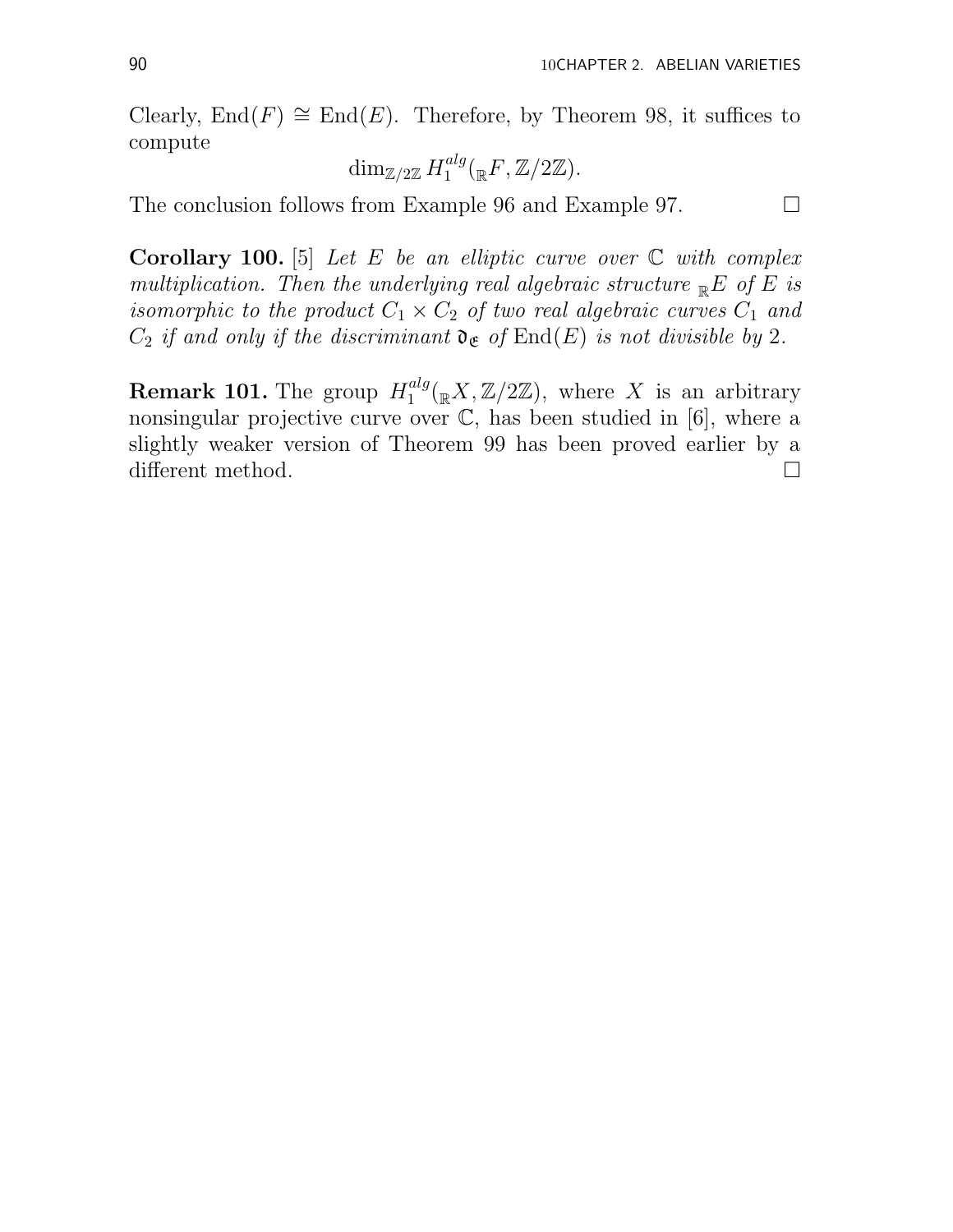Clearly, $\mathrm{End}(F) \cong \mathrm{End}(E)$. Therefore, by Theorem 98, it suffices to compute

$$\dim_{\mathbb{Z}/2\mathbb{Z}} H_1^{alg}({}_{\mathbb{R}}F, \mathbb{Z}/2\mathbb{Z}).$$

The conclusion follows from Example 96 and Example 97. □

**Corollary 100.** [5] *Let $E$ be an elliptic curve over $\mathbb{C}$ with complex multiplication. Then the underlying real algebraic structure ${}_{\mathbb{R}}E$ of $E$ is isomorphic to the product $C_1 \times C_2$ of two real algebraic curves $C_1$ and $C_2$ if and only if the discriminant $\mathfrak{d}_{\mathfrak{E}}$ of $\mathrm{End}(E)$ is not divisible by 2.*

**Remark 101.** The group $H_1^{alg}({}_{\mathbb{R}}X, \mathbb{Z}/2\mathbb{Z})$, where $X$ is an arbitrary nonsingular projective curve over $\mathbb{C}$, has been studied in [6], where a slightly weaker version of Theorem 99 has been proved earlier by a different method. □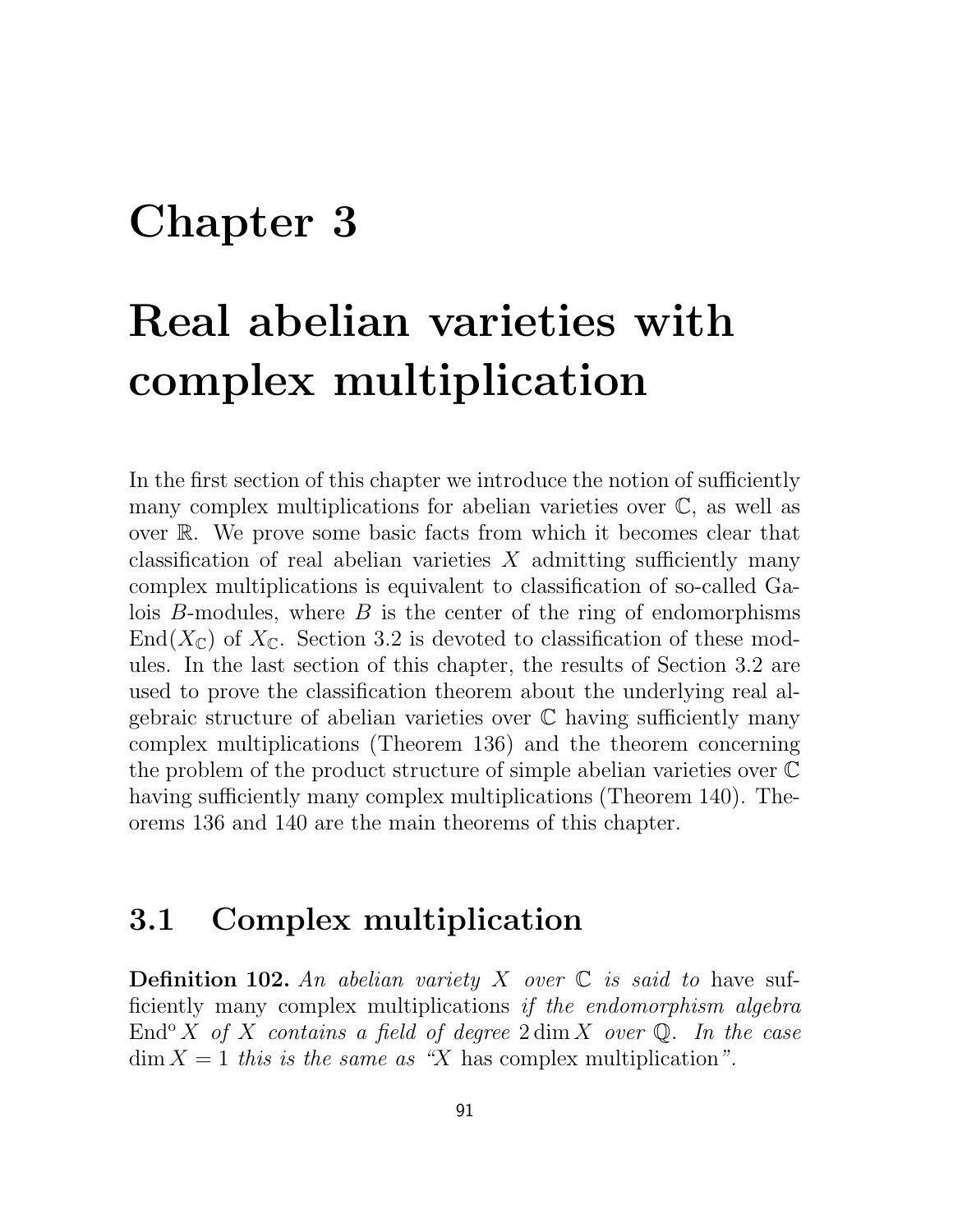# Chapter 3

# Real abelian varieties with complex multiplication

In the first section of this chapter we introduce the notion of sufficiently many complex multiplications for abelian varieties over $\mathbb{C}$, as well as over $\mathbb{R}$. We prove some basic facts from which it becomes clear that classification of real abelian varieties $X$ admitting sufficiently many complex multiplications is equivalent to classification of so-called Galois $B$-modules, where $B$ is the center of the ring of endomorphisms $\operatorname{End}(X_{\mathbb{C}})$ of $X_{\mathbb{C}}$. Section 3.2 is devoted to classification of these modules. In the last section of this chapter, the results of Section 3.2 are used to prove the classification theorem about the underlying real algebraic structure of abelian varieties over $\mathbb{C}$ having sufficiently many complex multiplications (Theorem 136) and the theorem concerning the problem of the product structure of simple abelian varieties over $\mathbb{C}$ having sufficiently many complex multiplications (Theorem 140). Theorems 136 and 140 are the main theorems of this chapter.

## 3.1 Complex multiplication

**Definition 102.** *An abelian variety $X$ over $\mathbb{C}$ is said to* have sufficiently many complex multiplications *if the endomorphism algebra $\operatorname{End}^{\mathrm{o}} X$ of $X$ contains a field of degree $2 \dim X$ over $\mathbb{Q}$. In the case $\dim X = 1$ this is the same as "$X$* has complex multiplication*".*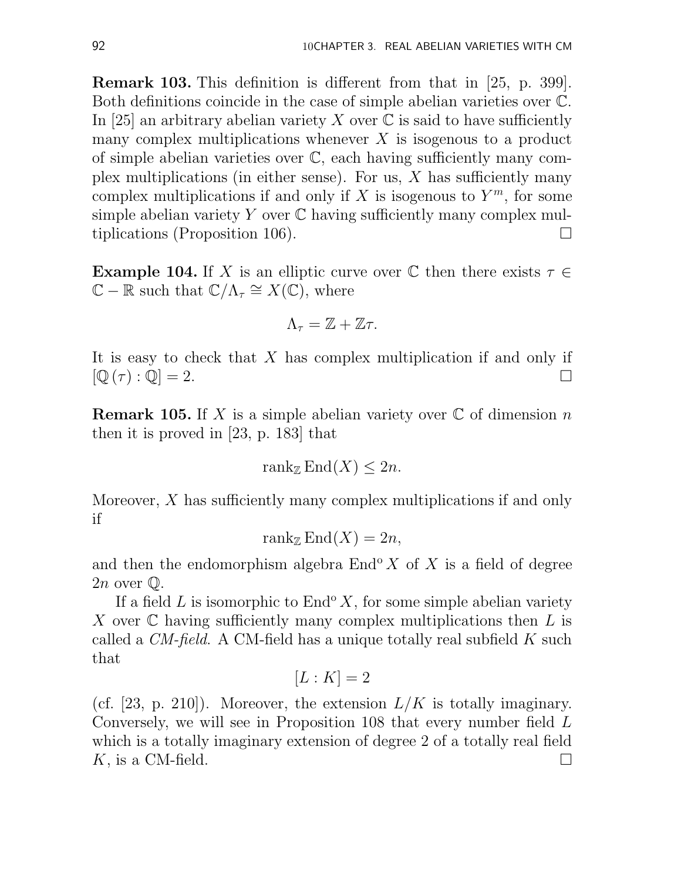**Remark 103.** This definition is different from that in [25, p. 399]. Both definitions coincide in the case of simple abelian varieties over $\mathbb{C}$. In [25] an arbitrary abelian variety $X$ over $\mathbb{C}$ is said to have sufficiently many complex multiplications whenever $X$ is isogenous to a product of simple abelian varieties over $\mathbb{C}$, each having sufficiently many complex multiplications (in either sense). For us, $X$ has sufficiently many complex multiplications if and only if $X$ is isogenous to $Y^m$, for some simple abelian variety $Y$ over $\mathbb{C}$ having sufficiently many complex multiplications (Proposition 106). □

**Example 104.** If $X$ is an elliptic curve over $\mathbb{C}$ then there exists $\tau \in \mathbb{C} - \mathbb{R}$ such that $\mathbb{C}/\Lambda_\tau \cong X(\mathbb{C})$, where

$$\Lambda_\tau = \mathbb{Z} + \mathbb{Z}\tau.$$

It is easy to check that $X$ has complex multiplication if and only if $[\mathbb{Q}(\tau) : \mathbb{Q}] = 2$. □

**Remark 105.** If $X$ is a simple abelian variety over $\mathbb{C}$ of dimension $n$ then it is proved in [23, p. 183] that

$$\operatorname{rank}_{\mathbb{Z}} \operatorname{End}(X) \leq 2n.$$

Moreover, $X$ has sufficiently many complex multiplications if and only if

$$\operatorname{rank}_{\mathbb{Z}} \operatorname{End}(X) = 2n,$$

and then the endomorphism algebra $\operatorname{End}^{\mathrm{o}} X$ of $X$ is a field of degree $2n$ over $\mathbb{Q}$.

If a field $L$ is isomorphic to $\operatorname{End}^{\mathrm{o}} X$, for some simple abelian variety $X$ over $\mathbb{C}$ having sufficiently many complex multiplications then $L$ is called a *CM-field*. A CM-field has a unique totally real subfield $K$ such that

$$[L : K] = 2$$

(cf. [23, p. 210]). Moreover, the extension $L/K$ is totally imaginary. Conversely, we will see in Proposition 108 that every number field $L$ which is a totally imaginary extension of degree 2 of a totally real field $K$, is a CM-field. □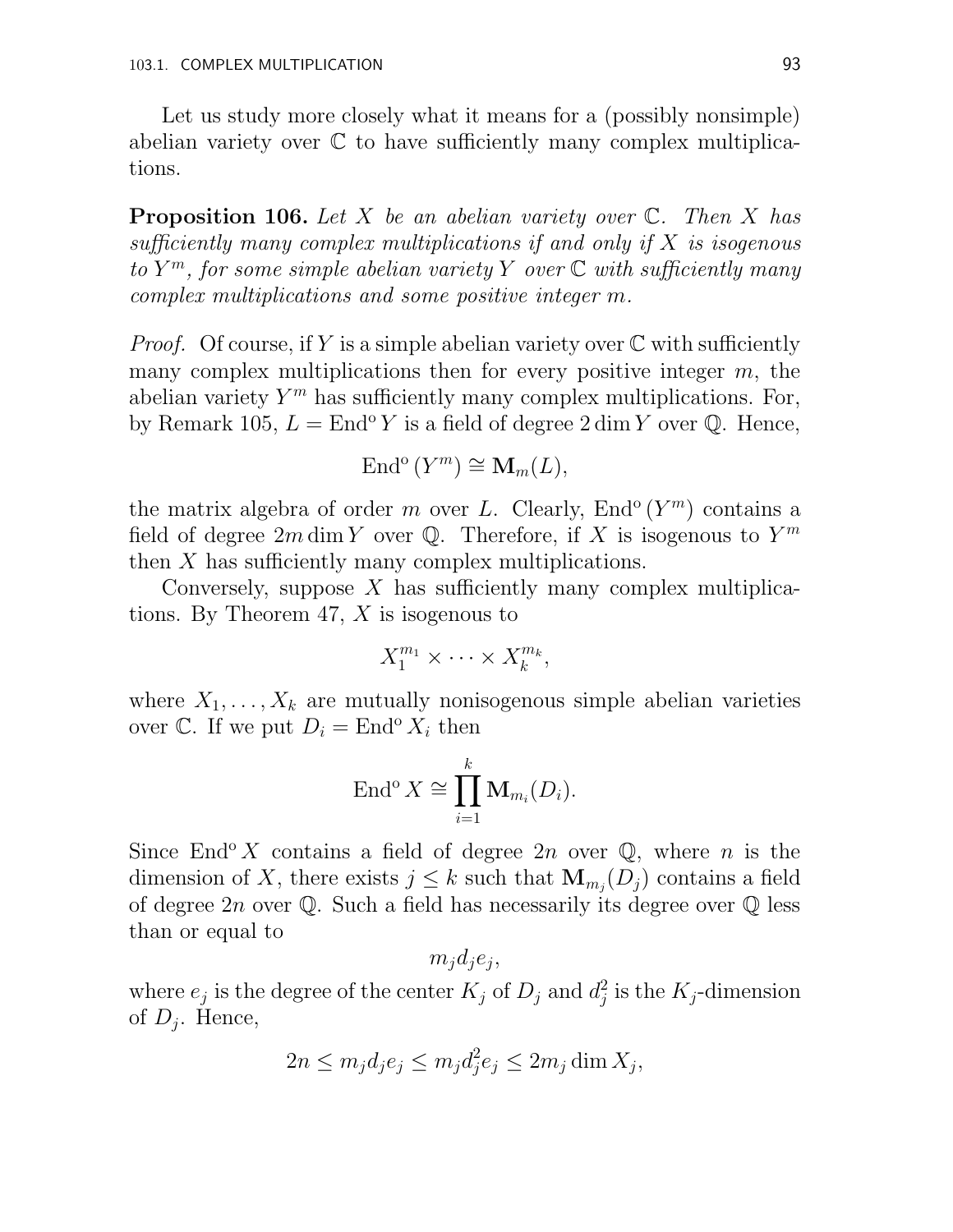Let us study more closely what it means for a (possibly nonsimple) abelian variety over $\mathbb{C}$ to have sufficiently many complex multiplications.

**Proposition 106.** *Let $X$ be an abelian variety over $\mathbb{C}$. Then $X$ has sufficiently many complex multiplications if and only if $X$ is isogenous to $Y^m$, for some simple abelian variety $Y$ over $\mathbb{C}$ with sufficiently many complex multiplications and some positive integer $m$.*

*Proof.* Of course, if $Y$ is a simple abelian variety over $\mathbb{C}$ with sufficiently many complex multiplications then for every positive integer $m$, the abelian variety $Y^m$ has sufficiently many complex multiplications. For, by Remark 105, $L = \operatorname{End}^{\mathrm{o}} Y$ is a field of degree $2 \dim Y$ over $\mathbb{Q}$. Hence,

$$\operatorname{End}^{\mathrm{o}}(Y^m) \cong \mathbf{M}_m(L),$$

the matrix algebra of order $m$ over $L$. Clearly, $\operatorname{End}^{\mathrm{o}}(Y^m)$ contains a field of degree $2m \dim Y$ over $\mathbb{Q}$. Therefore, if $X$ is isogenous to $Y^m$ then $X$ has sufficiently many complex multiplications.

Conversely, suppose $X$ has sufficiently many complex multiplications. By Theorem 47, $X$ is isogenous to

$$X_1^{m_1} \times \cdots \times X_k^{m_k},$$

where $X_1, \ldots, X_k$ are mutually nonisogenous simple abelian varieties over $\mathbb{C}$. If we put $D_i = \operatorname{End}^{\mathrm{o}} X_i$ then

$$\operatorname{End}^{\mathrm{o}} X \cong \prod_{i=1}^{k} \mathbf{M}_{m_i}(D_i).$$

Since $\operatorname{End}^{\mathrm{o}} X$ contains a field of degree $2n$ over $\mathbb{Q}$, where $n$ is the dimension of $X$, there exists $j \leq k$ such that $\mathbf{M}_{m_j}(D_j)$ contains a field of degree $2n$ over $\mathbb{Q}$. Such a field has necessarily its degree over $\mathbb{Q}$ less than or equal to

$$m_j d_j e_j,$$

where $e_j$ is the degree of the center $K_j$ of $D_j$ and $d_j^2$ is the $K_j$-dimension of $D_j$. Hence,

$$2n \leq m_j d_j e_j \leq m_j d_j^2 e_j \leq 2 m_j \dim X_j,$$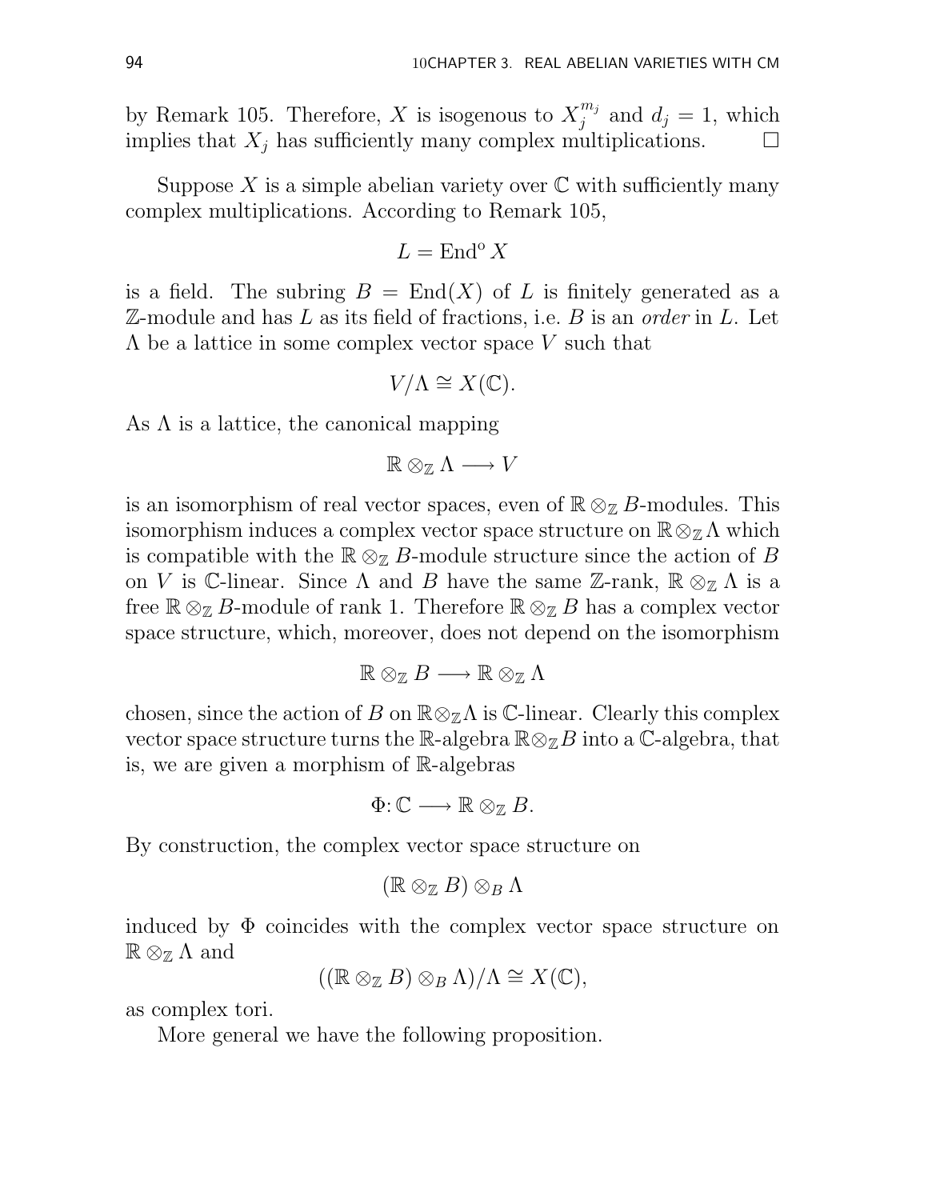by Remark 105. Therefore, $X$ is isogenous to $X_j^{m_j}$ and $d_j = 1$, which implies that $X_j$ has sufficiently many complex multiplications. $\square$

Suppose $X$ is a simple abelian variety over $\mathbb{C}$ with sufficiently many complex multiplications. According to Remark 105,

$$L = \operatorname{End}^{\mathrm{o}} X$$

is a field. The subring $B = \operatorname{End}(X)$ of $L$ is finitely generated as a $\mathbb{Z}$-module and has $L$ as its field of fractions, i.e. $B$ is an *order* in $L$. Let $\Lambda$ be a lattice in some complex vector space $V$ such that

$$V/\Lambda \cong X(\mathbb{C}).$$

As $\Lambda$ is a lattice, the canonical mapping

$$\mathbb{R} \otimes_{\mathbb{Z}} \Lambda \longrightarrow V$$

is an isomorphism of real vector spaces, even of $\mathbb{R} \otimes_{\mathbb{Z}} B$-modules. This isomorphism induces a complex vector space structure on $\mathbb{R} \otimes_{\mathbb{Z}} \Lambda$ which is compatible with the $\mathbb{R} \otimes_{\mathbb{Z}} B$-module structure since the action of $B$ on $V$ is $\mathbb{C}$-linear. Since $\Lambda$ and $B$ have the same $\mathbb{Z}$-rank, $\mathbb{R} \otimes_{\mathbb{Z}} \Lambda$ is a free $\mathbb{R} \otimes_{\mathbb{Z}} B$-module of rank 1. Therefore $\mathbb{R} \otimes_{\mathbb{Z}} B$ has a complex vector space structure, which, moreover, does not depend on the isomorphism

$$\mathbb{R} \otimes_{\mathbb{Z}} B \longrightarrow \mathbb{R} \otimes_{\mathbb{Z}} \Lambda$$

chosen, since the action of $B$ on $\mathbb{R} \otimes_{\mathbb{Z}} \Lambda$ is $\mathbb{C}$-linear. Clearly this complex vector space structure turns the $\mathbb{R}$-algebra $\mathbb{R} \otimes_{\mathbb{Z}} B$ into a $\mathbb{C}$-algebra, that is, we are given a morphism of $\mathbb{R}$-algebras

$$\Phi \colon \mathbb{C} \longrightarrow \mathbb{R} \otimes_{\mathbb{Z}} B.$$

By construction, the complex vector space structure on

$$(\mathbb{R} \otimes_{\mathbb{Z}} B) \otimes_B \Lambda$$

induced by $\Phi$ coincides with the complex vector space structure on $\mathbb{R} \otimes_{\mathbb{Z}} \Lambda$ and

$$((\mathbb{R} \otimes_{\mathbb{Z}} B) \otimes_B \Lambda)/\Lambda \cong X(\mathbb{C}),$$

as complex tori.

More general we have the following proposition.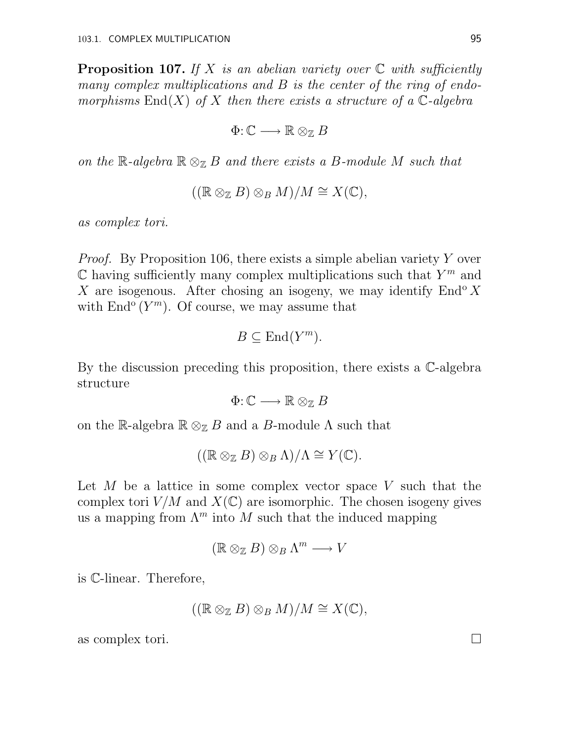**Proposition 107.** *If $X$ is an abelian variety over $\mathbb{C}$ with sufficiently many complex multiplications and $B$ is the center of the ring of endomorphisms $\operatorname{End}(X)$ of $X$ then there exists a structure of a $\mathbb{C}$-algebra*

$$\Phi \colon \mathbb{C} \longrightarrow \mathbb{R} \otimes_{\mathbb{Z}} B$$

*on the $\mathbb{R}$-algebra $\mathbb{R} \otimes_{\mathbb{Z}} B$ and there exists a $B$-module $M$ such that*

$$((\mathbb{R} \otimes_{\mathbb{Z}} B) \otimes_B M)/M \cong X(\mathbb{C}),$$

*as complex tori.*

*Proof.* By Proposition 106, there exists a simple abelian variety $Y$ over $\mathbb{C}$ having sufficiently many complex multiplications such that $Y^m$ and $X$ are isogenous. After chosing an isogeny, we may identify $\operatorname{End}^o X$ with $\operatorname{End}^o(Y^m)$. Of course, we may assume that

$$B \subseteq \operatorname{End}(Y^m).$$

By the discussion preceding this proposition, there exists a $\mathbb{C}$-algebra structure

$$\Phi \colon \mathbb{C} \longrightarrow \mathbb{R} \otimes_{\mathbb{Z}} B$$

on the $\mathbb{R}$-algebra $\mathbb{R} \otimes_{\mathbb{Z}} B$ and a $B$-module $\Lambda$ such that

$$((\mathbb{R} \otimes_{\mathbb{Z}} B) \otimes_B \Lambda)/\Lambda \cong Y(\mathbb{C}).$$

Let $M$ be a lattice in some complex vector space $V$ such that the complex tori $V/M$ and $X(\mathbb{C})$ are isomorphic. The chosen isogeny gives us a mapping from $\Lambda^m$ into $M$ such that the induced mapping

$$(\mathbb{R} \otimes_{\mathbb{Z}} B) \otimes_B \Lambda^m \longrightarrow V$$

is $\mathbb{C}$-linear. Therefore,

$$((\mathbb{R} \otimes_{\mathbb{Z}} B) \otimes_B M)/M \cong X(\mathbb{C}),$$

as complex tori. $\square$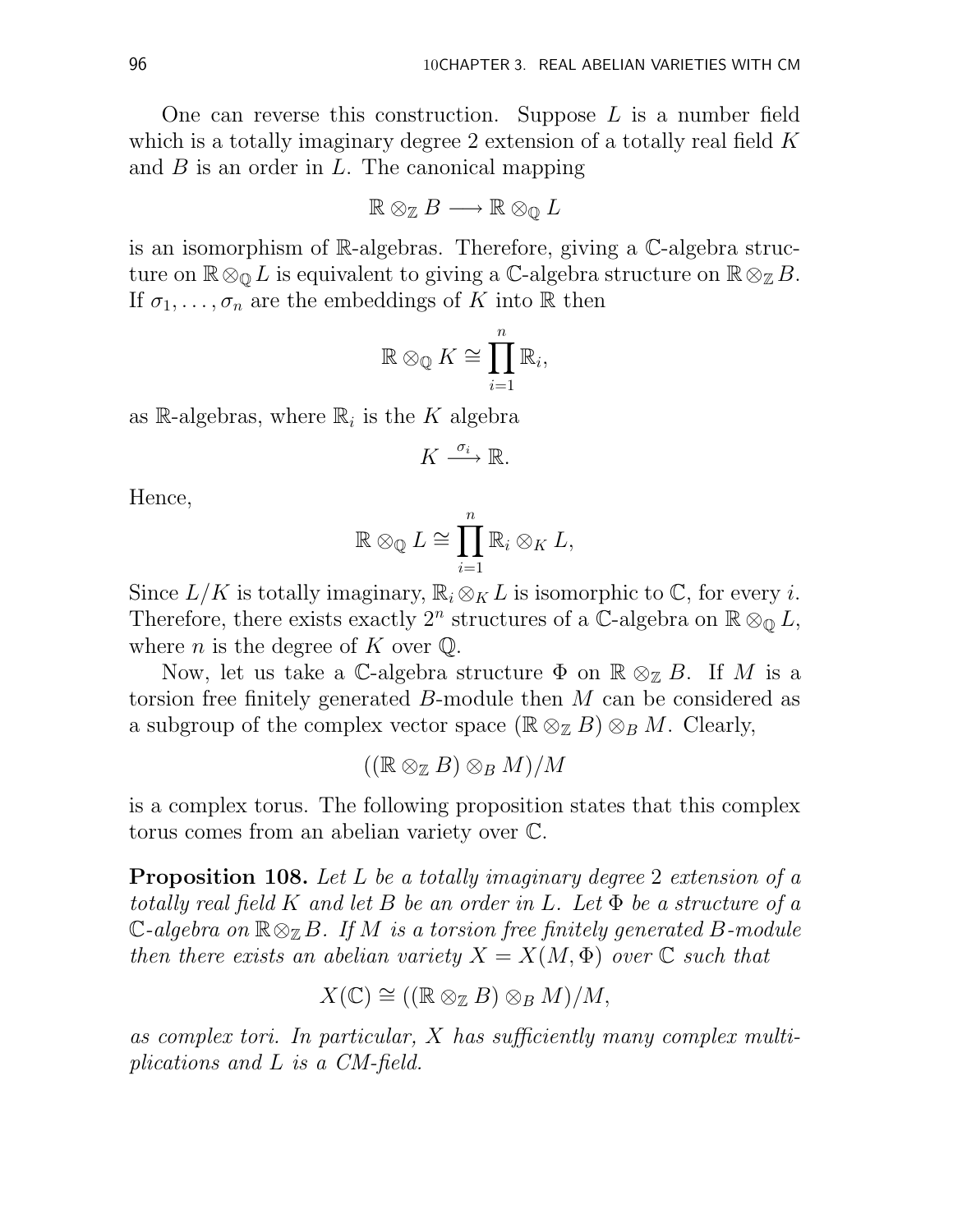One can reverse this construction. Suppose $L$ is a number field which is a totally imaginary degree 2 extension of a totally real field $K$ and $B$ is an order in $L$. The canonical mapping

$$\mathbb{R} \otimes_{\mathbb{Z}} B \longrightarrow \mathbb{R} \otimes_{\mathbb{Q}} L$$

is an isomorphism of $\mathbb{R}$-algebras. Therefore, giving a $\mathbb{C}$-algebra structure on $\mathbb{R} \otimes_{\mathbb{Q}} L$ is equivalent to giving a $\mathbb{C}$-algebra structure on $\mathbb{R} \otimes_{\mathbb{Z}} B$. If $\sigma_1, \ldots, \sigma_n$ are the embeddings of $K$ into $\mathbb{R}$ then

$$\mathbb{R} \otimes_{\mathbb{Q}} K \cong \prod_{i=1}^{n} \mathbb{R}_i,$$

as $\mathbb{R}$-algebras, where $\mathbb{R}_i$ is the $K$ algebra

$$K \xrightarrow{\sigma_i} \mathbb{R}.$$

Hence,

$$\mathbb{R} \otimes_{\mathbb{Q}} L \cong \prod_{i=1}^{n} \mathbb{R}_i \otimes_K L,$$

Since $L/K$ is totally imaginary, $\mathbb{R}_i \otimes_K L$ is isomorphic to $\mathbb{C}$, for every $i$. Therefore, there exists exactly $2^n$ structures of a $\mathbb{C}$-algebra on $\mathbb{R} \otimes_{\mathbb{Q}} L$, where $n$ is the degree of $K$ over $\mathbb{Q}$.

Now, let us take a $\mathbb{C}$-algebra structure $\Phi$ on $\mathbb{R} \otimes_{\mathbb{Z}} B$. If $M$ is a torsion free finitely generated $B$-module then $M$ can be considered as a subgroup of the complex vector space $(\mathbb{R} \otimes_{\mathbb{Z}} B) \otimes_B M$. Clearly,

$$((\mathbb{R} \otimes_{\mathbb{Z}} B) \otimes_B M)/M$$

is a complex torus. The following proposition states that this complex torus comes from an abelian variety over $\mathbb{C}$.

**Proposition 108.** *Let $L$ be a totally imaginary degree 2 extension of a totally real field $K$ and let $B$ be an order in $L$. Let $\Phi$ be a structure of a $\mathbb{C}$-algebra on $\mathbb{R} \otimes_{\mathbb{Z}} B$. If $M$ is a torsion free finitely generated $B$-module then there exists an abelian variety $X = X(M, \Phi)$ over $\mathbb{C}$ such that*

$$X(\mathbb{C}) \cong ((\mathbb{R} \otimes_{\mathbb{Z}} B) \otimes_B M)/M,$$

*as complex tori. In particular, $X$ has sufficiently many complex multiplications and $L$ is a CM-field.*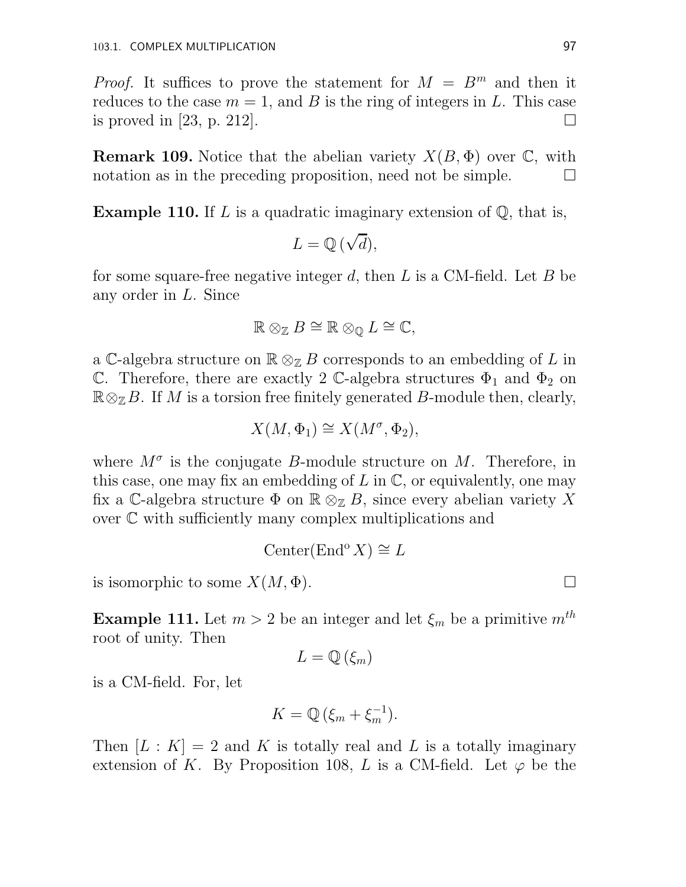*Proof.* It suffices to prove the statement for $M = B^m$ and then it reduces to the case $m = 1$, and $B$ is the ring of integers in $L$. This case is proved in [23, p. 212]. $\square$

**Remark 109.** Notice that the abelian variety $X(B, \Phi)$ over $\mathbb{C}$, with notation as in the preceding proposition, need not be simple. $\square$

**Example 110.** If $L$ is a quadratic imaginary extension of $\mathbb{Q}$, that is,

$$L = \mathbb{Q}(\sqrt{d}),$$

for some square-free negative integer $d$, then $L$ is a CM-field. Let $B$ be any order in $L$. Since

$$\mathbb{R} \otimes_{\mathbb{Z}} B \cong \mathbb{R} \otimes_{\mathbb{Q}} L \cong \mathbb{C},$$

a $\mathbb{C}$-algebra structure on $\mathbb{R} \otimes_{\mathbb{Z}} B$ corresponds to an embedding of $L$ in $\mathbb{C}$. Therefore, there are exactly 2 $\mathbb{C}$-algebra structures $\Phi_1$ and $\Phi_2$ on $\mathbb{R} \otimes_{\mathbb{Z}} B$. If $M$ is a torsion free finitely generated $B$-module then, clearly,

$$X(M, \Phi_1) \cong X(M^\sigma, \Phi_2),$$

where $M^\sigma$ is the conjugate $B$-module structure on $M$. Therefore, in this case, one may fix an embedding of $L$ in $\mathbb{C}$, or equivalently, one may fix a $\mathbb{C}$-algebra structure $\Phi$ on $\mathbb{R} \otimes_{\mathbb{Z}} B$, since every abelian variety $X$ over $\mathbb{C}$ with sufficiently many complex multiplications and

$$\text{Center}(\text{End}^{\text{o}} X) \cong L$$

is isomorphic to some $X(M, \Phi)$. $\square$

**Example 111.** Let $m > 2$ be an integer and let $\xi_m$ be a primitive $m^{th}$ root of unity. Then

$$L = \mathbb{Q}(\xi_m)$$

is a CM-field. For, let

$$K = \mathbb{Q}(\xi_m + \xi_m^{-1}).$$

Then $[L : K] = 2$ and $K$ is totally real and $L$ is a totally imaginary extension of $K$. By Proposition 108, $L$ is a CM-field. Let $\varphi$ be the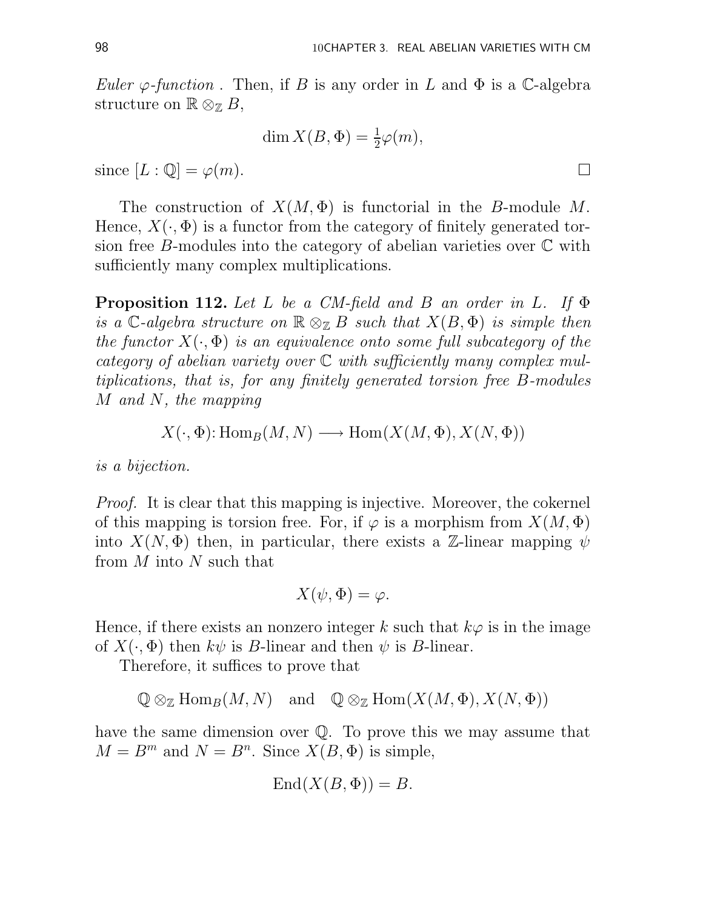*Euler $\varphi$-function* . Then, if $B$ is any order in $L$ and $\Phi$ is a $\mathbb{C}$-algebra structure on $\mathbb{R} \otimes_{\mathbb{Z}} B$,

$$\dim X(B, \Phi) = \tfrac{1}{2}\varphi(m),$$

since $[L : \mathbb{Q}] = \varphi(m)$. □

The construction of $X(M, \Phi)$ is functorial in the $B$-module $M$. Hence, $X(\cdot, \Phi)$ is a functor from the category of finitely generated torsion free $B$-modules into the category of abelian varieties over $\mathbb{C}$ with sufficiently many complex multiplications.

**Proposition 112.** *Let $L$ be a CM-field and $B$ an order in $L$. If $\Phi$ is a $\mathbb{C}$-algebra structure on $\mathbb{R} \otimes_{\mathbb{Z}} B$ such that $X(B, \Phi)$ is simple then the functor $X(\cdot, \Phi)$ is an equivalence onto some full subcategory of the category of abelian variety over $\mathbb{C}$ with sufficiently many complex multiplications, that is, for any finitely generated torsion free $B$-modules $M$ and $N$, the mapping*

$$X(\cdot, \Phi) \colon \mathrm{Hom}_B(M, N) \longrightarrow \mathrm{Hom}(X(M, \Phi), X(N, \Phi))$$

*is a bijection.*

*Proof.* It is clear that this mapping is injective. Moreover, the cokernel of this mapping is torsion free. For, if $\varphi$ is a morphism from $X(M, \Phi)$ into $X(N, \Phi)$ then, in particular, there exists a $\mathbb{Z}$-linear mapping $\psi$ from $M$ into $N$ such that

$$X(\psi, \Phi) = \varphi.$$

Hence, if there exists an nonzero integer $k$ such that $k\varphi$ is in the image of $X(\cdot, \Phi)$ then $k\psi$ is $B$-linear and then $\psi$ is $B$-linear.

Therefore, it suffices to prove that

$$\mathbb{Q} \otimes_{\mathbb{Z}} \mathrm{Hom}_B(M, N) \quad \text{and} \quad \mathbb{Q} \otimes_{\mathbb{Z}} \mathrm{Hom}(X(M, \Phi), X(N, \Phi))$$

have the same dimension over $\mathbb{Q}$. To prove this we may assume that $M = B^m$ and $N = B^n$. Since $X(B, \Phi)$ is simple,

$$\mathrm{End}(X(B, \Phi)) = B.$$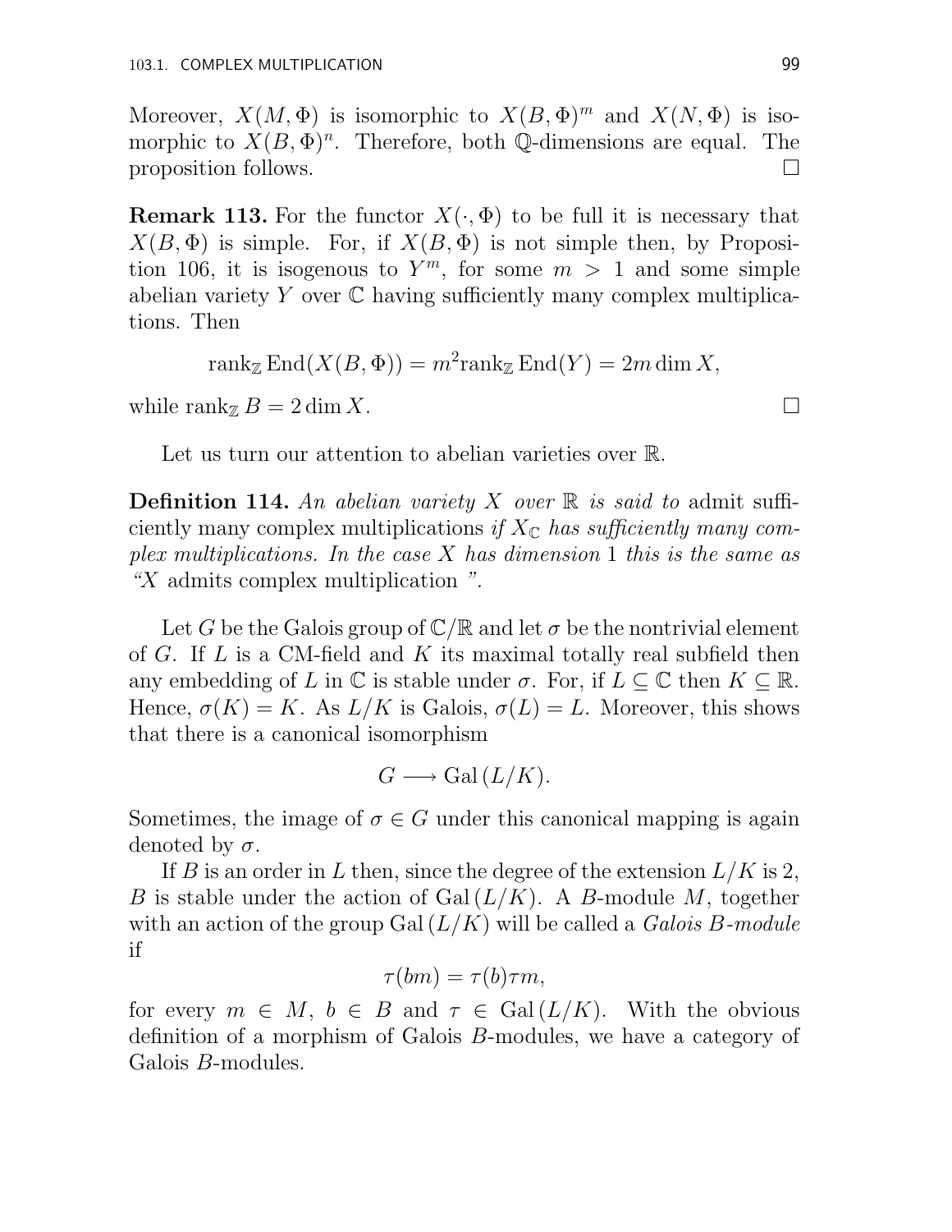Moreover, $X(M, \Phi)$ is isomorphic to $X(B, \Phi)^m$ and $X(N, \Phi)$ is isomorphic to $X(B, \Phi)^n$. Therefore, both $\mathbb{Q}$-dimensions are equal. The proposition follows. $\square$

**Remark 113.** For the functor $X(\cdot, \Phi)$ to be full it is necessary that $X(B, \Phi)$ is simple. For, if $X(B, \Phi)$ is not simple then, by Proposition 106, it is isogenous to $Y^m$, for some $m > 1$ and some simple abelian variety $Y$ over $\mathbb{C}$ having sufficiently many complex multiplications. Then

$$\operatorname{rank}_{\mathbb{Z}} \operatorname{End}(X(B, \Phi)) = m^2 \operatorname{rank}_{\mathbb{Z}} \operatorname{End}(Y) = 2m \dim X,$$

while $\operatorname{rank}_{\mathbb{Z}} B = 2 \dim X$. $\square$

Let us turn our attention to abelian varieties over $\mathbb{R}$.

**Definition 114.** *An abelian variety $X$ over $\mathbb{R}$ is said to* admit sufficiently many complex multiplications *if $X_{\mathbb{C}}$ has sufficiently many complex multiplications. In the case $X$ has dimension 1 this is the same as "$X$* admits complex multiplication *".*

Let $G$ be the Galois group of $\mathbb{C}/\mathbb{R}$ and let $\sigma$ be the nontrivial element of $G$. If $L$ is a CM-field and $K$ its maximal totally real subfield then any embedding of $L$ in $\mathbb{C}$ is stable under $\sigma$. For, if $L \subseteq \mathbb{C}$ then $K \subseteq \mathbb{R}$. Hence, $\sigma(K) = K$. As $L/K$ is Galois, $\sigma(L) = L$. Moreover, this shows that there is a canonical isomorphism

$$G \longrightarrow \operatorname{Gal}(L/K).$$

Sometimes, the image of $\sigma \in G$ under this canonical mapping is again denoted by $\sigma$.

If $B$ is an order in $L$ then, since the degree of the extension $L/K$ is 2, $B$ is stable under the action of $\operatorname{Gal}(L/K)$. A $B$-module $M$, together with an action of the group $\operatorname{Gal}(L/K)$ will be called a *Galois $B$-module* if

$$\tau(bm) = \tau(b)\tau m,$$

for every $m \in M$, $b \in B$ and $\tau \in \operatorname{Gal}(L/K)$. With the obvious definition of a morphism of Galois $B$-modules, we have a category of Galois $B$-modules.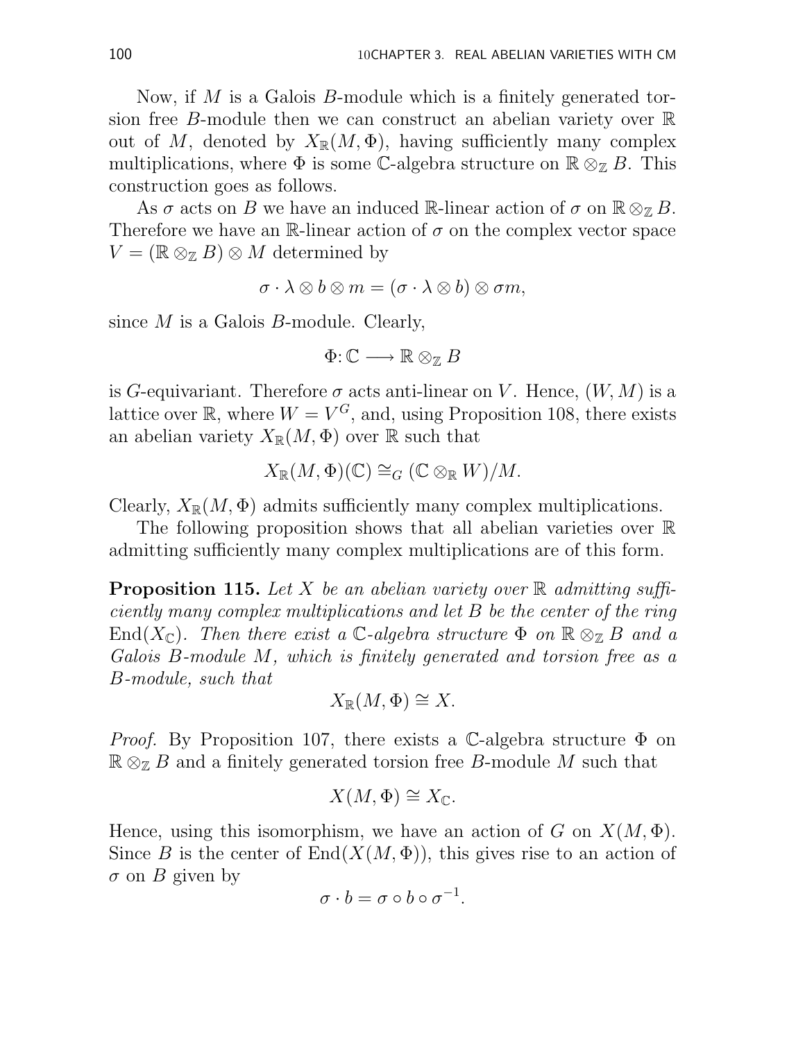Now, if $M$ is a Galois $B$-module which is a finitely generated torsion free $B$-module then we can construct an abelian variety over $\mathbb{R}$ out of $M$, denoted by $X_{\mathbb{R}}(M,\Phi)$, having sufficiently many complex multiplications, where $\Phi$ is some $\mathbb{C}$-algebra structure on $\mathbb{R}\otimes_{\mathbb{Z}} B$. This construction goes as follows.

As $\sigma$ acts on $B$ we have an induced $\mathbb{R}$-linear action of $\sigma$ on $\mathbb{R}\otimes_{\mathbb{Z}} B$. Therefore we have an $\mathbb{R}$-linear action of $\sigma$ on the complex vector space $V = (\mathbb{R}\otimes_{\mathbb{Z}} B)\otimes M$ determined by

$$\sigma \cdot \lambda \otimes b \otimes m = (\sigma \cdot \lambda \otimes b) \otimes \sigma m,$$

since $M$ is a Galois $B$-module. Clearly,

$$\Phi \colon \mathbb{C} \longrightarrow \mathbb{R}\otimes_{\mathbb{Z}} B$$

is $G$-equivariant. Therefore $\sigma$ acts anti-linear on $V$. Hence, $(W, M)$ is a lattice over $\mathbb{R}$, where $W = V^G$, and, using Proposition 108, there exists an abelian variety $X_{\mathbb{R}}(M,\Phi)$ over $\mathbb{R}$ such that

$$X_{\mathbb{R}}(M,\Phi)(\mathbb{C}) \cong_G (\mathbb{C}\otimes_{\mathbb{R}} W)/M.$$

Clearly, $X_{\mathbb{R}}(M,\Phi)$ admits sufficiently many complex multiplications.

The following proposition shows that all abelian varieties over $\mathbb{R}$ admitting sufficiently many complex multiplications are of this form.

**Proposition 115.** *Let $X$ be an abelian variety over $\mathbb{R}$ admitting sufficiently many complex multiplications and let $B$ be the center of the ring $\mathrm{End}(X_{\mathbb{C}})$. Then there exist a $\mathbb{C}$-algebra structure $\Phi$ on $\mathbb{R}\otimes_{\mathbb{Z}} B$ and a Galois $B$-module $M$, which is finitely generated and torsion free as a $B$-module, such that*

$$X_{\mathbb{R}}(M,\Phi) \cong X.$$

*Proof.* By Proposition 107, there exists a $\mathbb{C}$-algebra structure $\Phi$ on $\mathbb{R}\otimes_{\mathbb{Z}} B$ and a finitely generated torsion free $B$-module $M$ such that

$$X(M,\Phi) \cong X_{\mathbb{C}}.$$

Hence, using this isomorphism, we have an action of $G$ on $X(M,\Phi)$. Since $B$ is the center of $\mathrm{End}(X(M,\Phi))$, this gives rise to an action of $\sigma$ on $B$ given by

$$\sigma \cdot b = \sigma \circ b \circ \sigma^{-1}.$$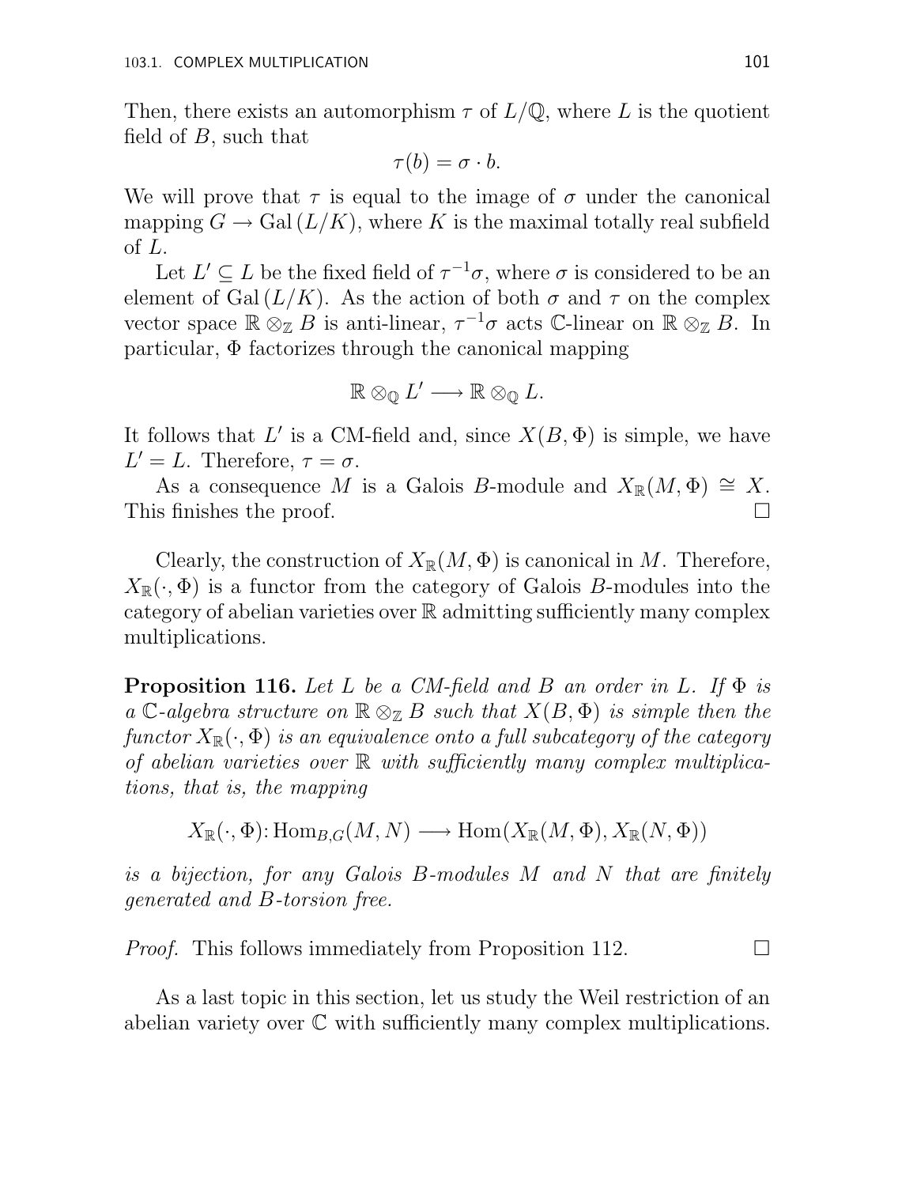Then, there exists an automorphism $\tau$ of $L/\mathbb{Q}$, where $L$ is the quotient field of $B$, such that

$$\tau(b) = \sigma \cdot b.$$

We will prove that $\tau$ is equal to the image of $\sigma$ under the canonical mapping $G \to \mathrm{Gal}(L/K)$, where $K$ is the maximal totally real subfield of $L$.

Let $L' \subseteq L$ be the fixed field of $\tau^{-1}\sigma$, where $\sigma$ is considered to be an element of $\mathrm{Gal}(L/K)$. As the action of both $\sigma$ and $\tau$ on the complex vector space $\mathbb{R} \otimes_{\mathbb{Z}} B$ is anti-linear, $\tau^{-1}\sigma$ acts $\mathbb{C}$-linear on $\mathbb{R} \otimes_{\mathbb{Z}} B$. In particular, $\Phi$ factorizes through the canonical mapping

$$\mathbb{R} \otimes_{\mathbb{Q}} L' \longrightarrow \mathbb{R} \otimes_{\mathbb{Q}} L.$$

It follows that $L'$ is a CM-field and, since $X(B, \Phi)$ is simple, we have $L' = L$. Therefore, $\tau = \sigma$.

As a consequence $M$ is a Galois $B$-module and $X_{\mathbb{R}}(M, \Phi) \cong X$. This finishes the proof. □

Clearly, the construction of $X_{\mathbb{R}}(M, \Phi)$ is canonical in $M$. Therefore, $X_{\mathbb{R}}(\cdot, \Phi)$ is a functor from the category of Galois $B$-modules into the category of abelian varieties over $\mathbb{R}$ admitting sufficiently many complex multiplications.

**Proposition 116.** *Let $L$ be a CM-field and $B$ an order in $L$. If $\Phi$ is a $\mathbb{C}$-algebra structure on $\mathbb{R} \otimes_{\mathbb{Z}} B$ such that $X(B, \Phi)$ is simple then the functor $X_{\mathbb{R}}(\cdot, \Phi)$ is an equivalence onto a full subcategory of the category of abelian varieties over $\mathbb{R}$ with sufficiently many complex multiplications, that is, the mapping*

$$X_{\mathbb{R}}(\cdot, \Phi)\colon \mathrm{Hom}_{B,G}(M, N) \longrightarrow \mathrm{Hom}(X_{\mathbb{R}}(M, \Phi), X_{\mathbb{R}}(N, \Phi))$$

*is a bijection, for any Galois $B$-modules $M$ and $N$ that are finitely generated and $B$-torsion free.*

*Proof.* This follows immediately from Proposition 112. □

As a last topic in this section, let us study the Weil restriction of an abelian variety over $\mathbb{C}$ with sufficiently many complex multiplications.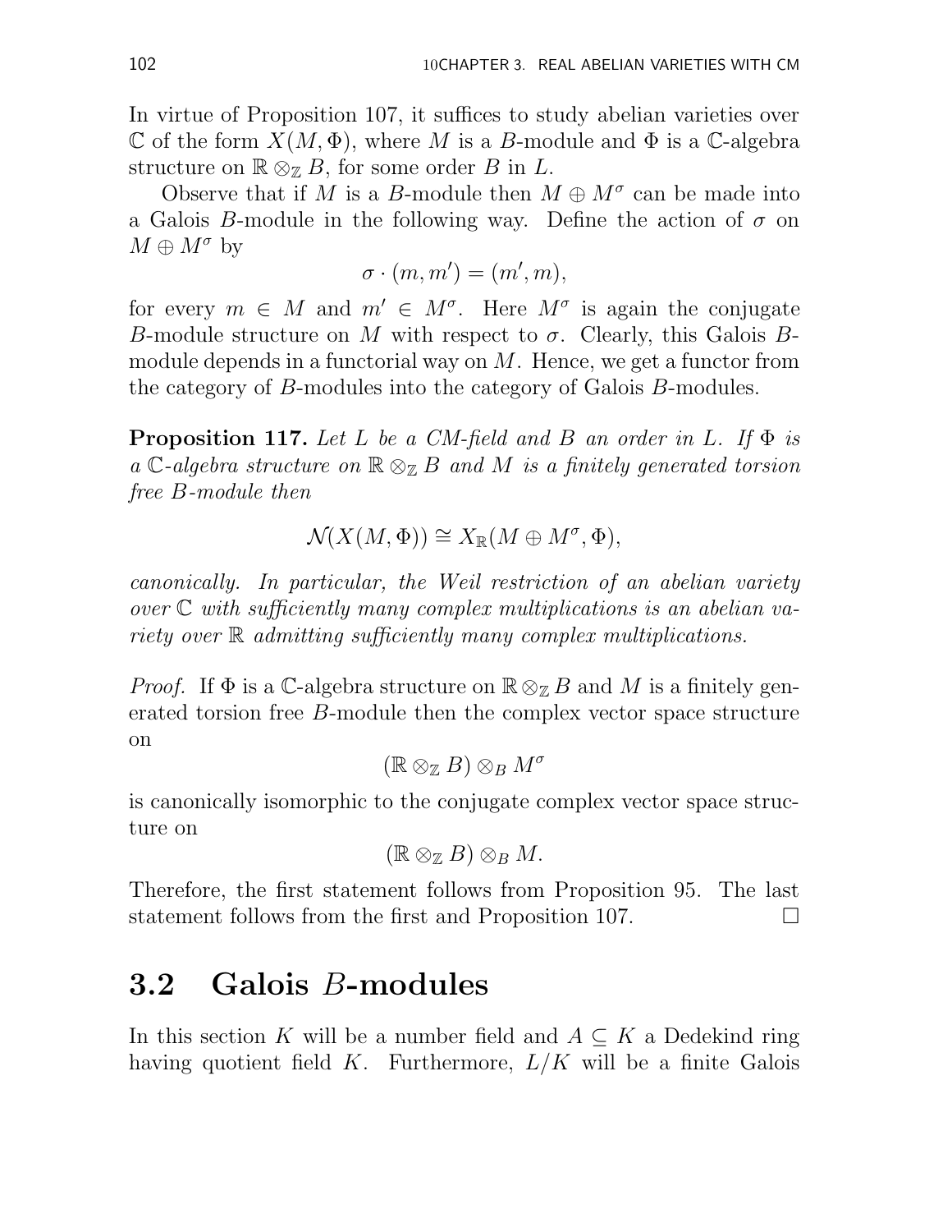In virtue of Proposition 107, it suffices to study abelian varieties over $\mathbb{C}$ of the form $X(M, \Phi)$, where $M$ is a $B$-module and $\Phi$ is a $\mathbb{C}$-algebra structure on $\mathbb{R} \otimes_{\mathbb{Z}} B$, for some order $B$ in $L$.

Observe that if $M$ is a $B$-module then $M \oplus M^\sigma$ can be made into a Galois $B$-module in the following way. Define the action of $\sigma$ on $M \oplus M^\sigma$ by

$$\sigma \cdot (m, m') = (m', m),$$

for every $m \in M$ and $m' \in M^\sigma$. Here $M^\sigma$ is again the conjugate $B$-module structure on $M$ with respect to $\sigma$. Clearly, this Galois $B$-module depends in a functorial way on $M$. Hence, we get a functor from the category of $B$-modules into the category of Galois $B$-modules.

**Proposition 117.** *Let $L$ be a CM-field and $B$ an order in $L$. If $\Phi$ is a $\mathbb{C}$-algebra structure on $\mathbb{R} \otimes_{\mathbb{Z}} B$ and $M$ is a finitely generated torsion free $B$-module then*

$$\mathcal{N}(X(M, \Phi)) \cong X_{\mathbb{R}}(M \oplus M^\sigma, \Phi),$$

*canonically. In particular, the Weil restriction of an abelian variety over $\mathbb{C}$ with sufficiently many complex multiplications is an abelian variety over $\mathbb{R}$ admitting sufficiently many complex multiplications.*

*Proof.* If $\Phi$ is a $\mathbb{C}$-algebra structure on $\mathbb{R} \otimes_{\mathbb{Z}} B$ and $M$ is a finitely generated torsion free $B$-module then the complex vector space structure on

$$(\mathbb{R} \otimes_{\mathbb{Z}} B) \otimes_B M^\sigma$$

is canonically isomorphic to the conjugate complex vector space structure on

$$(\mathbb{R} \otimes_{\mathbb{Z}} B) \otimes_B M.$$

Therefore, the first statement follows from Proposition 95. The last statement follows from the first and Proposition 107. $\square$

## 3.2 Galois $B$-modules

In this section $K$ will be a number field and $A \subseteq K$ a Dedekind ring having quotient field $K$. Furthermore, $L/K$ will be a finite Galois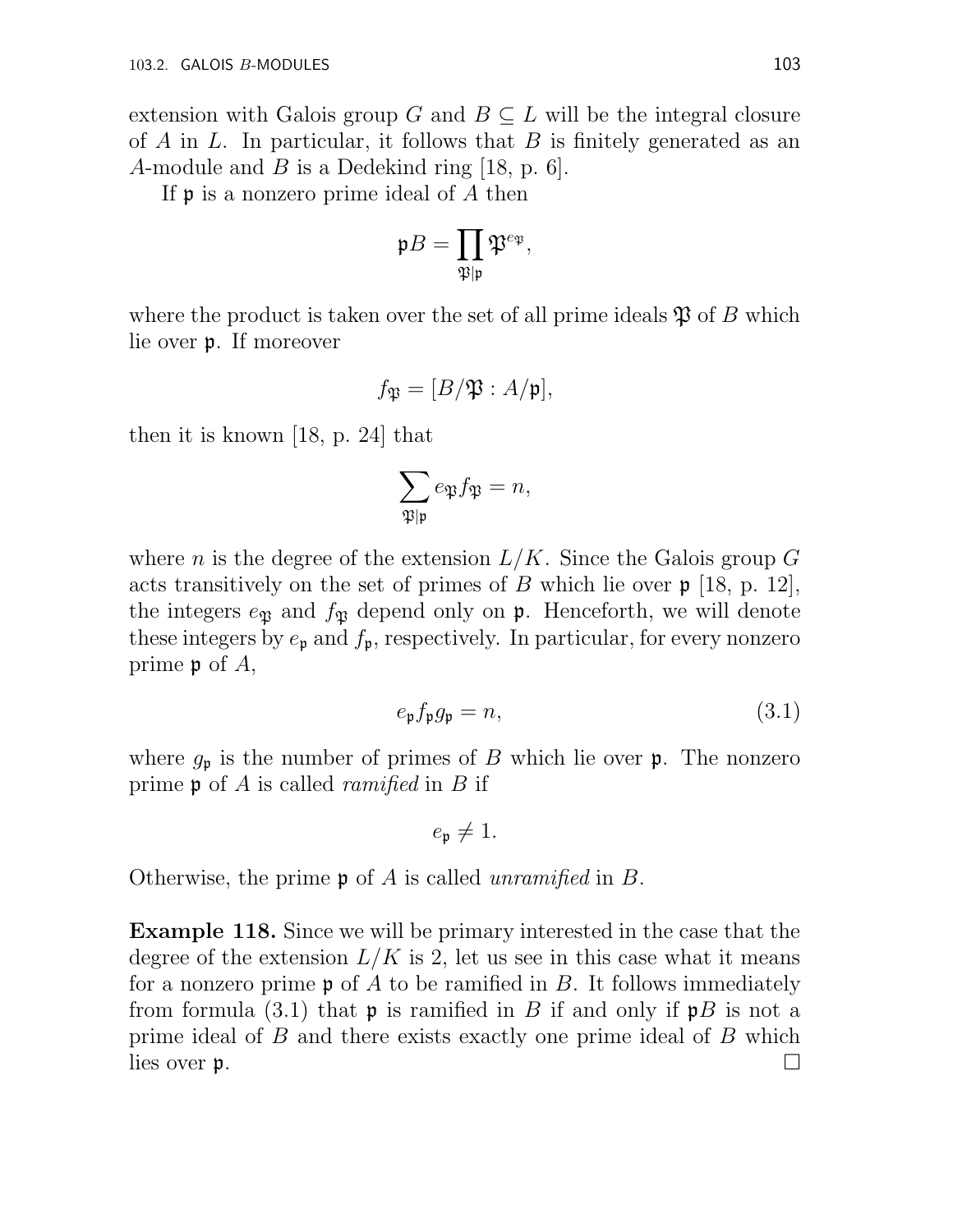extension with Galois group $G$ and $B \subseteq L$ will be the integral closure of $A$ in $L$. In particular, it follows that $B$ is finitely generated as an $A$-module and $B$ is a Dedekind ring [18, p. 6].

If $\mathfrak{p}$ is a nonzero prime ideal of $A$ then

$$\mathfrak{p}B = \prod_{\mathfrak{P}|\mathfrak{p}} \mathfrak{P}^{e_{\mathfrak{P}}},$$

where the product is taken over the set of all prime ideals $\mathfrak{P}$ of $B$ which lie over $\mathfrak{p}$. If moreover

$$f_{\mathfrak{P}} = [B/\mathfrak{P} : A/\mathfrak{p}],$$

then it is known [18, p. 24] that

$$\sum_{\mathfrak{P}|\mathfrak{p}} e_{\mathfrak{P}} f_{\mathfrak{P}} = n,$$

where $n$ is the degree of the extension $L/K$. Since the Galois group $G$ acts transitively on the set of primes of $B$ which lie over $\mathfrak{p}$ [18, p. 12], the integers $e_{\mathfrak{P}}$ and $f_{\mathfrak{P}}$ depend only on $\mathfrak{p}$. Henceforth, we will denote these integers by $e_{\mathfrak{p}}$ and $f_{\mathfrak{p}}$, respectively. In particular, for every nonzero prime $\mathfrak{p}$ of $A$,

$$e_{\mathfrak{p}} f_{\mathfrak{p}} g_{\mathfrak{p}} = n, \tag{3.1}$$

where $g_{\mathfrak{p}}$ is the number of primes of $B$ which lie over $\mathfrak{p}$. The nonzero prime $\mathfrak{p}$ of $A$ is called *ramified* in $B$ if

$$e_{\mathfrak{p}} \neq 1.$$

Otherwise, the prime $\mathfrak{p}$ of $A$ is called *unramified* in $B$.

**Example 118.** Since we will be primary interested in the case that the degree of the extension $L/K$ is 2, let us see in this case what it means for a nonzero prime $\mathfrak{p}$ of $A$ to be ramified in $B$. It follows immediately from formula (3.1) that $\mathfrak{p}$ is ramified in $B$ if and only if $\mathfrak{p}B$ is not a prime ideal of $B$ and there exists exactly one prime ideal of $B$ which lies over $\mathfrak{p}$. □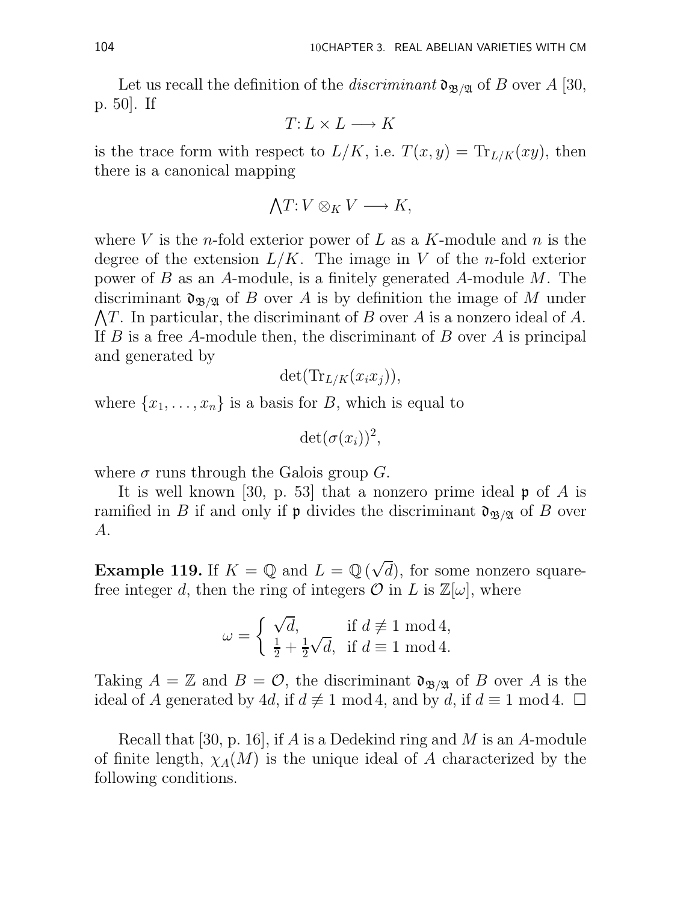Let us recall the definition of the *discriminant* $\mathfrak{d}_{\mathfrak{B}/\mathfrak{A}}$ of $B$ over $A$ [30, p. 50]. If

$$T: L \times L \longrightarrow K$$

is the trace form with respect to $L/K$, i.e. $T(x, y) = \mathrm{Tr}_{L/K}(xy)$, then there is a canonical mapping

$$\bigwedge T: V \otimes_K V \longrightarrow K,$$

where $V$ is the $n$-fold exterior power of $L$ as a $K$-module and $n$ is the degree of the extension $L/K$. The image in $V$ of the $n$-fold exterior power of $B$ as an $A$-module, is a finitely generated $A$-module $M$. The discriminant $\mathfrak{d}_{\mathfrak{B}/\mathfrak{A}}$ of $B$ over $A$ is by definition the image of $M$ under $\bigwedge T$. In particular, the discriminant of $B$ over $A$ is a nonzero ideal of $A$. If $B$ is a free $A$-module then, the discriminant of $B$ over $A$ is principal and generated by

$$\det(\mathrm{Tr}_{L/K}(x_i x_j)),$$

where $\{x_1, \ldots, x_n\}$ is a basis for $B$, which is equal to

$$\det(\sigma(x_i))^2,$$

where $\sigma$ runs through the Galois group $G$.

It is well known [30, p. 53] that a nonzero prime ideal $\mathfrak{p}$ of $A$ is ramified in $B$ if and only if $\mathfrak{p}$ divides the discriminant $\mathfrak{d}_{\mathfrak{B}/\mathfrak{A}}$ of $B$ over $A$.

**Example 119.** If $K = \mathbb{Q}$ and $L = \mathbb{Q}(\sqrt{d})$, for some nonzero square-free integer $d$, then the ring of integers $\mathcal{O}$ in $L$ is $\mathbb{Z}[\omega]$, where

$$\omega = \begin{cases} \sqrt{d}, & \text{if } d \not\equiv 1 \bmod 4, \\ \frac{1}{2} + \frac{1}{2}\sqrt{d}, & \text{if } d \equiv 1 \bmod 4. \end{cases}$$

Taking $A = \mathbb{Z}$ and $B = \mathcal{O}$, the discriminant $\mathfrak{d}_{\mathfrak{B}/\mathfrak{A}}$ of $B$ over $A$ is the ideal of $A$ generated by $4d$, if $d \not\equiv 1 \bmod 4$, and by $d$, if $d \equiv 1 \bmod 4$. $\square$

Recall that [30, p. 16], if $A$ is a Dedekind ring and $M$ is an $A$-module of finite length, $\chi_A(M)$ is the unique ideal of $A$ characterized by the following conditions.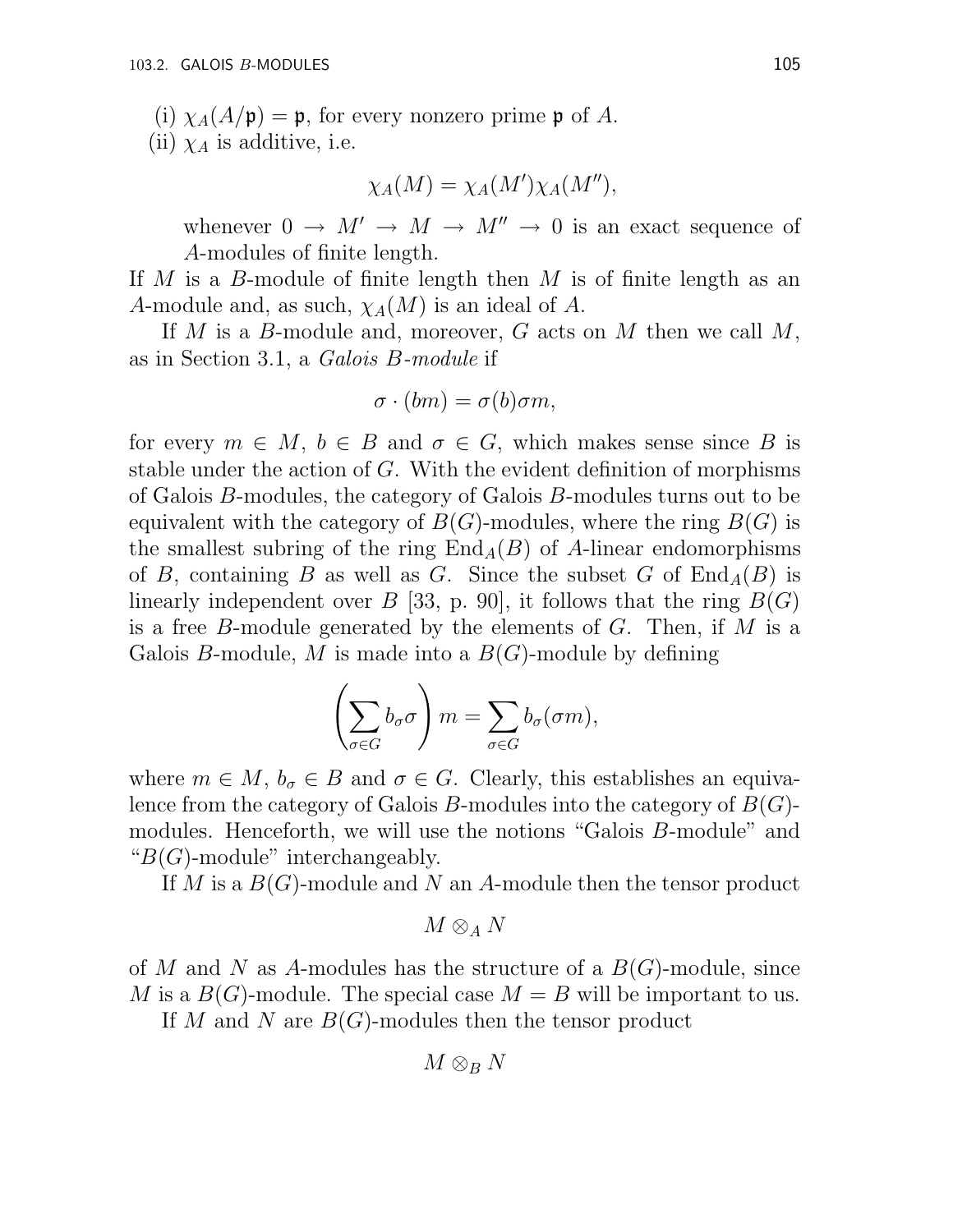(i) $\chi_A(A/\mathfrak{p}) = \mathfrak{p}$, for every nonzero prime $\mathfrak{p}$ of $A$.

(ii) $\chi_A$ is additive, i.e.

$$\chi_A(M) = \chi_A(M')\chi_A(M''),$$

whenever $0 \to M' \to M \to M'' \to 0$ is an exact sequence of $A$-modules of finite length.

If $M$ is a $B$-module of finite length then $M$ is of finite length as an $A$-module and, as such, $\chi_A(M)$ is an ideal of $A$.

If $M$ is a $B$-module and, moreover, $G$ acts on $M$ then we call $M$, as in Section 3.1, a *Galois $B$-module* if

$$\sigma \cdot (bm) = \sigma(b)\sigma m,$$

for every $m \in M$, $b \in B$ and $\sigma \in G$, which makes sense since $B$ is stable under the action of $G$. With the evident definition of morphisms of Galois $B$-modules, the category of Galois $B$-modules turns out to be equivalent with the category of $B(G)$-modules, where the ring $B(G)$ is the smallest subring of the ring $\mathrm{End}_A(B)$ of $A$-linear endomorphisms of $B$, containing $B$ as well as $G$. Since the subset $G$ of $\mathrm{End}_A(B)$ is linearly independent over $B$ [33, p. 90], it follows that the ring $B(G)$ is a free $B$-module generated by the elements of $G$. Then, if $M$ is a Galois $B$-module, $M$ is made into a $B(G)$-module by defining

$$\left(\sum_{\sigma\in G} b_\sigma \sigma\right) m = \sum_{\sigma \in G} b_\sigma(\sigma m),$$

where $m \in M$, $b_\sigma \in B$ and $\sigma \in G$. Clearly, this establishes an equivalence from the category of Galois $B$-modules into the category of $B(G)$-modules. Henceforth, we will use the notions "Galois $B$-module" and "$B(G)$-module" interchangeably.

If $M$ is a $B(G)$-module and $N$ an $A$-module then the tensor product

$$M \otimes_A N$$

of $M$ and $N$ as $A$-modules has the structure of a $B(G)$-module, since $M$ is a $B(G)$-module. The special case $M = B$ will be important to us.

If $M$ and $N$ are $B(G)$-modules then the tensor product

$$M \otimes_B N$$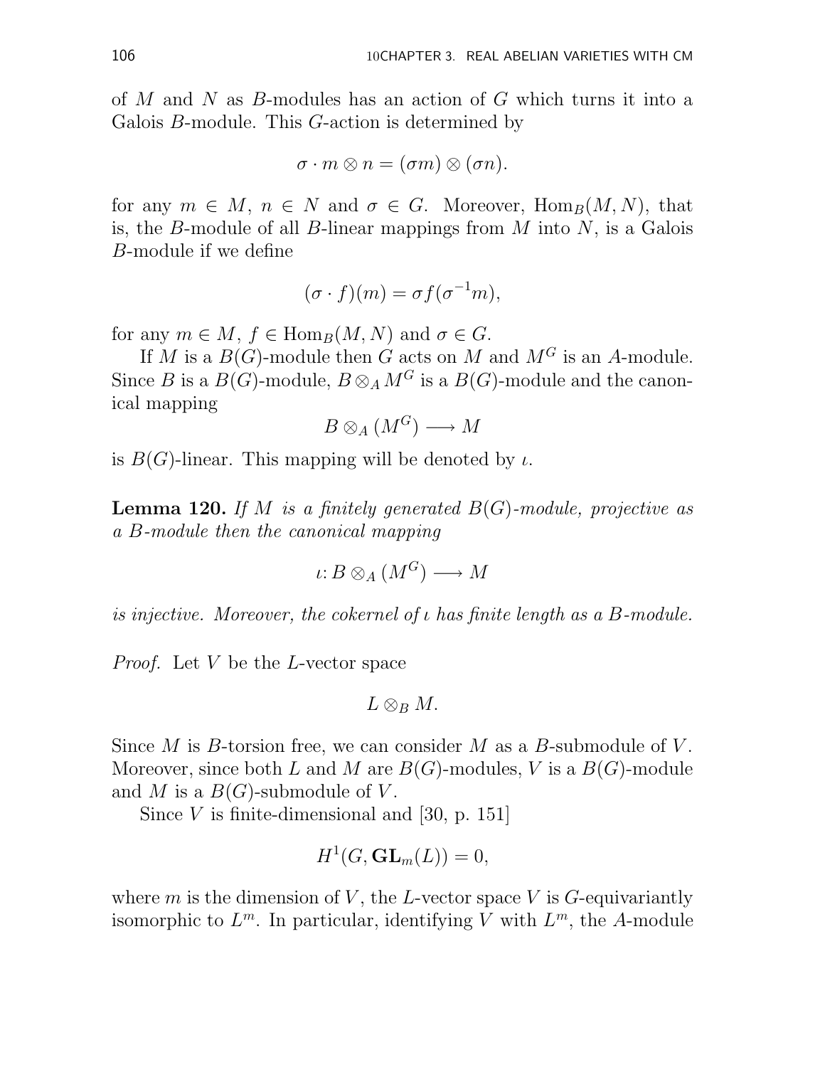of $M$ and $N$ as $B$-modules has an action of $G$ which turns it into a Galois $B$-module. This $G$-action is determined by

$$\sigma \cdot m \otimes n = (\sigma m) \otimes (\sigma n).$$

for any $m \in M$, $n \in N$ and $\sigma \in G$. Moreover, $\mathrm{Hom}_B(M, N)$, that is, the $B$-module of all $B$-linear mappings from $M$ into $N$, is a Galois $B$-module if we define

$$(\sigma \cdot f)(m) = \sigma f(\sigma^{-1} m),$$

for any $m \in M$, $f \in \mathrm{Hom}_B(M, N)$ and $\sigma \in G$.

If $M$ is a $B(G)$-module then $G$ acts on $M$ and $M^G$ is an $A$-module. Since $B$ is a $B(G)$-module, $B \otimes_A M^G$ is a $B(G)$-module and the canonical mapping

$$B \otimes_A (M^G) \longrightarrow M$$

is $B(G)$-linear. This mapping will be denoted by $\iota$.

**Lemma 120.** *If $M$ is a finitely generated $B(G)$-module, projective as a $B$-module then the canonical mapping*

$$\iota\colon B \otimes_A (M^G) \longrightarrow M$$

*is injective. Moreover, the cokernel of $\iota$ has finite length as a $B$-module.*

*Proof.* Let $V$ be the $L$-vector space

$$L \otimes_B M.$$

Since $M$ is $B$-torsion free, we can consider $M$ as a $B$-submodule of $V$. Moreover, since both $L$ and $M$ are $B(G)$-modules, $V$ is a $B(G)$-module and $M$ is a $B(G)$-submodule of $V$.

Since $V$ is finite-dimensional and [30, p. 151]

$$H^1(G, \mathbf{GL}_m(L)) = 0,$$

where $m$ is the dimension of $V$, the $L$-vector space $V$ is $G$-equivariantly isomorphic to $L^m$. In particular, identifying $V$ with $L^m$, the $A$-module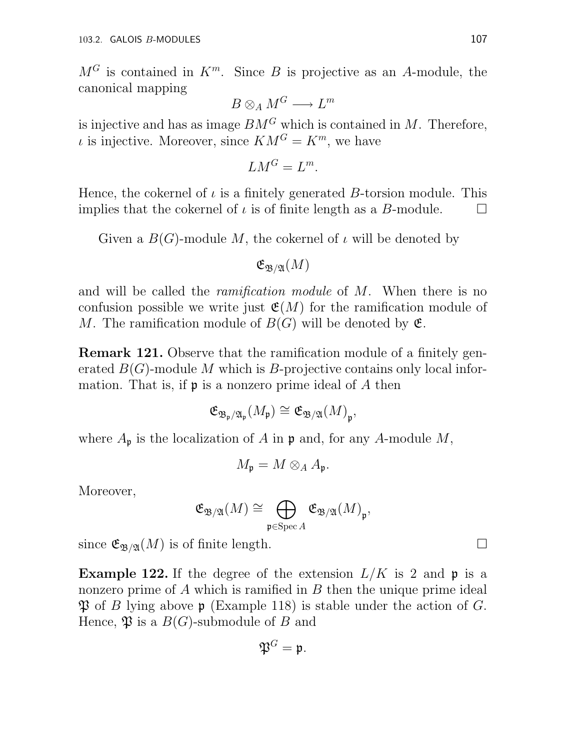$M^G$ is contained in $K^m$. Since $B$ is projective as an $A$-module, the canonical mapping

$$B \otimes_A M^G \longrightarrow L^m$$

is injective and has as image $BM^G$ which is contained in $M$. Therefore, $\iota$ is injective. Moreover, since $KM^G = K^m$, we have

$$LM^G = L^m.$$

Hence, the cokernel of $\iota$ is a finitely generated $B$-torsion module. This implies that the cokernel of $\iota$ is of finite length as a $B$-module. $\square$

Given a $B(G)$-module $M$, the cokernel of $\iota$ will be denoted by

$$\mathfrak{E}_{\mathfrak{B}/\mathfrak{A}}(M)$$

and will be called the *ramification module* of $M$. When there is no confusion possible we write just $\mathfrak{E}(M)$ for the ramification module of $M$. The ramification module of $B(G)$ will be denoted by $\mathfrak{E}$.

**Remark 121.** Observe that the ramification module of a finitely generated $B(G)$-module $M$ which is $B$-projective contains only local information. That is, if $\mathfrak{p}$ is a nonzero prime ideal of $A$ then

$$\mathfrak{E}_{\mathfrak{B}_\mathfrak{p}/\mathfrak{A}_\mathfrak{p}}(M_\mathfrak{p}) \cong \mathfrak{E}_{\mathfrak{B}/\mathfrak{A}}(M)_\mathfrak{p},$$

where $A_\mathfrak{p}$ is the localization of $A$ in $\mathfrak{p}$ and, for any $A$-module $M$,

$$M_\mathfrak{p} = M \otimes_A A_\mathfrak{p}.$$

Moreover,

$$\mathfrak{E}_{\mathfrak{B}/\mathfrak{A}}(M) \cong \bigoplus_{\mathfrak{p} \in \operatorname{Spec} A} \mathfrak{E}_{\mathfrak{B}/\mathfrak{A}}(M)_\mathfrak{p},$$

since $\mathfrak{E}_{\mathfrak{B}/\mathfrak{A}}(M)$ is of finite length. $\square$

**Example 122.** If the degree of the extension $L/K$ is 2 and $\mathfrak{p}$ is a nonzero prime of $A$ which is ramified in $B$ then the unique prime ideal $\mathfrak{P}$ of $B$ lying above $\mathfrak{p}$ (Example 118) is stable under the action of $G$. Hence, $\mathfrak{P}$ is a $B(G)$-submodule of $B$ and

$$\mathfrak{P}^G = \mathfrak{p}.$$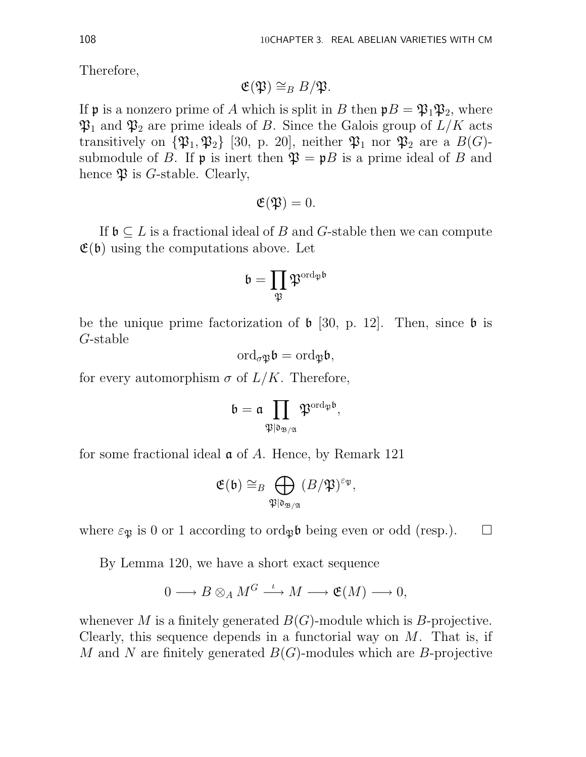Therefore,

$$\mathfrak{E}(\mathfrak{P}) \cong_B B/\mathfrak{P}.$$

If $\mathfrak{p}$ is a nonzero prime of $A$ which is split in $B$ then $\mathfrak{p}B = \mathfrak{P}_1\mathfrak{P}_2$, where $\mathfrak{P}_1$ and $\mathfrak{P}_2$ are prime ideals of $B$. Since the Galois group of $L/K$ acts transitively on $\{\mathfrak{P}_1, \mathfrak{P}_2\}$ [30, p. 20], neither $\mathfrak{P}_1$ nor $\mathfrak{P}_2$ are a $B(G)$-submodule of $B$. If $\mathfrak{p}$ is inert then $\mathfrak{P} = \mathfrak{p}B$ is a prime ideal of $B$ and hence $\mathfrak{P}$ is $G$-stable. Clearly,

$$\mathfrak{E}(\mathfrak{P}) = 0.$$

If $\mathfrak{b} \subseteq L$ is a fractional ideal of $B$ and $G$-stable then we can compute $\mathfrak{E}(\mathfrak{b})$ using the computations above. Let

$$\mathfrak{b} = \prod_{\mathfrak{P}} \mathfrak{P}^{\mathrm{ord}_{\mathfrak{P}}\mathfrak{b}}$$

be the unique prime factorization of $\mathfrak{b}$ [30, p. 12]. Then, since $\mathfrak{b}$ is $G$-stable

$$\mathrm{ord}_{\sigma\mathfrak{P}}\mathfrak{b} = \mathrm{ord}_{\mathfrak{P}}\mathfrak{b},$$

for every automorphism $\sigma$ of $L/K$. Therefore,

$$\mathfrak{b} = \mathfrak{a} \prod_{\mathfrak{P} | \mathfrak{d}_{\mathfrak{B}/\mathfrak{A}}} \mathfrak{P}^{\mathrm{ord}_{\mathfrak{P}}\mathfrak{b}},$$

for some fractional ideal $\mathfrak{a}$ of $A$. Hence, by Remark 121

$$\mathfrak{E}(\mathfrak{b}) \cong_B \bigoplus_{\mathfrak{P} | \mathfrak{d}_{\mathfrak{B}/\mathfrak{A}}} (B/\mathfrak{P})^{\varepsilon_{\mathfrak{P}}},$$

where $\varepsilon_{\mathfrak{P}}$ is 0 or 1 according to $\mathrm{ord}_{\mathfrak{P}}\mathfrak{b}$ being even or odd (resp.). $\square$

By Lemma 120, we have a short exact sequence

$$0 \longrightarrow B \otimes_A M^G \stackrel{\iota}{\longrightarrow} M \longrightarrow \mathfrak{E}(M) \longrightarrow 0,$$

whenever $M$ is a finitely generated $B(G)$-module which is $B$-projective. Clearly, this sequence depends in a functorial way on $M$. That is, if $M$ and $N$ are finitely generated $B(G)$-modules which are $B$-projective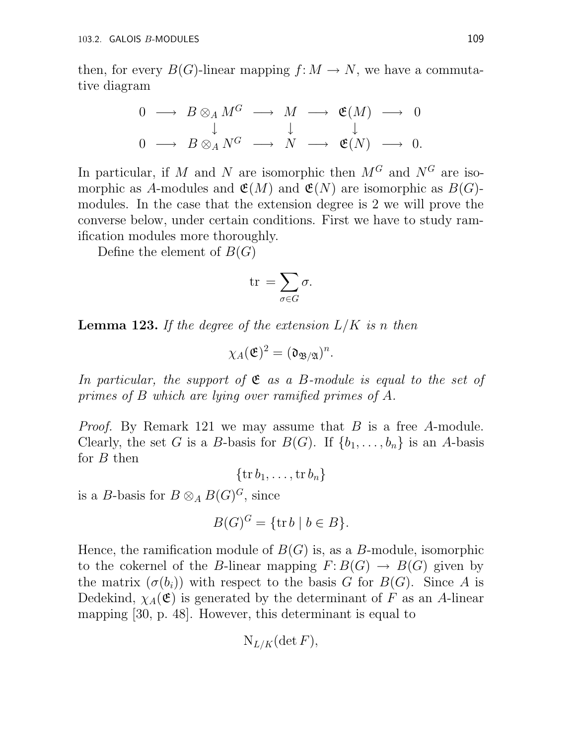then, for every $B(G)$-linear mapping $f\colon M \to N$, we have a commutative diagram

$$\begin{array}{ccccccccc} 0 & \longrightarrow & B \otimes_A M^G & \longrightarrow & M & \longrightarrow & \mathfrak{E}(M) & \longrightarrow & 0 \\ & & \downarrow & & \downarrow & & \downarrow & & \\ 0 & \longrightarrow & B \otimes_A N^G & \longrightarrow & N & \longrightarrow & \mathfrak{E}(N) & \longrightarrow & 0. \end{array}$$

In particular, if $M$ and $N$ are isomorphic then $M^G$ and $N^G$ are isomorphic as $A$-modules and $\mathfrak{E}(M)$ and $\mathfrak{E}(N)$ are isomorphic as $B(G)$-modules. In the case that the extension degree is 2 we will prove the converse below, under certain conditions. First we have to study ramification modules more thoroughly.

Define the element of $B(G)$

$$\mathrm{tr} = \sum_{\sigma \in G} \sigma.$$

**Lemma 123.** *If the degree of the extension $L/K$ is $n$ then*

$$\chi_A(\mathfrak{E})^2 = (\mathfrak{d}_{\mathfrak{B}/\mathfrak{A}})^n.$$

*In particular, the support of $\mathfrak{E}$ as a $B$-module is equal to the set of primes of $B$ which are lying over ramified primes of $A$.*

*Proof.* By Remark 121 we may assume that $B$ is a free $A$-module. Clearly, the set $G$ is a $B$-basis for $B(G)$. If $\{b_1, \ldots, b_n\}$ is an $A$-basis for $B$ then

$$\{\mathrm{tr}\, b_1, \ldots, \mathrm{tr}\, b_n\}$$

is a $B$-basis for $B \otimes_A B(G)^G$, since

$$B(G)^G = \{\mathrm{tr}\, b \mid b \in B\}.$$

Hence, the ramification module of $B(G)$ is, as a $B$-module, isomorphic to the cokernel of the $B$-linear mapping $F\colon B(G) \to B(G)$ given by the matrix $(\sigma(b_i))$ with respect to the basis $G$ for $B(G)$. Since $A$ is Dedekind, $\chi_A(\mathfrak{E})$ is generated by the determinant of $F$ as an $A$-linear mapping [30, p. 48]. However, this determinant is equal to

$$\mathrm{N}_{L/K}(\det F),$$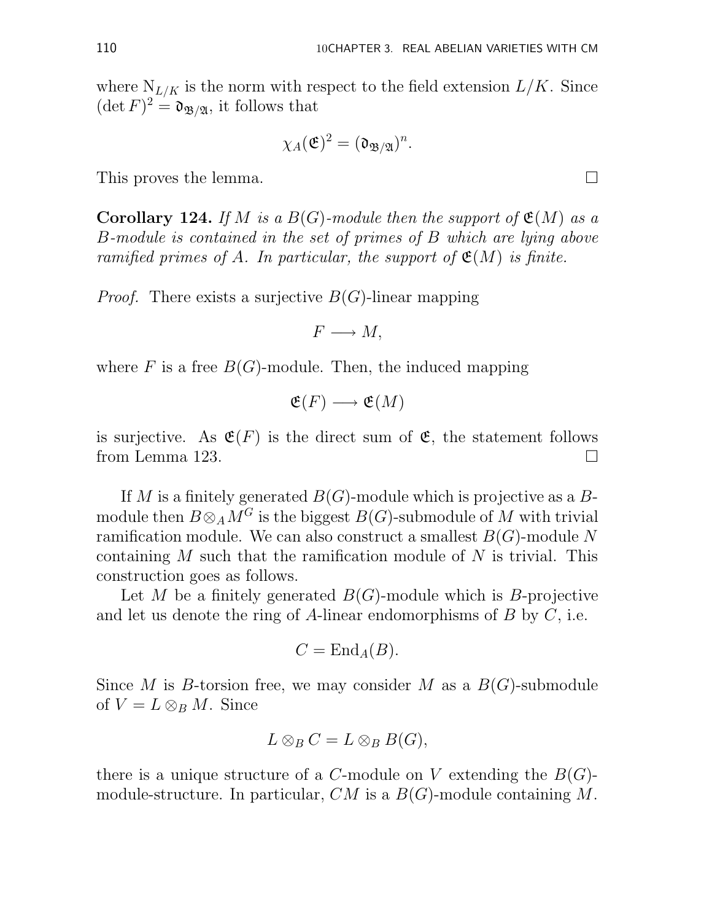where $\mathrm{N}_{L/K}$ is the norm with respect to the field extension $L/K$. Since $(\det F)^2 = \mathfrak{d}_{\mathfrak{B}/\mathfrak{A}}$, it follows that

$$\chi_A(\mathfrak{E})^2 = (\mathfrak{d}_{\mathfrak{B}/\mathfrak{A}})^n.$$

This proves the lemma. □

**Corollary 124.** *If $M$ is a $B(G)$-module then the support of $\mathfrak{E}(M)$ as a $B$-module is contained in the set of primes of $B$ which are lying above ramified primes of $A$. In particular, the support of $\mathfrak{E}(M)$ is finite.*

*Proof.* There exists a surjective $B(G)$-linear mapping

$$F \longrightarrow M,$$

where $F$ is a free $B(G)$-module. Then, the induced mapping

$$\mathfrak{E}(F) \longrightarrow \mathfrak{E}(M)$$

is surjective. As $\mathfrak{E}(F)$ is the direct sum of $\mathfrak{E}$, the statement follows from Lemma 123. □

If $M$ is a finitely generated $B(G)$-module which is projective as a $B$-module then $B \otimes_A M^G$ is the biggest $B(G)$-submodule of $M$ with trivial ramification module. We can also construct a smallest $B(G)$-module $N$ containing $M$ such that the ramification module of $N$ is trivial. This construction goes as follows.

Let $M$ be a finitely generated $B(G)$-module which is $B$-projective and let us denote the ring of $A$-linear endomorphisms of $B$ by $C$, i.e.

$$C = \mathrm{End}_A(B).$$

Since $M$ is $B$-torsion free, we may consider $M$ as a $B(G)$-submodule of $V = L \otimes_B M$. Since

$$L \otimes_B C = L \otimes_B B(G),$$

there is a unique structure of a $C$-module on $V$ extending the $B(G)$-module-structure. In particular, $CM$ is a $B(G)$-module containing $M$.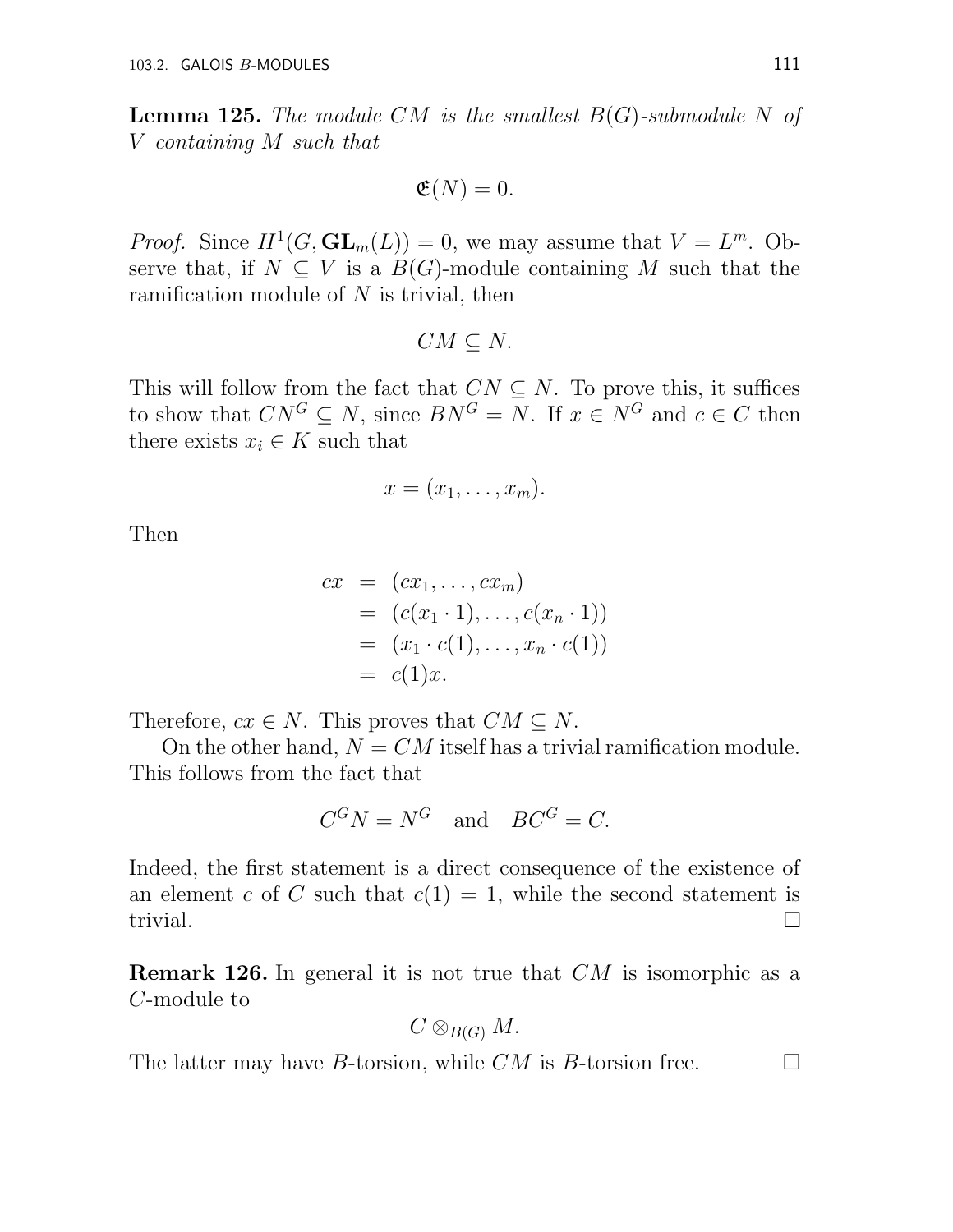**Lemma 125.** *The module $CM$ is the smallest $B(G)$-submodule $N$ of $V$ containing $M$ such that*

$$\mathfrak{E}(N) = 0.$$

*Proof.* Since $H^1(G, \mathbf{GL}_m(L)) = 0$, we may assume that $V = L^m$. Observe that, if $N \subseteq V$ is a $B(G)$-module containing $M$ such that the ramification module of $N$ is trivial, then

$$CM \subseteq N.$$

This will follow from the fact that $CN \subseteq N$. To prove this, it suffices to show that $CN^G \subseteq N$, since $BN^G = N$. If $x \in N^G$ and $c \in C$ then there exists $x_i \in K$ such that

$$x = (x_1, \ldots, x_m).$$

Then

$$\begin{aligned} cx &= (cx_1, \ldots, cx_m) \\ &= (c(x_1 \cdot 1), \ldots, c(x_n \cdot 1)) \\ &= (x_1 \cdot c(1), \ldots, x_n \cdot c(1)) \\ &= c(1)x. \end{aligned}$$

Therefore, $cx \in N$. This proves that $CM \subseteq N$.

On the other hand, $N = CM$ itself has a trivial ramification module. This follows from the fact that

$$C^G N = N^G \quad \text{and} \quad BC^G = C.$$

Indeed, the first statement is a direct consequence of the existence of an element $c$ of $C$ such that $c(1) = 1$, while the second statement is trivial. □

**Remark 126.** In general it is not true that $CM$ is isomorphic as a $C$-module to

$$C \otimes_{B(G)} M.$$

The latter may have $B$-torsion, while $CM$ is $B$-torsion free. □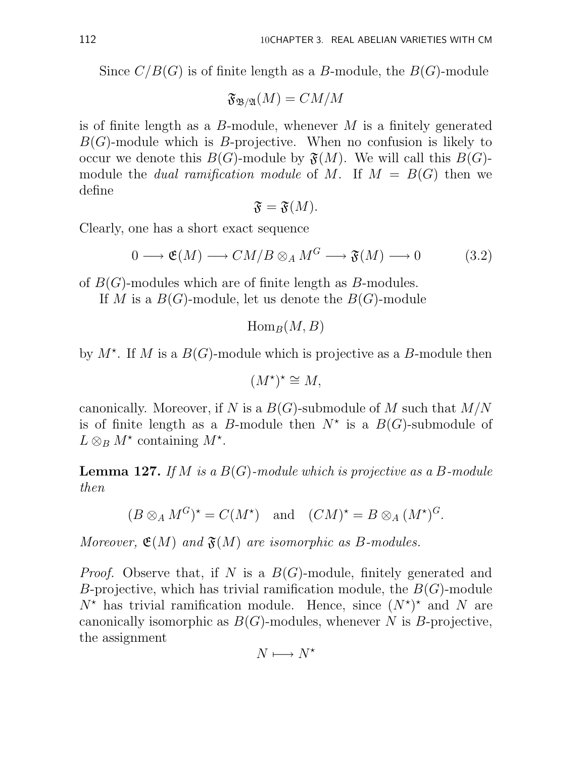Since $C/B(G)$ is of finite length as a $B$-module, the $B(G)$-module

$$\mathfrak{F}_{\mathfrak{B}/\mathfrak{A}}(M) = CM/M$$

is of finite length as a $B$-module, whenever $M$ is a finitely generated $B(G)$-module which is $B$-projective. When no confusion is likely to occur we denote this $B(G)$-module by $\mathfrak{F}(M)$. We will call this $B(G)$-module the *dual ramification module* of $M$. If $M = B(G)$ then we define

$$\mathfrak{F} = \mathfrak{F}(M).$$

Clearly, one has a short exact sequence

$$0 \longrightarrow \mathfrak{E}(M) \longrightarrow CM/B \otimes_A M^G \longrightarrow \mathfrak{F}(M) \longrightarrow 0 \tag{3.2}$$

of $B(G)$-modules which are of finite length as $B$-modules.

If $M$ is a $B(G)$-module, let us denote the $B(G)$-module

$$\mathrm{Hom}_B(M, B)$$

by $M^\star$. If $M$ is a $B(G)$-module which is projective as a $B$-module then

$$(M^\star)^\star \cong M,$$

canonically. Moreover, if $N$ is a $B(G)$-submodule of $M$ such that $M/N$ is of finite length as a $B$-module then $N^\star$ is a $B(G)$-submodule of $L \otimes_B M^\star$ containing $M^\star$.

**Lemma 127.** *If $M$ is a $B(G)$-module which is projective as a $B$-module then*

$$(B \otimes_A M^G)^\star = C(M^\star) \quad \text{and} \quad (CM)^\star = B \otimes_A (M^\star)^G.$$

*Moreover, $\mathfrak{E}(M)$ and $\mathfrak{F}(M)$ are isomorphic as $B$-modules.*

*Proof.* Observe that, if $N$ is a $B(G)$-module, finitely generated and $B$-projective, which has trivial ramification module, the $B(G)$-module $N^\star$ has trivial ramification module. Hence, since $(N^\star)^\star$ and $N$ are canonically isomorphic as $B(G)$-modules, whenever $N$ is $B$-projective, the assignment

$$N \longmapsto N^\star$$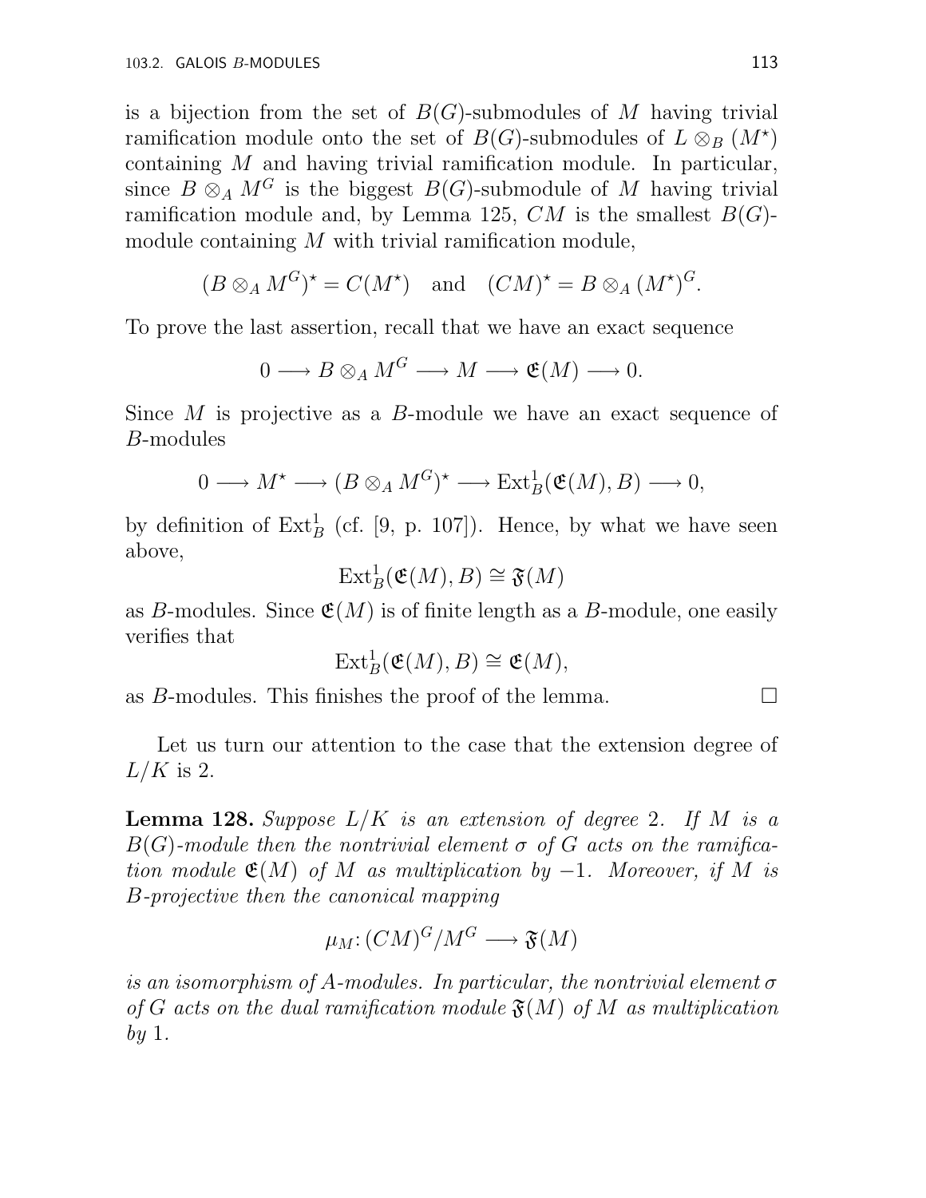is a bijection from the set of $B(G)$-submodules of $M$ having trivial ramification module onto the set of $B(G)$-submodules of $L \otimes_B (M^\star)$ containing $M$ and having trivial ramification module. In particular, since $B \otimes_A M^G$ is the biggest $B(G)$-submodule of $M$ having trivial ramification module and, by Lemma 125, $CM$ is the smallest $B(G)$-module containing $M$ with trivial ramification module,

$$(B \otimes_A M^G)^\star = C(M^\star) \quad \text{and} \quad (CM)^\star = B \otimes_A (M^\star)^G.$$

To prove the last assertion, recall that we have an exact sequence

$$0 \longrightarrow B \otimes_A M^G \longrightarrow M \longrightarrow \mathfrak{E}(M) \longrightarrow 0.$$

Since $M$ is projective as a $B$-module we have an exact sequence of $B$-modules

$$0 \longrightarrow M^\star \longrightarrow (B \otimes_A M^G)^\star \longrightarrow \operatorname{Ext}^1_B(\mathfrak{E}(M), B) \longrightarrow 0,$$

by definition of $\operatorname{Ext}^1_B$ (cf. [9, p. 107]). Hence, by what we have seen above,

$$\operatorname{Ext}^1_B(\mathfrak{E}(M), B) \cong \mathfrak{F}(M)$$

as $B$-modules. Since $\mathfrak{E}(M)$ is of finite length as a $B$-module, one easily verifies that

$$\operatorname{Ext}^1_B(\mathfrak{E}(M), B) \cong \mathfrak{E}(M),$$

as $B$-modules. This finishes the proof of the lemma. □

Let us turn our attention to the case that the extension degree of $L/K$ is 2.

**Lemma 128.** *Suppose $L/K$ is an extension of degree 2. If $M$ is a $B(G)$-module then the nontrivial element $\sigma$ of $G$ acts on the ramification module $\mathfrak{E}(M)$ of $M$ as multiplication by $-1$. Moreover, if $M$ is $B$-projective then the canonical mapping*

$$\mu_M \colon (CM)^G / M^G \longrightarrow \mathfrak{F}(M)$$

*is an isomorphism of $A$-modules. In particular, the nontrivial element $\sigma$ of $G$ acts on the dual ramification module $\mathfrak{F}(M)$ of $M$ as multiplication by 1.*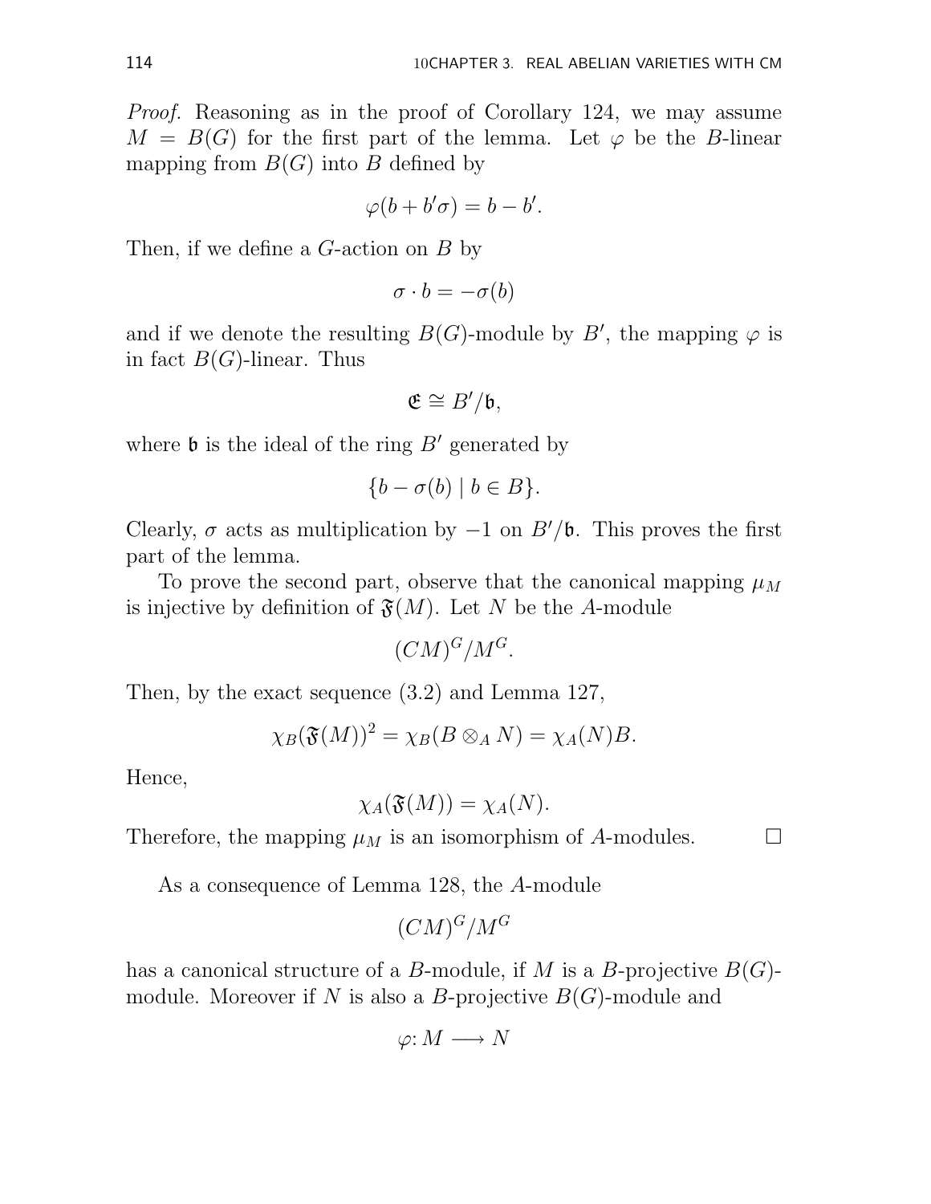*Proof.* Reasoning as in the proof of Corollary 124, we may assume $M = B(G)$ for the first part of the lemma. Let $\varphi$ be the $B$-linear mapping from $B(G)$ into $B$ defined by

$$\varphi(b + b'\sigma) = b - b'.$$

Then, if we define a $G$-action on $B$ by

$$\sigma \cdot b = -\sigma(b)$$

and if we denote the resulting $B(G)$-module by $B'$, the mapping $\varphi$ is in fact $B(G)$-linear. Thus

$$\mathfrak{E} \cong B'/\mathfrak{b},$$

where $\mathfrak{b}$ is the ideal of the ring $B'$ generated by

$$\{b - \sigma(b) \mid b \in B\}.$$

Clearly, $\sigma$ acts as multiplication by $-1$ on $B'/\mathfrak{b}$. This proves the first part of the lemma.

To prove the second part, observe that the canonical mapping $\mu_M$ is injective by definition of $\mathfrak{F}(M)$. Let $N$ be the $A$-module

$$(CM)^G/M^G.$$

Then, by the exact sequence (3.2) and Lemma 127,

$$\chi_B(\mathfrak{F}(M))^2 = \chi_B(B \otimes_A N) = \chi_A(N)B.$$

Hence,

$$\chi_A(\mathfrak{F}(M)) = \chi_A(N).$$

Therefore, the mapping $\mu_M$ is an isomorphism of $A$-modules. $\square$

As a consequence of Lemma 128, the $A$-module

$$(CM)^G/M^G$$

has a canonical structure of a $B$-module, if $M$ is a $B$-projective $B(G)$-module. Moreover if $N$ is also a $B$-projective $B(G)$-module and

$$\varphi \colon M \longrightarrow N$$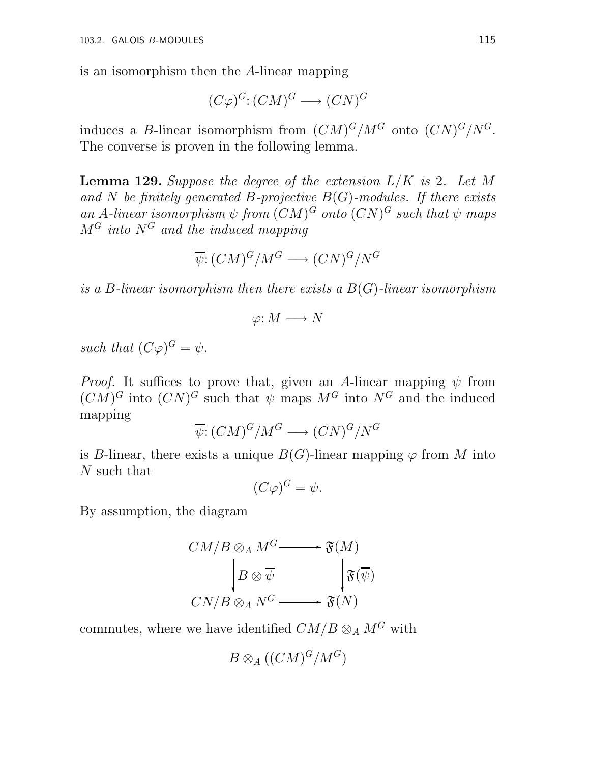is an isomorphism then the $A$-linear mapping

$$(C\varphi)^G : (CM)^G \longrightarrow (CN)^G$$

induces a $B$-linear isomorphism from $(CM)^G/M^G$ onto $(CN)^G/N^G$. The converse is proven in the following lemma.

**Lemma 129.** *Suppose the degree of the extension $L/K$ is 2. Let $M$ and $N$ be finitely generated $B$-projective $B(G)$-modules. If there exists an $A$-linear isomorphism $\psi$ from $(CM)^G$ onto $(CN)^G$ such that $\psi$ maps $M^G$ into $N^G$ and the induced mapping*

$$\overline{\psi} : (CM)^G/M^G \longrightarrow (CN)^G/N^G$$

*is a $B$-linear isomorphism then there exists a $B(G)$-linear isomorphism*

$$\varphi : M \longrightarrow N$$

*such that $(C\varphi)^G = \psi$.*

*Proof.* It suffices to prove that, given an $A$-linear mapping $\psi$ from $(CM)^G$ into $(CN)^G$ such that $\psi$ maps $M^G$ into $N^G$ and the induced mapping

$$\overline{\psi} : (CM)^G/M^G \longrightarrow (CN)^G/N^G$$

is $B$-linear, there exists a unique $B(G)$-linear mapping $\varphi$ from $M$ into $N$ such that

$$(C\varphi)^G = \psi.$$

By assumption, the diagram

$$\begin{array}{ccc} CM/B \otimes_A M^G & \longrightarrow & \mathfrak{F}(M) \\ \big\downarrow B \otimes \overline{\psi} & & \big\downarrow \mathfrak{F}(\overline{\psi}) \\ CN/B \otimes_A N^G & \longrightarrow & \mathfrak{F}(N) \end{array}$$

commutes, where we have identified $CM/B \otimes_A M^G$ with

$$B \otimes_A ((CM)^G/M^G)$$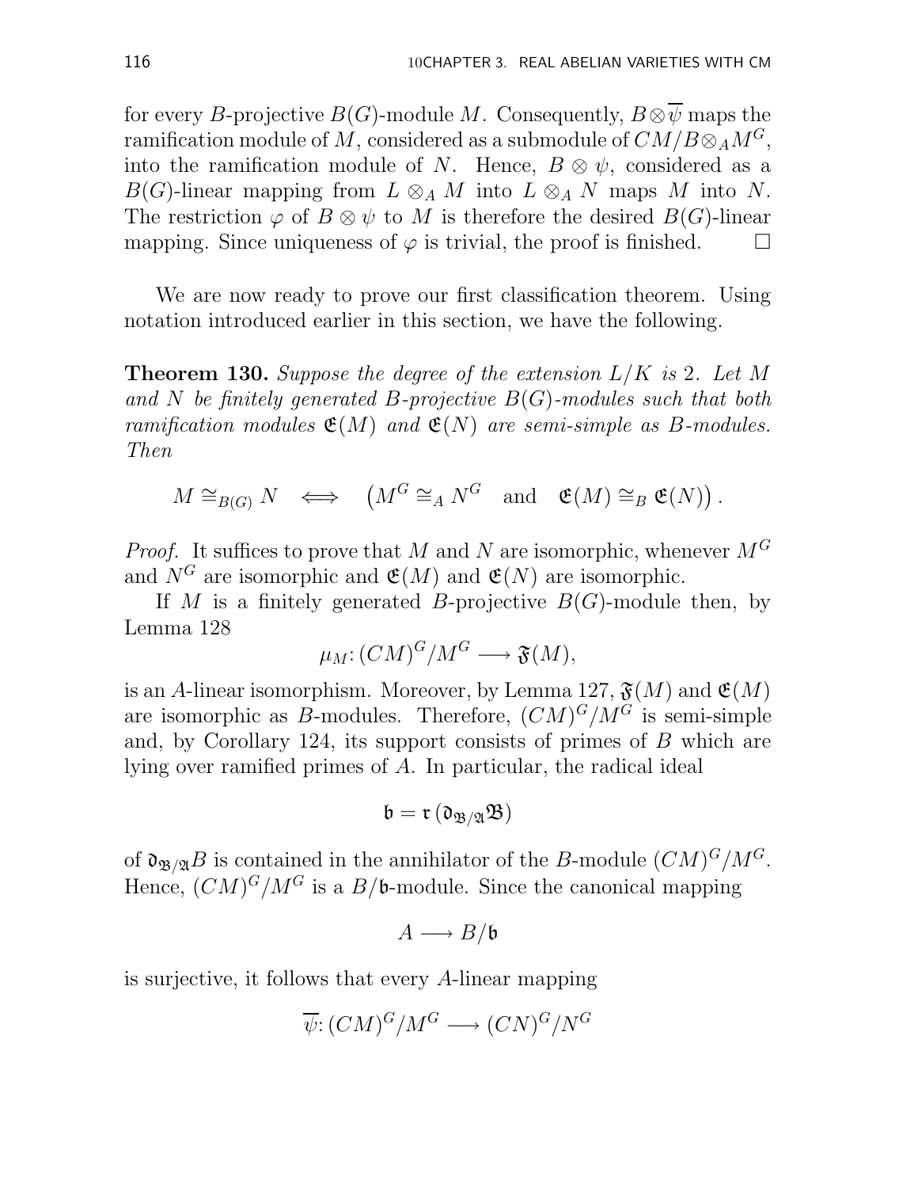for every $B$-projective $B(G)$-module $M$. Consequently, $B\otimes\overline{\psi}$ maps the ramification module of $M$, considered as a submodule of $CM/B\otimes_A M^G$, into the ramification module of $N$. Hence, $B\otimes\psi$, considered as a $B(G)$-linear mapping from $L\otimes_A M$ into $L\otimes_A N$ maps $M$ into $N$. The restriction $\varphi$ of $B\otimes\psi$ to $M$ is therefore the desired $B(G)$-linear mapping. Since uniqueness of $\varphi$ is trivial, the proof is finished. $\square$

We are now ready to prove our first classification theorem. Using notation introduced earlier in this section, we have the following.

**Theorem 130.** *Suppose the degree of the extension $L/K$ is 2. Let $M$ and $N$ be finitely generated $B$-projective $B(G)$-modules such that both ramification modules $\mathfrak{E}(M)$ and $\mathfrak{E}(N)$ are semi-simple as $B$-modules. Then*

$$M\cong_{B(G)} N \iff \left(M^G\cong_A N^G \quad \text{and} \quad \mathfrak{E}(M)\cong_B \mathfrak{E}(N)\right).$$

*Proof.* It suffices to prove that $M$ and $N$ are isomorphic, whenever $M^G$ and $N^G$ are isomorphic and $\mathfrak{E}(M)$ and $\mathfrak{E}(N)$ are isomorphic.

If $M$ is a finitely generated $B$-projective $B(G)$-module then, by Lemma 128

$$\mu_M\colon (CM)^G/M^G \longrightarrow \mathfrak{F}(M),$$

is an $A$-linear isomorphism. Moreover, by Lemma 127, $\mathfrak{F}(M)$ and $\mathfrak{E}(M)$ are isomorphic as $B$-modules. Therefore, $(CM)^G/M^G$ is semi-simple and, by Corollary 124, its support consists of primes of $B$ which are lying over ramified primes of $A$. In particular, the radical ideal

$$\mathfrak{b}=\mathfrak{r}\left(\mathfrak{d}_{\mathfrak{B}/\mathfrak{A}}\mathfrak{B}\right)$$

of $\mathfrak{d}_{\mathfrak{B}/\mathfrak{A}}B$ is contained in the annihilator of the $B$-module $(CM)^G/M^G$. Hence, $(CM)^G/M^G$ is a $B/\mathfrak{b}$-module. Since the canonical mapping

$$A\longrightarrow B/\mathfrak{b}$$

is surjective, it follows that every $A$-linear mapping

$$\overline{\psi}\colon (CM)^G/M^G \longrightarrow (CN)^G/N^G$$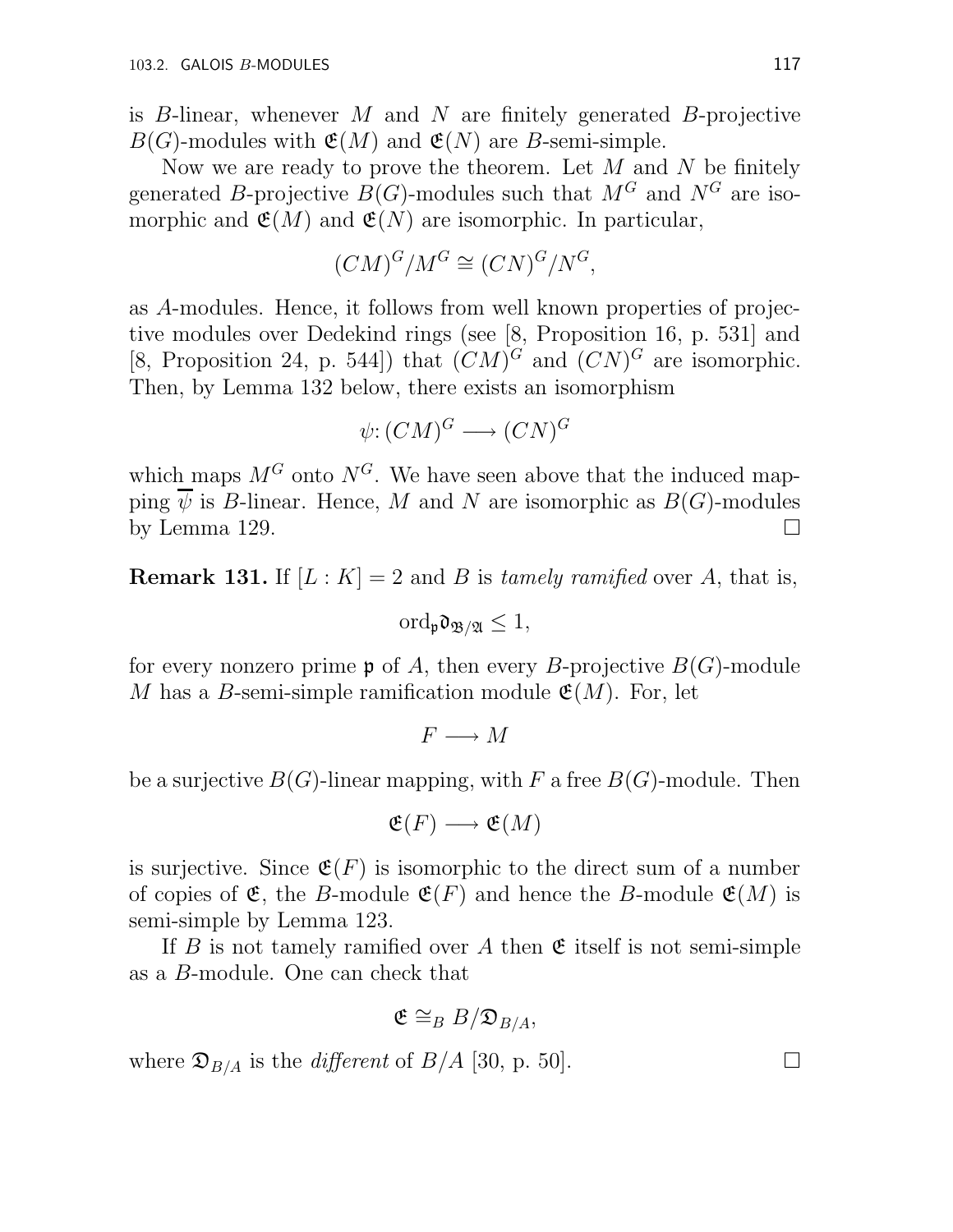is $B$-linear, whenever $M$ and $N$ are finitely generated $B$-projective $B(G)$-modules with $\mathfrak{E}(M)$ and $\mathfrak{E}(N)$ are $B$-semi-simple.

Now we are ready to prove the theorem. Let $M$ and $N$ be finitely generated $B$-projective $B(G)$-modules such that $M^G$ and $N^G$ are isomorphic and $\mathfrak{E}(M)$ and $\mathfrak{E}(N)$ are isomorphic. In particular,

$$(CM)^G/M^G \cong (CN)^G/N^G,$$

as $A$-modules. Hence, it follows from well known properties of projective modules over Dedekind rings (see [8, Proposition 16, p. 531] and [8, Proposition 24, p. 544]) that $(CM)^G$ and $(CN)^G$ are isomorphic. Then, by Lemma 132 below, there exists an isomorphism

$$\psi\colon (CM)^G \longrightarrow (CN)^G$$

which maps $M^G$ onto $N^G$. We have seen above that the induced mapping $\overline{\psi}$ is $B$-linear. Hence, $M$ and $N$ are isomorphic as $B(G)$-modules by Lemma 129. $\square$

**Remark 131.** If $[L : K] = 2$ and $B$ is *tamely ramified* over $A$, that is,

$$\operatorname{ord}_{\mathfrak{p}} \mathfrak{d}_{\mathfrak{B}/\mathfrak{A}} \leq 1,$$

for every nonzero prime $\mathfrak{p}$ of $A$, then every $B$-projective $B(G)$-module $M$ has a $B$-semi-simple ramification module $\mathfrak{E}(M)$. For, let

$$F \longrightarrow M$$

be a surjective $B(G)$-linear mapping, with $F$ a free $B(G)$-module. Then

$$\mathfrak{E}(F) \longrightarrow \mathfrak{E}(M)$$

is surjective. Since $\mathfrak{E}(F)$ is isomorphic to the direct sum of a number of copies of $\mathfrak{E}$, the $B$-module $\mathfrak{E}(F)$ and hence the $B$-module $\mathfrak{E}(M)$ is semi-simple by Lemma 123.

If $B$ is not tamely ramified over $A$ then $\mathfrak{E}$ itself is not semi-simple as a $B$-module. One can check that

$$\mathfrak{E} \cong_B B/\mathfrak{D}_{B/A},$$

where $\mathfrak{D}_{B/A}$ is the *different* of $B/A$ [30, p. 50]. $\square$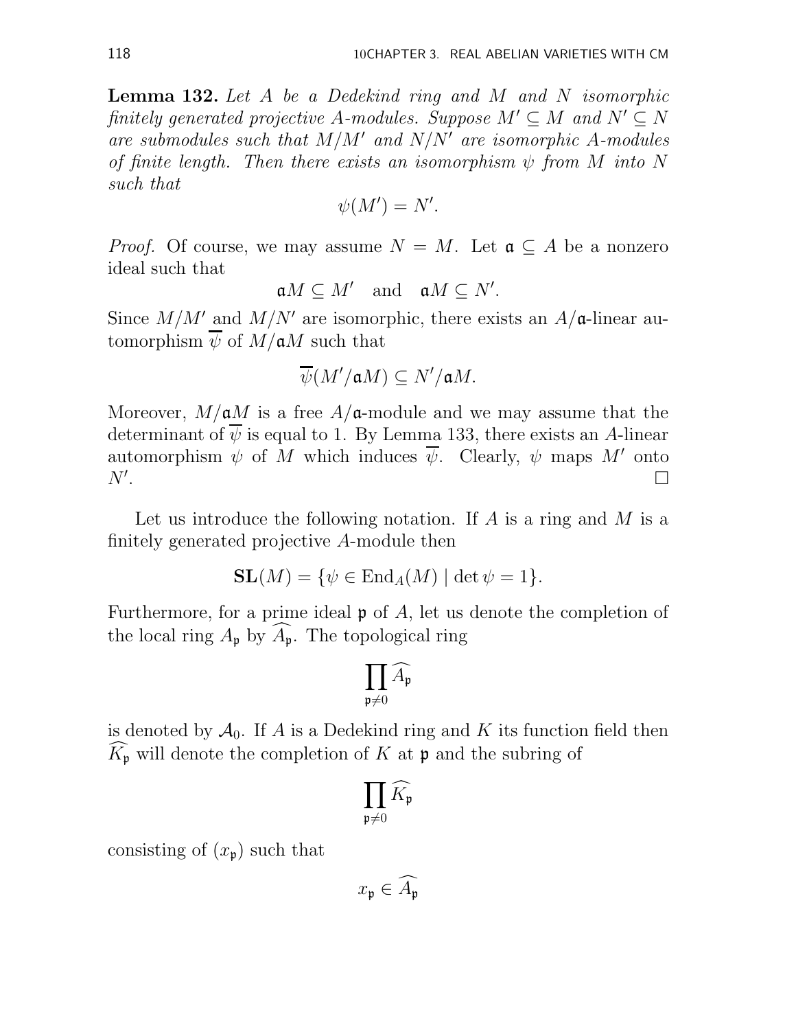**Lemma 132.** *Let $A$ be a Dedekind ring and $M$ and $N$ isomorphic finitely generated projective $A$-modules. Suppose $M' \subseteq M$ and $N' \subseteq N$ are submodules such that $M/M'$ and $N/N'$ are isomorphic $A$-modules of finite length. Then there exists an isomorphism $\psi$ from $M$ into $N$ such that*

$$\psi(M') = N'.$$

*Proof.* Of course, we may assume $N = M$. Let $\mathfrak{a} \subseteq A$ be a nonzero ideal such that

$$\mathfrak{a}M \subseteq M' \quad \text{and} \quad \mathfrak{a}M \subseteq N'.$$

Since $M/M'$ and $M/N'$ are isomorphic, there exists an $A/\mathfrak{a}$-linear automorphism $\overline{\psi}$ of $M/\mathfrak{a}M$ such that

$$\overline{\psi}(M'/\mathfrak{a}M) \subseteq N'/\mathfrak{a}M.$$

Moreover, $M/\mathfrak{a}M$ is a free $A/\mathfrak{a}$-module and we may assume that the determinant of $\overline{\psi}$ is equal to 1. By Lemma 133, there exists an $A$-linear automorphism $\psi$ of $M$ which induces $\overline{\psi}$. Clearly, $\psi$ maps $M'$ onto $N'$. $\square$

Let us introduce the following notation. If $A$ is a ring and $M$ is a finitely generated projective $A$-module then

$$\mathbf{SL}(M) = \{\psi \in \mathrm{End}_A(M) \mid \det \psi = 1\}.$$

Furthermore, for a prime ideal $\mathfrak{p}$ of $A$, let us denote the completion of the local ring $A_\mathfrak{p}$ by $\widehat{A_\mathfrak{p}}$. The topological ring

$$\prod_{\mathfrak{p} \neq 0} \widehat{A_\mathfrak{p}}$$

is denoted by $\mathcal{A}_0$. If $A$ is a Dedekind ring and $K$ its function field then $\widehat{K_\mathfrak{p}}$ will denote the completion of $K$ at $\mathfrak{p}$ and the subring of

$$\prod_{\mathfrak{p} \neq 0} \widehat{K_\mathfrak{p}}$$

consisting of $(x_\mathfrak{p})$ such that

$$x_\mathfrak{p} \in \widehat{A_\mathfrak{p}}$$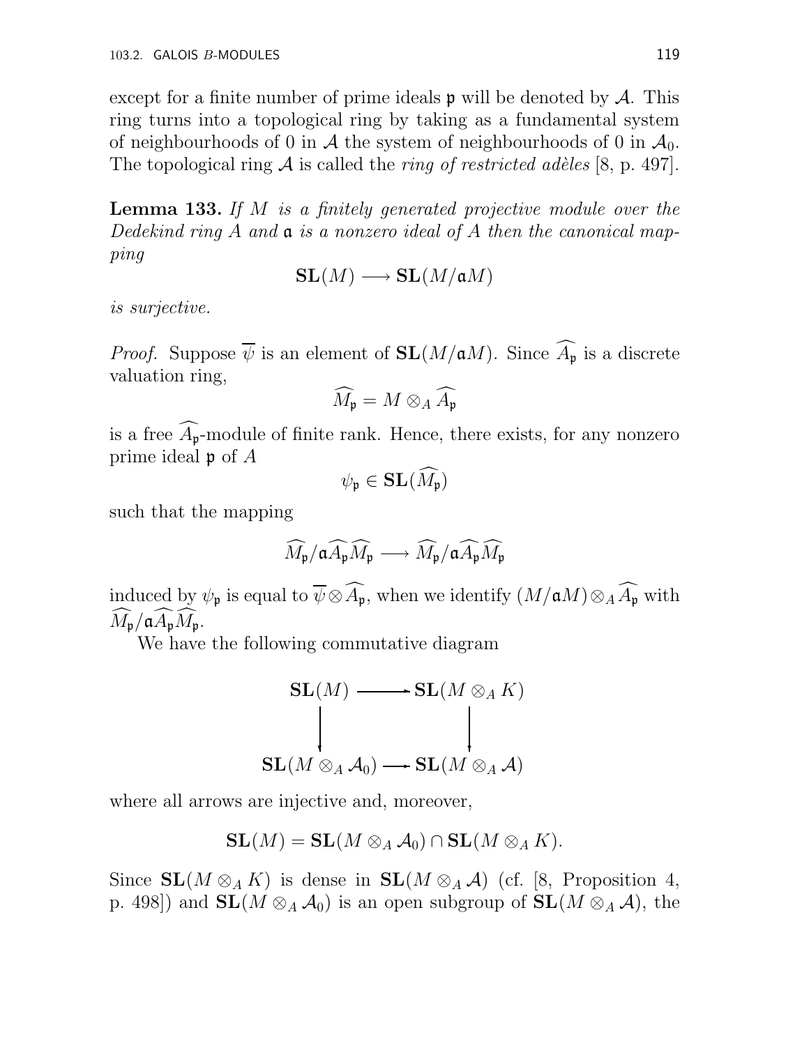except for a finite number of prime ideals $\mathfrak{p}$ will be denoted by $\mathcal{A}$. This ring turns into a topological ring by taking as a fundamental system of neighbourhoods of 0 in $\mathcal{A}$ the system of neighbourhoods of 0 in $\mathcal{A}_0$. The topological ring $\mathcal{A}$ is called the *ring of restricted adèles* [8, p. 497].

**Lemma 133.** *If $M$ is a finitely generated projective module over the Dedekind ring $A$ and $\mathfrak{a}$ is a nonzero ideal of $A$ then the canonical mapping*

$$\mathbf{SL}(M) \longrightarrow \mathbf{SL}(M/\mathfrak{a}M)$$

*is surjective.*

*Proof.* Suppose $\overline{\psi}$ is an element of $\mathbf{SL}(M/\mathfrak{a}M)$. Since $\widehat{A_\mathfrak{p}}$ is a discrete valuation ring,

$$\widehat{M_\mathfrak{p}} = M \otimes_A \widehat{A_\mathfrak{p}}$$

is a free $\widehat{A_\mathfrak{p}}$-module of finite rank. Hence, there exists, for any nonzero prime ideal $\mathfrak{p}$ of $A$

$$\psi_\mathfrak{p} \in \mathbf{SL}(\widehat{M_\mathfrak{p}})$$

such that the mapping

$$\widehat{M_\mathfrak{p}}/\mathfrak{a}\widehat{A_\mathfrak{p}}\widehat{M_\mathfrak{p}} \longrightarrow \widehat{M_\mathfrak{p}}/\mathfrak{a}\widehat{A_\mathfrak{p}}\widehat{M_\mathfrak{p}}$$

induced by $\psi_\mathfrak{p}$ is equal to $\overline{\psi} \otimes \widehat{A_\mathfrak{p}}$, when we identify $(M/\mathfrak{a}M) \otimes_A \widehat{A_\mathfrak{p}}$ with $\widehat{M_\mathfrak{p}}/\mathfrak{a}\widehat{A_\mathfrak{p}}\widehat{M_\mathfrak{p}}$.

We have the following commutative diagram

$$\begin{array}{ccc}
\mathbf{SL}(M) & \longrightarrow & \mathbf{SL}(M \otimes_A K) \\
\downarrow & & \downarrow \\
\mathbf{SL}(M \otimes_A \mathcal{A}_0) & \longrightarrow & \mathbf{SL}(M \otimes_A \mathcal{A})
\end{array}$$

where all arrows are injective and, moreover,

$$\mathbf{SL}(M) = \mathbf{SL}(M \otimes_A \mathcal{A}_0) \cap \mathbf{SL}(M \otimes_A K).$$

Since $\mathbf{SL}(M \otimes_A K)$ is dense in $\mathbf{SL}(M \otimes_A \mathcal{A})$ (cf. [8, Proposition 4, p. 498]) and $\mathbf{SL}(M \otimes_A \mathcal{A}_0)$ is an open subgroup of $\mathbf{SL}(M \otimes_A \mathcal{A})$, the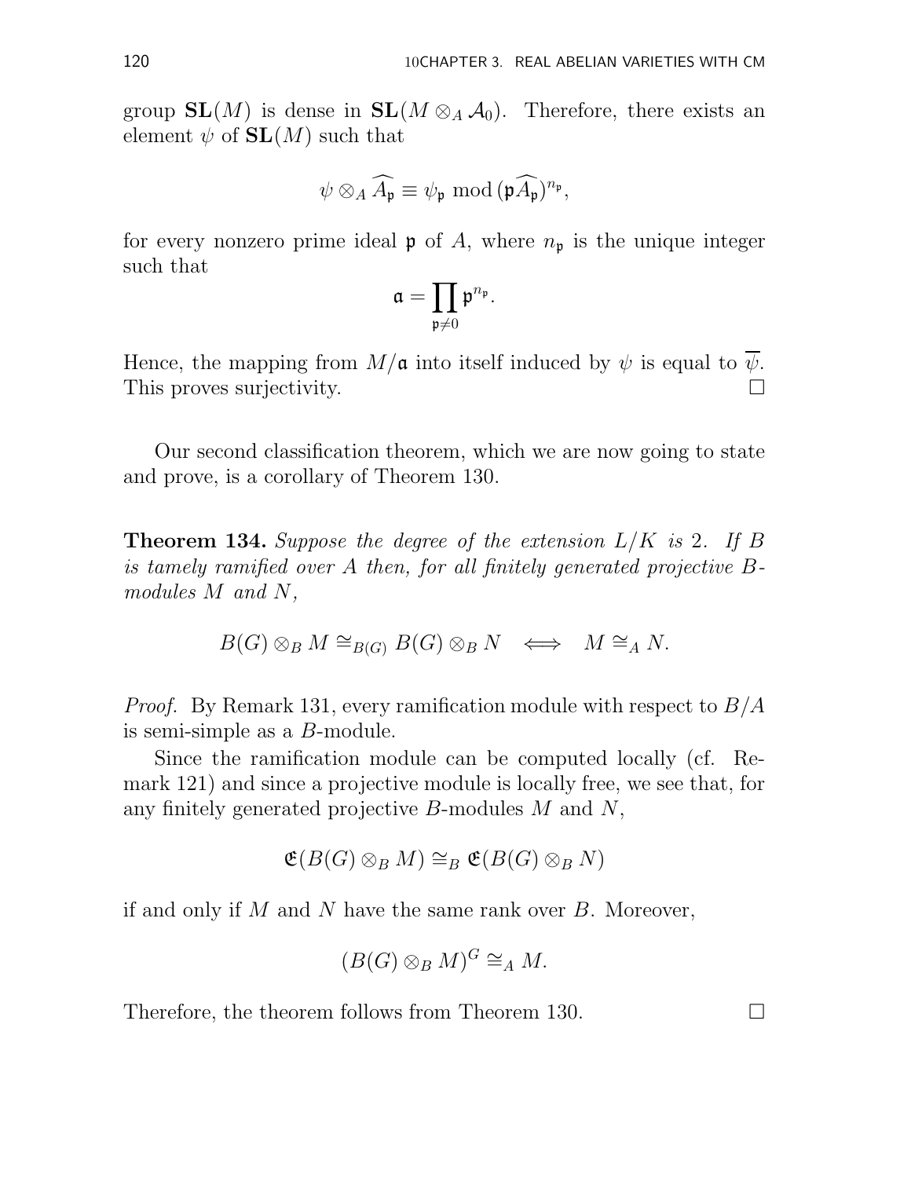group $\mathbf{SL}(M)$ is dense in $\mathbf{SL}(M \otimes_A \mathcal{A}_0)$. Therefore, there exists an element $\psi$ of $\mathbf{SL}(M)$ such that

$$\psi \otimes_A \widehat{A_\mathfrak{p}} \equiv \psi_\mathfrak{p} \bmod (\mathfrak{p}\widehat{A_\mathfrak{p}})^{n_\mathfrak{p}},$$

for every nonzero prime ideal $\mathfrak{p}$ of $A$, where $n_\mathfrak{p}$ is the unique integer such that

$$\mathfrak{a} = \prod_{\mathfrak{p} \neq 0} \mathfrak{p}^{n_\mathfrak{p}}.$$

Hence, the mapping from $M/\mathfrak{a}$ into itself induced by $\psi$ is equal to $\overline{\psi}$. This proves surjectivity. □

Our second classification theorem, which we are now going to state and prove, is a corollary of Theorem 130.

**Theorem 134.** *Suppose the degree of the extension $L/K$ is 2. If $B$ is tamely ramified over $A$ then, for all finitely generated projective $B$-modules $M$ and $N$,*

$$B(G) \otimes_B M \cong_{B(G)} B(G) \otimes_B N \iff M \cong_A N.$$

*Proof.* By Remark 131, every ramification module with respect to $B/A$ is semi-simple as a $B$-module.

Since the ramification module can be computed locally (cf. Remark 121) and since a projective module is locally free, we see that, for any finitely generated projective $B$-modules $M$ and $N$,

$$\mathfrak{E}(B(G) \otimes_B M) \cong_B \mathfrak{E}(B(G) \otimes_B N)$$

if and only if $M$ and $N$ have the same rank over $B$. Moreover,

$$(B(G) \otimes_B M)^G \cong_A M.$$

Therefore, the theorem follows from Theorem 130. □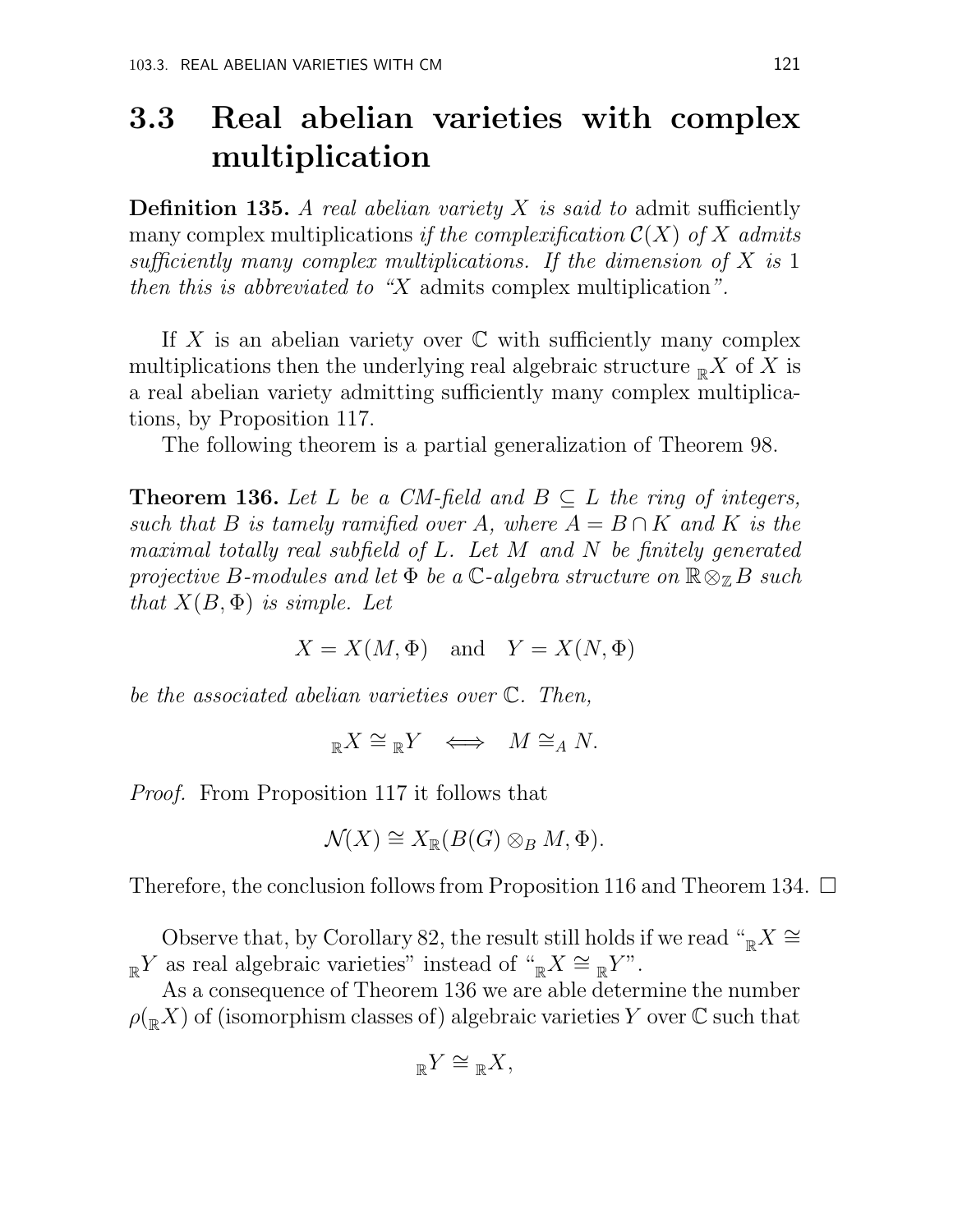## 3.3 Real abelian varieties with complex multiplication

**Definition 135.** *A real abelian variety $X$ is said to* admit sufficiently many complex multiplications *if the complexification $\mathcal{C}(X)$ of $X$ admits sufficiently many complex multiplications. If the dimension of $X$ is* 1 *then this is abbreviated to "$X$* admits complex multiplication*".*

If $X$ is an abelian variety over $\mathbb{C}$ with sufficiently many complex multiplications then the underlying real algebraic structure ${}_{\mathbb{R}}X$ of $X$ is a real abelian variety admitting sufficiently many complex multiplications, by Proposition 117.

The following theorem is a partial generalization of Theorem 98.

**Theorem 136.** *Let $L$ be a CM-field and $B \subseteq L$ the ring of integers, such that $B$ is tamely ramified over $A$, where $A = B \cap K$ and $K$ is the maximal totally real subfield of $L$. Let $M$ and $N$ be finitely generated projective $B$-modules and let $\Phi$ be a $\mathbb{C}$-algebra structure on $\mathbb{R} \otimes_{\mathbb{Z}} B$ such that $X(B, \Phi)$ is simple. Let*

$$X = X(M, \Phi) \quad \text{and} \quad Y = X(N, \Phi)$$

*be the associated abelian varieties over $\mathbb{C}$. Then,*

$${}_{\mathbb{R}}X \cong {}_{\mathbb{R}}Y \iff M \cong_A N.$$

*Proof.* From Proposition 117 it follows that

$$\mathcal{N}(X) \cong X_{\mathbb{R}}(B(G) \otimes_B M, \Phi).$$

Therefore, the conclusion follows from Proposition 116 and Theorem 134. $\square$

Observe that, by Corollary 82, the result still holds if we read "${}_{\mathbb{R}}X \cong {}_{\mathbb{R}}Y$ as real algebraic varieties" instead of "${}_{\mathbb{R}}X \cong {}_{\mathbb{R}}Y$".

As a consequence of Theorem 136 we are able determine the number $\rho({}_{\mathbb{R}}X)$ of (isomorphism classes of) algebraic varieties $Y$ over $\mathbb{C}$ such that

$${}_{\mathbb{R}}Y \cong {}_{\mathbb{R}}X,$$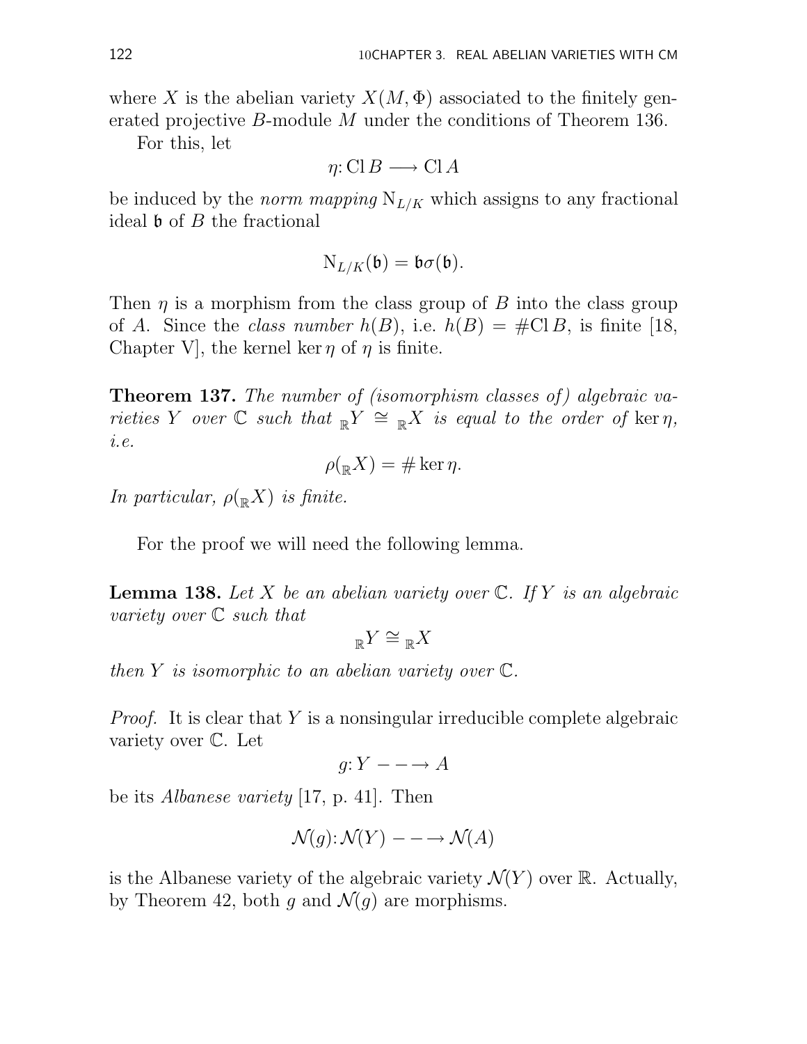where $X$ is the abelian variety $X(M, \Phi)$ associated to the finitely generated projective $B$-module $M$ under the conditions of Theorem 136.

For this, let

$$\eta \colon \mathrm{Cl}\, B \longrightarrow \mathrm{Cl}\, A$$

be induced by the *norm mapping* $\mathrm{N}_{L/K}$ which assigns to any fractional ideal $\mathfrak{b}$ of $B$ the fractional

$$\mathrm{N}_{L/K}(\mathfrak{b}) = \mathfrak{b}\sigma(\mathfrak{b}).$$

Then $\eta$ is a morphism from the class group of $B$ into the class group of $A$. Since the *class number* $h(B)$, i.e. $h(B) = \#\mathrm{Cl}\, B$, is finite [18, Chapter V], the kernel $\ker \eta$ of $\eta$ is finite.

**Theorem 137.** *The number of (isomorphism classes of) algebraic varieties $Y$ over $\mathbb{C}$ such that ${}_{\mathbb{R}}Y \cong {}_{\mathbb{R}}X$ is equal to the order of $\ker \eta$, i.e.*

$$\rho({}_{\mathbb{R}}X) = \# \ker \eta.$$

*In particular, $\rho({}_{\mathbb{R}}X)$ is finite.*

For the proof we will need the following lemma.

**Lemma 138.** *Let $X$ be an abelian variety over $\mathbb{C}$. If $Y$ is an algebraic variety over $\mathbb{C}$ such that*

$${}_{\mathbb{R}}Y \cong {}_{\mathbb{R}}X$$

*then $Y$ is isomorphic to an abelian variety over $\mathbb{C}$.*

*Proof.* It is clear that $Y$ is a nonsingular irreducible complete algebraic variety over $\mathbb{C}$. Let

$$g \colon Y \dashrightarrow A$$

be its *Albanese variety* [17, p. 41]. Then

$$\mathcal{N}(g) \colon \mathcal{N}(Y) \dashrightarrow \mathcal{N}(A)$$

is the Albanese variety of the algebraic variety $\mathcal{N}(Y)$ over $\mathbb{R}$. Actually, by Theorem 42, both $g$ and $\mathcal{N}(g)$ are morphisms.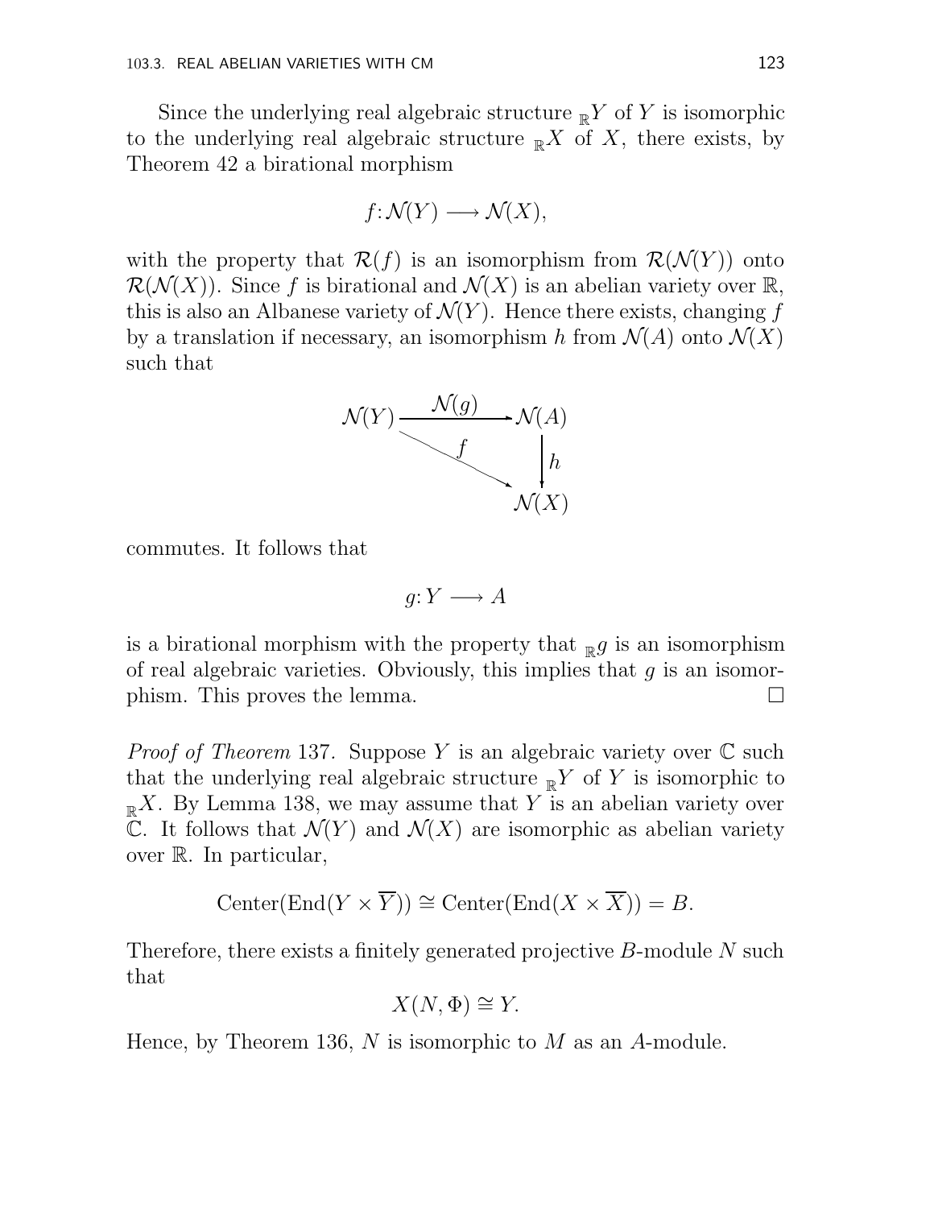Since the underlying real algebraic structure ${}_{\mathbb{R}}Y$ of $Y$ is isomorphic to the underlying real algebraic structure ${}_{\mathbb{R}}X$ of $X$, there exists, by Theorem 42 a birational morphism

$$f\colon \mathcal{N}(Y) \longrightarrow \mathcal{N}(X),$$

with the property that $\mathcal{R}(f)$ is an isomorphism from $\mathcal{R}(\mathcal{N}(Y))$ onto $\mathcal{R}(\mathcal{N}(X))$. Since $f$ is birational and $\mathcal{N}(X)$ is an abelian variety over $\mathbb{R}$, this is also an Albanese variety of $\mathcal{N}(Y)$. Hence there exists, changing $f$ by a translation if necessary, an isomorphism $h$ from $\mathcal{N}(A)$ onto $\mathcal{N}(X)$ such that

$$\begin{array}{ccc} \mathcal{N}(Y) & \xrightarrow{\mathcal{N}(g)} & \mathcal{N}(A) \\ & \searrow^{f} & \downarrow h \\ & & \mathcal{N}(X) \end{array}$$

commutes. It follows that

$$g\colon Y \longrightarrow A$$

is a birational morphism with the property that ${}_{\mathbb{R}}g$ is an isomorphism of real algebraic varieties. Obviously, this implies that $g$ is an isomorphism. This proves the lemma. $\square$

*Proof of Theorem* 137. Suppose $Y$ is an algebraic variety over $\mathbb{C}$ such that the underlying real algebraic structure ${}_{\mathbb{R}}Y$ of $Y$ is isomorphic to ${}_{\mathbb{R}}X$. By Lemma 138, we may assume that $Y$ is an abelian variety over $\mathbb{C}$. It follows that $\mathcal{N}(Y)$ and $\mathcal{N}(X)$ are isomorphic as abelian variety over $\mathbb{R}$. In particular,

$$\operatorname{Center}(\operatorname{End}(Y \times \overline{Y})) \cong \operatorname{Center}(\operatorname{End}(X \times \overline{X})) = B.$$

Therefore, there exists a finitely generated projective $B$-module $N$ such that

$$X(N, \Phi) \cong Y.$$

Hence, by Theorem 136, $N$ is isomorphic to $M$ as an $A$-module.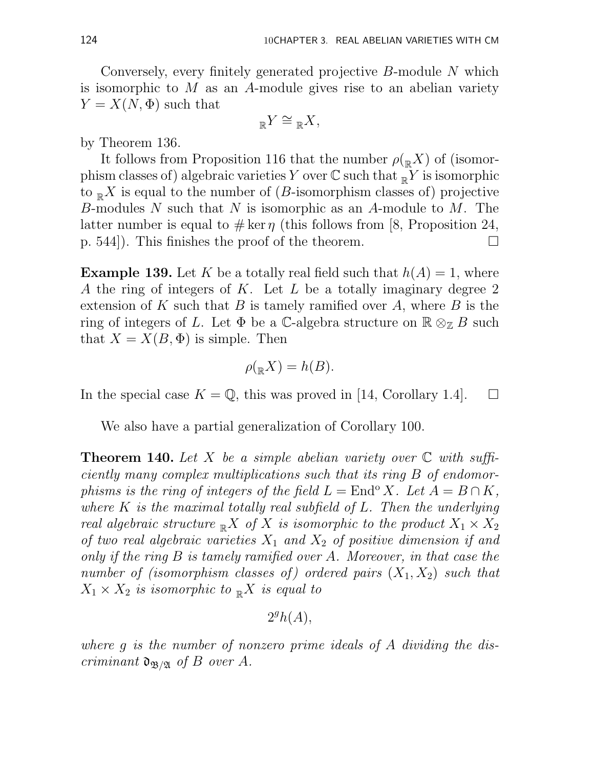Conversely, every finitely generated projective $B$-module $N$ which is isomorphic to $M$ as an $A$-module gives rise to an abelian variety $Y = X(N, \Phi)$ such that

$$_{\mathbb{R}}Y \cong {}_{\mathbb{R}}X,$$

by Theorem 136.

It follows from Proposition 116 that the number $\rho({}_{\mathbb{R}}X)$ of (isomorphism classes of) algebraic varieties $Y$ over $\mathbb{C}$ such that ${}_{\mathbb{R}}Y$ is isomorphic to ${}_{\mathbb{R}}X$ is equal to the number of ($B$-isomorphism classes of) projective $B$-modules $N$ such that $N$ is isomorphic as an $A$-module to $M$. The latter number is equal to $\# \ker \eta$ (this follows from [8, Proposition 24, p. 544]). This finishes the proof of the theorem. □

**Example 139.** Let $K$ be a totally real field such that $h(A) = 1$, where $A$ the ring of integers of $K$. Let $L$ be a totally imaginary degree 2 extension of $K$ such that $B$ is tamely ramified over $A$, where $B$ is the ring of integers of $L$. Let $\Phi$ be a $\mathbb{C}$-algebra structure on $\mathbb{R} \otimes_{\mathbb{Z}} B$ such that $X = X(B, \Phi)$ is simple. Then

$$\rho({}_{\mathbb{R}}X) = h(B).$$

In the special case $K = \mathbb{Q}$, this was proved in [14, Corollary 1.4]. □

We also have a partial generalization of Corollary 100.

**Theorem 140.** *Let $X$ be a simple abelian variety over $\mathbb{C}$ with sufficiently many complex multiplications such that its ring $B$ of endomorphisms is the ring of integers of the field $L = \operatorname{End}^{\mathrm{o}} X$. Let $A = B \cap K$, where $K$ is the maximal totally real subfield of $L$. Then the underlying real algebraic structure ${}_{\mathbb{R}}X$ of $X$ is isomorphic to the product $X_1 \times X_2$ of two real algebraic varieties $X_1$ and $X_2$ of positive dimension if and only if the ring $B$ is tamely ramified over $A$. Moreover, in that case the number of (isomorphism classes of) ordered pairs $(X_1, X_2)$ such that $X_1 \times X_2$ is isomorphic to ${}_{\mathbb{R}}X$ is equal to*

$$2^g h(A),$$

*where $g$ is the number of nonzero prime ideals of $A$ dividing the discriminant $\mathfrak{d}_{\mathfrak{B}/\mathfrak{A}}$ of $B$ over $A$.*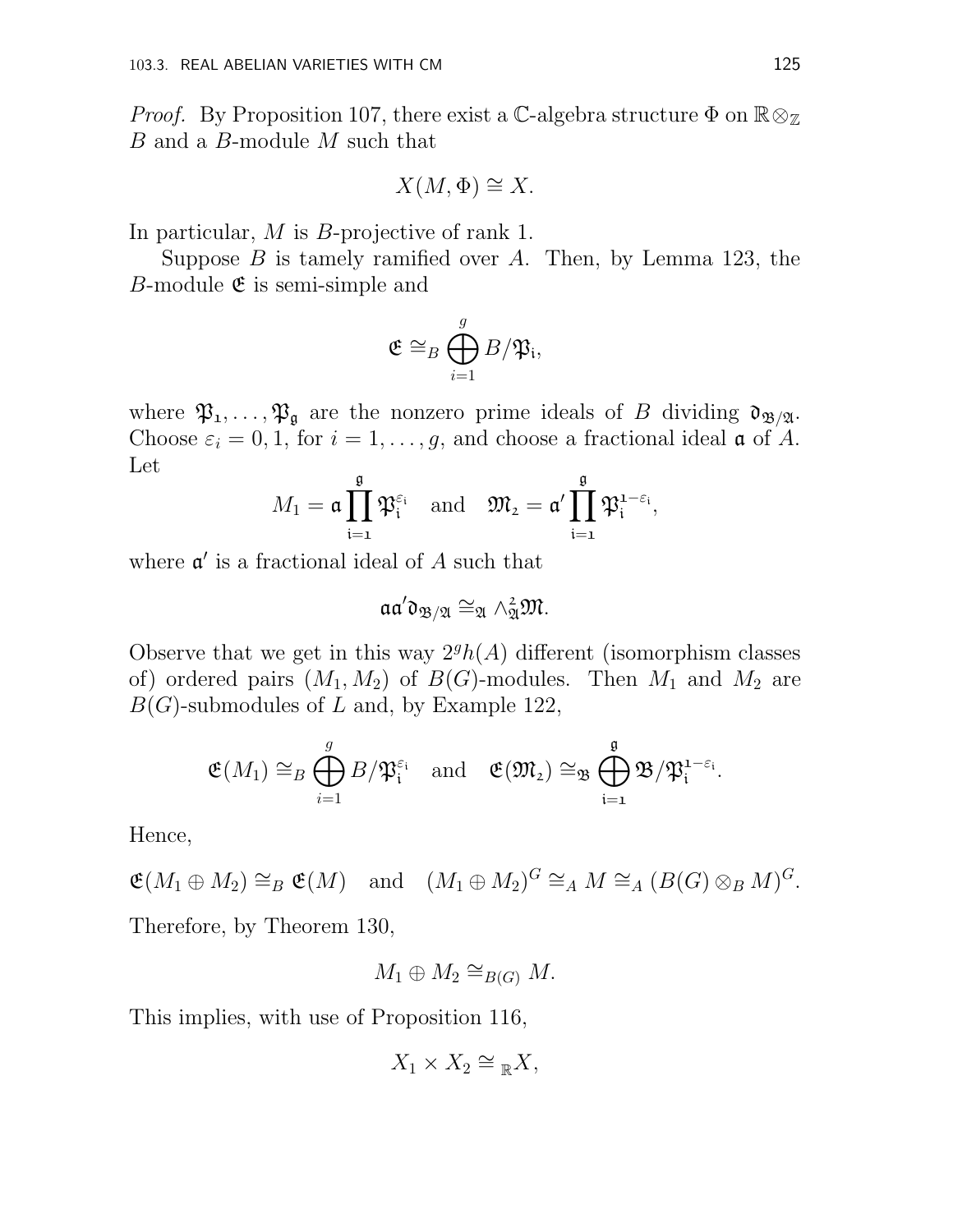*Proof.* By Proposition 107, there exist a $\mathbb{C}$-algebra structure $\Phi$ on $\mathbb{R}\otimes_{\mathbb{Z}} B$ and a $B$-module $M$ such that

$$X(M, \Phi) \cong X.$$

In particular, $M$ is $B$-projective of rank 1.

Suppose $B$ is tamely ramified over $A$. Then, by Lemma 123, the $B$-module $\mathfrak{E}$ is semi-simple and

$$\mathfrak{E} \cong_B \bigoplus_{i=1}^{g} B/\mathfrak{P}_i,$$

where $\mathfrak{P}_1, \ldots, \mathfrak{P}_g$ are the nonzero prime ideals of $B$ dividing $\mathfrak{d}_{\mathfrak{B}/\mathfrak{A}}$. Choose $\varepsilon_i = 0, 1$, for $i = 1, \ldots, g$, and choose a fractional ideal $\mathfrak{a}$ of $A$. Let

$$M_1 = \mathfrak{a}\prod_{i=1}^{g} \mathfrak{P}_i^{\varepsilon_i} \quad \text{and} \quad \mathfrak{M}_2 = \mathfrak{a}'\prod_{i=1}^{g} \mathfrak{P}_i^{1-\varepsilon_i},$$

where $\mathfrak{a}'$ is a fractional ideal of $A$ such that

$$\mathfrak{a}\mathfrak{a}'\mathfrak{d}_{\mathfrak{B}/\mathfrak{A}} \cong_{\mathfrak{A}} \wedge^2_{\mathfrak{A}}\mathfrak{M}.$$

Observe that we get in this way $2^g h(A)$ different (isomorphism classes of) ordered pairs $(M_1, M_2)$ of $B(G)$-modules. Then $M_1$ and $M_2$ are $B(G)$-submodules of $L$ and, by Example 122,

$$\mathfrak{E}(M_1) \cong_B \bigoplus_{i=1}^{g} B/\mathfrak{P}_i^{\varepsilon_i} \quad \text{and} \quad \mathfrak{E}(\mathfrak{M}_2) \cong_{\mathfrak{B}} \bigoplus_{i=1}^{g} \mathfrak{B}/\mathfrak{P}_i^{1-\varepsilon_i}.$$

Hence,

$$\mathfrak{E}(M_1 \oplus M_2) \cong_B \mathfrak{E}(M) \quad \text{and} \quad (M_1 \oplus M_2)^G \cong_A M \cong_A (B(G) \otimes_B M)^G.$$

Therefore, by Theorem 130,

$$M_1 \oplus M_2 \cong_{B(G)} M.$$

This implies, with use of Proposition 116,

$$X_1 \times X_2 \cong_{\mathbb{R}} X,$$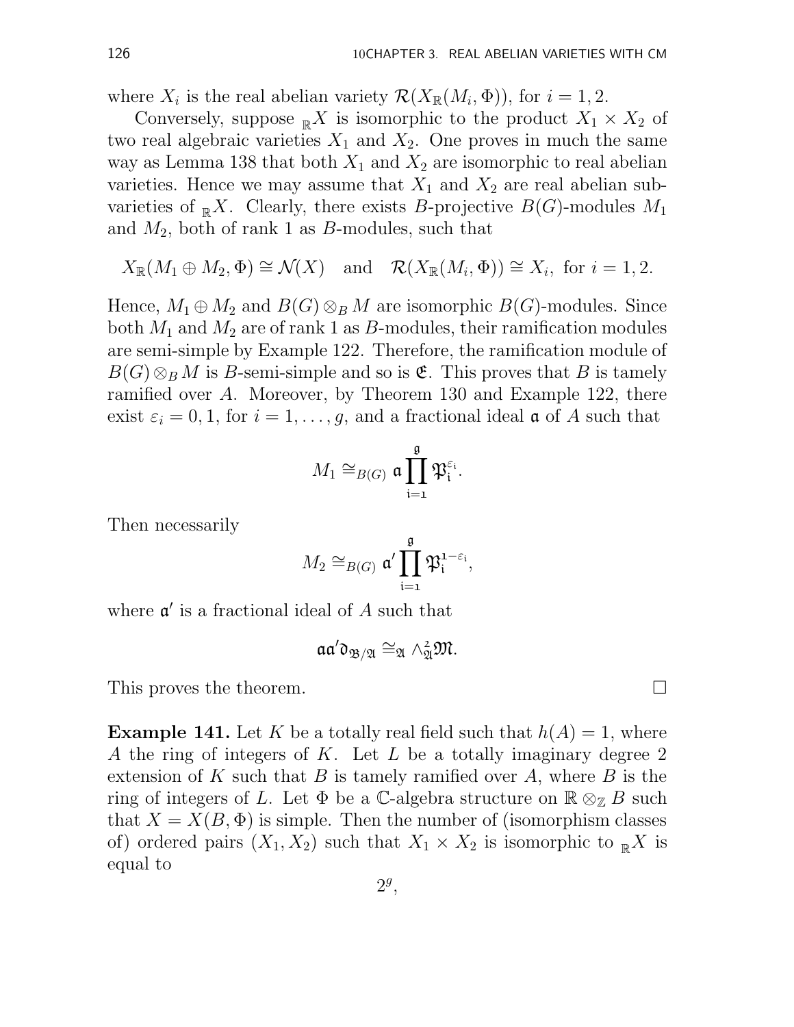where $X_i$ is the real abelian variety $\mathcal{R}(X_{\mathbb{R}}(M_i, \Phi))$, for $i = 1, 2$.

Conversely, suppose ${}_{\mathbb{R}}X$ is isomorphic to the product $X_1 \times X_2$ of two real algebraic varieties $X_1$ and $X_2$. One proves in much the same way as Lemma 138 that both $X_1$ and $X_2$ are isomorphic to real abelian varieties. Hence we may assume that $X_1$ and $X_2$ are real abelian subvarieties of ${}_{\mathbb{R}}X$. Clearly, there exists $B$-projective $B(G)$-modules $M_1$ and $M_2$, both of rank 1 as $B$-modules, such that

$$X_{\mathbb{R}}(M_1 \oplus M_2, \Phi) \cong \mathcal{N}(X) \quad \text{and} \quad \mathcal{R}(X_{\mathbb{R}}(M_i, \Phi)) \cong X_i, \text{ for } i = 1, 2.$$

Hence, $M_1 \oplus M_2$ and $B(G) \otimes_B M$ are isomorphic $B(G)$-modules. Since both $M_1$ and $M_2$ are of rank 1 as $B$-modules, their ramification modules are semi-simple by Example 122. Therefore, the ramification module of $B(G) \otimes_B M$ is $B$-semi-simple and so is $\mathfrak{C}$. This proves that $B$ is tamely ramified over $A$. Moreover, by Theorem 130 and Example 122, there exist $\varepsilon_i = 0, 1$, for $i = 1, \ldots, g$, and a fractional ideal $\mathfrak{a}$ of $A$ such that

$$M_1 \cong_{B(G)} \mathfrak{a} \prod_{\mathfrak{i}=1}^{\mathfrak{g}} \mathfrak{P}_{\mathfrak{i}}^{\varepsilon_{\mathfrak{i}}}.$$

Then necessarily

$$M_2 \cong_{B(G)} \mathfrak{a}' \prod_{\mathfrak{i}=1}^{\mathfrak{g}} \mathfrak{P}_{\mathfrak{i}}^{1-\varepsilon_{\mathfrak{i}}},$$

where $\mathfrak{a}'$ is a fractional ideal of $A$ such that

$$\mathfrak{a}\mathfrak{a}'\mathfrak{d}_{\mathfrak{B}/\mathfrak{A}} \cong_{\mathfrak{A}} \wedge^2_{\mathfrak{A}} \mathfrak{M}.$$

This proves the theorem. $\square$

**Example 141.** Let $K$ be a totally real field such that $h(A) = 1$, where $A$ the ring of integers of $K$. Let $L$ be a totally imaginary degree 2 extension of $K$ such that $B$ is tamely ramified over $A$, where $B$ is the ring of integers of $L$. Let $\Phi$ be a $\mathbb{C}$-algebra structure on $\mathbb{R} \otimes_{\mathbb{Z}} B$ such that $X = X(B, \Phi)$ is simple. Then the number of (isomorphism classes of) ordered pairs $(X_1, X_2)$ such that $X_1 \times X_2$ is isomorphic to ${}_{\mathbb{R}}X$ is equal to

$$2^g,$$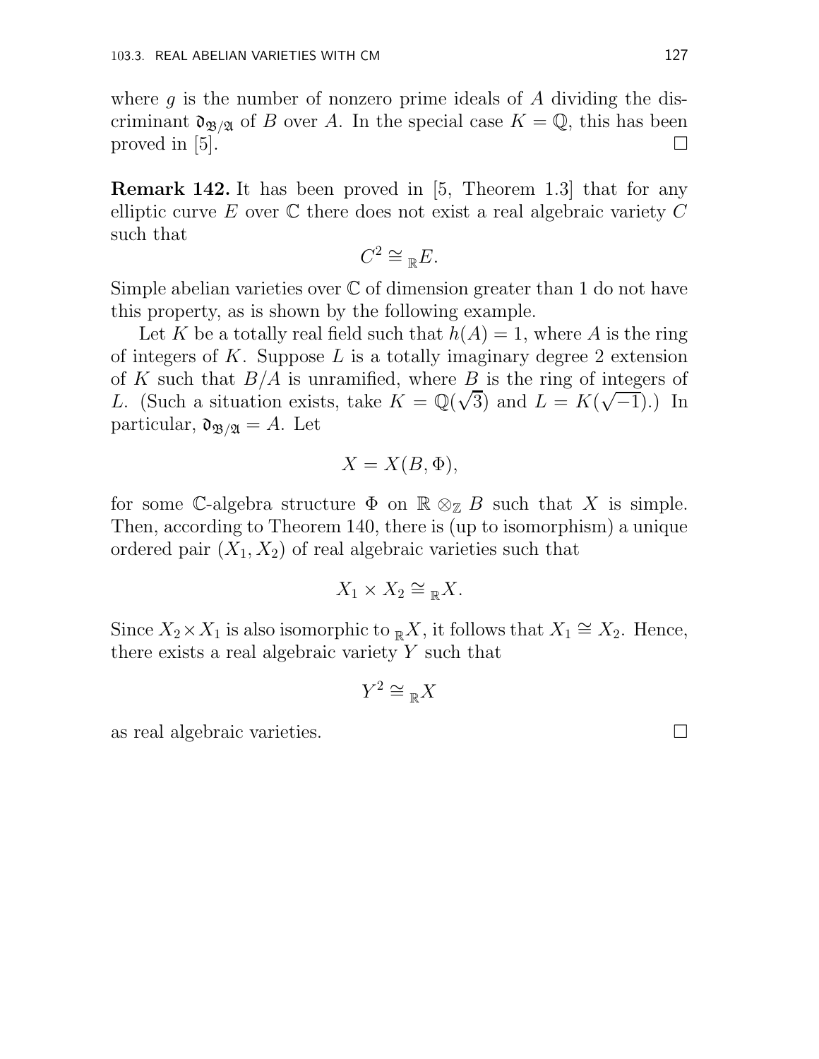where $g$ is the number of nonzero prime ideals of $A$ dividing the discriminant $\mathfrak{d}_{\mathfrak{B}/\mathfrak{A}}$ of $B$ over $A$. In the special case $K = \mathbb{Q}$, this has been proved in [5]. $\square$

**Remark 142.** It has been proved in [5, Theorem 1.3] that for any elliptic curve $E$ over $\mathbb{C}$ there does not exist a real algebraic variety $C$ such that

$$C^2 \cong {}_{\mathbb{R}}E.$$

Simple abelian varieties over $\mathbb{C}$ of dimension greater than 1 do not have this property, as is shown by the following example.

Let $K$ be a totally real field such that $h(A) = 1$, where $A$ is the ring of integers of $K$. Suppose $L$ is a totally imaginary degree 2 extension of $K$ such that $B/A$ is unramified, where $B$ is the ring of integers of $L$. (Such a situation exists, take $K = \mathbb{Q}(\sqrt{3})$ and $L = K(\sqrt{-1})$.) In particular, $\mathfrak{d}_{\mathfrak{B}/\mathfrak{A}} = A$. Let

$$X = X(B, \Phi),$$

for some $\mathbb{C}$-algebra structure $\Phi$ on $\mathbb{R} \otimes_{\mathbb{Z}} B$ such that $X$ is simple. Then, according to Theorem 140, there is (up to isomorphism) a unique ordered pair $(X_1, X_2)$ of real algebraic varieties such that

$$X_1 \times X_2 \cong {}_{\mathbb{R}}X.$$

Since $X_2 \times X_1$ is also isomorphic to ${}_{\mathbb{R}}X$, it follows that $X_1 \cong X_2$. Hence, there exists a real algebraic variety $Y$ such that

$$Y^2 \cong {}_{\mathbb{R}}X$$

as real algebraic varieties. $\square$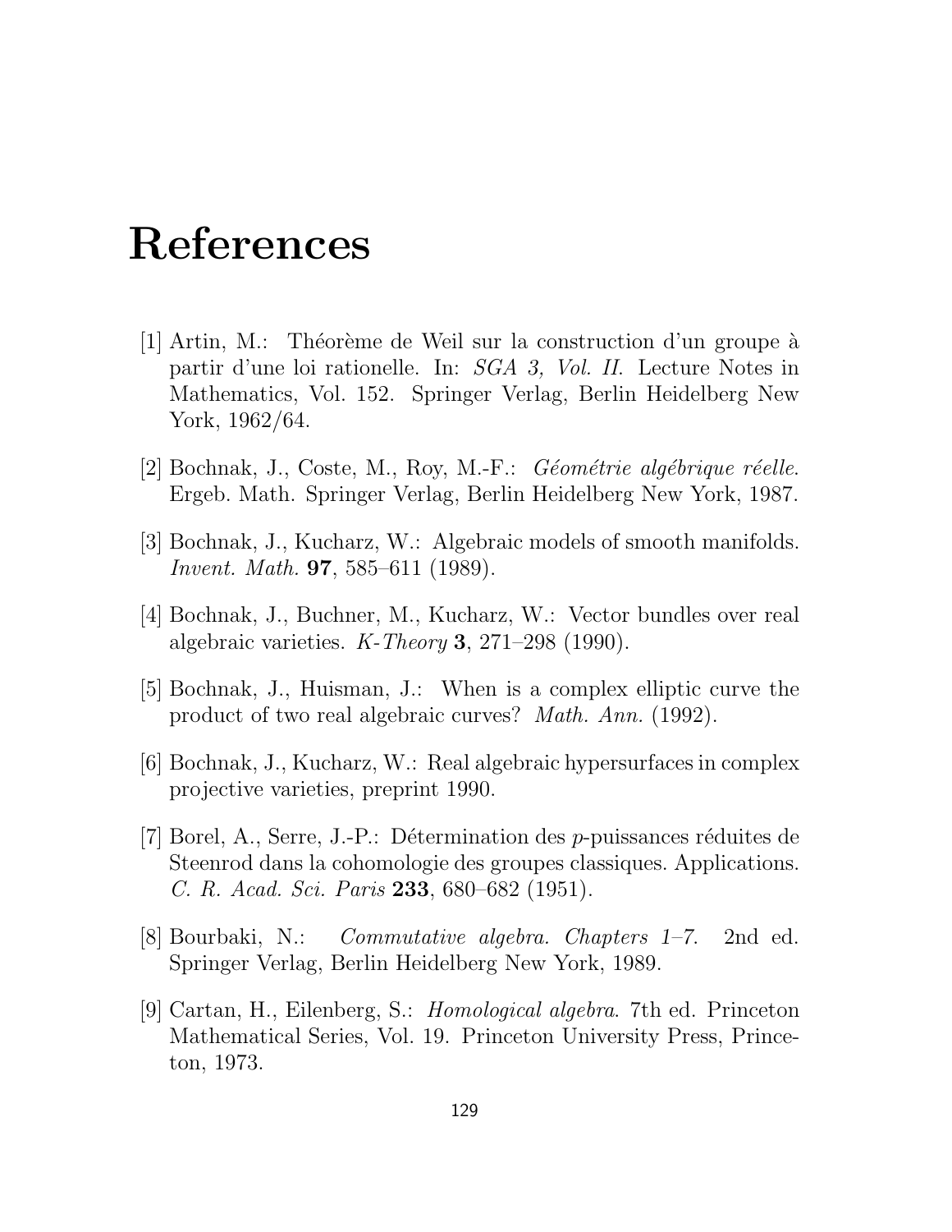# References

[1] Artin, M.: Théorème de Weil sur la construction d'un groupe à partir d'une loi rationelle. In: *SGA 3, Vol. II.* Lecture Notes in Mathematics, Vol. 152. Springer Verlag, Berlin Heidelberg New York, 1962/64.

[2] Bochnak, J., Coste, M., Roy, M.-F.: *Géométrie algébrique réelle.* Ergeb. Math. Springer Verlag, Berlin Heidelberg New York, 1987.

[3] Bochnak, J., Kucharz, W.: Algebraic models of smooth manifolds. *Invent. Math.* **97**, 585–611 (1989).

[4] Bochnak, J., Buchner, M., Kucharz, W.: Vector bundles over real algebraic varieties. *K-Theory* **3**, 271–298 (1990).

[5] Bochnak, J., Huisman, J.: When is a complex elliptic curve the product of two real algebraic curves? *Math. Ann.* (1992).

[6] Bochnak, J., Kucharz, W.: Real algebraic hypersurfaces in complex projective varieties, preprint 1990.

[7] Borel, A., Serre, J.-P.: Détermination des $p$-puissances réduites de Steenrod dans la cohomologie des groupes classiques. Applications. *C. R. Acad. Sci. Paris* **233**, 680–682 (1951).

[8] Bourbaki, N.: *Commutative algebra. Chapters 1–7.* 2nd ed. Springer Verlag, Berlin Heidelberg New York, 1989.

[9] Cartan, H., Eilenberg, S.: *Homological algebra.* 7th ed. Princeton Mathematical Series, Vol. 19. Princeton University Press, Princeton, 1973.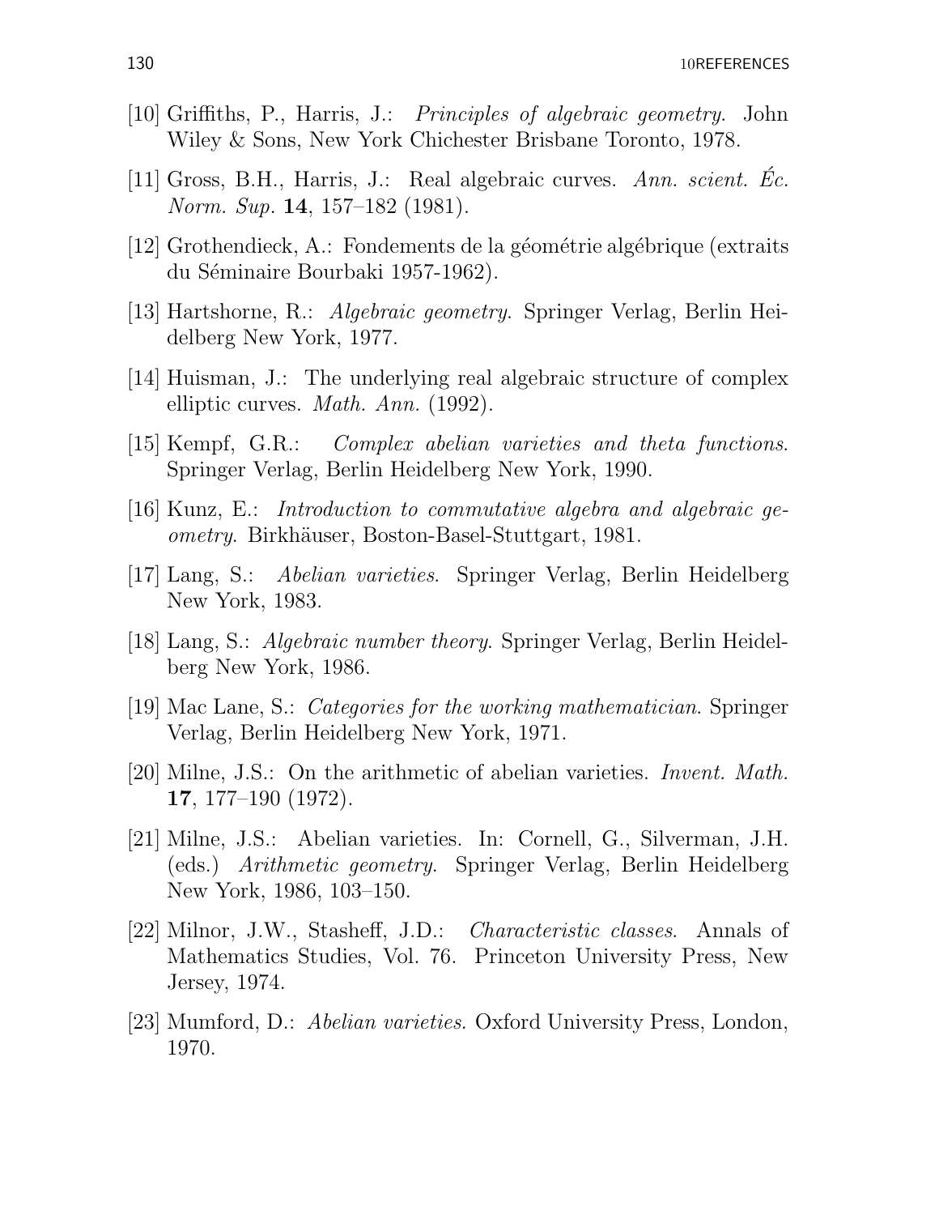[10] Griffiths, P., Harris, J.: *Principles of algebraic geometry*. John Wiley & Sons, New York Chichester Brisbane Toronto, 1978.

[11] Gross, B.H., Harris, J.: Real algebraic curves. *Ann. scient. Éc. Norm. Sup.* **14**, 157–182 (1981).

[12] Grothendieck, A.: Fondements de la géométrie algébrique (extraits du Séminaire Bourbaki 1957-1962).

[13] Hartshorne, R.: *Algebraic geometry*. Springer Verlag, Berlin Heidelberg New York, 1977.

[14] Huisman, J.: The underlying real algebraic structure of complex elliptic curves. *Math. Ann.* (1992).

[15] Kempf, G.R.: *Complex abelian varieties and theta functions*. Springer Verlag, Berlin Heidelberg New York, 1990.

[16] Kunz, E.: *Introduction to commutative algebra and algebraic geometry*. Birkhäuser, Boston-Basel-Stuttgart, 1981.

[17] Lang, S.: *Abelian varieties*. Springer Verlag, Berlin Heidelberg New York, 1983.

[18] Lang, S.: *Algebraic number theory*. Springer Verlag, Berlin Heidelberg New York, 1986.

[19] Mac Lane, S.: *Categories for the working mathematician*. Springer Verlag, Berlin Heidelberg New York, 1971.

[20] Milne, J.S.: On the arithmetic of abelian varieties. *Invent. Math.* **17**, 177–190 (1972).

[21] Milne, J.S.: Abelian varieties. In: Cornell, G., Silverman, J.H. (eds.) *Arithmetic geometry*. Springer Verlag, Berlin Heidelberg New York, 1986, 103–150.

[22] Milnor, J.W., Stasheff, J.D.: *Characteristic classes*. Annals of Mathematics Studies, Vol. 76. Princeton University Press, New Jersey, 1974.

[23] Mumford, D.: *Abelian varieties*. Oxford University Press, London, 1970.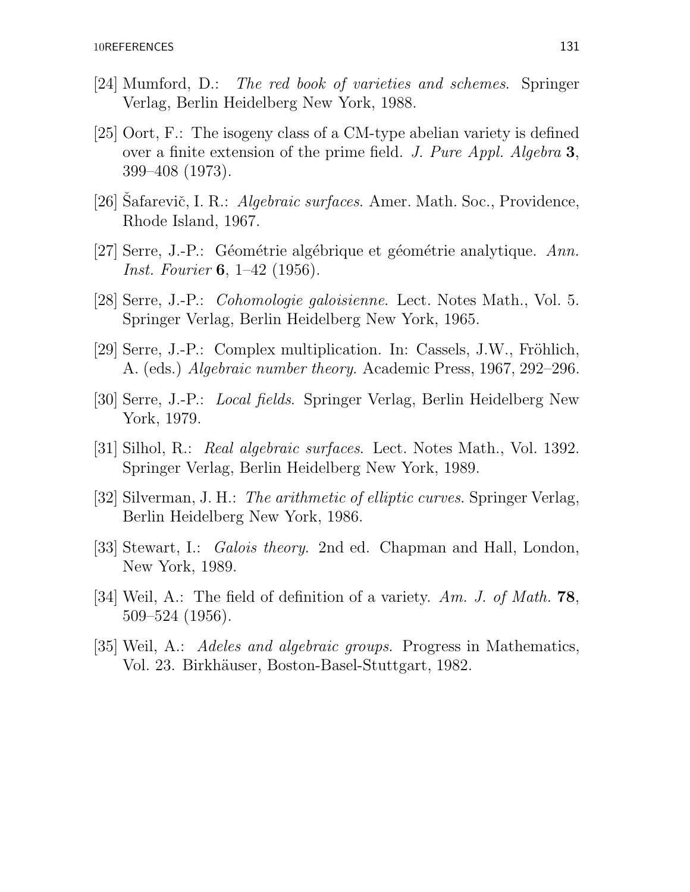[24] Mumford, D.: *The red book of varieties and schemes*. Springer Verlag, Berlin Heidelberg New York, 1988.

[25] Oort, F.: The isogeny class of a CM-type abelian variety is defined over a finite extension of the prime field. *J. Pure Appl. Algebra* **3**, 399–408 (1973).

[26] Šafarevič, I. R.: *Algebraic surfaces*. Amer. Math. Soc., Providence, Rhode Island, 1967.

[27] Serre, J.-P.: Géométrie algébrique et géométrie analytique. *Ann. Inst. Fourier* **6**, 1–42 (1956).

[28] Serre, J.-P.: *Cohomologie galoisienne*. Lect. Notes Math., Vol. 5. Springer Verlag, Berlin Heidelberg New York, 1965.

[29] Serre, J.-P.: Complex multiplication. In: Cassels, J.W., Fröhlich, A. (eds.) *Algebraic number theory*. Academic Press, 1967, 292–296.

[30] Serre, J.-P.: *Local fields*. Springer Verlag, Berlin Heidelberg New York, 1979.

[31] Silhol, R.: *Real algebraic surfaces*. Lect. Notes Math., Vol. 1392. Springer Verlag, Berlin Heidelberg New York, 1989.

[32] Silverman, J. H.: *The arithmetic of elliptic curves*. Springer Verlag, Berlin Heidelberg New York, 1986.

[33] Stewart, I.: *Galois theory*. 2nd ed. Chapman and Hall, London, New York, 1989.

[34] Weil, A.: The field of definition of a variety. *Am. J. of Math.* **78**, 509–524 (1956).

[35] Weil, A.: *Adeles and algebraic groups*. Progress in Mathematics, Vol. 23. Birkhäuser, Boston-Basel-Stuttgart, 1982.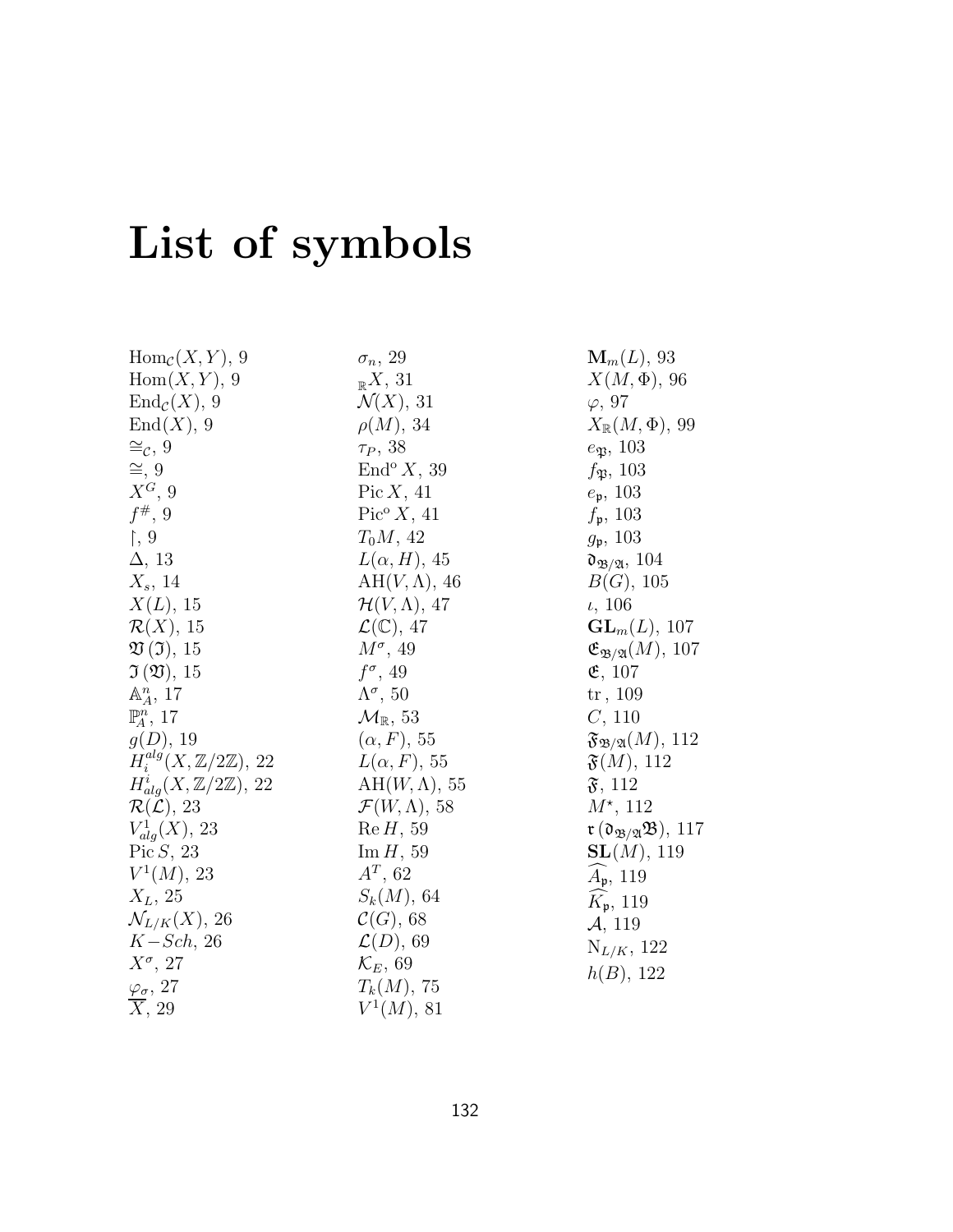# List of symbols

$\mathrm{Hom}_{\mathcal{C}}(X,Y)$, 9
$\mathrm{Hom}(X,Y)$, 9
$\mathrm{End}_{\mathcal{C}}(X)$, 9
$\mathrm{End}(X)$, 9
$\cong_{\mathcal{C}}$, 9
$\cong$, 9
$X^G$, 9
$f^{\#}$, 9
$\restriction$, 9
$\Delta$, 13
$X_s$, 14
$X(L)$, 15
$\mathcal{R}(X)$, 15
$\mathfrak{V}(\mathfrak{I})$, 15
$\mathfrak{I}(\mathfrak{V})$, 15
$\mathbb{A}^n_A$, 17
$\mathbb{P}^n_A$, 17
$g(D)$, 19
$H_i^{alg}(X,\mathbb{Z}/2\mathbb{Z})$, 22
$H^i_{alg}(X,\mathbb{Z}/2\mathbb{Z})$, 22
$\mathcal{R}(\mathcal{L})$, 23
$V^1_{alg}(X)$, 23
$\mathrm{Pic}\, S$, 23
$V^1(M)$, 23
$X_L$, 25
$\mathcal{N}_{L/K}(X)$, 26
$K{-}Sch$, 26
$X^\sigma$, 27
$\varphi_\sigma$, 27
$\overline{X}$, 29
$\sigma_n$, 29
${}_{\mathbb{R}}X$, 31
$\mathcal{N}(X)$, 31
$\rho(M)$, 34
$\tau_P$, 38
$\mathrm{End}^o X$, 39
$\mathrm{Pic}\, X$, 41
$\mathrm{Pic}^o X$, 41
$T_0M$, 42
$L(\alpha,H)$, 45
$\mathrm{AH}(V,\Lambda)$, 46
$\mathcal{H}(V,\Lambda)$, 47
$\mathcal{L}(\mathbb{C})$, 47
$M^\sigma$, 49
$f^\sigma$, 49
$\Lambda^\sigma$, 50
$\mathcal{M}_{\mathbb{R}}$, 53
$(\alpha,F)$, 55
$L(\alpha,F)$, 55
$\mathrm{AH}(W,\Lambda)$, 55
$\mathcal{F}(W,\Lambda)$, 58
$\mathrm{Re}\, H$, 59
$\mathrm{Im}\, H$, 59
$A^T$, 62
$S_k(M)$, 64
$\mathcal{C}(G)$, 68
$\mathcal{L}(D)$, 69
$\mathcal{K}_E$, 69
$T_k(M)$, 75
$V^1(M)$, 81
$\mathbf{M}_m(L)$, 93
$X(M,\Phi)$, 96
$\varphi$, 97
$X_{\mathbb{R}}(M,\Phi)$, 99
$e_{\mathfrak{P}}$, 103
$f_{\mathfrak{P}}$, 103
$e_{\mathfrak{p}}$, 103
$f_{\mathfrak{p}}$, 103
$g_{\mathfrak{p}}$, 103
$\mathfrak{d}_{\mathfrak{B}/\mathfrak{A}}$, 104
$B(G)$, 105
$\iota$, 106
$\mathbf{GL}_m(L)$, 107
$\mathfrak{E}_{\mathfrak{B}/\mathfrak{A}}(M)$, 107
$\mathfrak{E}$, 107
$\mathrm{tr}$, 109
$C$, 110
$\mathfrak{F}_{\mathfrak{B}/\mathfrak{A}}(M)$, 112
$\mathfrak{F}(M)$, 112
$\mathfrak{F}$, 112
$M^\star$, 112
$\mathfrak{r}(\mathfrak{d}_{\mathfrak{B}/\mathfrak{A}}\mathfrak{B})$, 117
$\mathbf{SL}(M)$, 119
$\widehat{A_{\mathfrak{p}}}$, 119
$\widehat{K_{\mathfrak{p}}}$, 119
$\mathcal{A}$, 119
$\mathrm{N}_{L/K}$, 122
$h(B)$, 122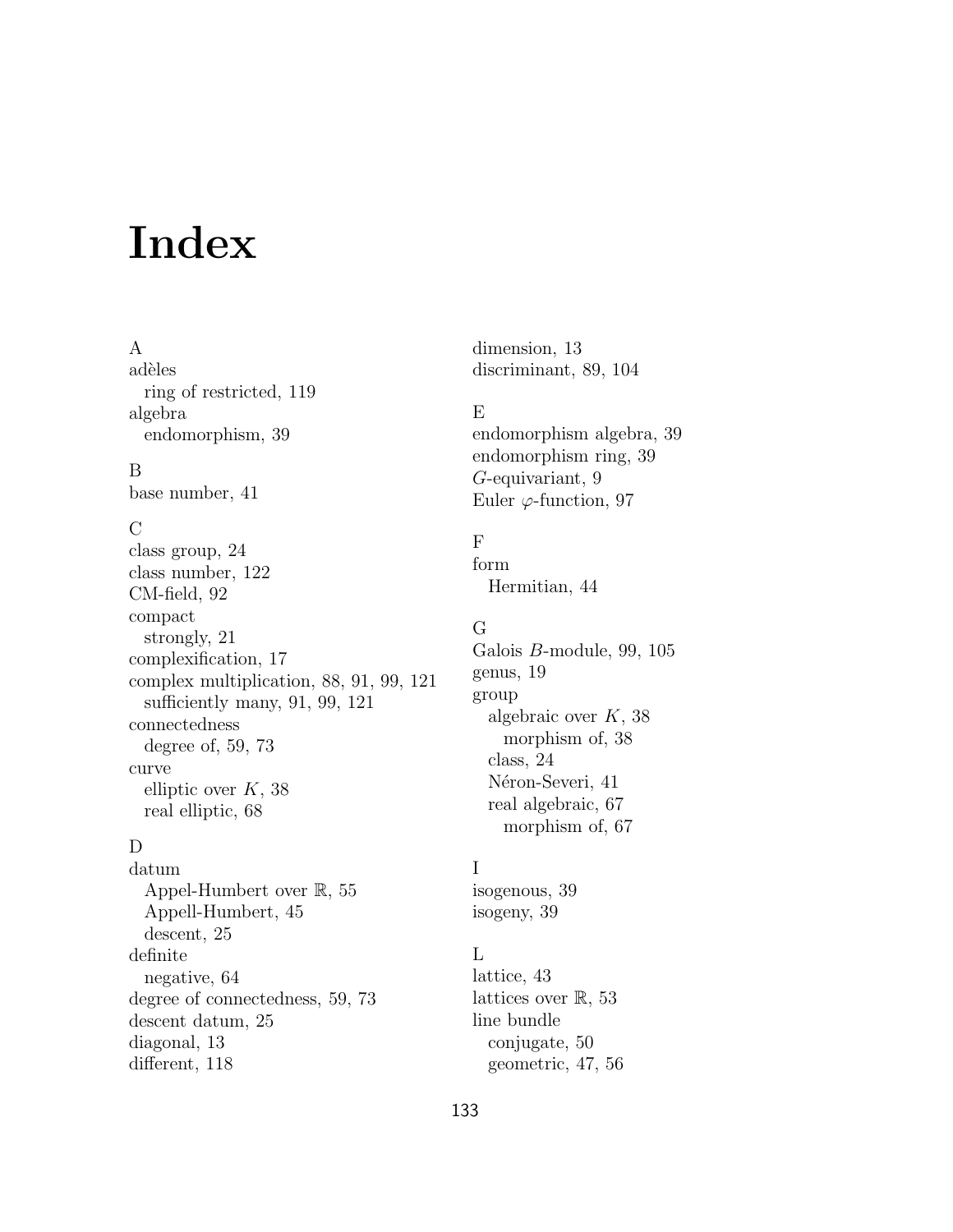# Index

A
adèles
  ring of restricted, 119
algebra
  endomorphism, 39

B
base number, 41

C
class group, 24
class number, 122
CM-field, 92
compact
  strongly, 21
complexification, 17
complex multiplication, 88, 91, 99, 121
  sufficiently many, 91, 99, 121
connectedness
  degree of, 59, 73
curve
  elliptic over $K$, 38
  real elliptic, 68

D
datum
  Appel-Humbert over $\mathbb{R}$, 55
  Appell-Humbert, 45
  descent, 25
definite
  negative, 64
degree of connectedness, 59, 73
descent datum, 25
diagonal, 13
different, 118
dimension, 13
discriminant, 89, 104

E
endomorphism algebra, 39
endomorphism ring, 39
$G$-equivariant, 9
Euler $\varphi$-function, 97

F
form
  Hermitian, 44

G
Galois $B$-module, 99, 105
genus, 19
group
  algebraic over $K$, 38
    morphism of, 38
  class, 24
  Néron-Severi, 41
  real algebraic, 67
    morphism of, 67

I
isogenous, 39
isogeny, 39

L
lattice, 43
lattices over $\mathbb{R}$, 53
line bundle
  conjugate, 50
  geometric, 47, 56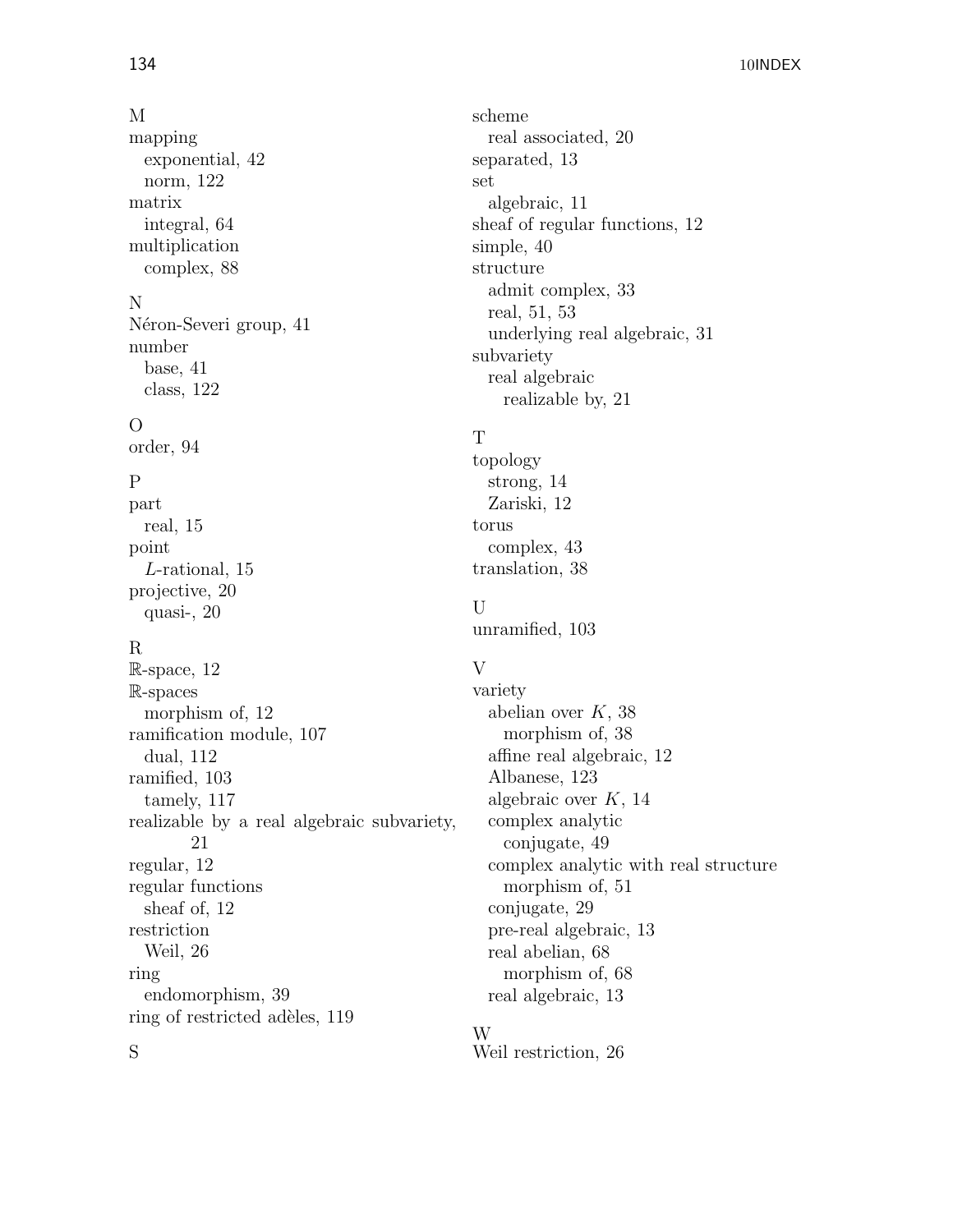M
mapping
  exponential, 42
  norm, 122
matrix
  integral, 64
multiplication
  complex, 88

N
Néron-Severi group, 41
number
  base, 41
  class, 122

O
order, 94

P
part
  real, 15
point
  $L$-rational, 15
projective, 20
  quasi-, 20

R
$\mathbb{R}$-space, 12
$\mathbb{R}$-spaces
  morphism of, 12
ramification module, 107
  dual, 112
ramified, 103
  tamely, 117
realizable by a real algebraic subvariety, 21
regular, 12
regular functions
  sheaf of, 12
restriction
  Weil, 26
ring
  endomorphism, 39
ring of restricted adèles, 119

S
scheme
  real associated, 20
separated, 13
set
  algebraic, 11
sheaf of regular functions, 12
simple, 40
structure
  admit complex, 33
  real, 51, 53
  underlying real algebraic, 31
subvariety
  real algebraic
    realizable by, 21

T
topology
  strong, 14
  Zariski, 12
torus
  complex, 43
translation, 38

U
unramified, 103

V
variety
  abelian over $K$, 38
    morphism of, 38
  affine real algebraic, 12
  Albanese, 123
  algebraic over $K$, 14
  complex analytic
    conjugate, 49
  complex analytic with real structure
    morphism of, 51
  conjugate, 29
  pre-real algebraic, 13
  real abelian, 68
    morphism of, 68
  real algebraic, 13

W
Weil restriction, 26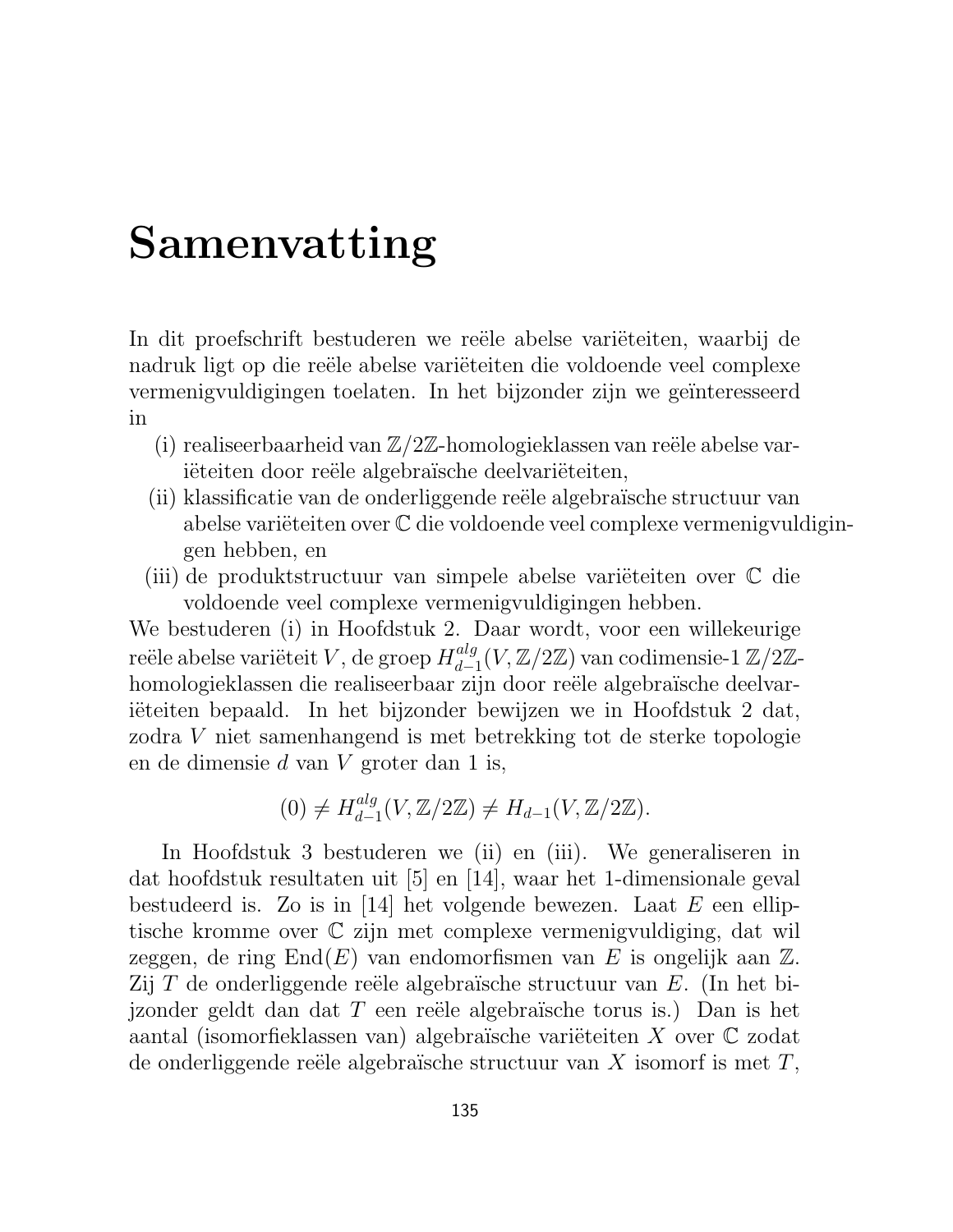# Samenvatting

In dit proefschrift bestuderen we reële abelse variëteiten, waarbij de nadruk ligt op die reële abelse variëteiten die voldoende veel complexe vermenigvuldigingen toelaten. In het bijzonder zijn we geïnteresseerd in

(i) realiseerbaarheid van $\mathbb{Z}/2\mathbb{Z}$-homologieklassen van reële abelse variëteiten door reële algebraïsche deelvariëteiten,

(ii) klassificatie van de onderliggende reële algebraïsche structuur van abelse variëteiten over $\mathbb{C}$ die voldoende veel complexe vermenigvuldigingen hebben, en

(iii) de produktstructuur van simpele abelse variëteiten over $\mathbb{C}$ die voldoende veel complexe vermenigvuldigingen hebben.

We bestuderen (i) in Hoofdstuk 2. Daar wordt, voor een willekeurige reële abelse variëteit $V$, de groep $H_{d-1}^{alg}(V, \mathbb{Z}/2\mathbb{Z})$ van codimensie-1 $\mathbb{Z}/2\mathbb{Z}$-homologieklassen die realiseerbaar zijn door reële algebraïsche deelvariëteiten bepaald. In het bijzonder bewijzen we in Hoofdstuk 2 dat, zodra $V$ niet samenhangend is met betrekking tot de sterke topologie en de dimensie $d$ van $V$ groter dan 1 is,

$$(0) \neq H_{d-1}^{alg}(V, \mathbb{Z}/2\mathbb{Z}) \neq H_{d-1}(V, \mathbb{Z}/2\mathbb{Z}).$$

In Hoofdstuk 3 bestuderen we (ii) en (iii). We generaliseren in dat hoofdstuk resultaten uit [5] en [14], waar het 1-dimensionale geval bestudeerd is. Zo is in [14] het volgende bewezen. Laat $E$ een elliptische kromme over $\mathbb{C}$ zijn met complexe vermenigvuldiging, dat wil zeggen, de ring $\mathrm{End}(E)$ van endomorfismen van $E$ is ongelijk aan $\mathbb{Z}$. Zij $T$ de onderliggende reële algebraïsche structuur van $E$. (In het bijzonder geldt dan dat $T$ een reële algebraïsche torus is.) Dan is het aantal (isomorfieklassen van) algebraïsche variëteiten $X$ over $\mathbb{C}$ zodat de onderliggende reële algebraïsche structuur van $X$ isomorf is met $T$,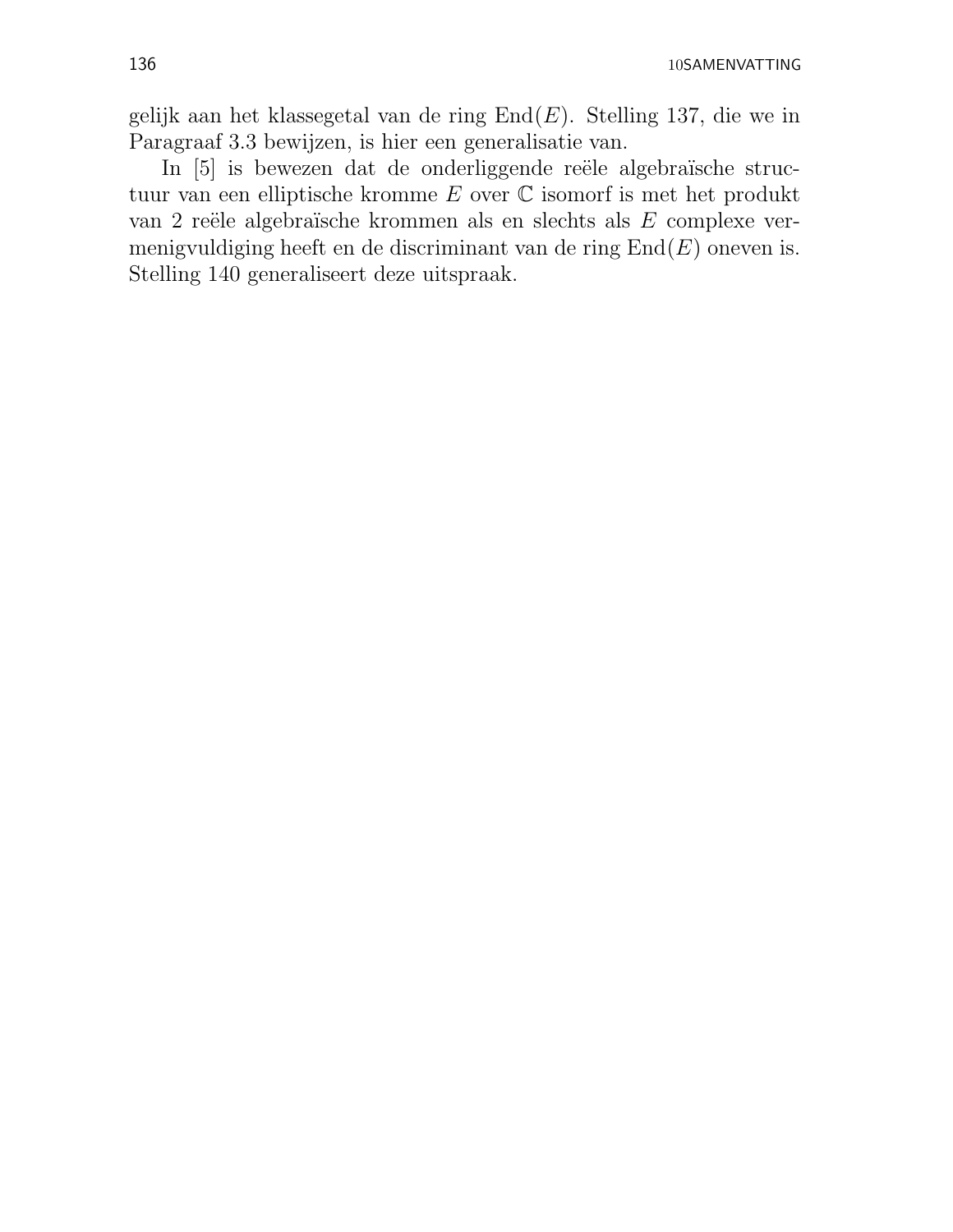gelijk aan het klassegetal van de ring $\mathrm{End}(E)$. Stelling 137, die we in Paragraaf 3.3 bewijzen, is hier een generalisatie van.

In [5] is bewezen dat de onderliggende reële algebraïsche structuur van een elliptische kromme $E$ over $\mathbb{C}$ isomorf is met het produkt van 2 reële algebraïsche krommen als en slechts als $E$ complexe vermenigvuldiging heeft en de discriminant van de ring $\mathrm{End}(E)$ oneven is. Stelling 140 generaliseert deze uitspraak.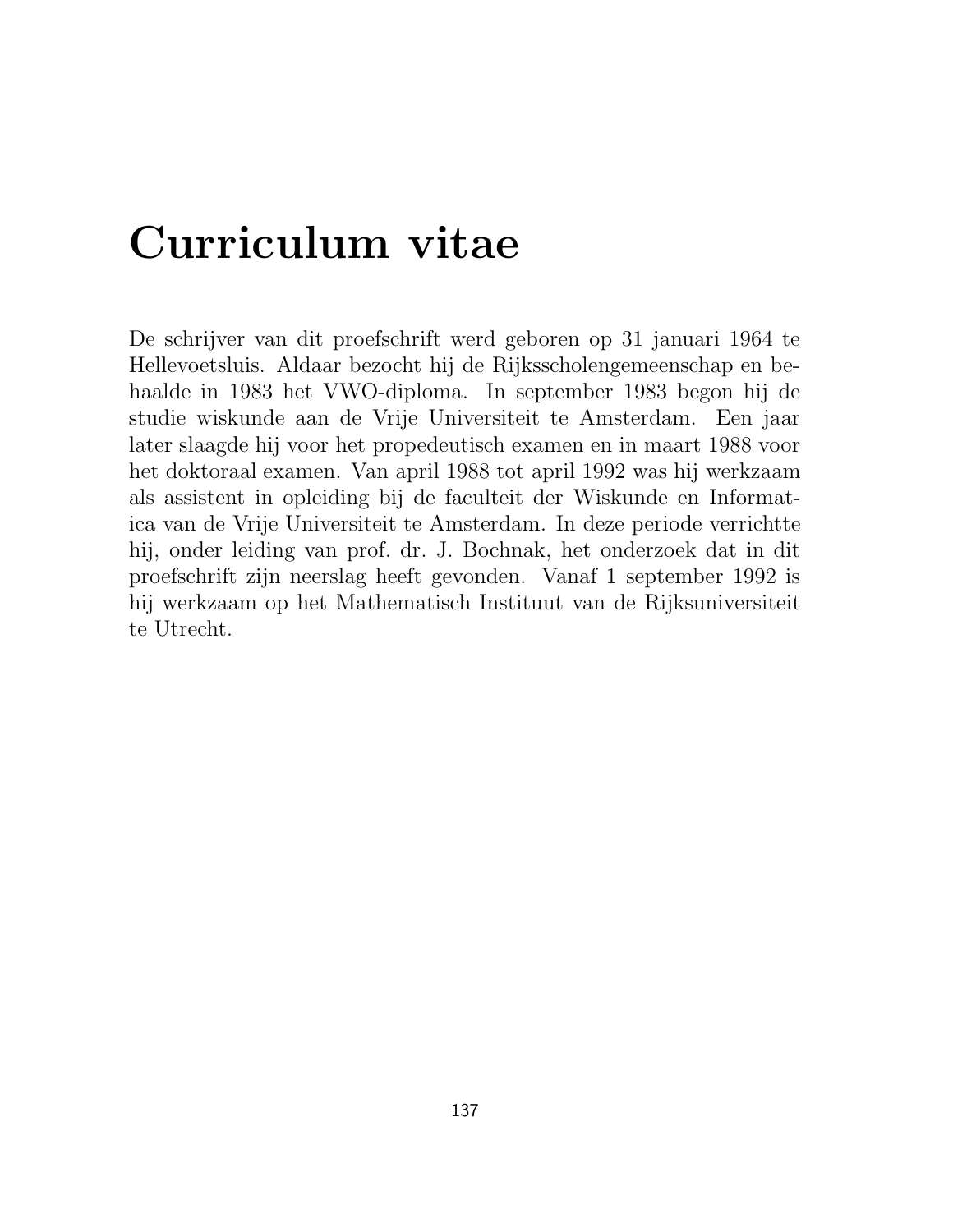# Curriculum vitae

De schrijver van dit proefschrift werd geboren op 31 januari 1964 te Hellevoetsluis. Aldaar bezocht hij de Rijksscholengemeenschap en behaalde in 1983 het VWO-diploma. In september 1983 begon hij de studie wiskunde aan de Vrije Universiteit te Amsterdam. Een jaar later slaagde hij voor het propedeutisch examen en in maart 1988 voor het doktoraal examen. Van april 1988 tot april 1992 was hij werkzaam als assistent in opleiding bij de faculteit der Wiskunde en Informatica van de Vrije Universiteit te Amsterdam. In deze periode verrichtte hij, onder leiding van prof. dr. J. Bochnak, het onderzoek dat in dit proefschrift zijn neerslag heeft gevonden. Vanaf 1 september 1992 is hij werkzaam op het Mathematisch Instituut van de Rijksuniversiteit te Utrecht.